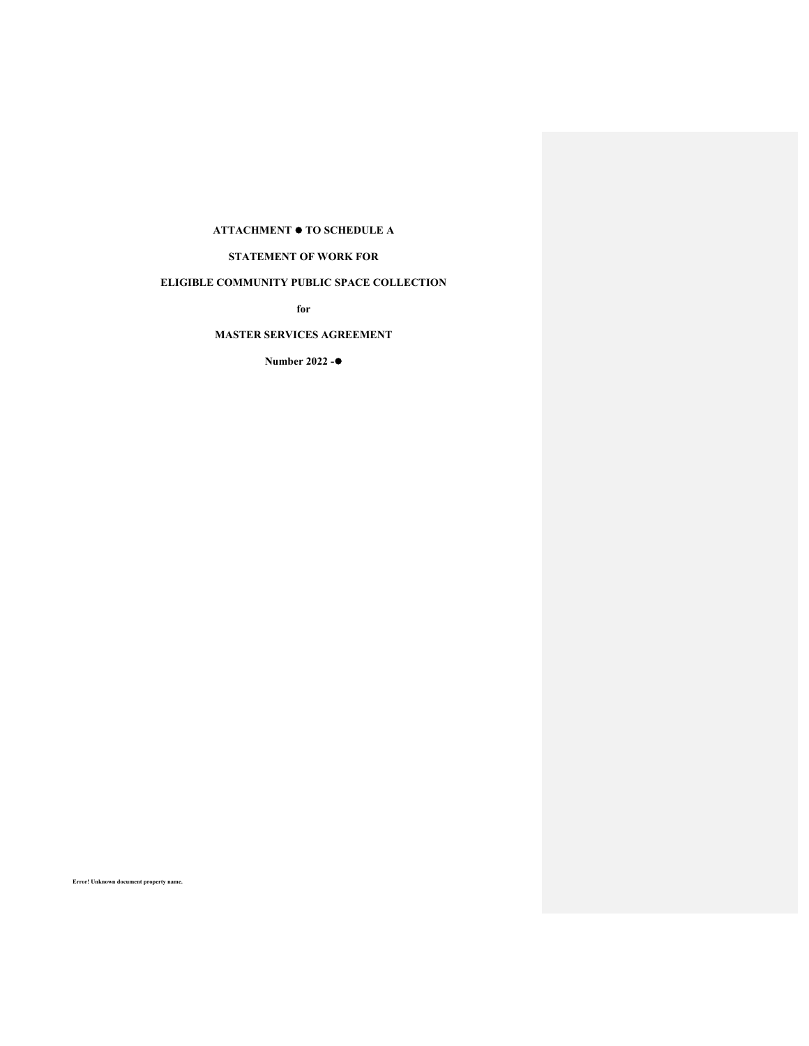**ATTACHMENT ● TO SCHEDULE A**

**STATEMENT OF WORK FOR**

**ELIGIBLE COMMUNITY PUBLIC SPACE COLLECTION**

**for**

**MASTER SERVICES AGREEMENT**

**Number 2022 -●**

Error! Unknown document property name.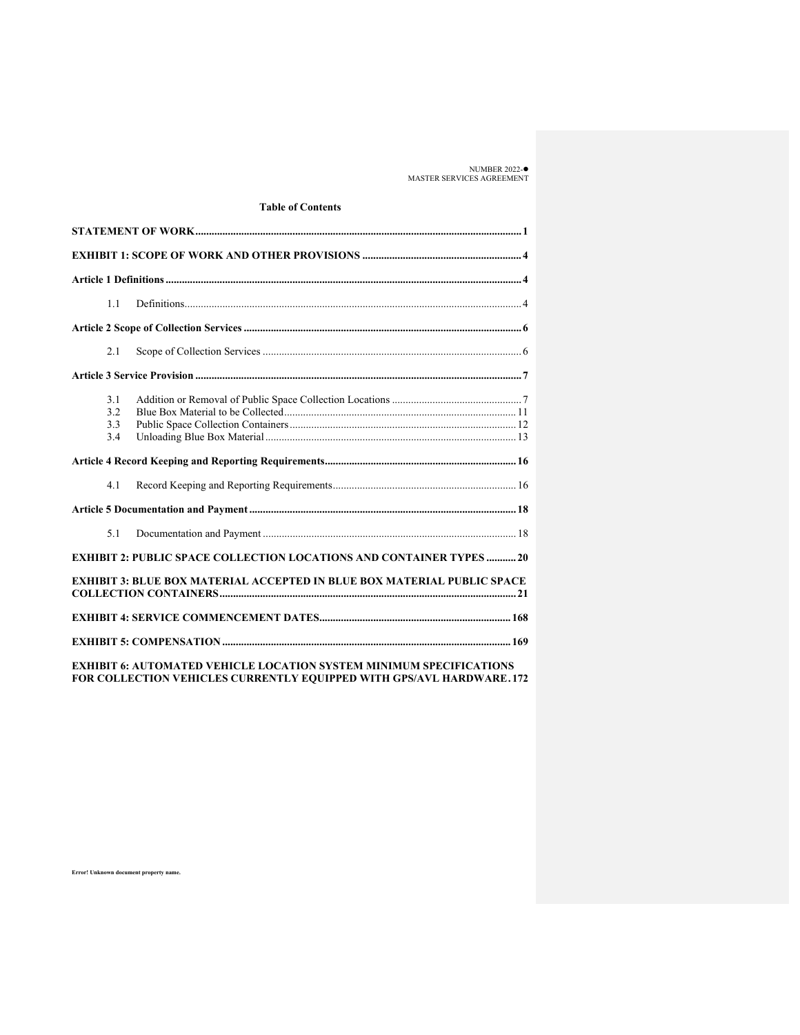## Table of Contents

**STATEMENT OF WORK** ........ 1

**EXHIBIT 1: SCOPE OF WORK AND OTHER PROVISIONS** ........ 4

**Article 1 Definitions** ........ 4

- 1.1 Definitions ........ 4

**Article 2 Scope of Collection Services** ........ 6

- 2.1 Scope of Collection Services ........ 6

**Article 3 Service Provision** ........ 7

- 3.1 Addition or Removal of Public Space Collection Locations ........ 7
- 3.2 Blue Box Material to be Collected ........ 11
- 3.3 Public Space Collection Containers ........ 12
- 3.4 Unloading Blue Box Material ........ 13

**Article 4 Record Keeping and Reporting Requirements** ........ 16

- 4.1 Record Keeping and Reporting Requirements ........ 16

**Article 5 Documentation and Payment** ........ 18

- 5.1 Documentation and Payment ........ 18

**EXHIBIT 2: PUBLIC SPACE COLLECTION LOCATIONS AND CONTAINER TYPES** ........ 20

**EXHIBIT 3: BLUE BOX MATERIAL ACCEPTED IN BLUE BOX MATERIAL PUBLIC SPACE COLLECTION CONTAINERS** ........ 21

**EXHIBIT 4: SERVICE COMMENCEMENT DATES** ........ 168

**EXHIBIT 5: COMPENSATION** ........ 169

**EXHIBIT 6: AUTOMATED VEHICLE LOCATION SYSTEM MINIMUM SPECIFICATIONS FOR COLLECTION VEHICLES CURRENTLY EQUIPPED WITH GPS/AVL HARDWARE** ........ 172

**Error! Unknown document property name.**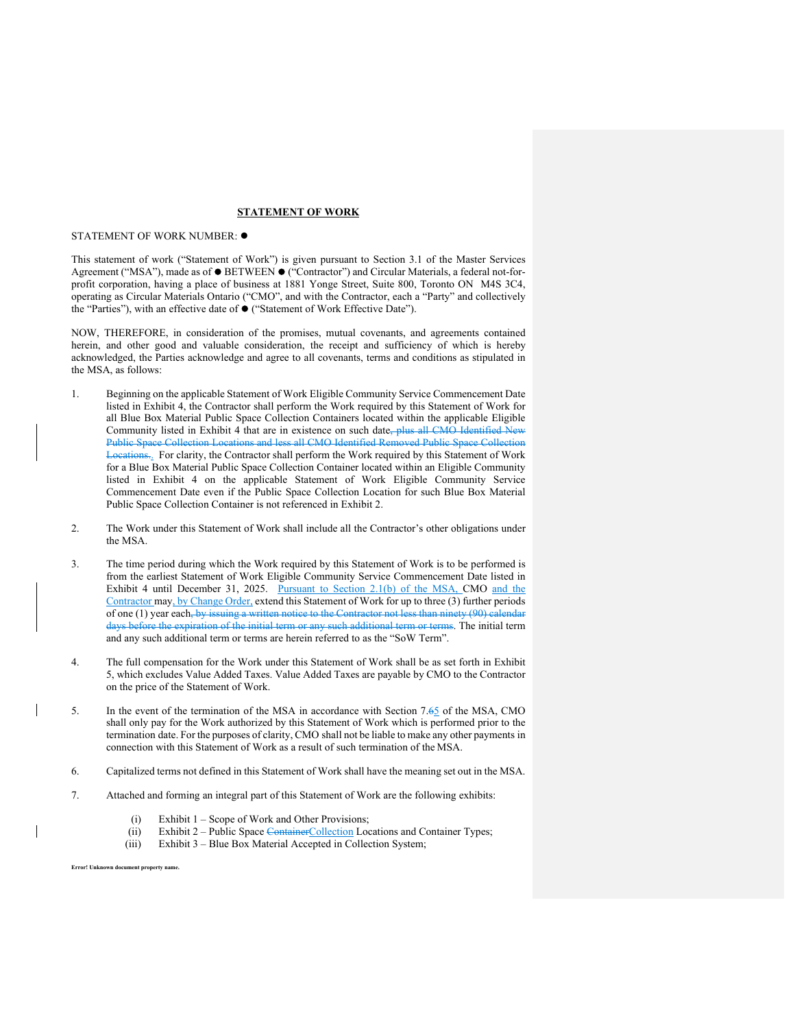## STATEMENT OF WORK

STATEMENT OF WORK NUMBER: ●

This statement of work ("Statement of Work") is given pursuant to Section 3.1 of the Master Services Agreement ("MSA"), made as of ● BETWEEN ● ("Contractor") and Circular Materials, a federal not-for-profit corporation, having a place of business at 1881 Yonge Street, Suite 800, Toronto ON M4S 3C4, operating as Circular Materials Ontario ("CMO", and with the Contractor, each a "Party" and collectively the "Parties"), with an effective date of ● ("Statement of Work Effective Date").

NOW, THEREFORE, in consideration of the promises, mutual covenants, and agreements contained herein, and other good and valuable consideration, the receipt and sufficiency of which is hereby acknowledged, the Parties acknowledge and agree to all covenants, terms and conditions as stipulated in the MSA, as follows:

1. Beginning on the applicable Statement of Work Eligible Community Service Commencement Date listed in Exhibit 4, the Contractor shall perform the Work required by this Statement of Work for all Blue Box Material Public Space Collection Containers located within the applicable Eligible Community listed in Exhibit 4 that are in existence on such date~~, plus all CMO Identified New Public Space Collection Locations and less all CMO Identified Removed Public Space Collection Locations.~~. For clarity, the Contractor shall perform the Work required by this Statement of Work for a Blue Box Material Public Space Collection Container located within an Eligible Community listed in Exhibit 4 on the applicable Statement of Work Eligible Community Service Commencement Date even if the Public Space Collection Location for such Blue Box Material Public Space Collection Container is not referenced in Exhibit 2.

2. The Work under this Statement of Work shall include all the Contractor's other obligations under the MSA.

3. The time period during which the Work required by this Statement of Work is to be performed is from the earliest Statement of Work Eligible Community Service Commencement Date listed in Exhibit 4 until December 31, 2025. Pursuant to Section 2.1(b) of the MSA, CMO and the Contractor may, by Change Order, extend this Statement of Work for up to three (3) further periods of one (1) year each~~, by issuing a written notice to the Contractor not less than ninety (90) calendar days before the expiration of the initial term or any such additional term or terms~~. The initial term and any such additional term or terms are herein referred to as the "SoW Term".

4. The full compensation for the Work under this Statement of Work shall be as set forth in Exhibit 5, which excludes Value Added Taxes. Value Added Taxes are payable by CMO to the Contractor on the price of the Statement of Work.

5. In the event of the termination of the MSA in accordance with Section 7.~~6~~5 of the MSA, CMO shall only pay for the Work authorized by this Statement of Work which is performed prior to the termination date. For the purposes of clarity, CMO shall not be liable to make any other payments in connection with this Statement of Work as a result of such termination of the MSA.

6. Capitalized terms not defined in this Statement of Work shall have the meaning set out in the MSA.

7. Attached and forming an integral part of this Statement of Work are the following exhibits:

   (i) Exhibit 1 – Scope of Work and Other Provisions;
   (ii) Exhibit 2 – Public Space ~~Container~~Collection Locations and Container Types;
   (iii) Exhibit 3 – Blue Box Material Accepted in Collection System;

Error! Unknown document property name.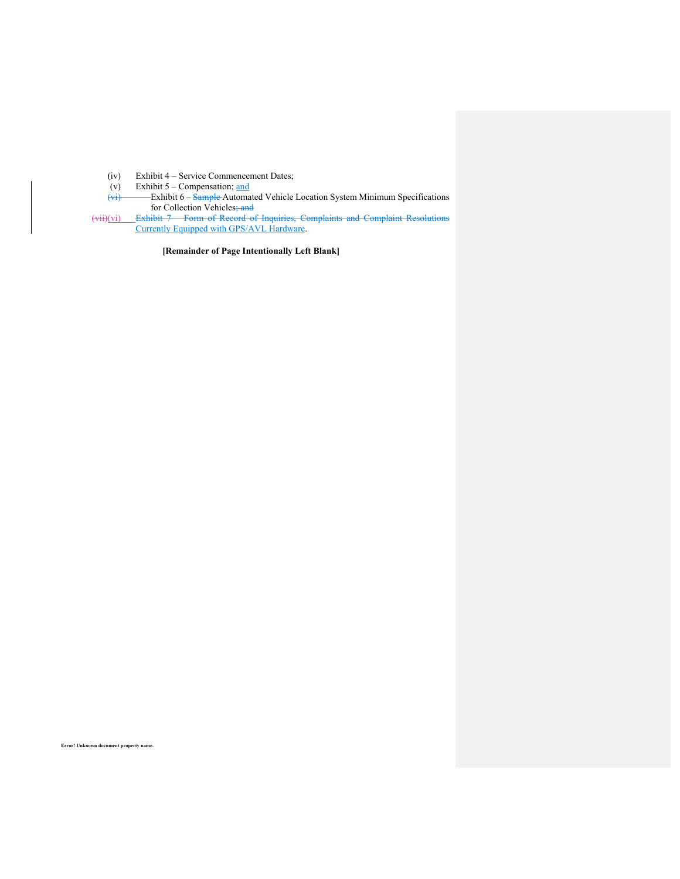(iv) Exhibit 4 – Service Commencement Dates;

(v) Exhibit 5 – Compensation; and

~~(vi)~~ Exhibit 6 – ~~Sample~~ Automated Vehicle Location System Minimum Specifications for Collection Vehicles~~; and~~

~~(vii)~~(vi) ~~Exhibit 7 – Form of Record of Inquiries, Complaints and Complaint Resolutions~~ Currently Equipped with GPS/AVL Hardware.

**[Remainder of Page Intentionally Left Blank]**

Error! Unknown document property name.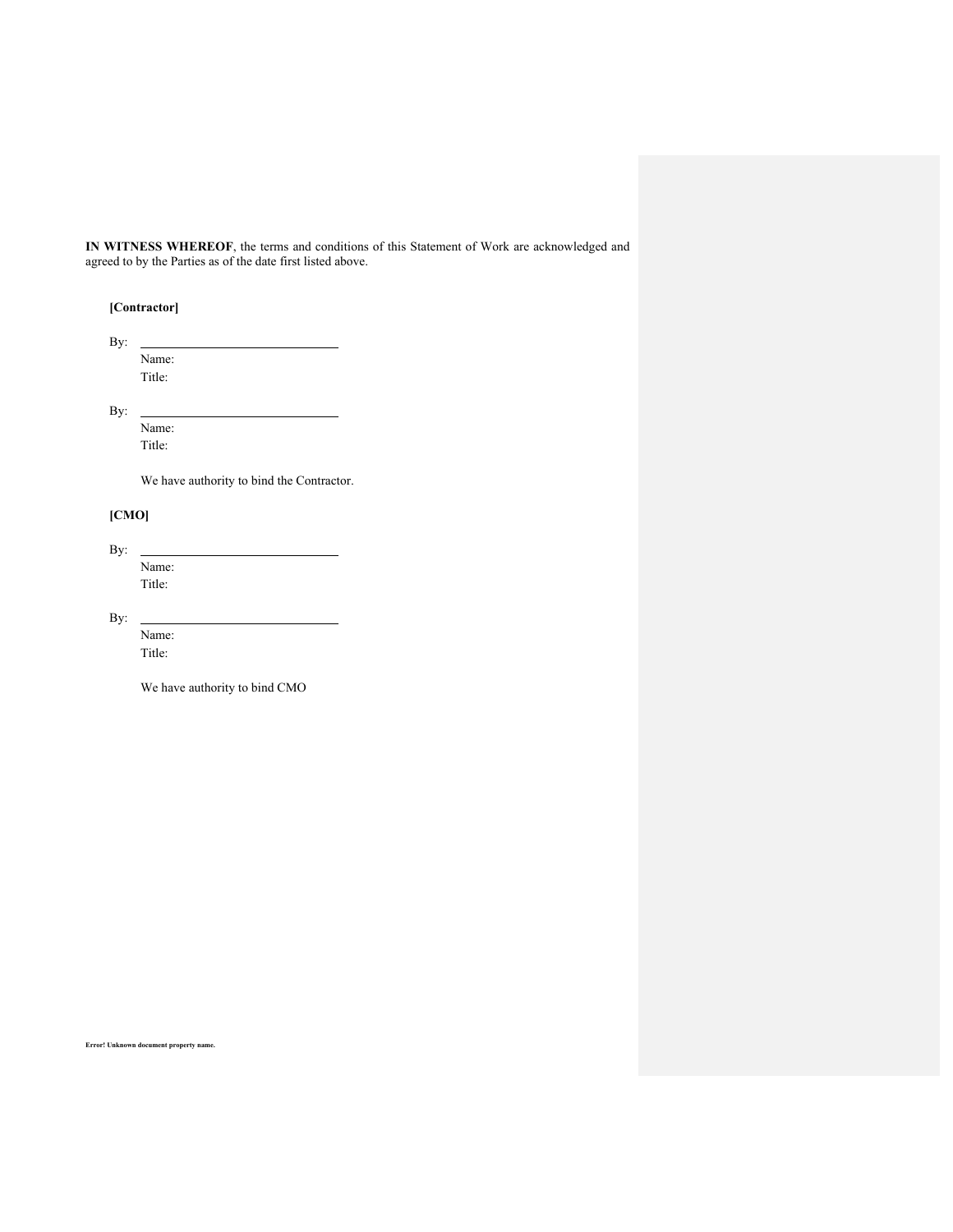**IN WITNESS WHEREOF**, the terms and conditions of this Statement of Work are acknowledged and agreed to by the Parties as of the date first listed above.

**[Contractor]**

By: \_\_\_\_\_\_\_\_\_\_\_\_\_\_\_\_\_\_\_\_\_\_\_\_\_\_\_\_\_\_\_\_

Name:

Title:

By: \_\_\_\_\_\_\_\_\_\_\_\_\_\_\_\_\_\_\_\_\_\_\_\_\_\_\_\_\_\_\_\_

Name:

Title:

We have authority to bind the Contractor.

**[CMO]**

By: \_\_\_\_\_\_\_\_\_\_\_\_\_\_\_\_\_\_\_\_\_\_\_\_\_\_\_\_\_\_\_\_

Name:

Title:

By: \_\_\_\_\_\_\_\_\_\_\_\_\_\_\_\_\_\_\_\_\_\_\_\_\_\_\_\_\_\_\_\_

Name:

Title:

We have authority to bind CMO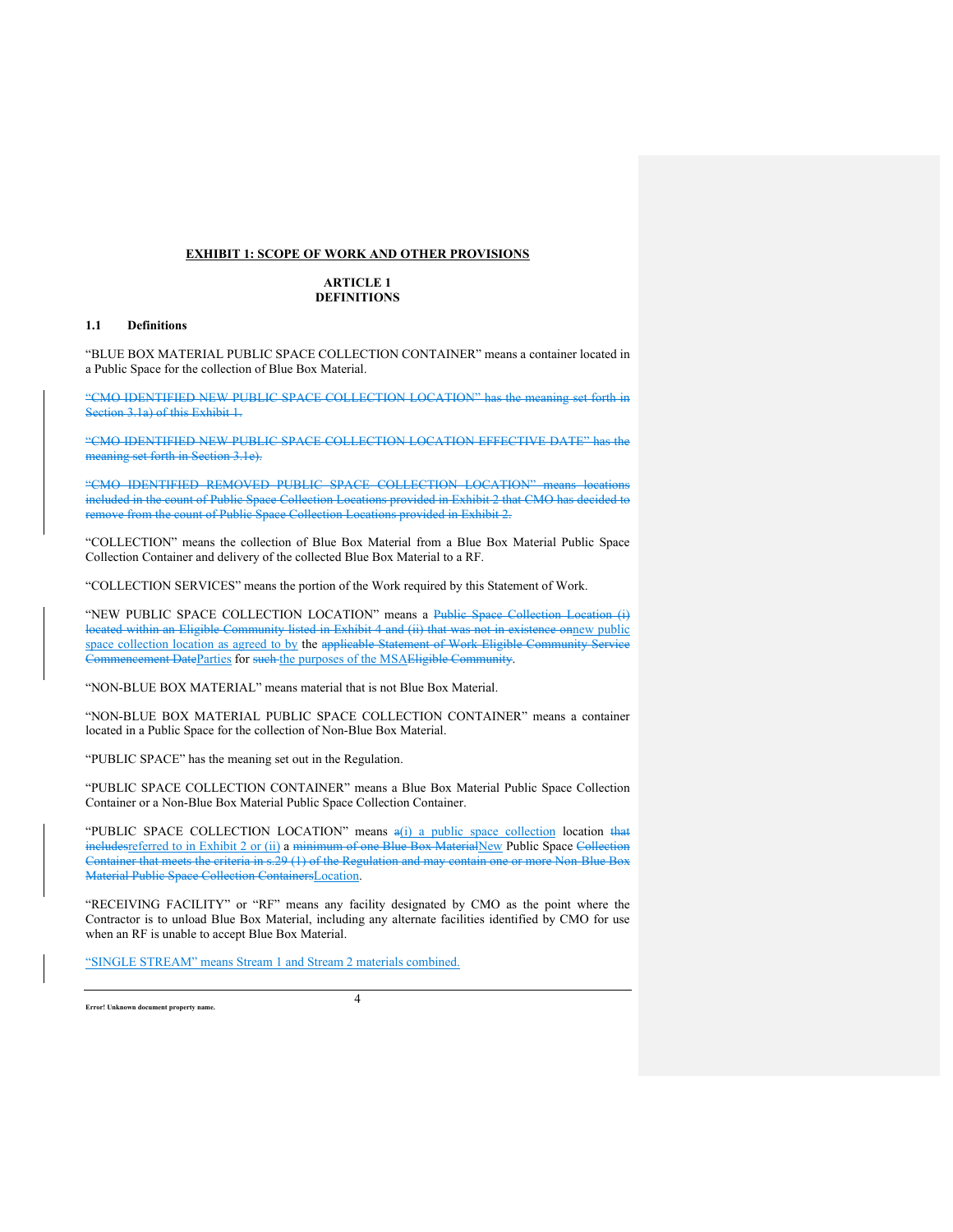**EXHIBIT 1: SCOPE OF WORK AND OTHER PROVISIONS**

**ARTICLE 1**
**DEFINITIONS**

**1.1 Definitions**

"BLUE BOX MATERIAL PUBLIC SPACE COLLECTION CONTAINER" means a container located in a Public Space for the collection of Blue Box Material.

~~"CMO IDENTIFIED NEW PUBLIC SPACE COLLECTION LOCATION" has the meaning set forth in Section 3.1a) of this Exhibit 1.~~

~~"CMO IDENTIFIED NEW PUBLIC SPACE COLLECTION LOCATION EFFECTIVE DATE" has the meaning set forth in Section 3.1e).~~

~~"CMO IDENTIFIED REMOVED PUBLIC SPACE COLLECTION LOCATION" means locations included in the count of Public Space Collection Locations provided in Exhibit 2 that CMO has decided to remove from the count of Public Space Collection Locations provided in Exhibit 2.~~

"COLLECTION" means the collection of Blue Box Material from a Blue Box Material Public Space Collection Container and delivery of the collected Blue Box Material to a RF.

"COLLECTION SERVICES" means the portion of the Work required by this Statement of Work.

"NEW PUBLIC SPACE COLLECTION LOCATION" means a ~~Public Space Collection Location (i) located within an Eligible Community listed in Exhibit 4 and (ii) that was not in existence on~~new public space collection location as agreed to by the ~~applicable Statement of Work Eligible Community Service Commencement Date~~Parties for ~~such~~ the purposes of the MSA~~Eligible Community~~.

"NON-BLUE BOX MATERIAL" means material that is not Blue Box Material.

"NON-BLUE BOX MATERIAL PUBLIC SPACE COLLECTION CONTAINER" means a container located in a Public Space for the collection of Non-Blue Box Material.

"PUBLIC SPACE" has the meaning set out in the Regulation.

"PUBLIC SPACE COLLECTION CONTAINER" means a Blue Box Material Public Space Collection Container or a Non-Blue Box Material Public Space Collection Container.

"PUBLIC SPACE COLLECTION LOCATION" means ~~a~~(i) a public space collection location ~~that includes~~referred to in Exhibit 2 or (ii) a ~~minimum of one Blue Box Material~~New Public Space ~~Collection Container that meets the criteria in s.29 (1) of the Regulation and may contain one or more Non-Blue Box Material Public Space Collection Containers~~Location.

"RECEIVING FACILITY" or "RF" means any facility designated by CMO as the point where the Contractor is to unload Blue Box Material, including any alternate facilities identified by CMO for use when an RF is unable to accept Blue Box Material.

"SINGLE STREAM" means Stream 1 and Stream 2 materials combined.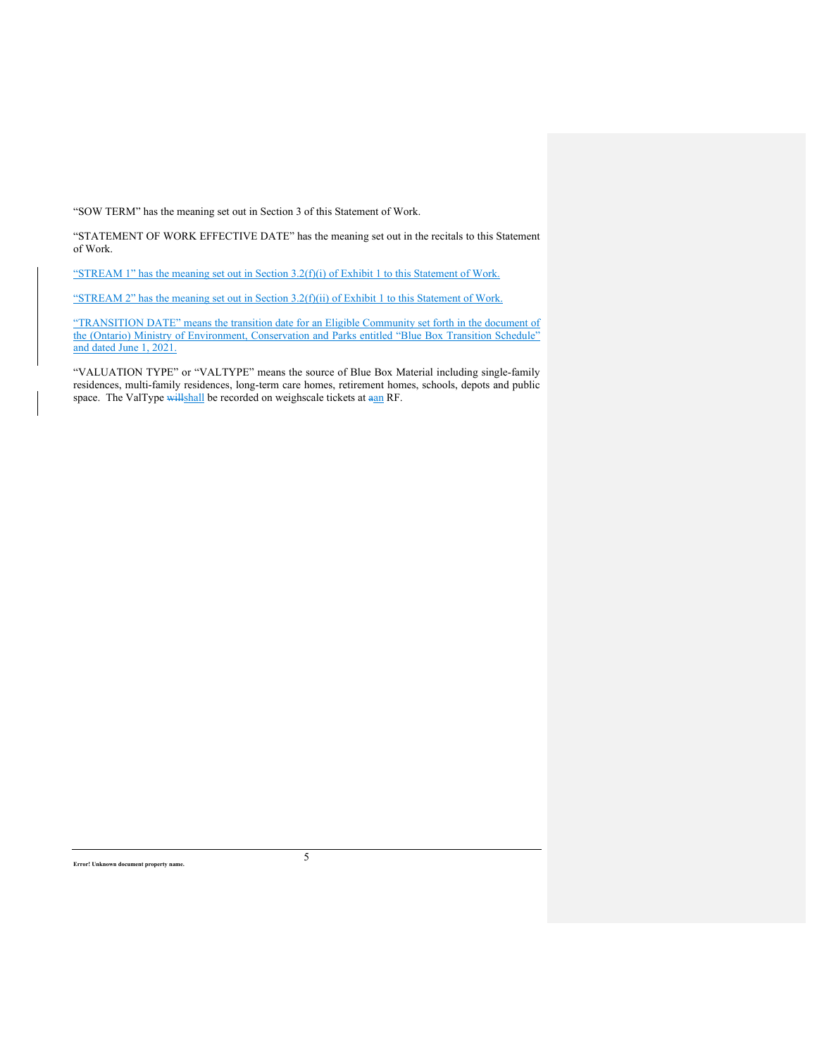"SOW TERM" has the meaning set out in Section 3 of this Statement of Work.

"STATEMENT OF WORK EFFECTIVE DATE" has the meaning set out in the recitals to this Statement of Work.

"STREAM 1" has the meaning set out in Section 3.2(f)(i) of Exhibit 1 to this Statement of Work.

"STREAM 2" has the meaning set out in Section 3.2(f)(ii) of Exhibit 1 to this Statement of Work.

"TRANSITION DATE" means the transition date for an Eligible Community set forth in the document of the (Ontario) Ministry of Environment, Conservation and Parks entitled "Blue Box Transition Schedule" and dated June 1, 2021.

"VALUATION TYPE" or "VALTYPE" means the source of Blue Box Material including single-family residences, multi-family residences, long-term care homes, retirement homes, schools, depots and public space. The ValType ~~will~~shall be recorded on weighscale tickets at ~~a~~an RF.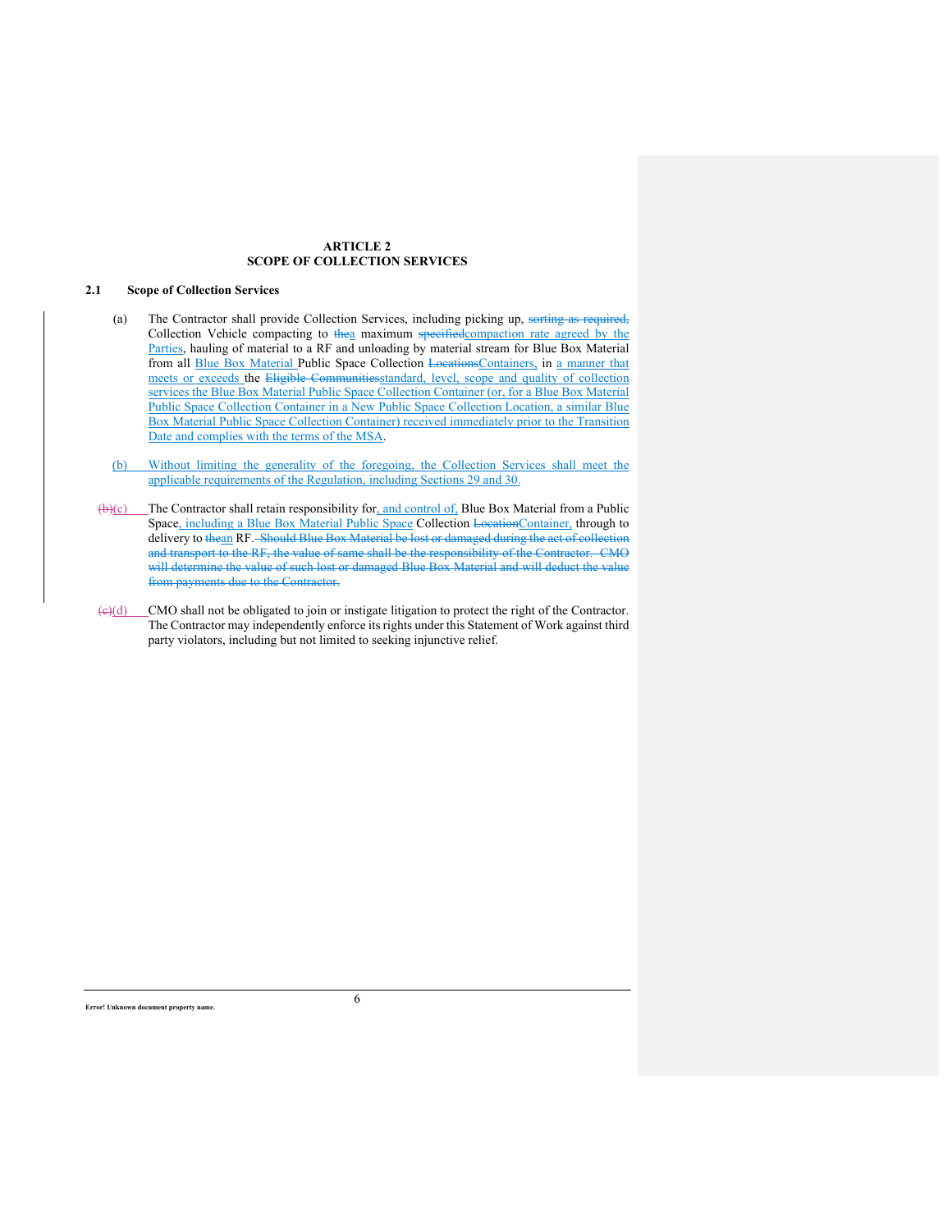# ARTICLE 2
# SCOPE OF COLLECTION SERVICES

## 2.1 Scope of Collection Services

(a) The Contractor shall provide Collection Services, including picking up, ~~sorting as required,~~ Collection Vehicle compacting to ~~the~~a maximum ~~specified~~compaction rate agreed by the Parties, hauling of material to a RF and unloading by material stream for Blue Box Material from all Blue Box Material Public Space Collection ~~Locations~~Containers, in a manner that meets or exceeds the ~~Eligible Communities~~standard, level, scope and quality of collection services the Blue Box Material Public Space Collection Container (or, for a Blue Box Material Public Space Collection Container in a New Public Space Collection Location, a similar Blue Box Material Public Space Collection Container) received immediately prior to the Transition Date and complies with the terms of the MSA.

(b) Without limiting the generality of the foregoing, the Collection Services shall meet the applicable requirements of the Regulation, including Sections 29 and 30.

~~(b)~~(c) The Contractor shall retain responsibility for, and control of, Blue Box Material from a Public Space, including a Blue Box Material Public Space Collection ~~Location~~Container, through to delivery to ~~the~~an RF. ~~Should Blue Box Material be lost or damaged during the act of collection and transport to the RF, the value of same shall be the responsibility of the Contractor. CMO will determine the value of such lost or damaged Blue Box Material and will deduct the value from payments due to the Contractor.~~

~~(c)~~(d) CMO shall not be obligated to join or instigate litigation to protect the right of the Contractor. The Contractor may independently enforce its rights under this Statement of Work against third party violators, including but not limited to seeking injunctive relief.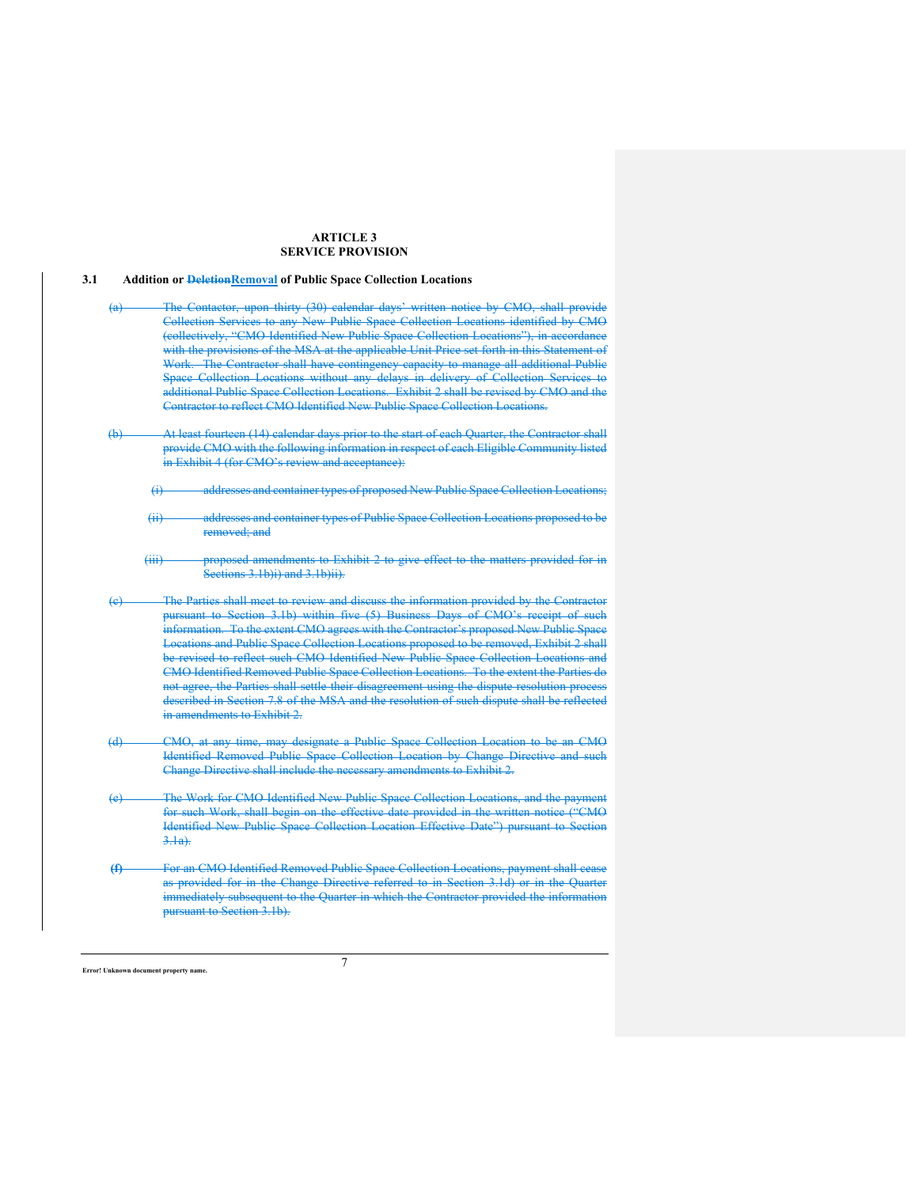## ARTICLE 3
## SERVICE PROVISION

### 3.1 Addition or ~~Deletion~~Removal of Public Space Collection Locations

~~(a) The Contactor, upon thirty (30) calendar days' written notice by CMO, shall provide Collection Services to any New Public Space Collection Locations identified by CMO (collectively, "CMO Identified New Public Space Collection Locations"), in accordance with the provisions of the MSA at the applicable Unit Price set forth in this Statement of Work. The Contractor shall have contingency capacity to manage all additional Public Space Collection Locations without any delays in delivery of Collection Services to additional Public Space Collection Locations. Exhibit 2 shall be revised by CMO and the Contractor to reflect CMO Identified New Public Space Collection Locations.~~

~~(b) At least fourteen (14) calendar days prior to the start of each Quarter, the Contractor shall provide CMO with the following information in respect of each Eligible Community listed in Exhibit 4 (for CMO's review and acceptance):~~

~~(i) addresses and container types of proposed New Public Space Collection Locations;~~

~~(ii) addresses and container types of Public Space Collection Locations proposed to be removed; and~~

~~(iii) proposed amendments to Exhibit 2 to give effect to the matters provided for in Sections 3.1b)i) and 3.1b)ii).~~

~~(c) The Parties shall meet to review and discuss the information provided by the Contractor pursuant to Section 3.1b) within five (5) Business Days of CMO's receipt of such information. To the extent CMO agrees with the Contractor's proposed New Public Space Locations and Public Space Collection Locations proposed to be removed, Exhibit 2 shall be revised to reflect such CMO Identified New Public Space Collection Locations and CMO Identified Removed Public Space Collection Locations. To the extent the Parties do not agree, the Parties shall settle their disagreement using the dispute resolution process described in Section 7.8 of the MSA and the resolution of such dispute shall be reflected in amendments to Exhibit 2.~~

~~(d) CMO, at any time, may designate a Public Space Collection Location to be an CMO Identified Removed Public Space Collection Location by Change Directive and such Change Directive shall include the necessary amendments to Exhibit 2.~~

~~(e) The Work for CMO Identified New Public Space Collection Locations, and the payment for such Work, shall begin on the effective date provided in the written notice ("CMO Identified New Public Space Collection Location Effective Date") pursuant to Section 3.1a).~~

~~(f) For an CMO Identified Removed Public Space Collection Locations, payment shall cease as provided for in the Change Directive referred to in Section 3.1d) or in the Quarter immediately subsequent to the Quarter in which the Contractor provided the information pursuant to Section 3.1b).~~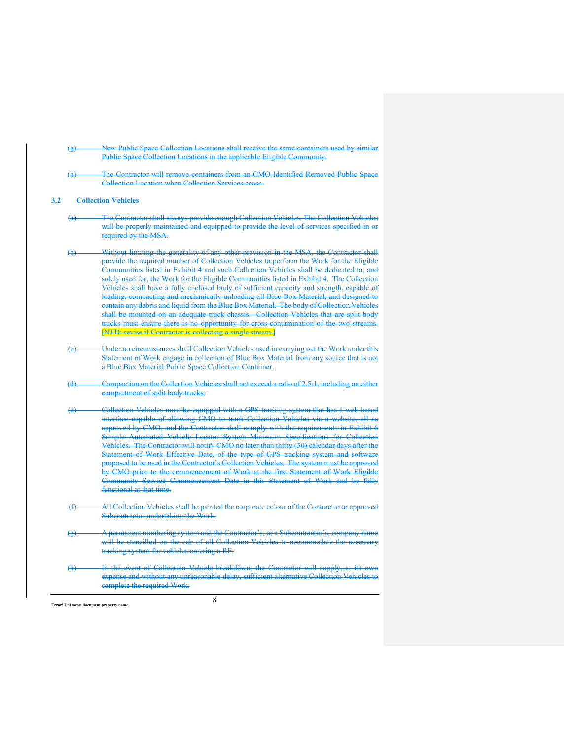(g) New Public Space Collection Locations shall receive the same containers used by similar Public Space Collection Locations in the applicable Eligible Community.

(h) The Contractor will remove containers from an CMO Identified Removed Public Space Collection Location when Collection Services cease.

### 3.2 Collection Vehicles

(a) The Contractor shall always provide enough Collection Vehicles. The Collection Vehicles will be properly maintained and equipped to provide the level of services specified in or required by the MSA.

(b) Without limiting the generality of any other provision in the MSA, the Contractor shall provide the required number of Collection Vehicles to perform the Work for the Eligible Communities listed in Exhibit 4 and such Collection Vehicles shall be dedicated to, and solely used for, the Work for the Eligible Communities listed in Exhibit 4. The Collection Vehicles shall have a fully enclosed body of sufficient capacity and strength, capable of loading, compacting and mechanically unloading all Blue Box Material, and designed to contain any debris and liquid from the Blue Box Material. The body of Collection Vehicles shall be mounted on an adequate truck chassis. Collection Vehicles that are split body trucks must ensure there is no opportunity for cross contamination of the two streams. [NTD: revise if Contractor is collecting a single stream.]

(c) Under no circumstances shall Collection Vehicles used in carrying out the Work under this Statement of Work engage in collection of Blue Box Material from any source that is not a Blue Box Material Public Space Collection Container.

(d) Compaction on the Collection Vehicles shall not exceed a ratio of 2.5:1, including on either compartment of split body trucks.

(e) Collection Vehicles must be equipped with a GPS tracking system that has a web based interface capable of allowing CMO to track Collection Vehicles via a website, all as approved by CMO, and the Contractor shall comply with the requirements in Exhibit 6 Sample Automated Vehicle Locator System Minimum Specifications for Collection Vehicles. The Contractor will notify CMO no later than thirty (30) calendar days after the Statement of Work Effective Date, of the type of GPS tracking system and software proposed to be used in the Contractor's Collection Vehicles. The system must be approved by CMO prior to the commencement of Work at the first Statement of Work Eligible Community Service Commencement Date in this Statement of Work and be fully functional at that time.

(f) All Collection Vehicles shall be painted the corporate colour of the Contractor or approved Subcontractor undertaking the Work.

(g) A permanent numbering system and the Contractor's, or a Subcontractor's, company name will be stencilled on the cab of all Collection Vehicles to accommodate the necessary tracking system for vehicles entering a RF.

(h) In the event of Collection Vehicle breakdown, the Contractor will supply, at its own expense and without any unreasonable delay, sufficient alternative Collection Vehicles to complete the required Work.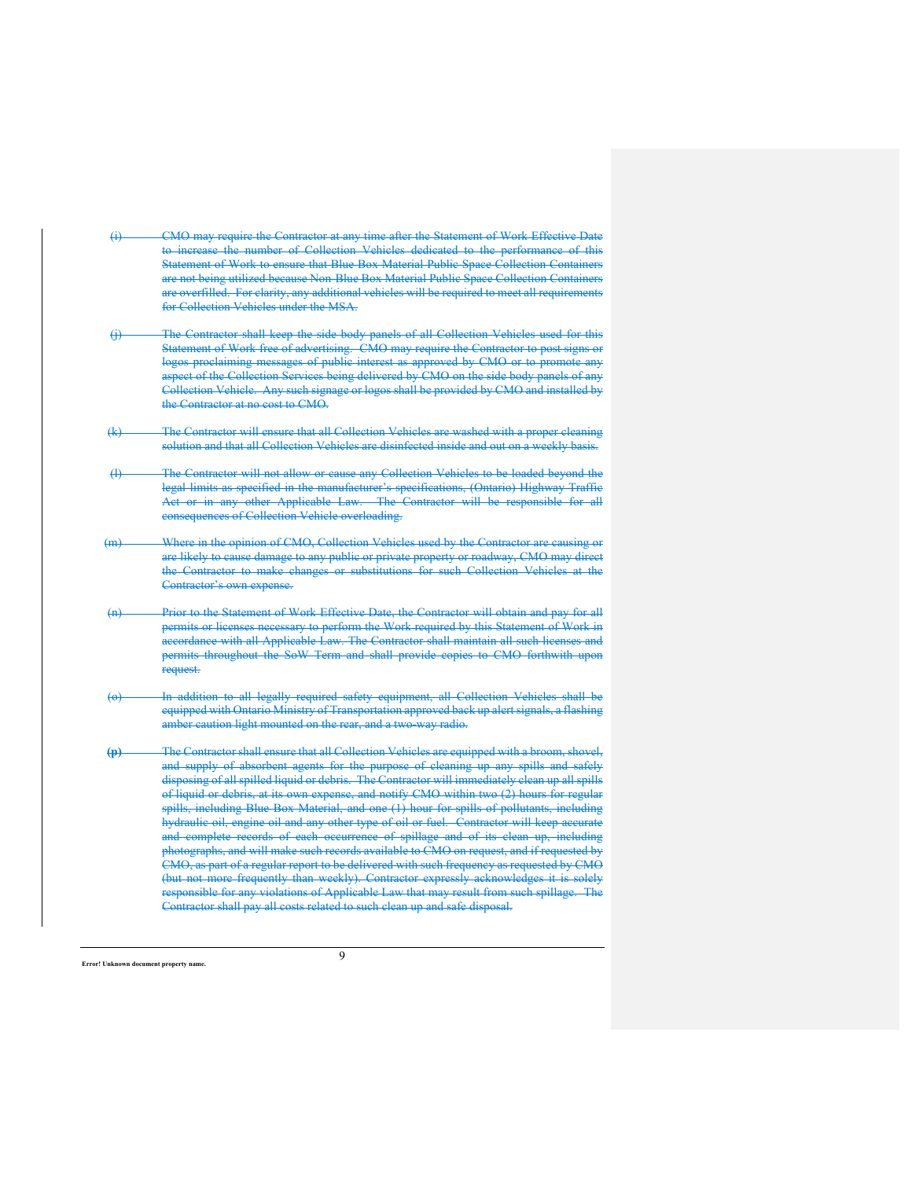~~(i) CMO may require the Contractor at any time after the Statement of Work Effective Date to increase the number of Collection Vehicles dedicated to the performance of this Statement of Work to ensure that Blue Box Material Public Space Collection Containers are not being utilized because Non-Blue Box Material Public Space Collection Containers are overfilled. For clarity, any additional vehicles will be required to meet all requirements for Collection Vehicles under the MSA.~~

~~(j) The Contractor shall keep the side body panels of all Collection Vehicles used for this Statement of Work free of advertising. CMO may require the Contractor to post signs or logos proclaiming messages of public interest as approved by CMO or to promote any aspect of the Collection Services being delivered by CMO on the side body panels of any Collection Vehicle. Any such signage or logos shall be provided by CMO and installed by the Contractor at no cost to CMO.~~

~~(k) The Contractor will ensure that all Collection Vehicles are washed with a proper cleaning solution and that all Collection Vehicles are disinfected inside and out on a weekly basis.~~

~~(l) The Contractor will not allow or cause any Collection Vehicles to be loaded beyond the legal limits as specified in the manufacturer's specifications, (Ontario) Highway Traffic Act or in any other Applicable Law. The Contractor will be responsible for all consequences of Collection Vehicle overloading.~~

~~(m) Where in the opinion of CMO, Collection Vehicles used by the Contractor are causing or are likely to cause damage to any public or private property or roadway, CMO may direct the Contractor to make changes or substitutions for such Collection Vehicles at the Contractor's own expense.~~

~~(n) Prior to the Statement of Work Effective Date, the Contractor will obtain and pay for all permits or licenses necessary to perform the Work required by this Statement of Work in accordance with all Applicable Law. The Contractor shall maintain all such licenses and permits throughout the SoW Term and shall provide copies to CMO forthwith upon request.~~

~~(o) In addition to all legally required safety equipment, all Collection Vehicles shall be equipped with Ontario Ministry of Transportation approved back up alert signals, a flashing amber caution light mounted on the rear, and a two-way radio.~~

~~**(p)** The Contractor shall ensure that all Collection Vehicles are equipped with a broom, shovel, and supply of absorbent agents for the purpose of cleaning up any spills and safely disposing of all spilled liquid or debris. The Contractor will immediately clean up all spills of liquid or debris, at its own expense, and notify CMO within two (2) hours for regular spills, including Blue Box Material, and one (1) hour for spills of pollutants, including hydraulic oil, engine oil and any other type of oil or fuel. Contractor will keep accurate and complete records of each occurrence of spillage and of its clean up, including photographs, and will make such records available to CMO on request, and if requested by CMO, as part of a regular report to be delivered with such frequency as requested by CMO (but not more frequently than weekly). Contractor expressly acknowledges it is solely responsible for any violations of Applicable Law that may result from such spillage. The Contractor shall pay all costs related to such clean up and safe disposal.~~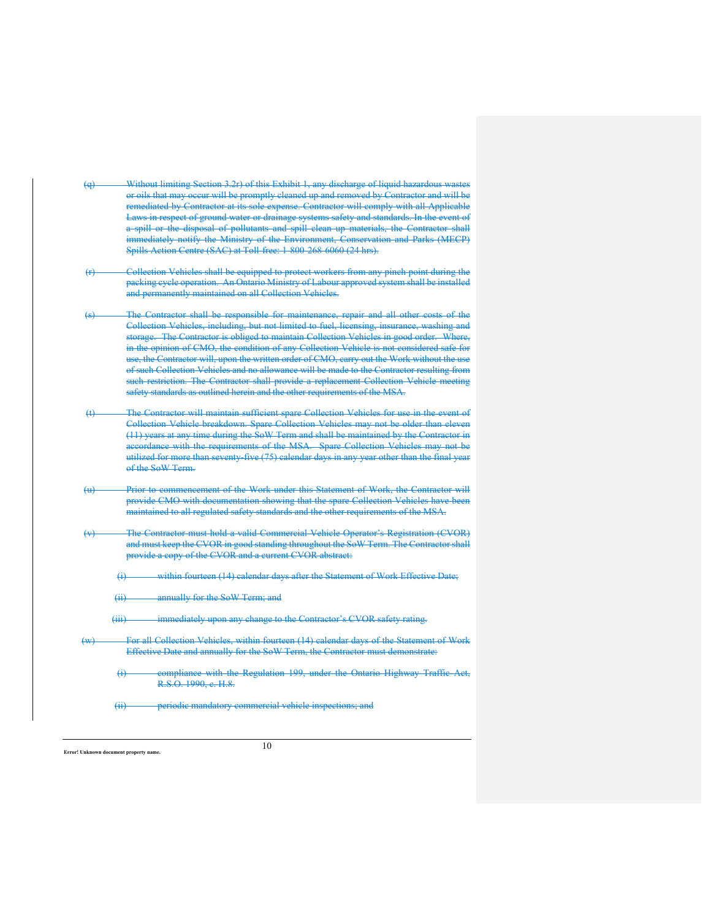(q) Without limiting Section 3.2r) of this Exhibit 1, any discharge of liquid hazardous wastes or oils that may occur will be promptly cleaned up and removed by Contractor and will be remediated by Contractor at its sole expense. Contractor will comply with all Applicable Laws in respect of ground water or drainage systems safety and standards. In the event of a spill or the disposal of pollutants and spill clean up materials, the Contractor shall immediately notify the Ministry of the Environment, Conservation and Parks (MECP) Spills Action Centre (SAC) at Toll-free: 1-800-268-6060 (24 hrs).

(r) Collection Vehicles shall be equipped to protect workers from any pinch point during the packing cycle operation. An Ontario Ministry of Labour approved system shall be installed and permanently maintained on all Collection Vehicles.

(s) The Contractor shall be responsible for maintenance, repair and all other costs of the Collection Vehicles, including, but not limited to fuel, licensing, insurance, washing and storage. The Contractor is obliged to maintain Collection Vehicles in good order. Where, in the opinion of CMO, the condition of any Collection Vehicle is not considered safe for use, the Contractor will, upon the written order of CMO, carry out the Work without the use of such Collection Vehicles and no allowance will be made to the Contractor resulting from such restriction. The Contractor shall provide a replacement Collection Vehicle meeting safety standards as outlined herein and the other requirements of the MSA.

(t) The Contractor will maintain sufficient spare Collection Vehicles for use in the event of Collection Vehicle breakdown. Spare Collection Vehicles may not be older than eleven (11) years at any time during the SoW Term and shall be maintained by the Contractor in accordance with the requirements of the MSA. Spare Collection Vehicles may not be utilized for more than seventy-five (75) calendar days in any year other than the final year of the SoW Term.

(u) Prior to commencement of the Work under this Statement of Work, the Contractor will provide CMO with documentation showing that the spare Collection Vehicles have been maintained to all regulated safety standards and the other requirements of the MSA.

(v) The Contractor must hold a valid Commercial Vehicle Operator's Registration (CVOR) and must keep the CVOR in good standing throughout the SoW Term. The Contractor shall provide a copy of the CVOR and a current CVOR abstract:

  (i) within fourteen (14) calendar days after the Statement of Work Effective Date;

  (ii) annually for the SoW Term; and

  (iii) immediately upon any change to the Contractor's CVOR safety rating.

(w) For all Collection Vehicles, within fourteen (14) calendar days of the Statement of Work Effective Date and annually for the SoW Term, the Contractor must demonstrate:

  (i) compliance with the Regulation 199, under the Ontario Highway Traffic Act, R.S.O. 1990, c. H.8.

  (ii) periodic mandatory commercial vehicle inspections; and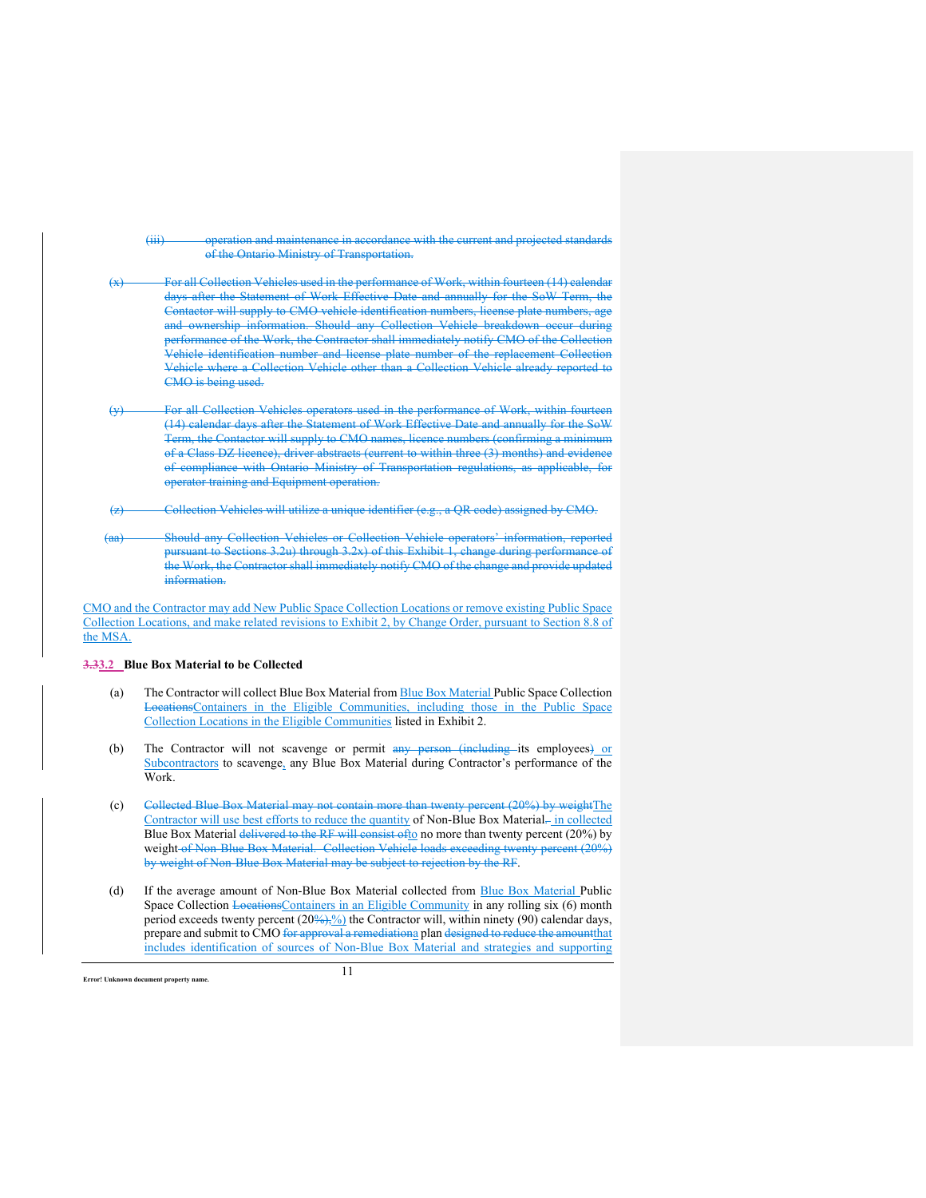~~(iii) operation and maintenance in accordance with the current and projected standards of the Ontario Ministry of Transportation.~~

~~(x) For all Collection Vehicles used in the performance of Work, within fourteen (14) calendar days after the Statement of Work Effective Date and annually for the SoW Term, the Contactor will supply to CMO vehicle identification numbers, license plate numbers, age and ownership information. Should any Collection Vehicle breakdown occur during performance of the Work, the Contractor shall immediately notify CMO of the Collection Vehicle identification number and license plate number of the replacement Collection Vehicle where a Collection Vehicle other than a Collection Vehicle already reported to CMO is being used.~~

~~(y) For all Collection Vehicles operators used in the performance of Work, within fourteen (14) calendar days after the Statement of Work Effective Date and annually for the SoW Term, the Contactor will supply to CMO names, licence numbers (confirming a minimum of a Class DZ licence), driver abstracts (current to within three (3) months) and evidence of compliance with Ontario Ministry of Transportation regulations, as applicable, for operator training and Equipment operation.~~

~~(z) Collection Vehicles will utilize a unique identifier (e.g., a QR code) assigned by CMO.~~

~~(aa) Should any Collection Vehicles or Collection Vehicle operators' information, reported pursuant to Sections 3.2u) through 3.2x) of this Exhibit 1, change during performance of the Work, the Contractor shall immediately notify CMO of the change and provide updated information.~~

CMO and the Contractor may add New Public Space Collection Locations or remove existing Public Space Collection Locations, and make related revisions to Exhibit 2, by Change Order, pursuant to Section 8.8 of the MSA.

### ~~3.3~~3.2 Blue Box Material to be Collected

(a) The Contractor will collect Blue Box Material from Blue Box Material Public Space Collection ~~Locations~~Containers in the Eligible Communities, including those in the Public Space Collection Locations in the Eligible Communities listed in Exhibit 2.

(b) The Contractor will not scavenge or permit ~~any person (including~~ its employees~~)~~ or Subcontractors to scavenge, any Blue Box Material during Contractor's performance of the Work.

(c) ~~Collected Blue Box Material may not contain more than twenty percent (20%) by weight~~The Contractor will use best efforts to reduce the quantity of Non-Blue Box Material~~.~~ in collected Blue Box Material ~~delivered to the RF will consist of~~to no more than twenty percent (20%) by weight ~~of Non-Blue Box Material. Collection Vehicle loads exceeding twenty percent (20%) by weight of Non-Blue Box Material may be subject to rejection by the RF~~.

(d) If the average amount of Non-Blue Box Material collected from Blue Box Material Public Space Collection ~~Locations~~Containers in an Eligible Community in any rolling six (6) month period exceeds twenty percent (20~~%),~~%) the Contractor will, within ninety (90) calendar days, prepare and submit to CMO ~~for approval a remediation~~a plan ~~designed to reduce the amount~~that includes identification of sources of Non-Blue Box Material and strategies and supporting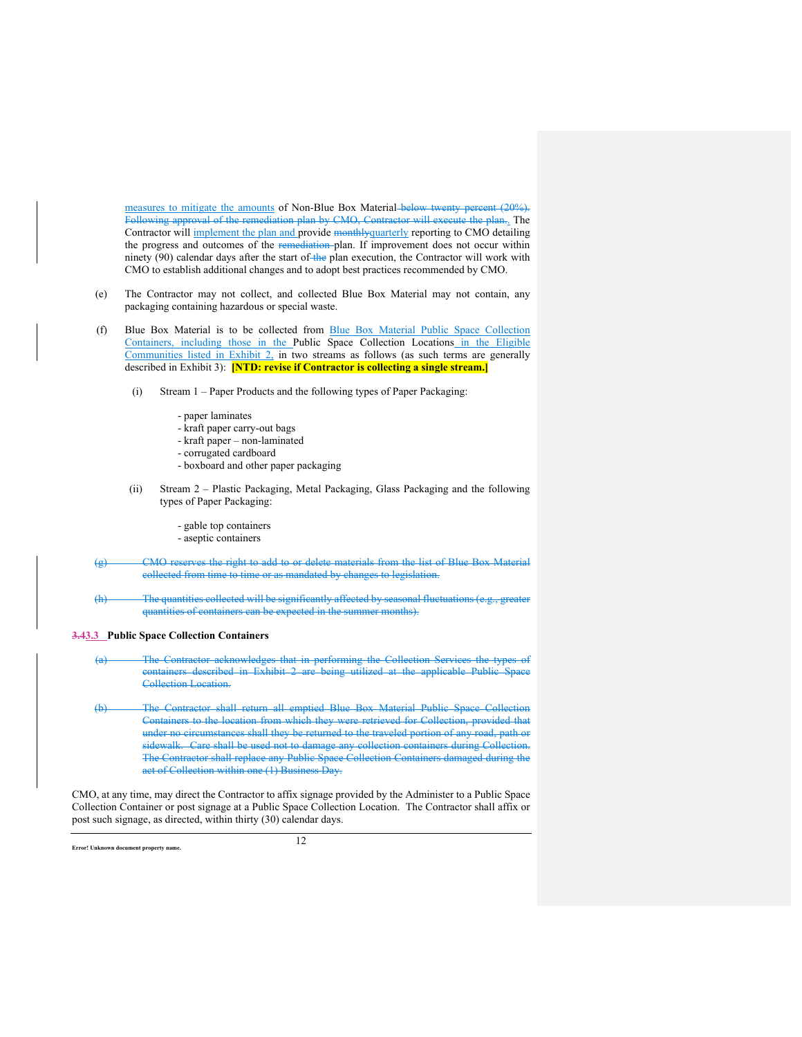measures to mitigate the amounts of Non-Blue Box Material ~~below twenty percent (20%). Following approval of the remediation plan by CMO, Contractor will execute the plan.~~. The Contractor will implement the plan and provide ~~monthly~~quarterly reporting to CMO detailing the progress and outcomes of the ~~remediation~~ plan. If improvement does not occur within ninety (90) calendar days after the start of ~~the~~ plan execution, the Contractor will work with CMO to establish additional changes and to adopt best practices recommended by CMO.

(e) The Contractor may not collect, and collected Blue Box Material may not contain, any packaging containing hazardous or special waste.

(f) Blue Box Material is to be collected from Blue Box Material Public Space Collection Containers, including those in the Public Space Collection Locations in the Eligible Communities listed in Exhibit 2, in two streams as follows (as such terms are generally described in Exhibit 3): **[NTD: revise if Contractor is collecting a single stream.]**

(i) Stream 1 – Paper Products and the following types of Paper Packaging:

- paper laminates
- kraft paper carry-out bags
- kraft paper – non-laminated
- corrugated cardboard
- boxboard and other paper packaging

(ii) Stream 2 – Plastic Packaging, Metal Packaging, Glass Packaging and the following types of Paper Packaging:

- gable top containers
- aseptic containers

~~(g) CMO reserves the right to add to or delete materials from the list of Blue Box Material collected from time to time or as mandated by changes to legislation.~~

~~(h) The quantities collected will be significantly affected by seasonal fluctuations (e.g., greater quantities of containers can be expected in the summer months).~~

### ~~3.4~~3.3 Public Space Collection Containers

~~(a) The Contractor acknowledges that in performing the Collection Services the types of containers described in Exhibit 2 are being utilized at the applicable Public Space Collection Location.~~

~~(b) The Contractor shall return all emptied Blue Box Material Public Space Collection Containers to the location from which they were retrieved for Collection, provided that under no circumstances shall they be returned to the traveled portion of any road, path or sidewalk. Care shall be used not to damage any collection containers during Collection. The Contractor shall replace any Public Space Collection Containers damaged during the act of Collection within one (1) Business Day.~~

CMO, at any time, may direct the Contractor to affix signage provided by the Administer to a Public Space Collection Container or post signage at a Public Space Collection Location. The Contractor shall affix or post such signage, as directed, within thirty (30) calendar days.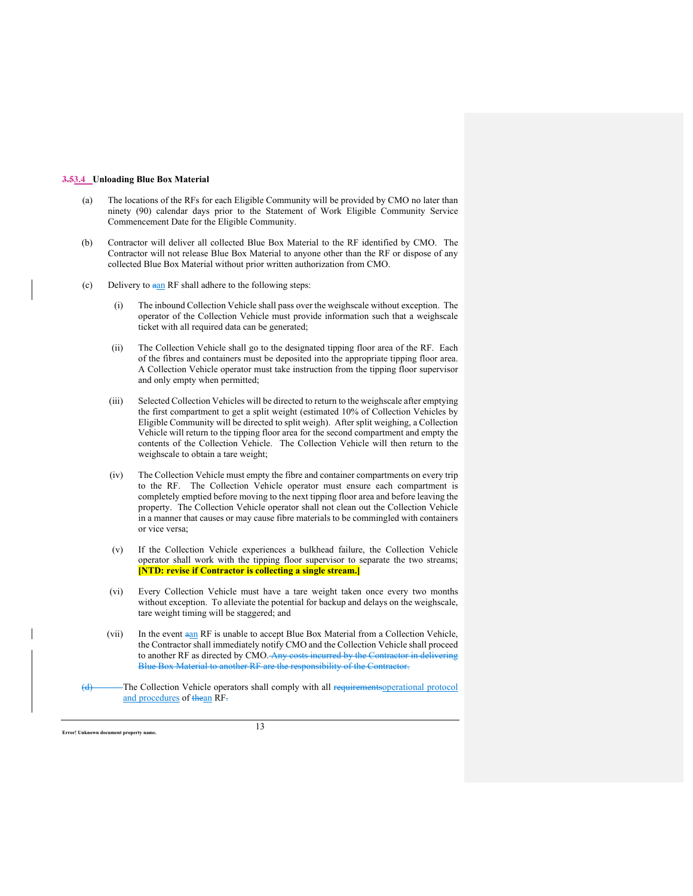### 3.53.4 Unloading Blue Box Material

(a) The locations of the RFs for each Eligible Community will be provided by CMO no later than ninety (90) calendar days prior to the Statement of Work Eligible Community Service Commencement Date for the Eligible Community.

(b) Contractor will deliver all collected Blue Box Material to the RF identified by CMO. The Contractor will not release Blue Box Material to anyone other than the RF or dispose of any collected Blue Box Material without prior written authorization from CMO.

(c) Delivery to aan RF shall adhere to the following steps:

(i) The inbound Collection Vehicle shall pass over the weighscale without exception. The operator of the Collection Vehicle must provide information such that a weighscale ticket with all required data can be generated;

(ii) The Collection Vehicle shall go to the designated tipping floor area of the RF. Each of the fibres and containers must be deposited into the appropriate tipping floor area. A Collection Vehicle operator must take instruction from the tipping floor supervisor and only empty when permitted;

(iii) Selected Collection Vehicles will be directed to return to the weighscale after emptying the first compartment to get a split weight (estimated 10% of Collection Vehicles by Eligible Community will be directed to split weigh). After split weighing, a Collection Vehicle will return to the tipping floor area for the second compartment and empty the contents of the Collection Vehicle. The Collection Vehicle will then return to the weighscale to obtain a tare weight;

(iv) The Collection Vehicle must empty the fibre and container compartments on every trip to the RF. The Collection Vehicle operator must ensure each compartment is completely emptied before moving to the next tipping floor area and before leaving the property. The Collection Vehicle operator shall not clean out the Collection Vehicle in a manner that causes or may cause fibre materials to be commingled with containers or vice versa;

(v) If the Collection Vehicle experiences a bulkhead failure, the Collection Vehicle operator shall work with the tipping floor supervisor to separate the two streams; **[NTD: revise if Contractor is collecting a single stream.]**

(vi) Every Collection Vehicle must have a tare weight taken once every two months without exception. To alleviate the potential for backup and delays on the weighscale, tare weight timing will be staggered; and

(vii) In the event aan RF is unable to accept Blue Box Material from a Collection Vehicle, the Contractor shall immediately notify CMO and the Collection Vehicle shall proceed to another RF as directed by CMO. ~~Any costs incurred by the Contractor in delivering Blue Box Material to another RF are the responsibility of the Contractor.~~

~~(d)~~ The Collection Vehicle operators shall comply with all ~~requirements~~operational protocol and procedures of ~~the~~an RF~~.~~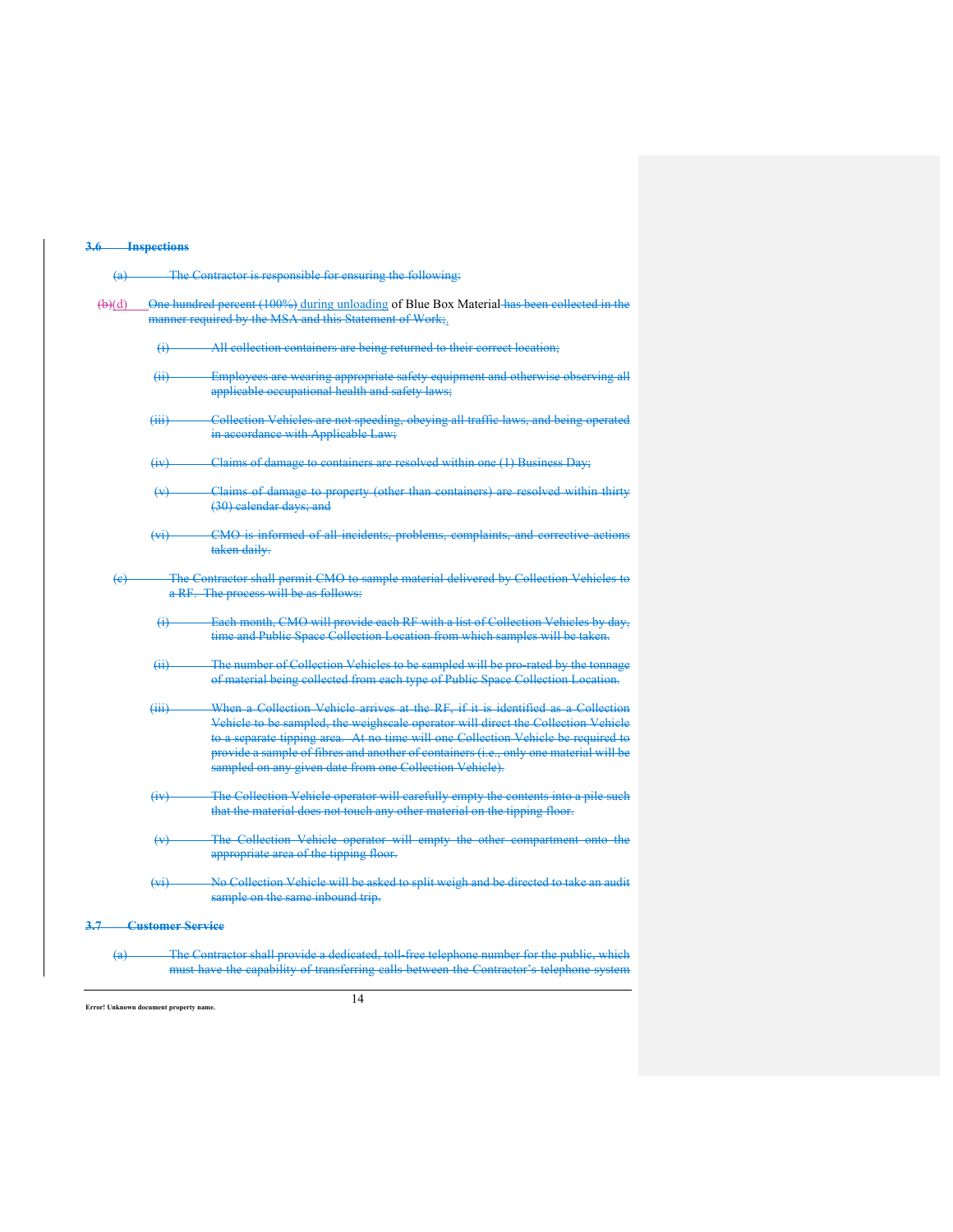### ~~3.6 Inspections~~

~~(a) The Contractor is responsible for ensuring the following:~~

~~(b)~~(d) ~~One hundred percent (100%)~~ during unloading of Blue Box Material ~~has been collected in the manner required by the MSA and this Statement of Work;~~.

~~(i) All collection containers are being returned to their correct location;~~

~~(ii) Employees are wearing appropriate safety equipment and otherwise observing all applicable occupational health and safety laws;~~

~~(iii) Collection Vehicles are not speeding, obeying all traffic laws, and being operated in accordance with Applicable Law;~~

~~(iv) Claims of damage to containers are resolved within one (1) Business Day;~~

~~(v) Claims of damage to property (other than containers) are resolved within thirty (30) calendar days; and~~

~~(vi) CMO is informed of all incidents, problems, complaints, and corrective actions taken daily.~~

~~(c) The Contractor shall permit CMO to sample material delivered by Collection Vehicles to a RF. The process will be as follows:~~

~~(i) Each month, CMO will provide each RF with a list of Collection Vehicles by day, time and Public Space Collection Location from which samples will be taken.~~

~~(ii) The number of Collection Vehicles to be sampled will be pro-rated by the tonnage of material being collected from each type of Public Space Collection Location.~~

~~(iii) When a Collection Vehicle arrives at the RF, if it is identified as a Collection Vehicle to be sampled, the weighscale operator will direct the Collection Vehicle to a separate tipping area. At no time will one Collection Vehicle be required to provide a sample of fibres and another of containers (i.e., only one material will be sampled on any given date from one Collection Vehicle).~~

~~(iv) The Collection Vehicle operator will carefully empty the contents into a pile such that the material does not touch any other material on the tipping floor.~~

~~(v) The Collection Vehicle operator will empty the other compartment onto the appropriate area of the tipping floor.~~

~~(vi) No Collection Vehicle will be asked to split weigh and be directed to take an audit sample on the same inbound trip.~~

### ~~3.7 Customer Service~~

~~(a) The Contractor shall provide a dedicated, toll-free telephone number for the public, which must have the capability of transferring calls between the Contractor's telephone system~~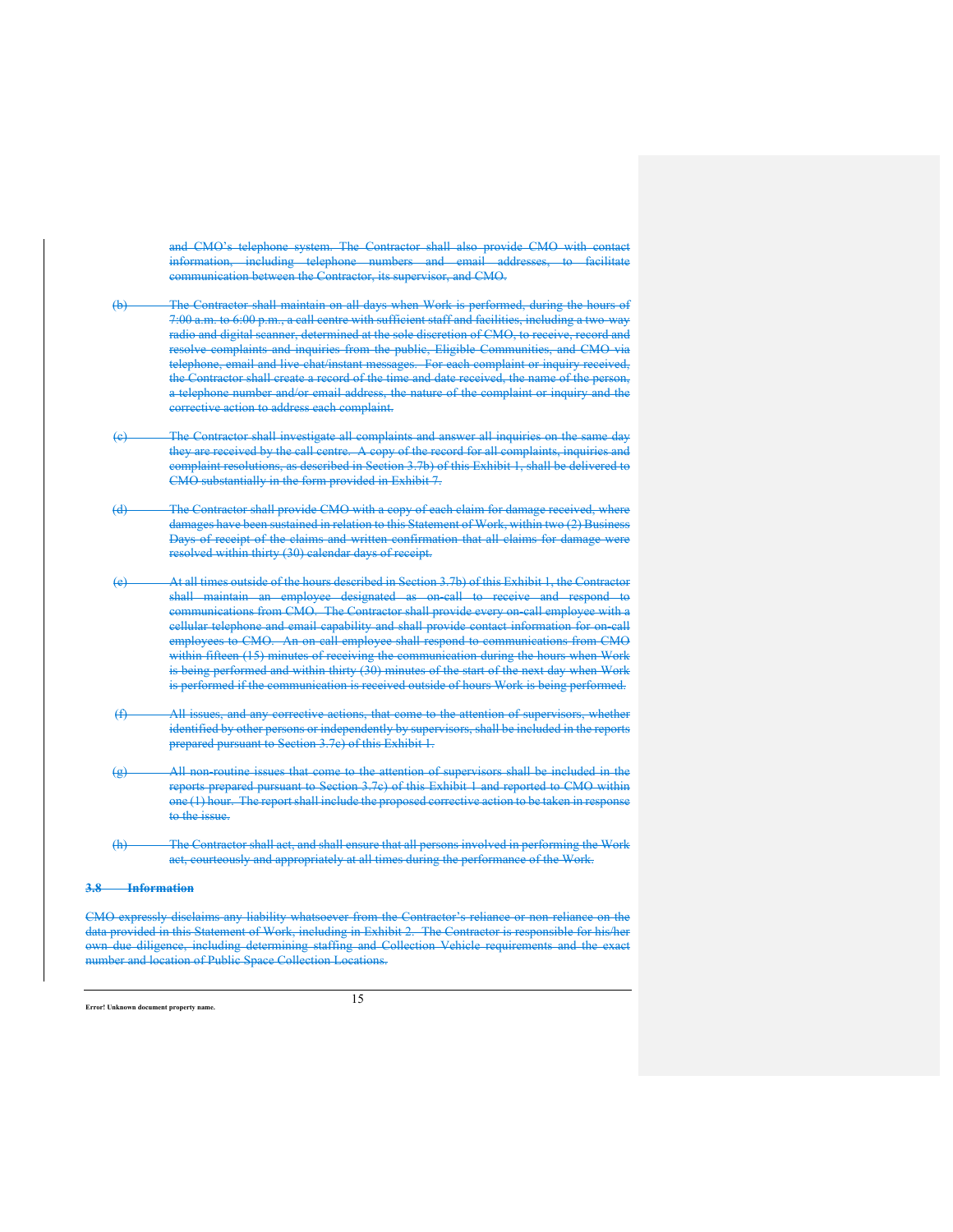and CMO's telephone system. The Contractor shall also provide CMO with contact information, including telephone numbers and email addresses, to facilitate communication between the Contractor, its supervisor, and CMO.

(b) The Contractor shall maintain on all days when Work is performed, during the hours of 7:00 a.m. to 6:00 p.m., a call centre with sufficient staff and facilities, including a two-way radio and digital scanner, determined at the sole discretion of CMO, to receive, record and resolve complaints and inquiries from the public, Eligible Communities, and CMO via telephone, email and live chat/instant messages. For each complaint or inquiry received, the Contractor shall create a record of the time and date received, the name of the person, a telephone number and/or email address, the nature of the complaint or inquiry and the corrective action to address each complaint.

(c) The Contractor shall investigate all complaints and answer all inquiries on the same day they are received by the call centre. A copy of the record for all complaints, inquiries and complaint resolutions, as described in Section 3.7b) of this Exhibit 1, shall be delivered to CMO substantially in the form provided in Exhibit 7.

(d) The Contractor shall provide CMO with a copy of each claim for damage received, where damages have been sustained in relation to this Statement of Work, within two (2) Business Days of receipt of the claims and written confirmation that all claims for damage were resolved within thirty (30) calendar days of receipt.

(e) At all times outside of the hours described in Section 3.7b) of this Exhibit 1, the Contractor shall maintain an employee designated as on-call to receive and respond to communications from CMO. The Contractor shall provide every on-call employee with a cellular telephone and email capability and shall provide contact information for on-call employees to CMO. An on-call employee shall respond to communications from CMO within fifteen (15) minutes of receiving the communication during the hours when Work is being performed and within thirty (30) minutes of the start of the next day when Work is performed if the communication is received outside of hours Work is being performed.

(f) All issues, and any corrective actions, that come to the attention of supervisors, whether identified by other persons or independently by supervisors, shall be included in the reports prepared pursuant to Section 3.7c) of this Exhibit 1.

(g) All non-routine issues that come to the attention of supervisors shall be included in the reports prepared pursuant to Section 3.7c) of this Exhibit 1 and reported to CMO within one (1) hour. The report shall include the proposed corrective action to be taken in response to the issue.

(h) The Contractor shall act, and shall ensure that all persons involved in performing the Work act, courteously and appropriately at all times during the performance of the Work.

### 3.8 Information

CMO expressly disclaims any liability whatsoever from the Contractor's reliance or non-reliance on the data provided in this Statement of Work, including in Exhibit 2. The Contractor is responsible for his/her own due diligence, including determining staffing and Collection Vehicle requirements and the exact number and location of Public Space Collection Locations.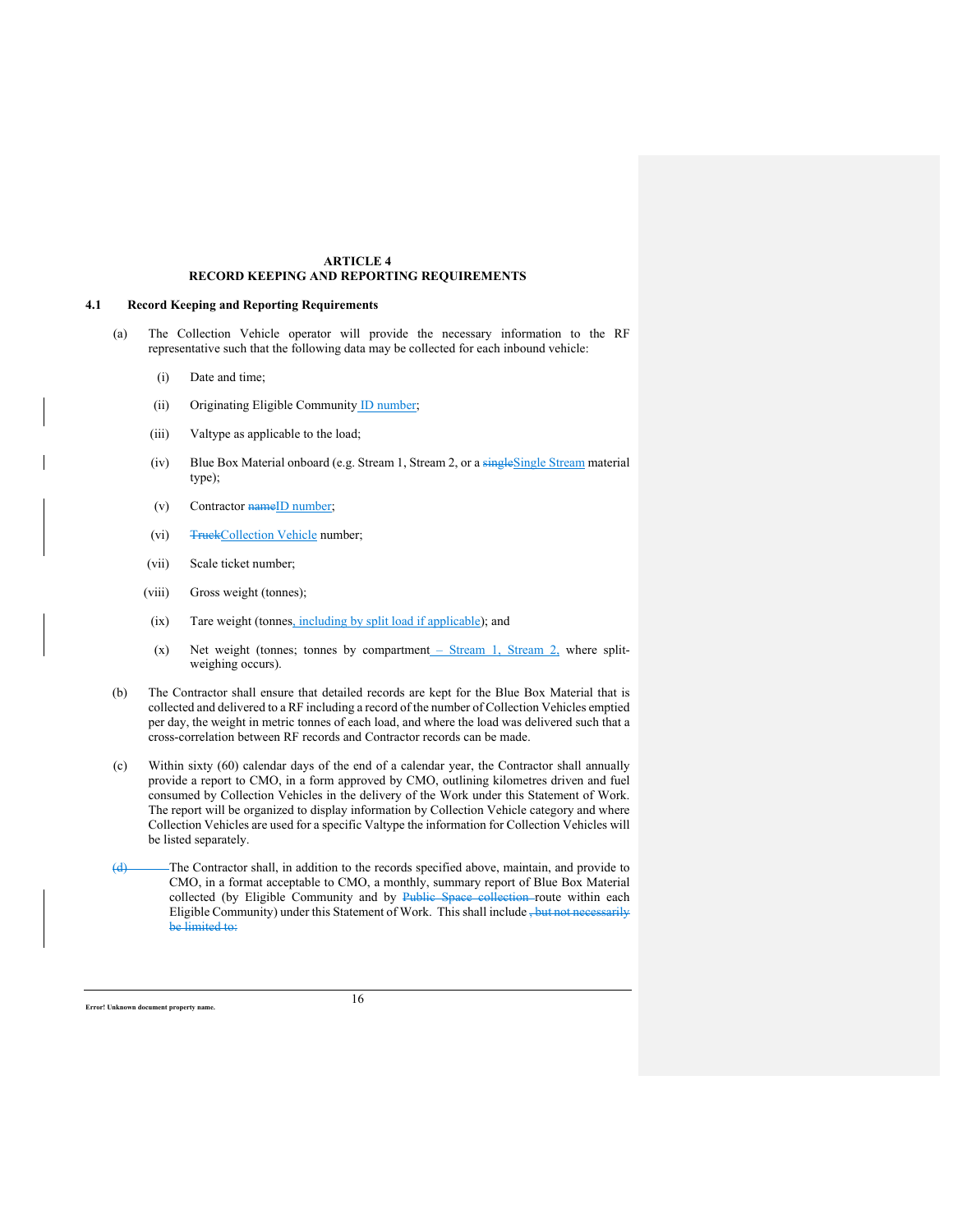# ARTICLE 4
# RECORD KEEPING AND REPORTING REQUIREMENTS

## 4.1 Record Keeping and Reporting Requirements

(a) The Collection Vehicle operator will provide the necessary information to the RF representative such that the following data may be collected for each inbound vehicle:

  (i) Date and time;

  (ii) Originating Eligible Community ID number;

  (iii) Valtype as applicable to the load;

  (iv) Blue Box Material onboard (e.g. Stream 1, Stream 2, or a ~~single~~Single Stream material type);

  (v) Contractor ~~name~~ID number;

  (vi) ~~Truck~~Collection Vehicle number;

  (vii) Scale ticket number;

  (viii) Gross weight (tonnes);

  (ix) Tare weight (tonnes, including by split load if applicable); and

  (x) Net weight (tonnes; tonnes by compartment – Stream 1, Stream 2, where split-weighing occurs).

(b) The Contractor shall ensure that detailed records are kept for the Blue Box Material that is collected and delivered to a RF including a record of the number of Collection Vehicles emptied per day, the weight in metric tonnes of each load, and where the load was delivered such that a cross-correlation between RF records and Contractor records can be made.

(c) Within sixty (60) calendar days of the end of a calendar year, the Contractor shall annually provide a report to CMO, in a form approved by CMO, outlining kilometres driven and fuel consumed by Collection Vehicles in the delivery of the Work under this Statement of Work. The report will be organized to display information by Collection Vehicle category and where Collection Vehicles are used for a specific Valtype the information for Collection Vehicles will be listed separately.

~~(d)~~ The Contractor shall, in addition to the records specified above, maintain, and provide to CMO, in a format acceptable to CMO, a monthly, summary report of Blue Box Material collected (by Eligible Community and by ~~Public Space collection~~ route within each Eligible Community) under this Statement of Work. This shall include ~~, but not necessarily be limited to:~~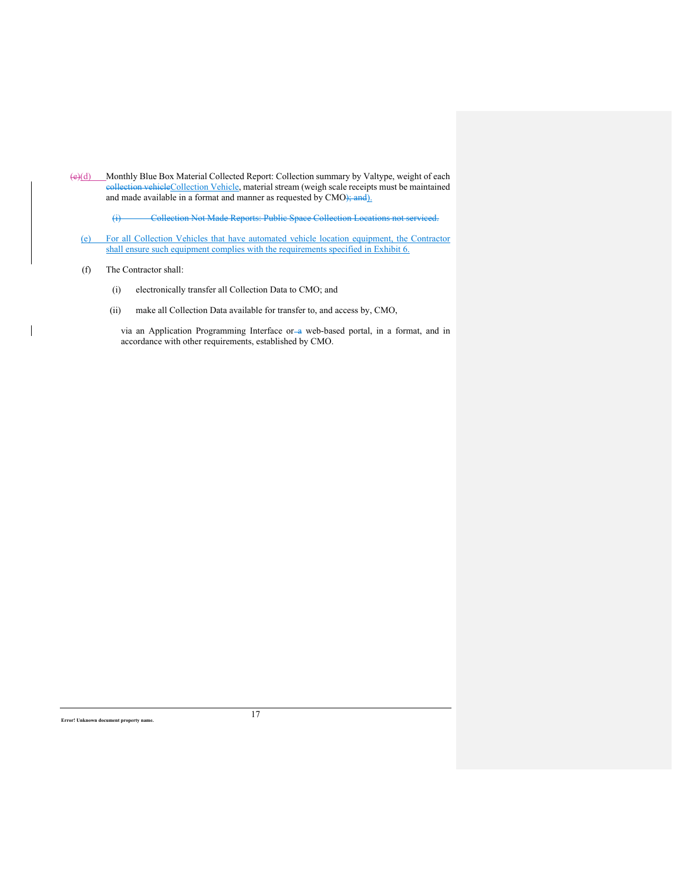~~(c)~~(d) Monthly Blue Box Material Collected Report: Collection summary by Valtype, weight of each ~~collection vehicle~~Collection Vehicle, material stream (weigh scale receipts must be maintained and made available in a format and manner as requested by CMO~~); and~~).

~~(i) Collection Not Made Reports: Public Space Collection Locations not serviced.~~

(e) For all Collection Vehicles that have automated vehicle location equipment, the Contractor shall ensure such equipment complies with the requirements specified in Exhibit 6.

(f) The Contractor shall:

(i) electronically transfer all Collection Data to CMO; and

(ii) make all Collection Data available for transfer to, and access by, CMO,

via an Application Programming Interface or ~~a~~ web-based portal, in a format, and in accordance with other requirements, established by CMO.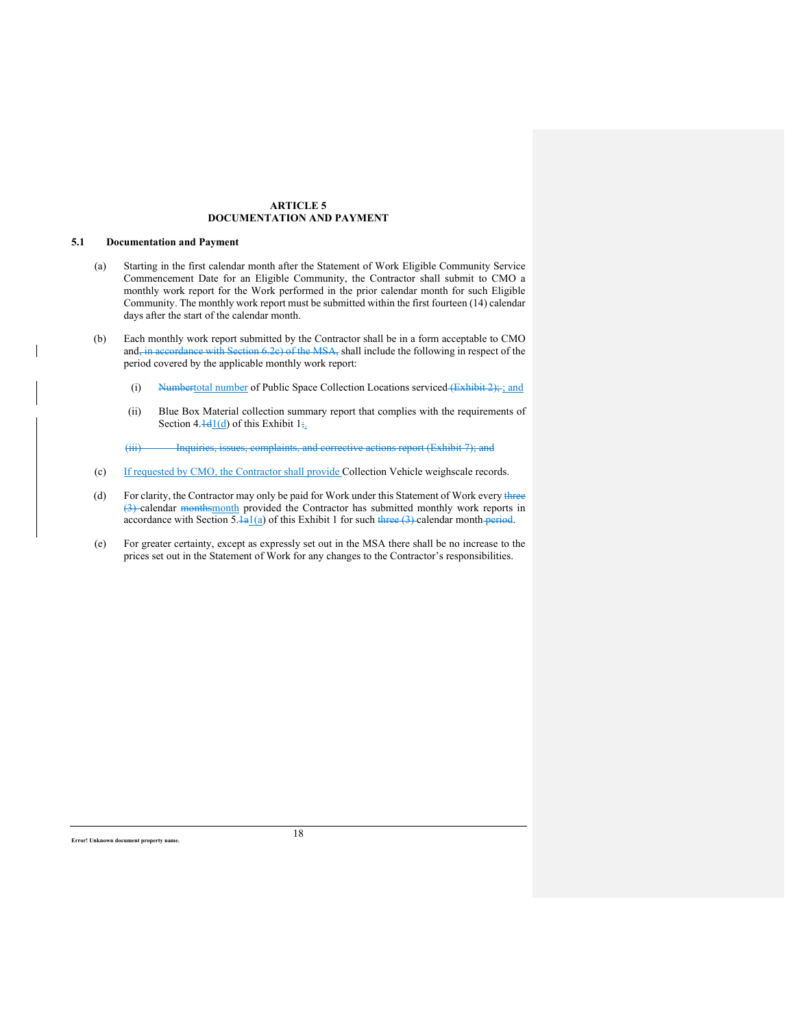## ARTICLE 5
## DOCUMENTATION AND PAYMENT

### 5.1 Documentation and Payment

(a) Starting in the first calendar month after the Statement of Work Eligible Community Service Commencement Date for an Eligible Community, the Contractor shall submit to CMO a monthly work report for the Work performed in the prior calendar month for such Eligible Community. The monthly work report must be submitted within the first fourteen (14) calendar days after the start of the calendar month.

(b) Each monthly work report submitted by the Contractor shall be in a form acceptable to CMO and~~, in accordance with Section 6.2c) of the MSA,~~ shall include the following in respect of the period covered by the applicable monthly work report:

(i) ~~Number~~total number of Public Space Collection Locations serviced ~~(Exhibit 2);~~ ; and

(ii) Blue Box Material collection summary report that complies with the requirements of Section 4.~~1d~~1(d) of this Exhibit 1~~;~~.

~~(iii) Inquiries, issues, complaints, and corrective actions report (Exhibit 7); and~~

(c) If requested by CMO, the Contractor shall provide Collection Vehicle weighscale records.

(d) For clarity, the Contractor may only be paid for Work under this Statement of Work every ~~three (3)~~ calendar ~~months~~month provided the Contractor has submitted monthly work reports in accordance with Section 5.~~1a~~1(a) of this Exhibit 1 for such ~~three (3)~~ calendar month ~~period~~.

(e) For greater certainty, except as expressly set out in the MSA there shall be no increase to the prices set out in the Statement of Work for any changes to the Contractor's responsibilities.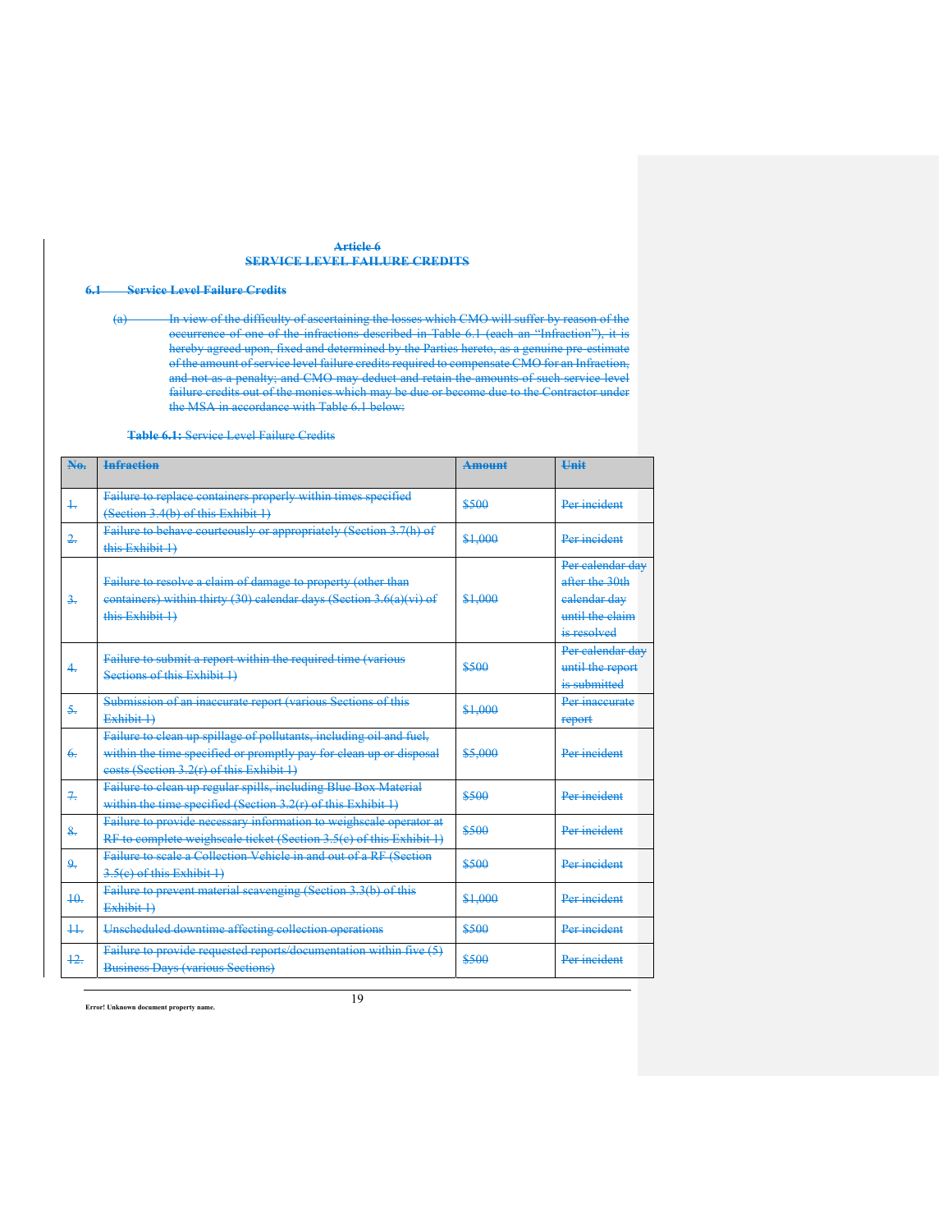# Article 6
# SERVICE LEVEL FAILURE CREDITS

## 6.1 Service Level Failure Credits

(a) In view of the difficulty of ascertaining the losses which CMO will suffer by reason of the occurrence of one of the infractions described in Table 6.1 (each an "Infraction"), it is hereby agreed upon, fixed and determined by the Parties hereto, as a genuine pre-estimate of the amount of service level failure credits required to compensate CMO for an Infraction, and not as a penalty; and CMO may deduct and retain the amounts of such service level failure credits out of the monies which may be due or become due to the Contractor under the MSA in accordance with Table 6.1 below:

**Table 6.1:** Service Level Failure Credits

| No. | Infraction | Amount | Unit |
|---|---|---|---|
| 1. | Failure to replace containers properly within times specified (Section 3.4(b) of this Exhibit 1) | $500 | Per incident |
| 2. | Failure to behave courteously or appropriately (Section 3.7(h) of this Exhibit 1) | $1,000 | Per incident |
| 3. | Failure to resolve a claim of damage to property (other than containers) within thirty (30) calendar days (Section 3.6(a)(vi) of this Exhibit 1) | $1,000 | Per calendar day after the 30th calendar day until the claim is resolved |
| 4. | Failure to submit a report within the required time (various Sections of this Exhibit 1) | $500 | Per calendar day until the report is submitted |
| 5. | Submission of an inaccurate report (various Sections of this Exhibit 1) | $1,000 | Per inaccurate report |
| 6. | Failure to clean up spillage of pollutants, including oil and fuel, within the time specified or promptly pay for clean up or disposal costs (Section 3.2(r) of this Exhibit 1) | $5,000 | Per incident |
| 7. | Failure to clean up regular spills, including Blue Box Material within the time specified (Section 3.2(r) of this Exhibit 1) | $500 | Per incident |
| 8. | Failure to provide necessary information to weighscale operator at RF to complete weighscale ticket (Section 3.5(c) of this Exhibit 1) | $500 | Per incident |
| 9. | Failure to scale a Collection Vehicle in and out of a RF (Section 3.5(c) of this Exhibit 1) | $500 | Per incident |
| 10. | Failure to prevent material scavenging (Section 3.3(b) of this Exhibit 1) | $1,000 | Per incident |
| 11. | Unscheduled downtime affecting collection operations | $500 | Per incident |
| 12. | Failure to provide requested reports/documentation within five (5) Business Days (various Sections) | $500 | Per incident |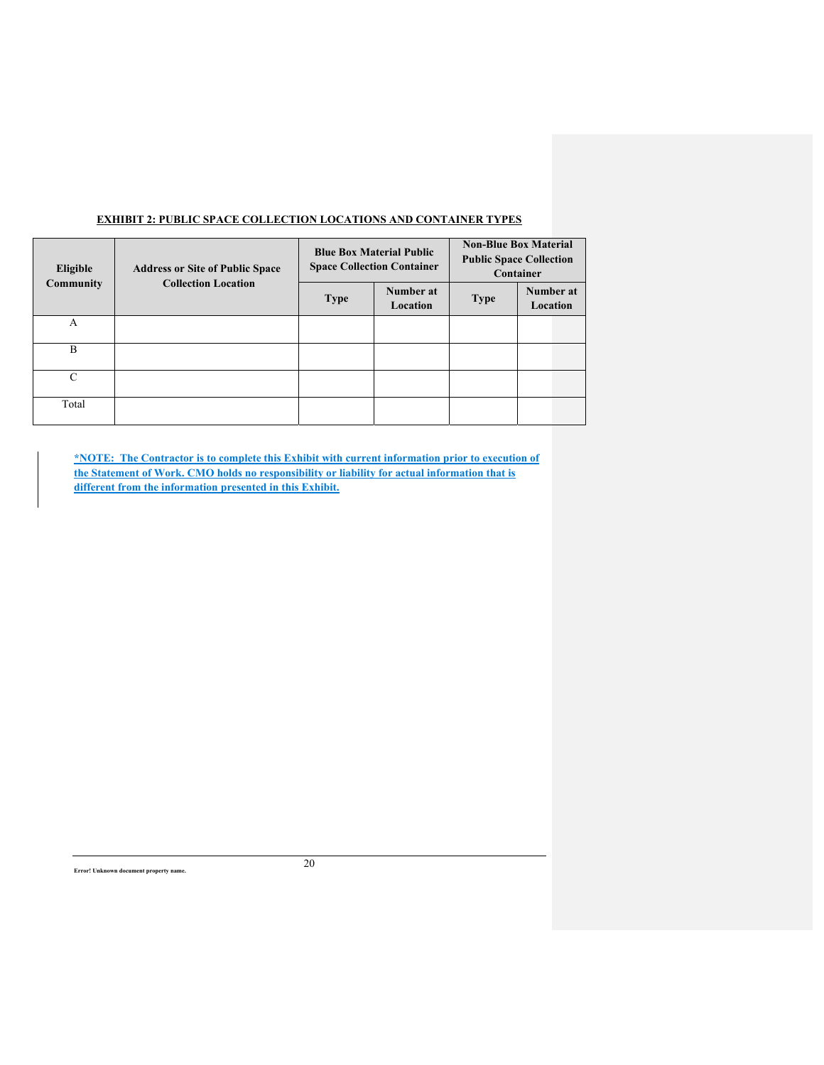**EXHIBIT 2: PUBLIC SPACE COLLECTION LOCATIONS AND CONTAINER TYPES**

| Eligible Community | Address or Site of Public Space Collection Location | Blue Box Material Public Space Collection Container | | Non-Blue Box Material Public Space Collection Container | |
|---|---|---|---|---|---|
| | | Type | Number at Location | Type | Number at Location |
| A | | | | | |
| B | | | | | |
| C | | | | | |
| Total | | | | | |

**\*NOTE: The Contractor is to complete this Exhibit with current information prior to execution of the Statement of Work. CMO holds no responsibility or liability for actual information that is different from the information presented in this Exhibit.**

Error! Unknown document property name.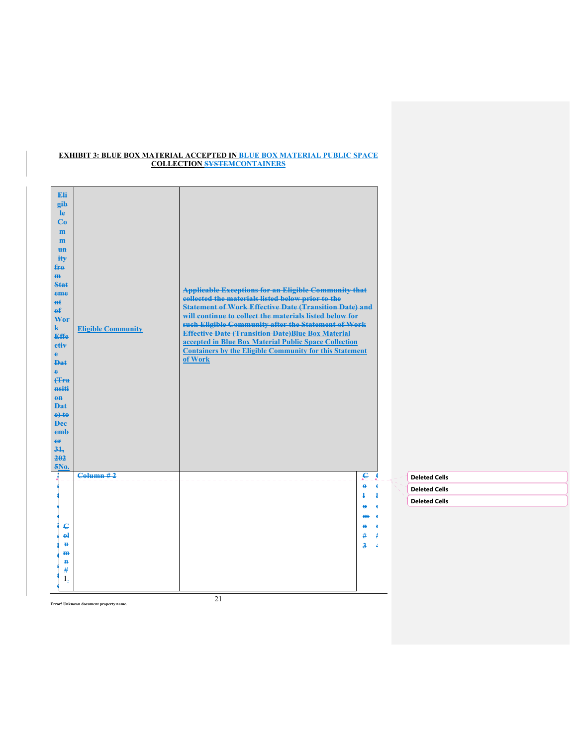## EXHIBIT 3: BLUE BOX MATERIAL ACCEPTED IN ~~BLUE BOX MATERIAL PUBLIC SPACE COLLECTION SYSTEM~~CONTAINERS

| ~~Eligible Community from Statement of Work Effective Date (Transition Date) to December 31, 2025~~No. | Eligible Community | ~~Applicable Exceptions for an Eligible Community that collected the materials listed below prior to the Statement of Work Effective Date (Transition Date) and will continue to collect the materials listed below for such Eligible Community after the Statement of Work Effective Date (Transition Date)~~Blue Box Material accepted in Blue Box Material Public Space Collection Containers by the Eligible Community for this Statement of Work |
| --- | --- | --- |
| ~~Column # 1~~ | ~~Column # 2~~ | ~~Column # 3~~ ~~Column # 4~~ |

Deleted Cells

Deleted Cells

Deleted Cells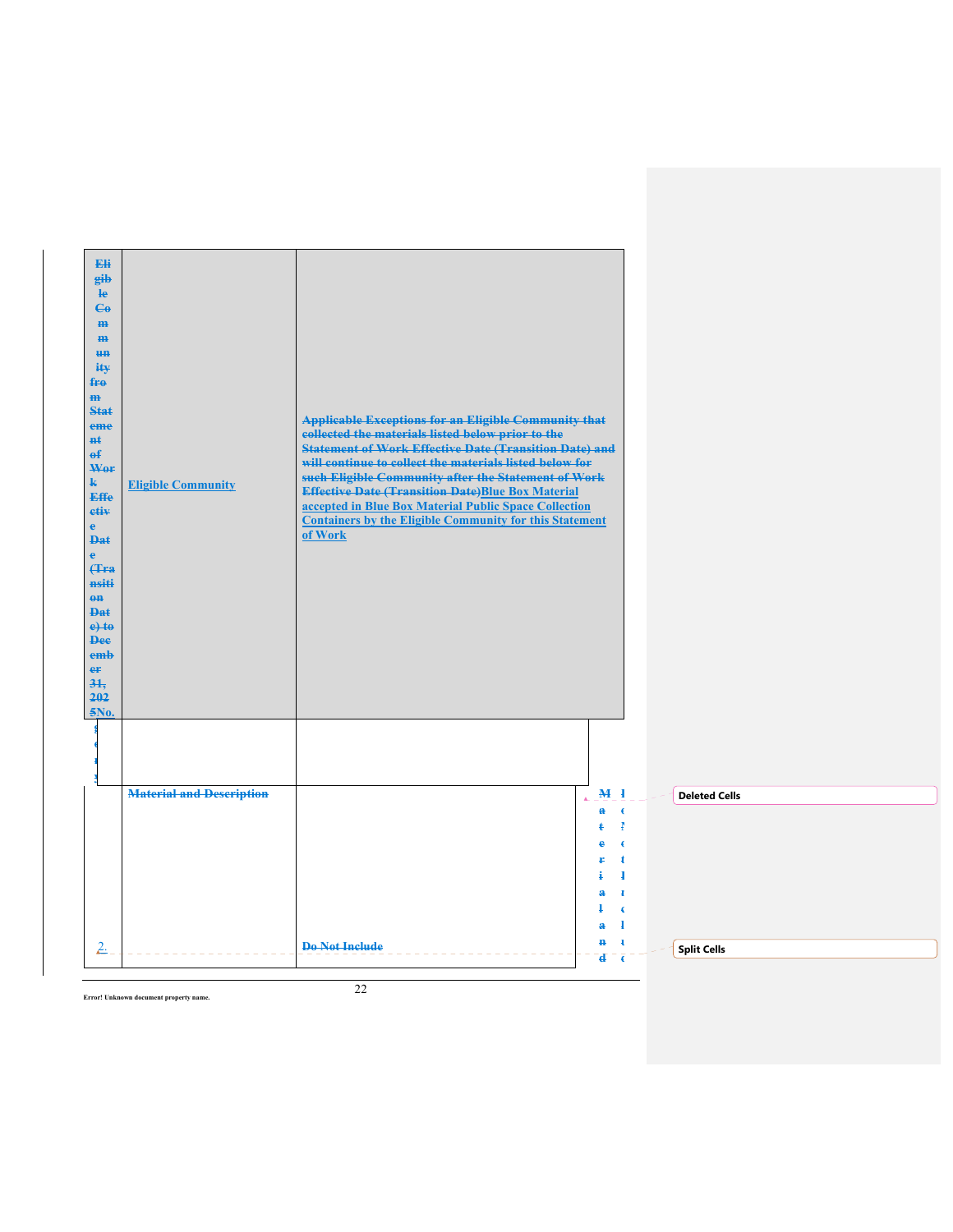| Eligible Community from Statement of Work Effective Date (Transition Date) to December 31, 2025No. | Eligible Community | Applicable Exceptions for an Eligible Community that collected the materials listed below prior to the Statement of Work Effective Date (Transition Date) and will continue to collect the materials listed below for such Eligible Community after the Statement of Work Effective Date (Transition Date)Blue Box Material accepted in Blue Box Material Public Space Collection Containers by the Eligible Community for this Statement of Work |
| --- | --- | --- |
| | | |
| | Material and Description | |
| 2. | | Do Not Include |

Deleted Cells

Split Cells

Error! Unknown document property name.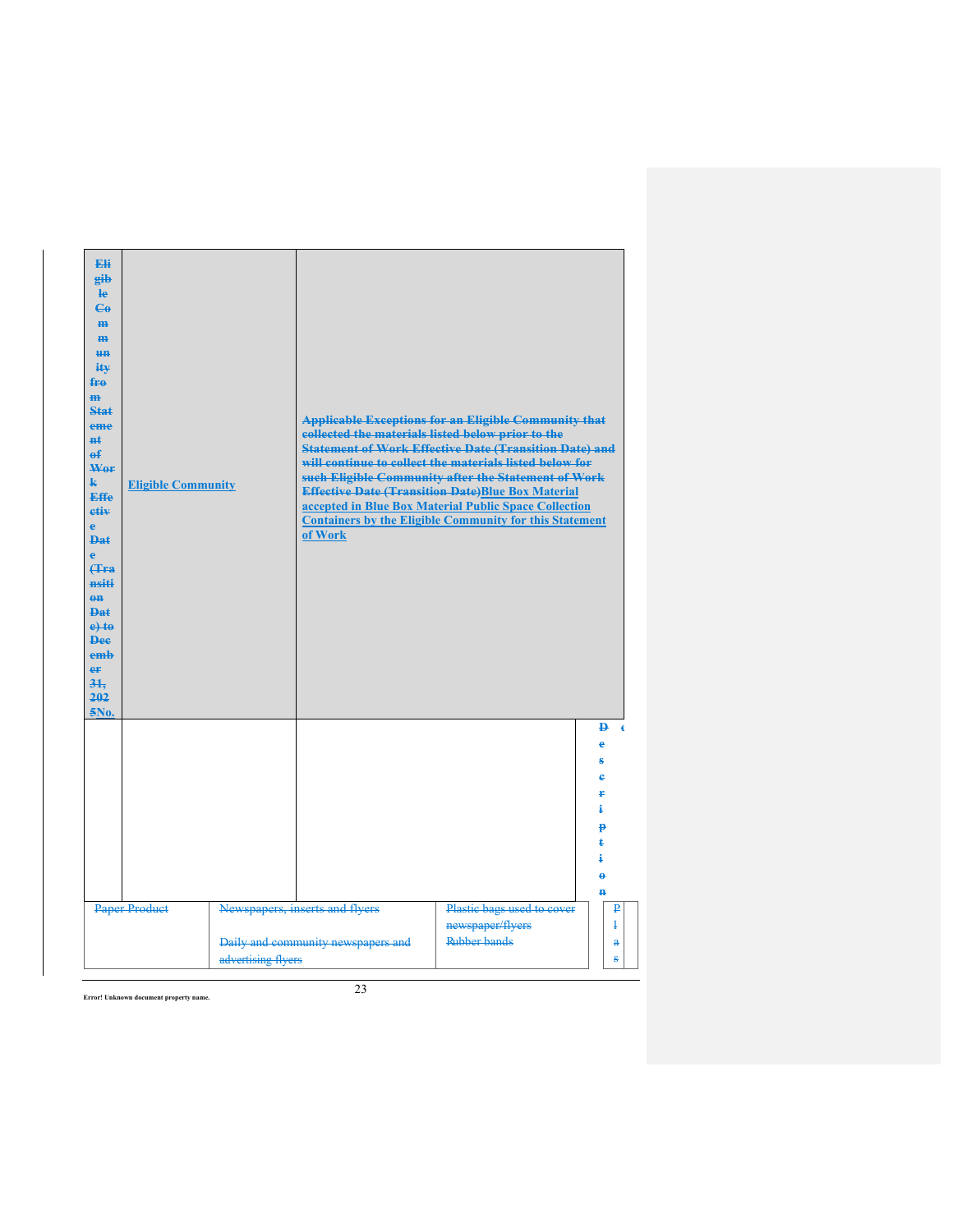| Eligible Community from Statement of Work Effective Date (Transition Date) to December 31, 2025No. | Eligible Community | Applicable Exceptions for an Eligible Community that collected the materials listed below prior to the Statement of Work Effective Date (Transition Date) and will continue to collect the materials listed below for such Eligible Community after the Statement of Work Effective Date (Transition Date)Blue Box Material accepted in Blue Box Material Public Space Collection Containers by the Eligible Community for this Statement of Work |
|---|---|---|
| | | |

| | | | Description |
|---|---|---|---|
| Paper Product | Newspapers, inserts and flyers<br><br>Daily and community newspapers and advertising flyers | Plastic bags used to cover newspaper/flyers<br>Rubber bands | Plas |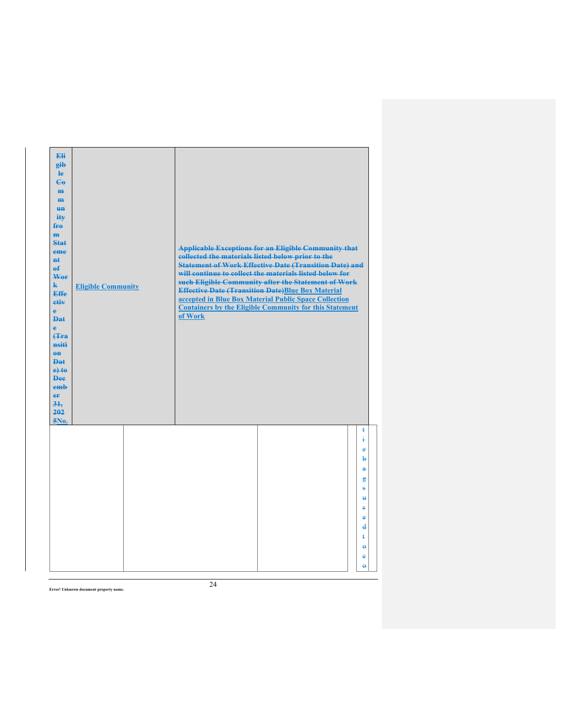| Eligible Community from Statement of Work Effective Date (Transition Date) to December 31, 2025No. | Eligible Community | Applicable Exceptions for an Eligible Community that collected the materials listed below prior to the Statement of Work Effective Date (Transition Date) and will continue to collect the materials listed below for such Eligible Community after the Statement of Work Effective Date (Transition Date)Blue Box Material accepted in Blue Box Material Public Space Collection Containers by the Eligible Community for this Statement of Work |
|---|---|---|

| | | | | t i e b a g s u s e d t o c o |
|---|---|---|---|---|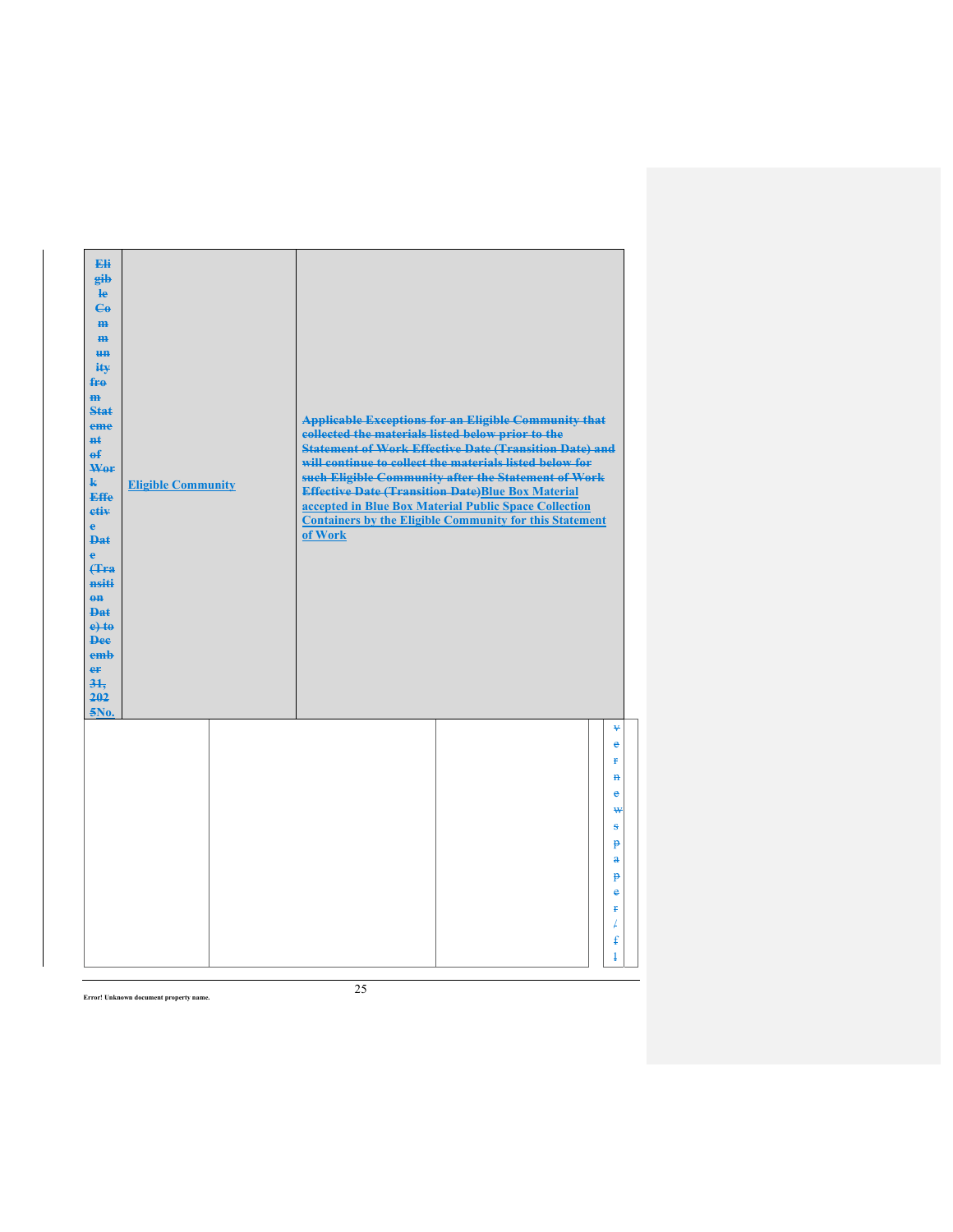| Eligible Community from Statement of Work Effective Date (Transition Date) to December 31, 2025No. | Eligible Community | Applicable Exceptions for an Eligible Community that collected the materials listed below prior to the Statement of Work Effective Date (Transition Date) and will continue to collect the materials listed below for such Eligible Community after the Statement of Work Effective Date (Transition Date)Blue Box Material accepted in Blue Box Material Public Space Collection Containers by the Eligible Community for this Statement of Work |
| --- | --- | --- |

| | | | | |
| --- | --- | --- | --- | --- |
| | | | | vernewspaper/fl |

Error! Unknown document property name.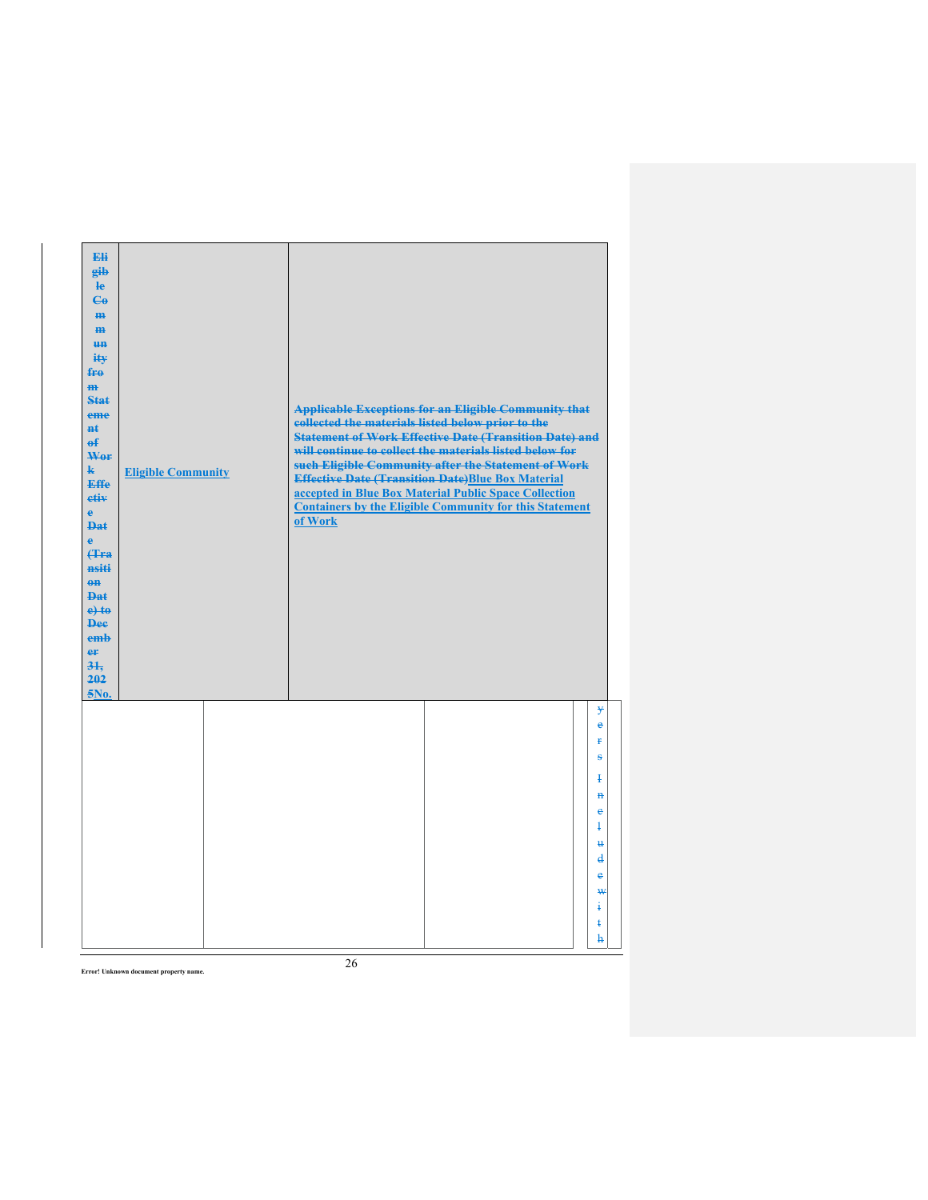| ~~Eligible Community from Statement of Work Effective Date (Transition Date) to December 31, 2025~~No. | Eligible Community | ~~Applicable Exceptions for an Eligible Community that collected the materials listed below prior to the Statement of Work Effective Date (Transition Date) and will continue to collect the materials listed below for such Eligible Community after the Statement of Work Effective Date (Transition Date)~~Blue Box Material accepted in Blue Box Material Public Space Collection Containers by the Eligible Community for this Statement of Work |
|---|---|---|

| | | | | ~~yers Include with~~ |
|---|---|---|---|---|
| | | | | |

Error! Unknown document property name.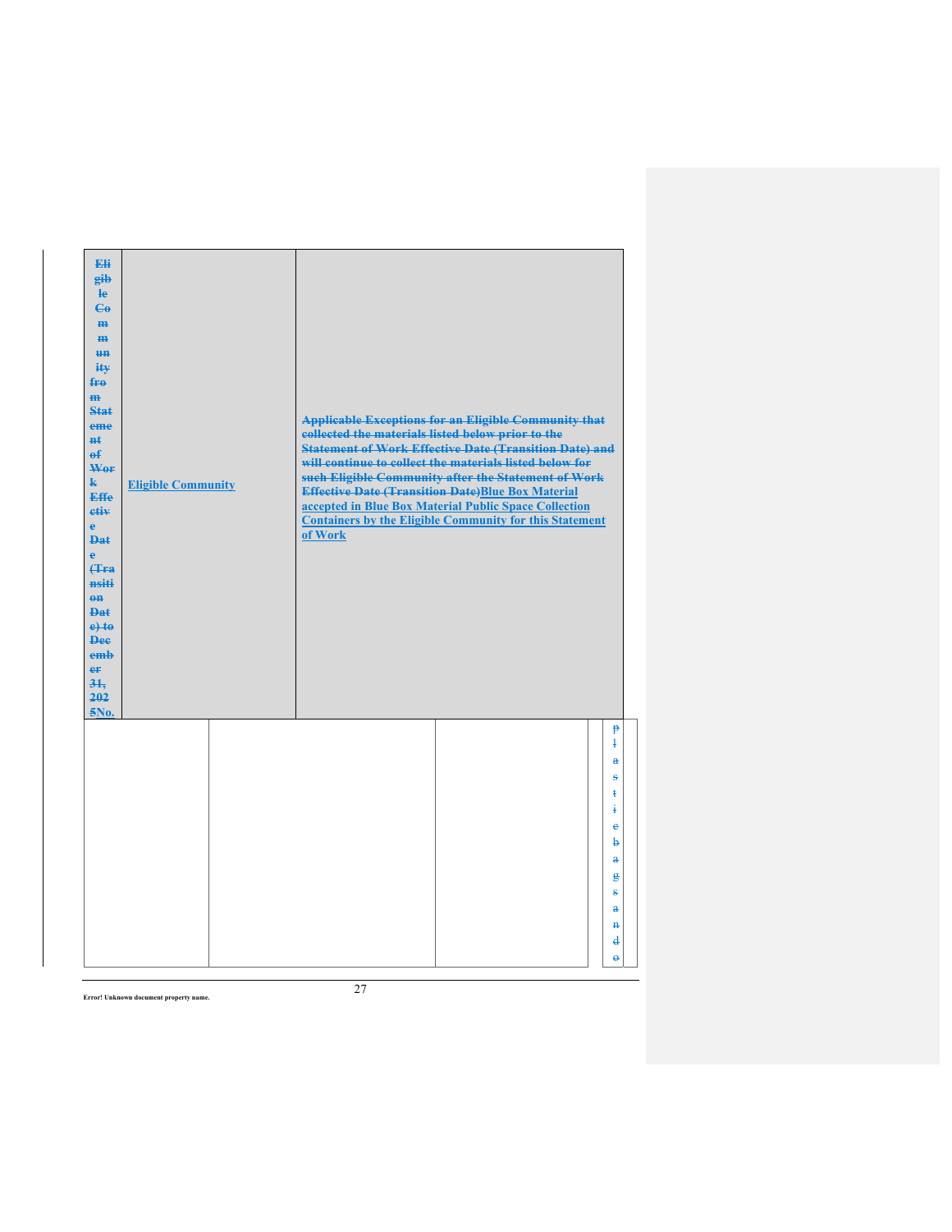| Eligible Community from Statement of Work Effective Date (Transition Date) to December 31, 2025No. | Eligible Community | Applicable Exceptions for an Eligible Community that collected the materials listed below prior to the Statement of Work Effective Date (Transition Date) and will continue to collect the materials listed below for such Eligible Community after the Statement of Work Effective Date (Transition Date)Blue Box Material accepted in Blue Box Material Public Space Collection Containers by the Eligible Community for this Statement of Work |
|---|---|---|

| | | | | plastic bags and e |
|---|---|---|---|---|
| | | | | |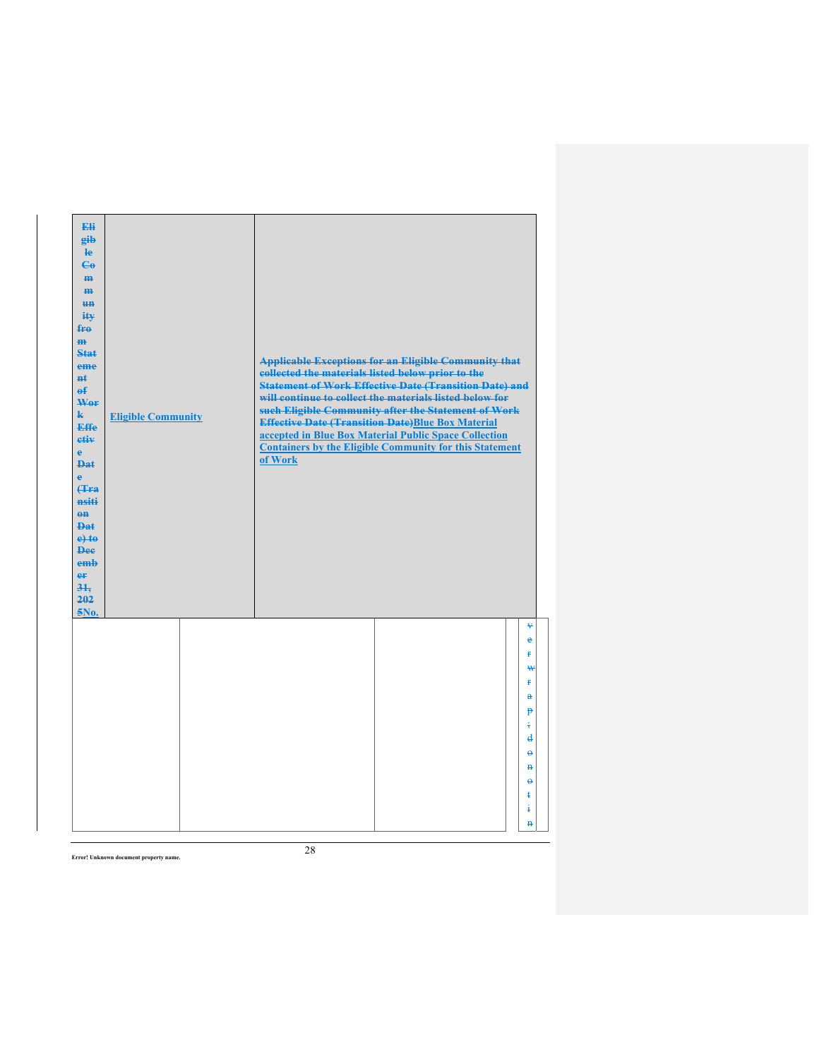| ~~Eligible Community from Statement of Work Effective Date (Transition Date) to December 31, 2025~~No. | Eligible Community | ~~Applicable Exceptions for an Eligible Community that collected the materials listed below prior to the Statement of Work Effective Date (Transition Date) and will continue to collect the materials listed below for such Eligible Community after the Statement of Work Effective Date (Transition Date)~~Blue Box Material accepted in Blue Box Material Public Space Collection Containers by the Eligible Community for this Statement of Work |
|---|---|---|
| | | |

| | | | ~~verwrap; donotin~~ |
|---|---|---|---|
| | | | |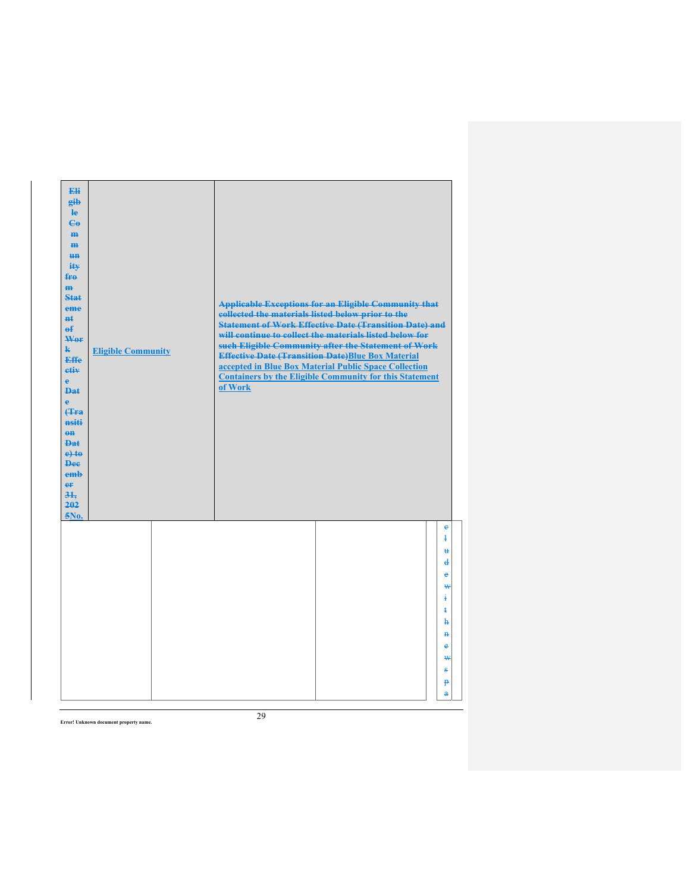| Eligible Community from Statement of Work Effective Date (Transition Date) to December 31, 2025No. | Eligible Community | Applicable Exceptions for an Eligible Community that collected the materials listed below prior to the Statement of Work Effective Date (Transition Date) and will continue to collect the materials listed below for such Eligible Community after the Statement of Work Effective Date (Transition Date)Blue Box Material accepted in Blue Box Material Public Space Collection Containers by the Eligible Community for this Statement of Work |
|---|---|---|
| | | |

Error! Unknown document property name.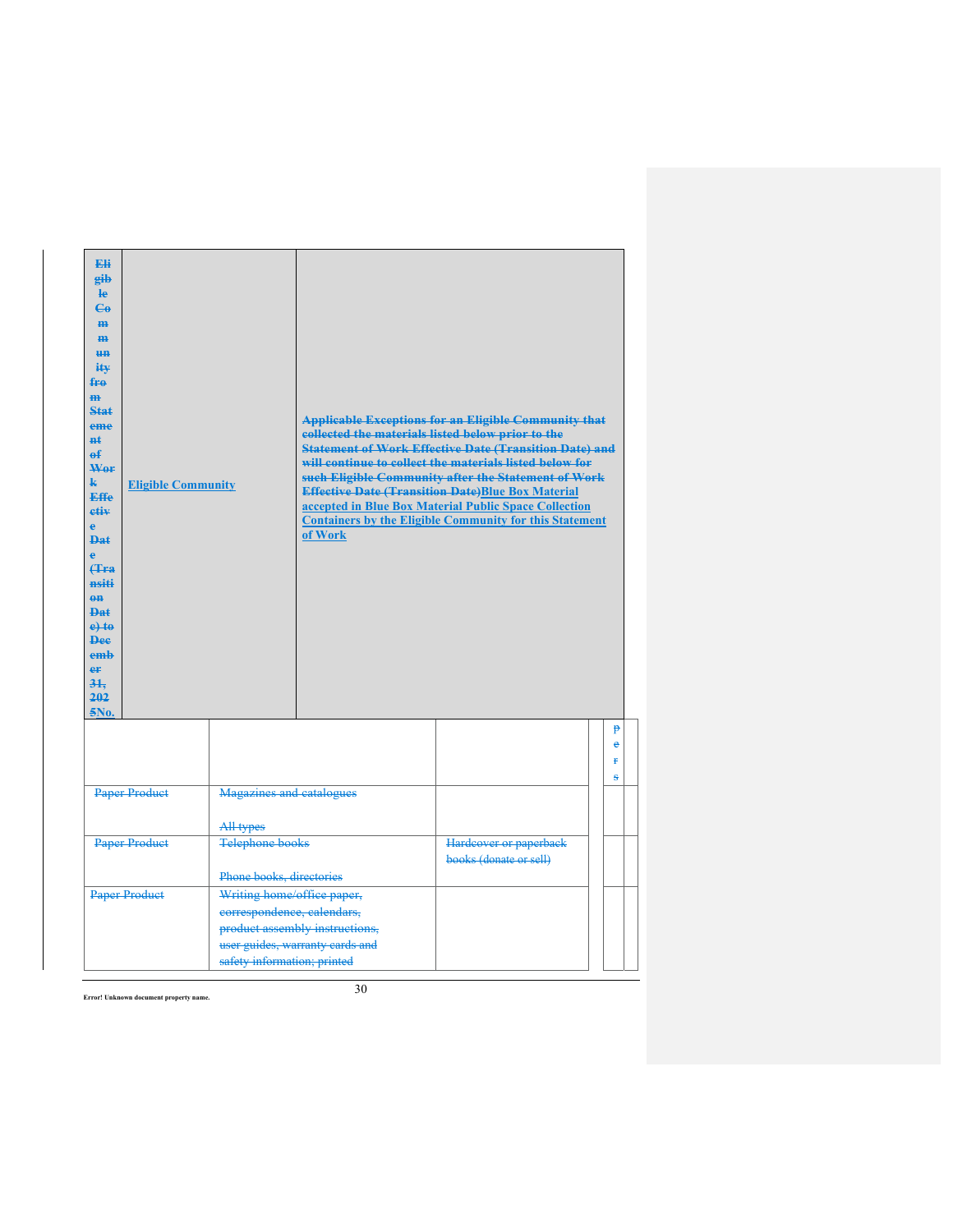| ~~Eligible Community from Statement of Work Effective Date (Transition Date) to December 31, 2025~~No. | Eligible Community | ~~Applicable Exceptions for an Eligible Community that collected the materials listed below prior to the Statement of Work Effective Date (Transition Date) and will continue to collect the materials listed below for such Eligible Community after the Statement of Work Effective Date (Transition Date)~~Blue Box Material accepted in Blue Box Material Public Space Collection Containers by the Eligible Community for this Statement of Work |
|---|---|---|

| | | | | ~~Pers~~ |
|---|---|---|---|---|
| ~~Paper Product~~ | ~~Magazines and catalogues~~<br><br>~~All types~~ | | | |
| ~~Paper Product~~ | ~~Telephone books~~<br><br>~~Phone books, directories~~ | ~~Hardcover or paperback books (donate or sell)~~ | | |
| ~~Paper Product~~ | ~~Writing home/office paper, correspondence, calendars, product assembly instructions, user guides, warranty cards and safety information; printed~~ | | | |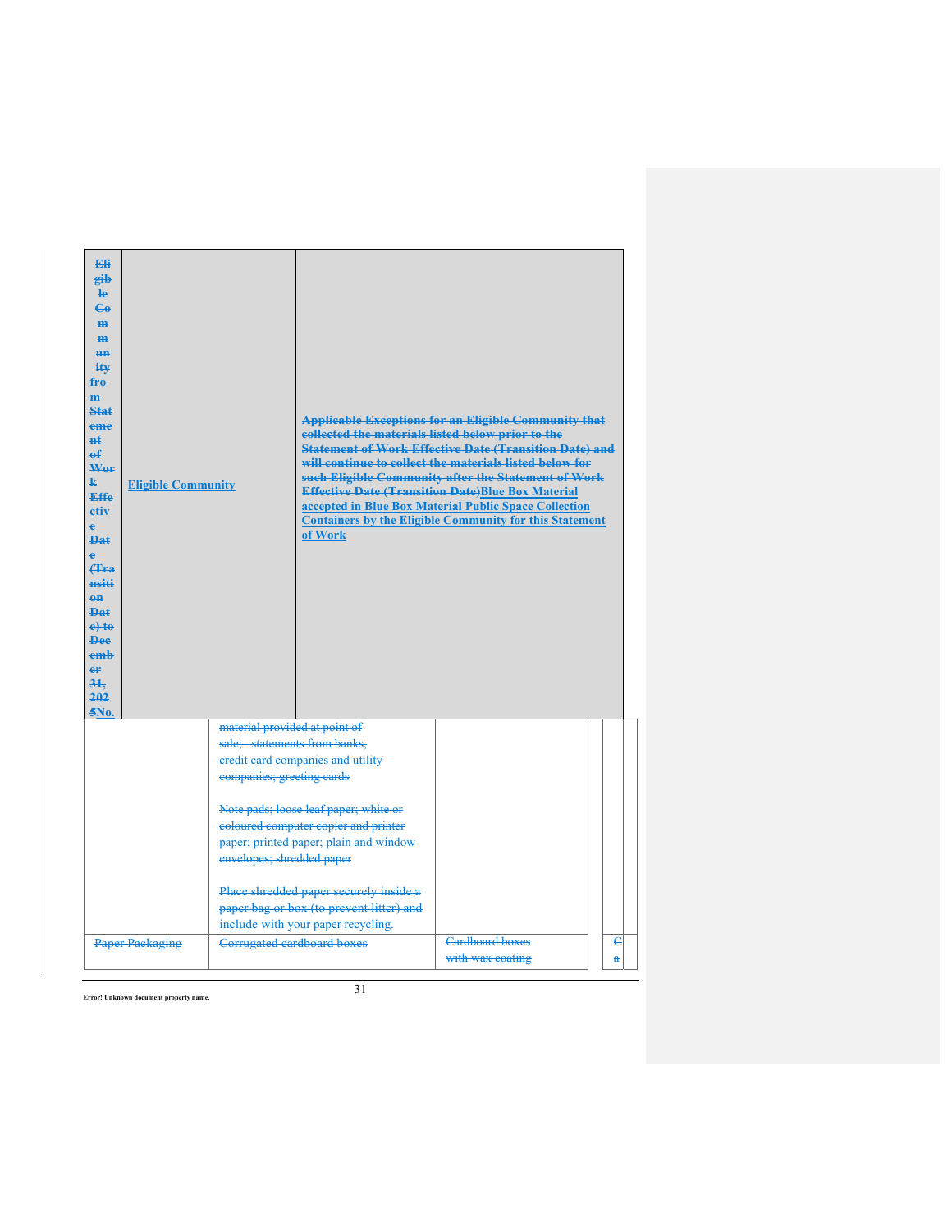| Eligible Community from Statement of Work Effective Date (Transition Date) to December 31, 2025No. | Eligible Community | Applicable Exceptions for an Eligible Community that collected the materials listed below prior to the Statement of Work Effective Date (Transition Date) and will continue to collect the materials listed below for such Eligible Community after the Statement of Work Effective Date (Transition Date)Blue Box Material accepted in Blue Box Material Public Space Collection Containers by the Eligible Community for this Statement of Work | | | |
|---|---|---|---|---|---|
| | material provided at point of sale; statements from banks, credit card companies and utility companies; greeting cards<br><br>Note pads; loose leaf paper; white or coloured computer copier and printer paper; printed paper; plain and window envelopes; shredded paper<br><br>Place shredded paper securely inside a paper bag or box (to prevent litter) and include with your paper recycling. | | | | |
| Paper Packaging | Corrugated cardboard boxes | Cardboard boxes with wax coating | | Ca | |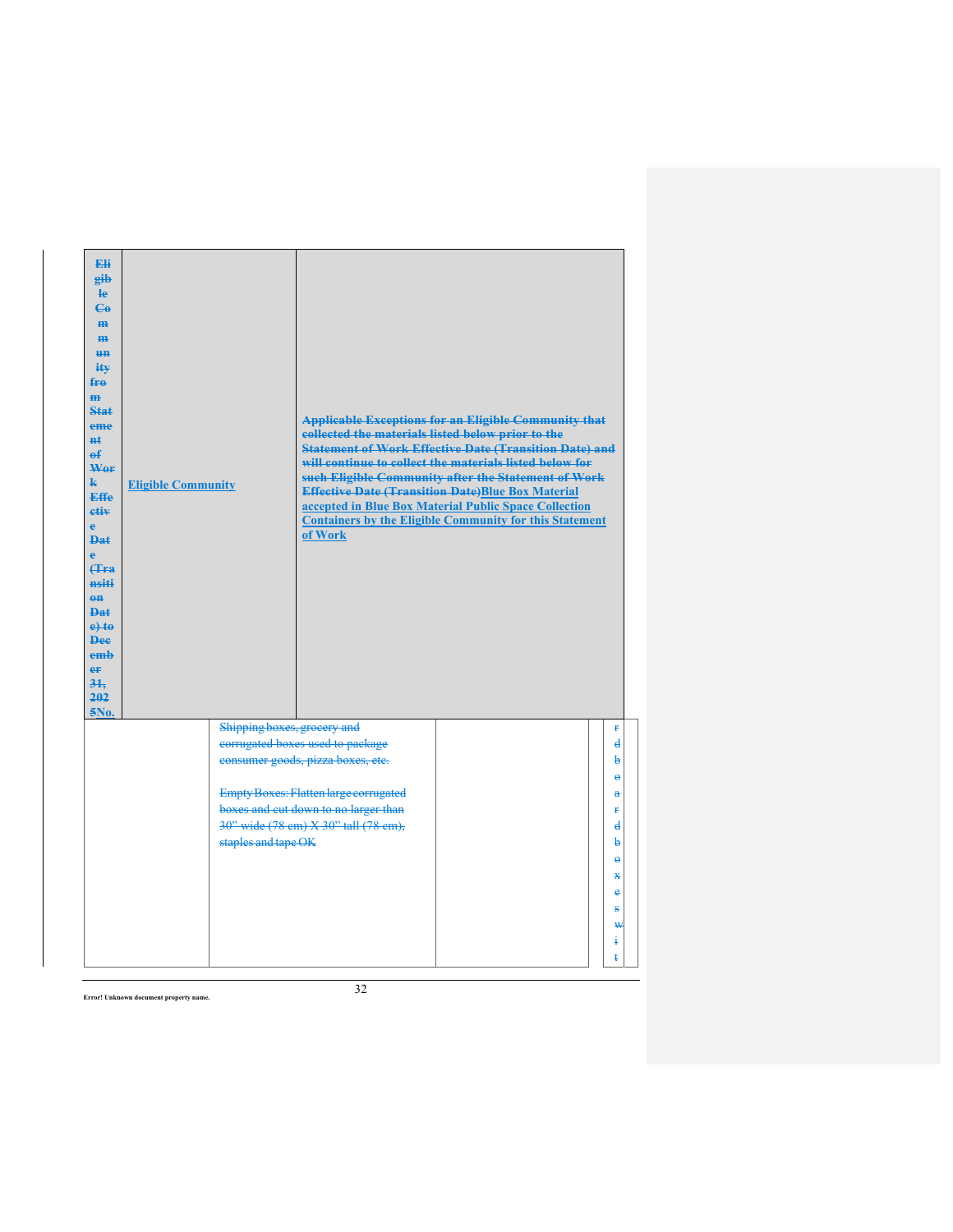| Eligible Community from Statement of Work Effective Date (Transition Date) to December 31, 2025No. | Eligible Community | Applicable Exceptions for an Eligible Community that collected the materials listed below prior to the Statement of Work Effective Date (Transition Date) and will continue to collect the materials listed below for such Eligible Community after the Statement of Work Effective Date (Transition Date)Blue Box Material accepted in Blue Box Material Public Space Collection Containers by the Eligible Community for this Statement of Work |
|---|---|---|
| | Shipping boxes, grocery and corrugated boxes used to package consumer goods, pizza boxes, etc.<br><br>Empty Boxes: Flatten large corrugated boxes and cut down to no larger than 30" wide (78 cm) X 30" tall (78 cm), staples and tape OK | rdboardboxeswit |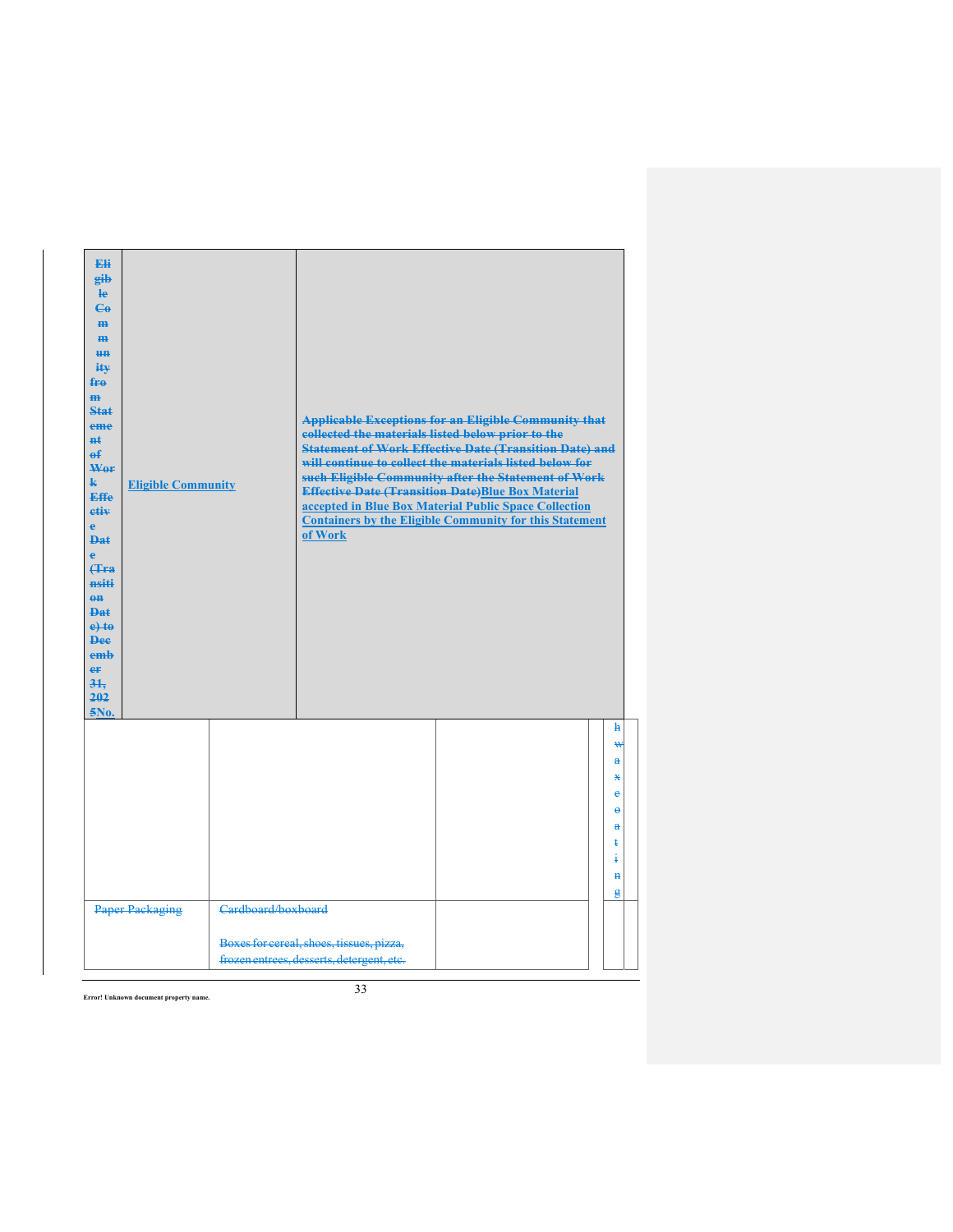| Eligible Community from Statement of Work Effective Date (Transition Date) to December 31, 2025No. | Eligible Community | Applicable Exceptions for an Eligible Community that collected the materials listed below prior to the Statement of Work Effective Date (Transition Date) and will continue to collect the materials listed below for such Eligible Community after the Statement of Work Effective Date (Transition Date)Blue Box Material accepted in Blue Box Material Public Space Collection Containers by the Eligible Community for this Statement of Work |
|---|---|---|

| | | | | hwaxcoating |
|---|---|---|---|---|
| Paper Packaging | Cardboard/boxboard<br><br>Boxes for cereal, shoes, tissues, pizza, frozen entrees, desserts, detergent, etc. | | | |

Error! Unknown document property name.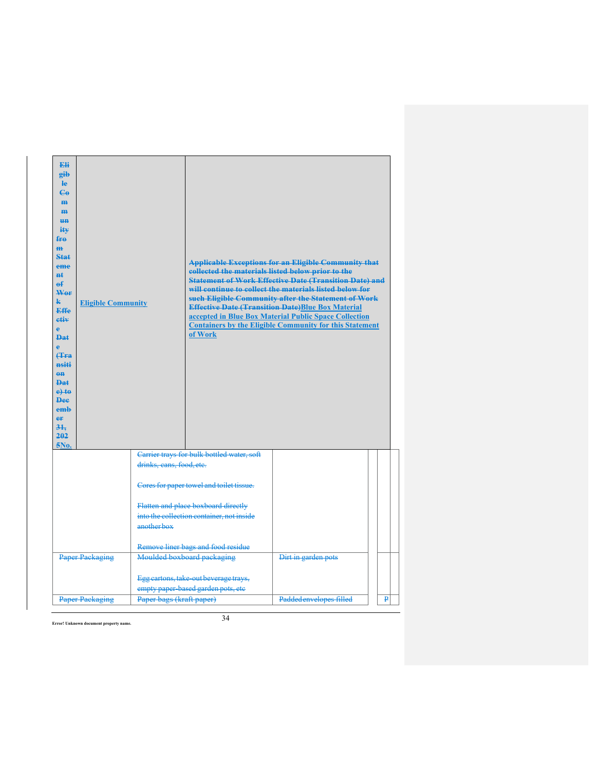| Eligible Community from Statement of Work Effective Date (Transition Date) to December 31, 2025No. | Eligible Community | Applicable Exceptions for an Eligible Community that collected the materials listed below prior to the Statement of Work Effective Date (Transition Date) and will continue to collect the materials listed below for such Eligible Community after the Statement of Work Effective Date (Transition Date)Blue Box Material accepted in Blue Box Material Public Space Collection Containers by the Eligible Community for this Statement of Work | | | |
|---|---|---|---|---|---|
| | Carrier trays for bulk bottled water, soft drinks, cans, food, etc.<br><br>Cores for paper towel and toilet tissue.<br><br>Flatten and place boxboard directly into the collection container, not inside another box<br><br>Remove liner bags and food residue | | | | |
| Paper Packaging | Moulded boxboard packaging<br><br>Egg cartons, take-out beverage trays, empty paper-based garden pots, etc | Dirt in garden pots | | | |
| Paper Packaging | Paper bags (kraft paper) | Padded envelopes filled | | P | |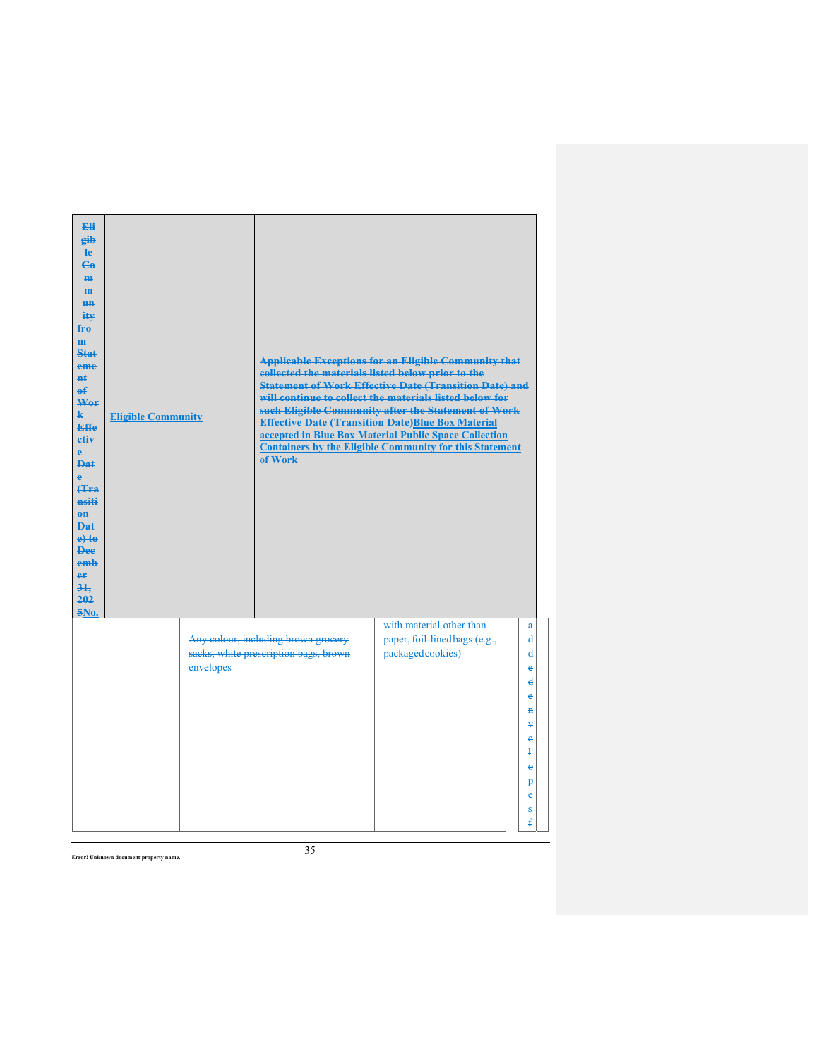| Eligible Community from Statement of Work Effective Date (Transition Date) to December 31, 2025No. | Eligible Community | Applicable Exceptions for an Eligible Community that collected the materials listed below prior to the Statement of Work Effective Date (Transition Date) and will continue to collect the materials listed below for such Eligible Community after the Statement of Work Effective Date (Transition Date)Blue Box Material accepted in Blue Box Material Public Space Collection Containers by the Eligible Community for this Statement of Work | | | |
|---|---|---|---|---|---|
| | Any colour, including brown grocery sacks, white prescription bags, brown envelopes | | with material other than paper, foil-linedbags (e.g., packagedcookies) | | addedenvelopesf |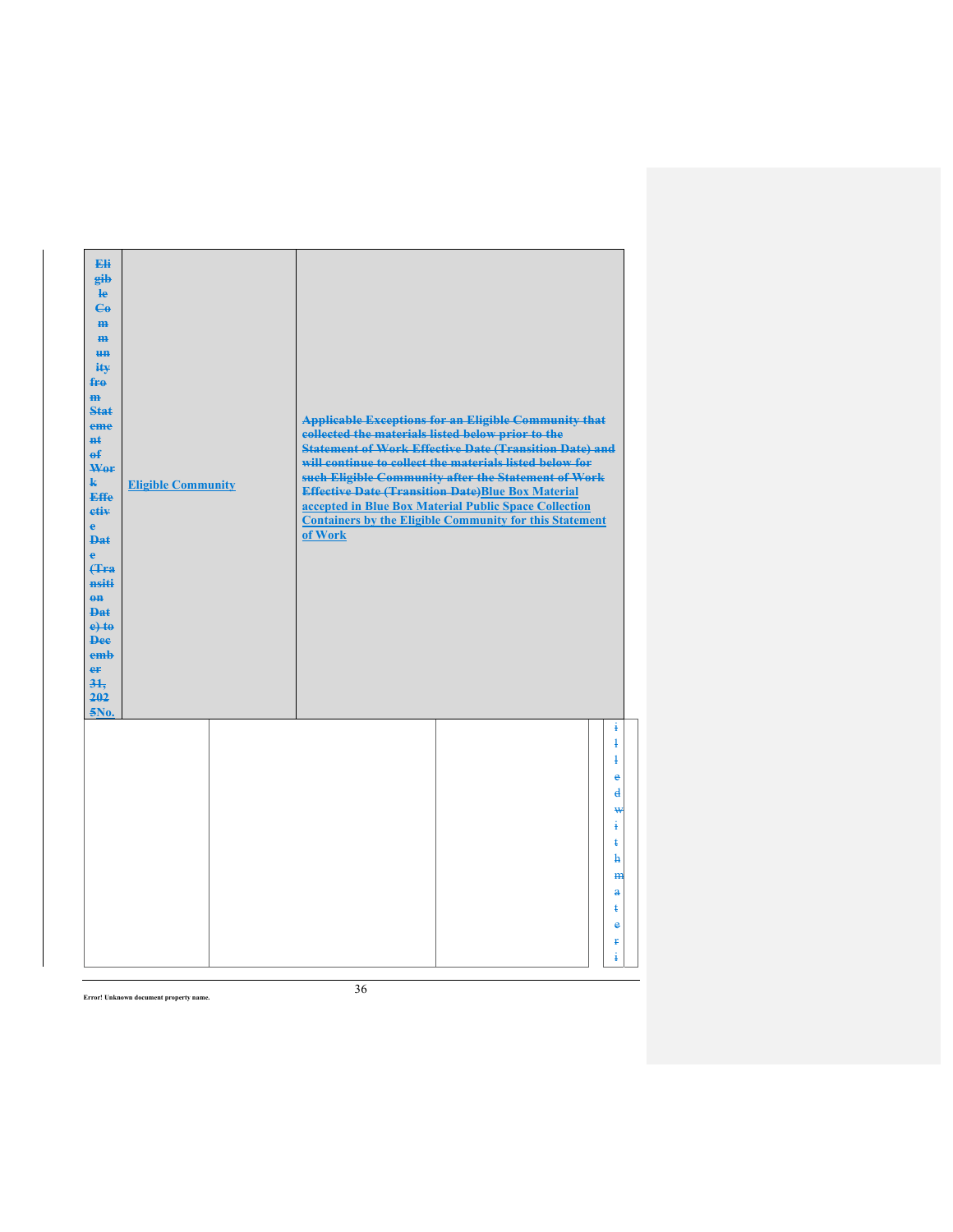| ~~Eligible Community from Statement of Work Effective Date (Transition Date) to December 31, 2025~~No. | Eligible Community | ~~Applicable Exceptions for an Eligible Community that collected the materials listed below prior to the Statement of Work Effective Date (Transition Date) and will continue to collect the materials listed below for such Eligible Community after the Statement of Work Effective Date (Transition Date)~~Blue Box Material accepted in Blue Box Material Public Space Collection Containers by the Eligible Community for this Statement of Work |
|---|---|---|
| | | ~~illed with materi~~ |

Error! Unknown document property name.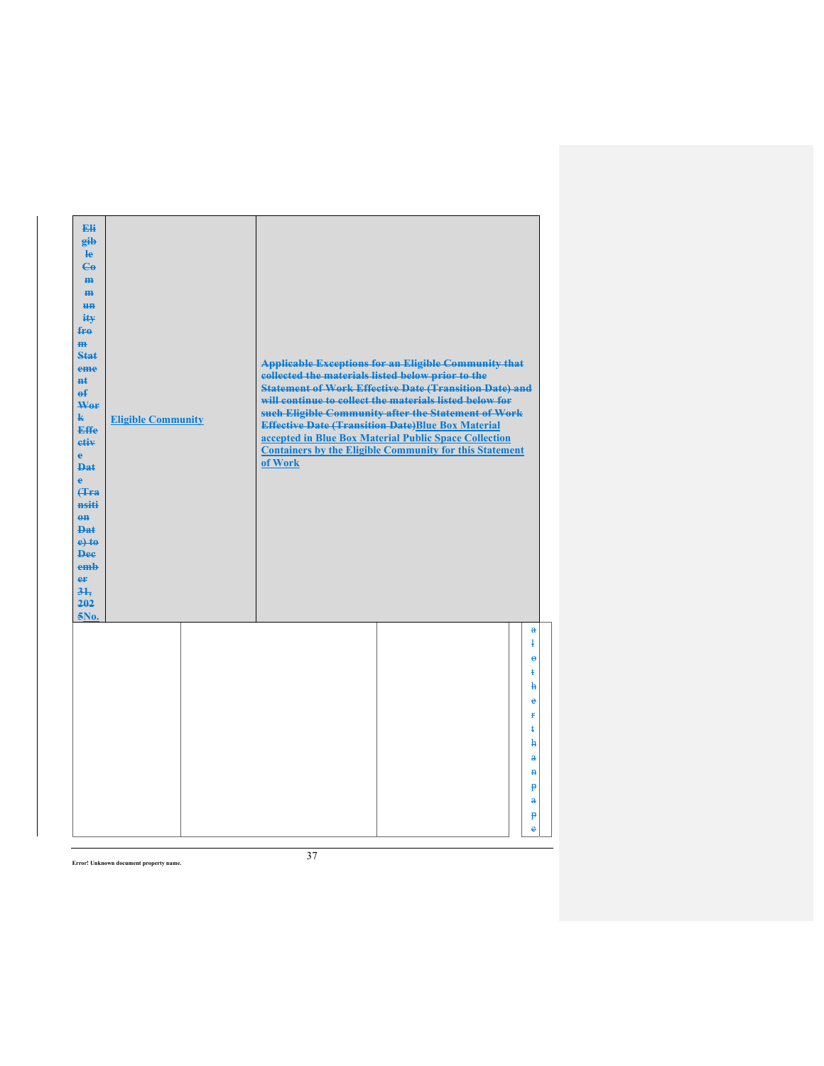| ~~Eligible Community from Statement of Work Effective Date (Transition Date) to December 31, 2025~~No. | Eligible Community | ~~Applicable Exceptions for an Eligible Community that collected the materials listed below prior to the Statement of Work Effective Date (Transition Date) and will continue to collect the materials listed below for such Eligible Community after the Statement of Work Effective Date (Transition Date)~~Blue Box Material accepted in Blue Box Material Public Space Collection Containers by the Eligible Community for this Statement of Work |
|---|---|---|

| | | | | |
|---|---|---|---|---|
| | | | | ~~a l o t h e r t h a n p a p e~~ |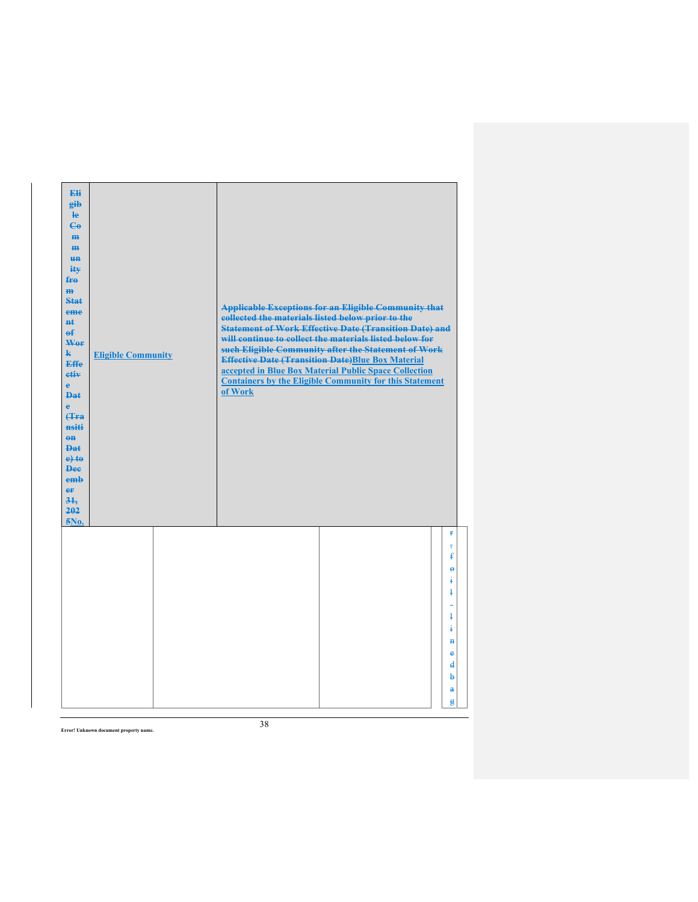| Eligible Community from Statement of Work Effective Date (Transition Date) to December 31, 2025No. | Eligible Community | Applicable Exceptions for an Eligible Community that collected the materials listed below prior to the Statement of Work Effective Date (Transition Date) and will continue to collect the materials listed below for such Eligible Community after the Statement of Work Effective Date (Transition Date)Blue Box Material accepted in Blue Box Material Public Space Collection Containers by the Eligible Community for this Statement of Work |
| --- | --- | --- |

| | | | r, foil-lined bag |
| --- | --- | --- | --- |
| | | | |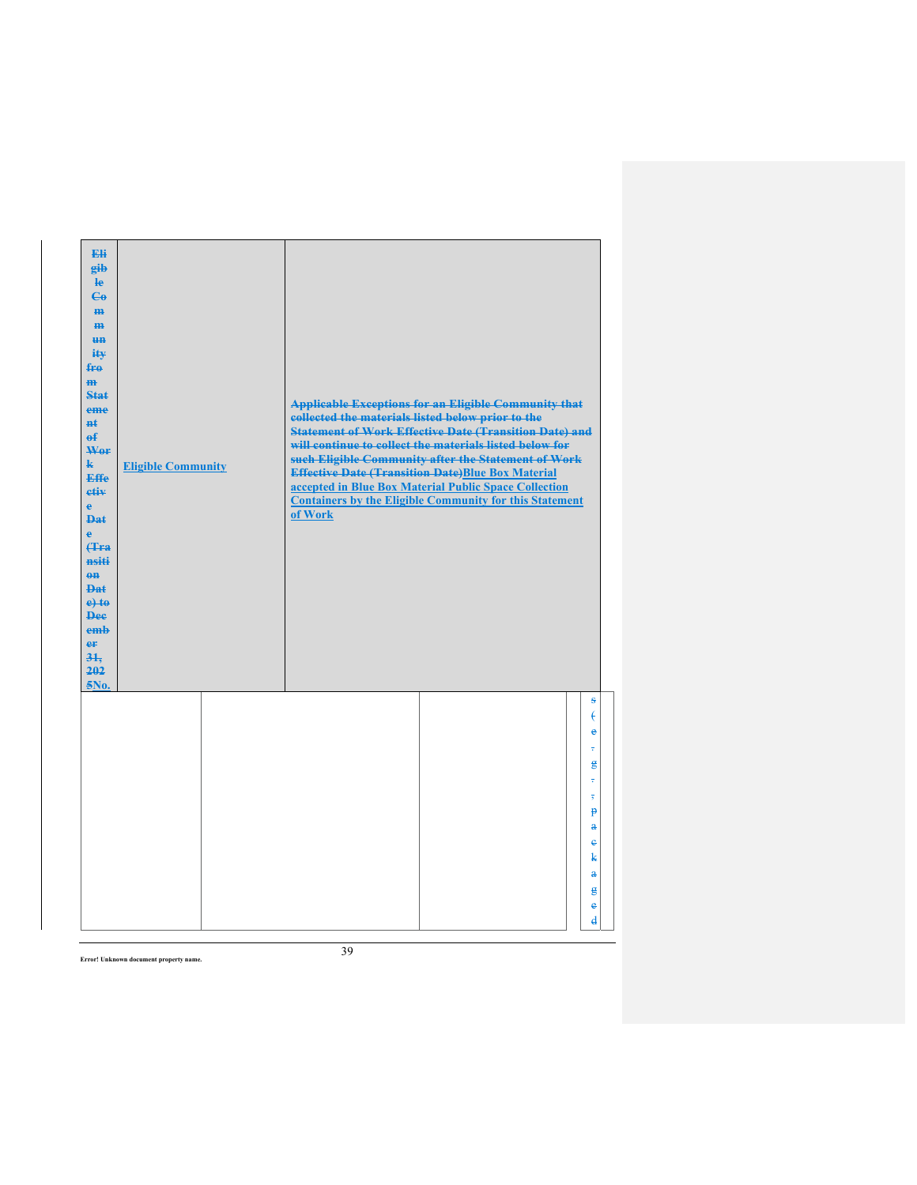| ~~Eligible Community from Statement of Work Effective Date (Transition Date) to December 31, 2025~~No. | Eligible Community | ~~Applicable Exceptions for an Eligible Community that collected the materials listed below prior to the Statement of Work Effective Date (Transition Date) and will continue to collect the materials listed below for such Eligible Community after the Statement of Work Effective Date (Transition Date)~~Blue Box Material accepted in Blue Box Material Public Space Collection Containers by the Eligible Community for this Statement of Work |
| --- | --- | --- |

| | | | | ~~s (e.g., packaged~~ |
| --- | --- | --- | --- | --- |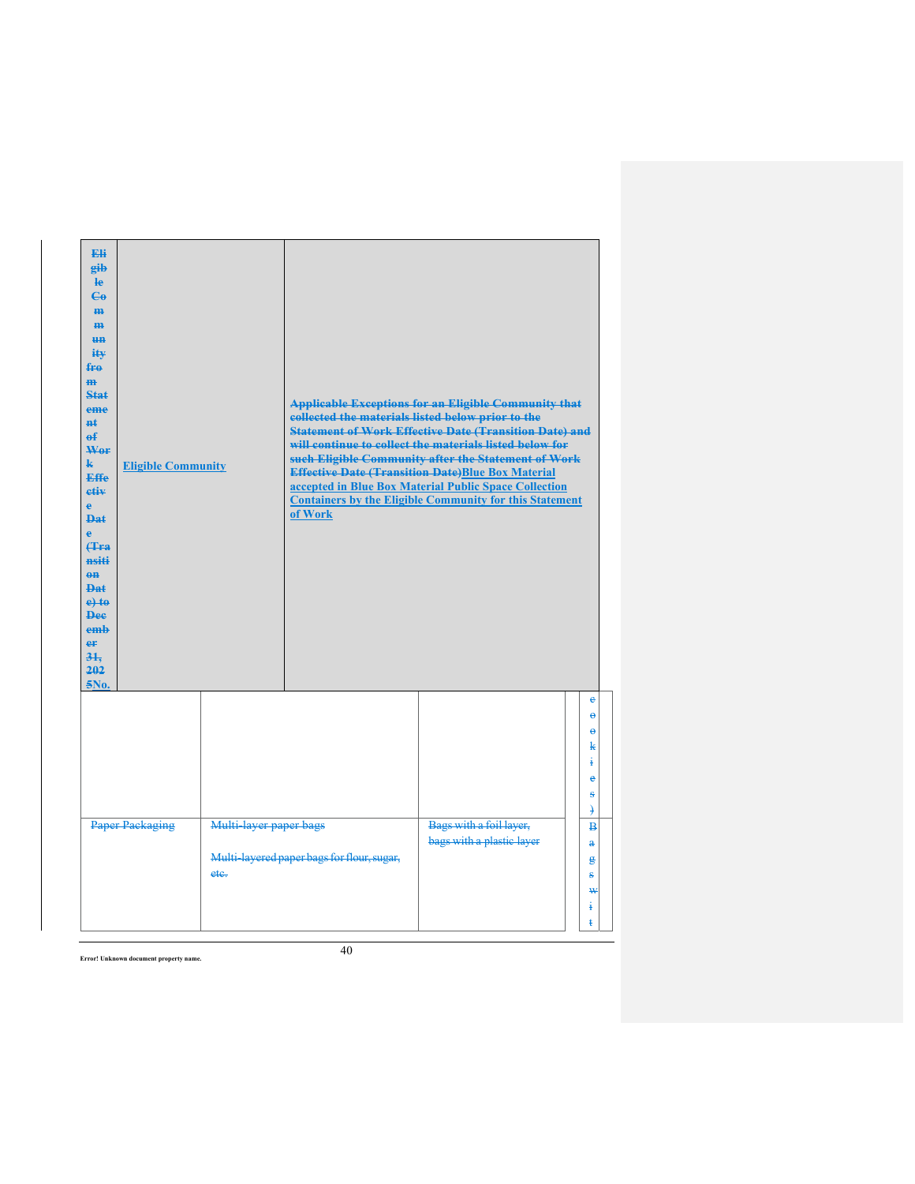| Eligible Community from Statement of Work Effective Date (Transition Date) to December 31, 2025No. | Eligible Community | Applicable Exceptions for an Eligible Community that collected the materials listed below prior to the Statement of Work Effective Date (Transition Date) and will continue to collect the materials listed below for such Eligible Community after the Statement of Work Effective Date (Transition Date)Blue Box Material accepted in Blue Box Material Public Space Collection Containers by the Eligible Community for this Statement of Work |
|---|---|---|

| | | | | |
|---|---|---|---|---|
| | | | | cookies) |
| Paper Packaging | Multi-layer paper bags<br><br>Multi-layered paper bags for flour, sugar, etc. | Bags with a foil layer, bags with a plastic layer | | Bags wit |

Error! Unknown document property name.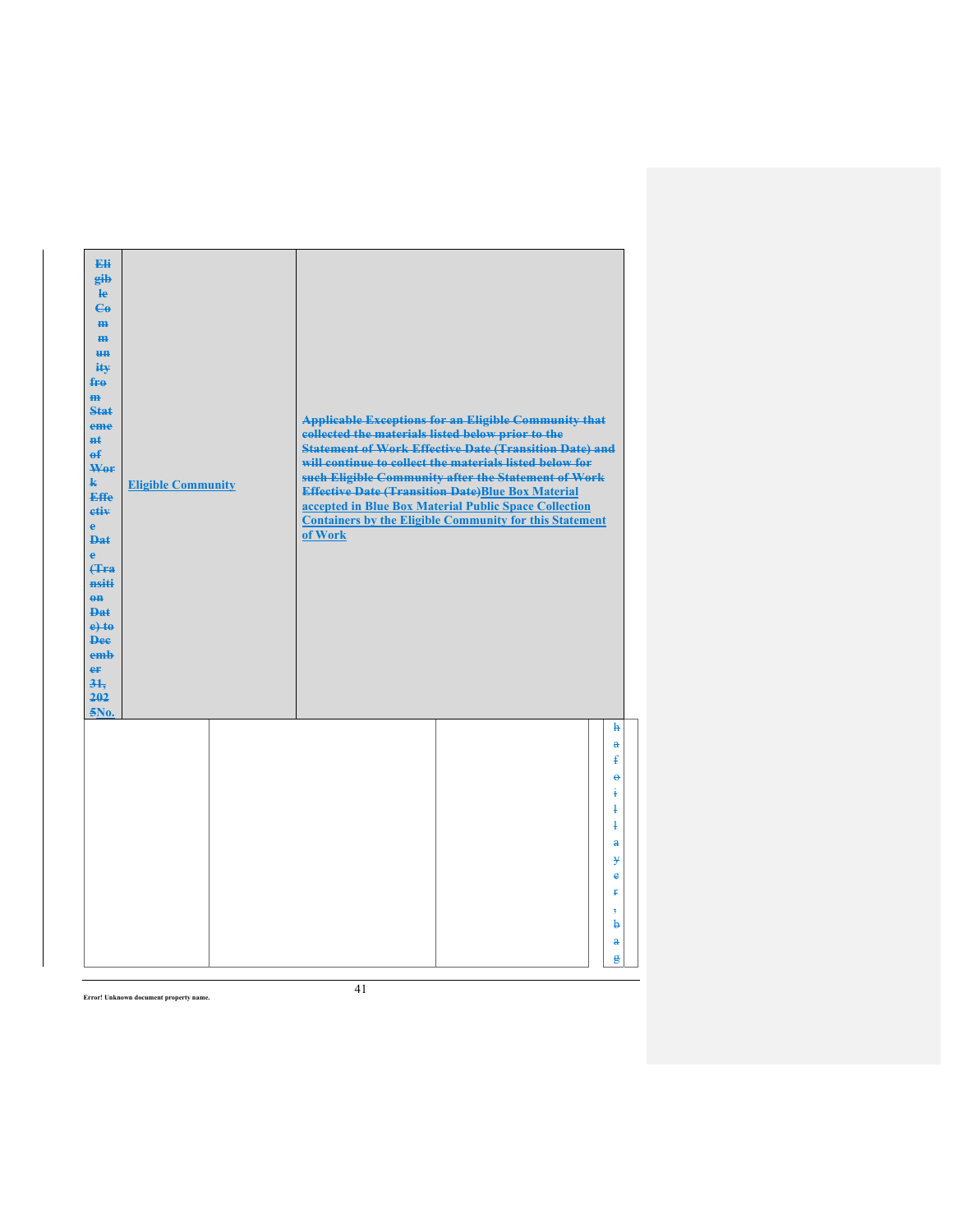| Eligible Community from Statement of Work Effective Date (Transition Date) to December 31, 2025No. | Eligible Community | Applicable Exceptions for an Eligible Community that collected the materials listed below prior to the Statement of Work Effective Date (Transition Date) and will continue to collect the materials listed below for such Eligible Community after the Statement of Work Effective Date (Transition Date)Blue Box Material accepted in Blue Box Material Public Space Collection Containers by the Eligible Community for this Statement of Work |
|---|---|---|
| | | |

| | | | | |
|---|---|---|---|---|
| | | | | hafoil layer, bag |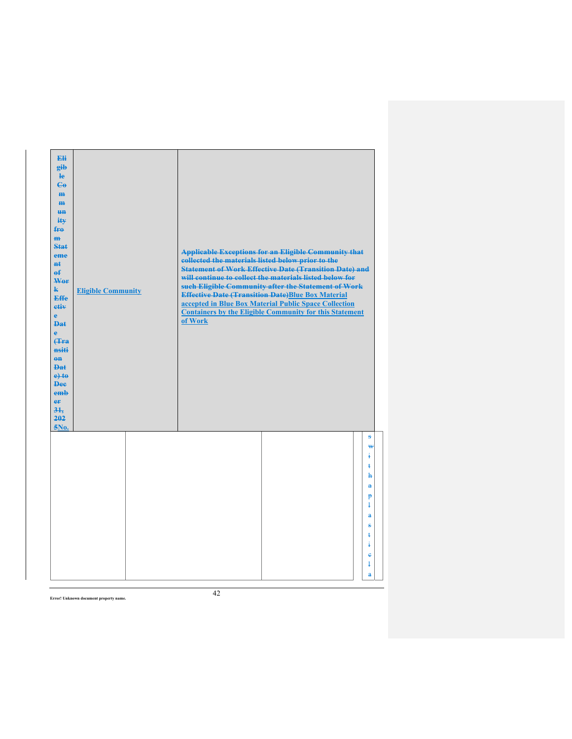| Eligible Community from Statement of Work Effective Date (Transition Date) to December 31, 2025No. | Eligible Community | Applicable Exceptions for an Eligible Community that collected the materials listed below prior to the Statement of Work Effective Date (Transition Date) and will continue to collect the materials listed below for such Eligible Community after the Statement of Work Effective Date (Transition Date)Blue Box Material accepted in Blue Box Material Public Space Collection Containers by the Eligible Community for this Statement of Work |
|---|---|---|

| | | | | |
|---|---|---|---|---|
| | | | | swithaplasticla |

Error! Unknown document property name.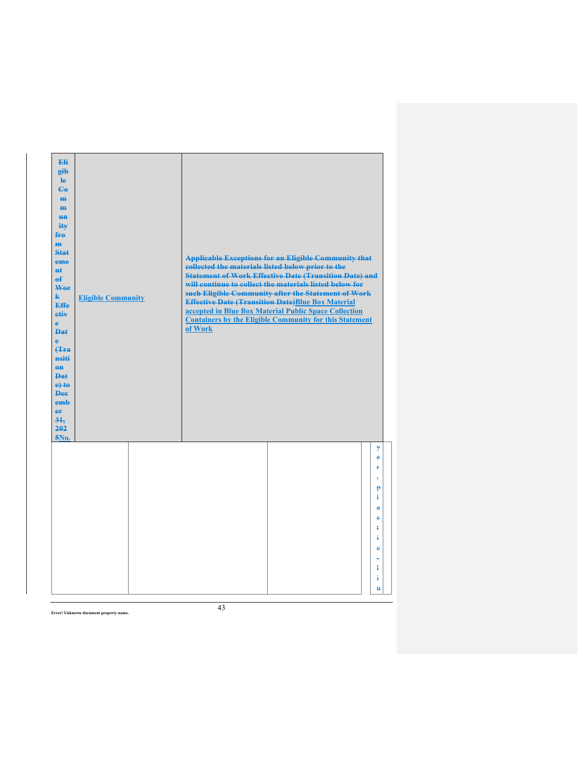| ~~Eligible Community from Statement of Work Effective Date (Transition Date) to December 31, 2025~~No. | Eligible Community | ~~Applicable Exceptions for an Eligible Community that collected the materials listed below prior to the Statement of Work Effective Date (Transition Date) and will continue to collect the materials listed below for such Eligible Community after the Statement of Work Effective Date (Transition Date)~~Blue Box Material accepted in Blue Box Material Public Space Collection Containers by the Eligible Community for this Statement of Work |
|---|---|---|
| | | |

| | | | |
|---|---|---|---|
| | | | ~~yer; plastic-lin~~ |

Error! Unknown document property name.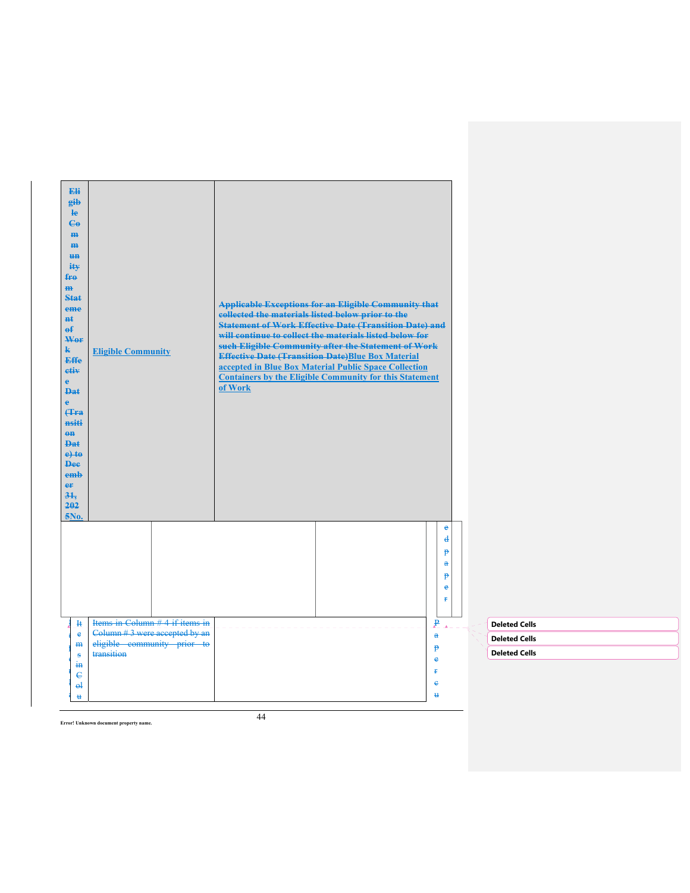| ~~Eligible Community from Statement of Work Effective Date (Transition Date) to December 31, 2025~~No. | Eligible Community | ~~Applicable Exceptions for an Eligible Community that collected the materials listed below prior to the Statement of Work Effective Date (Transition Date) and will continue to collect the materials listed below for such Eligible Community after the Statement of Work Effective Date (Transition Date)~~Blue Box Material accepted in Blue Box Material Public Space Collection Containers by the Eligible Community for this Statement of Work |
|---|---|---|
| | | ~~edpaper~~ |
| ~~Items in Colu~~ | ~~Items in Column # 4 if items in Column # 3 were accepted by an eligible community prior to transition~~ | ~~Papercu~~ |

Deleted Cells

Deleted Cells

Deleted Cells

Error! Unknown document property name.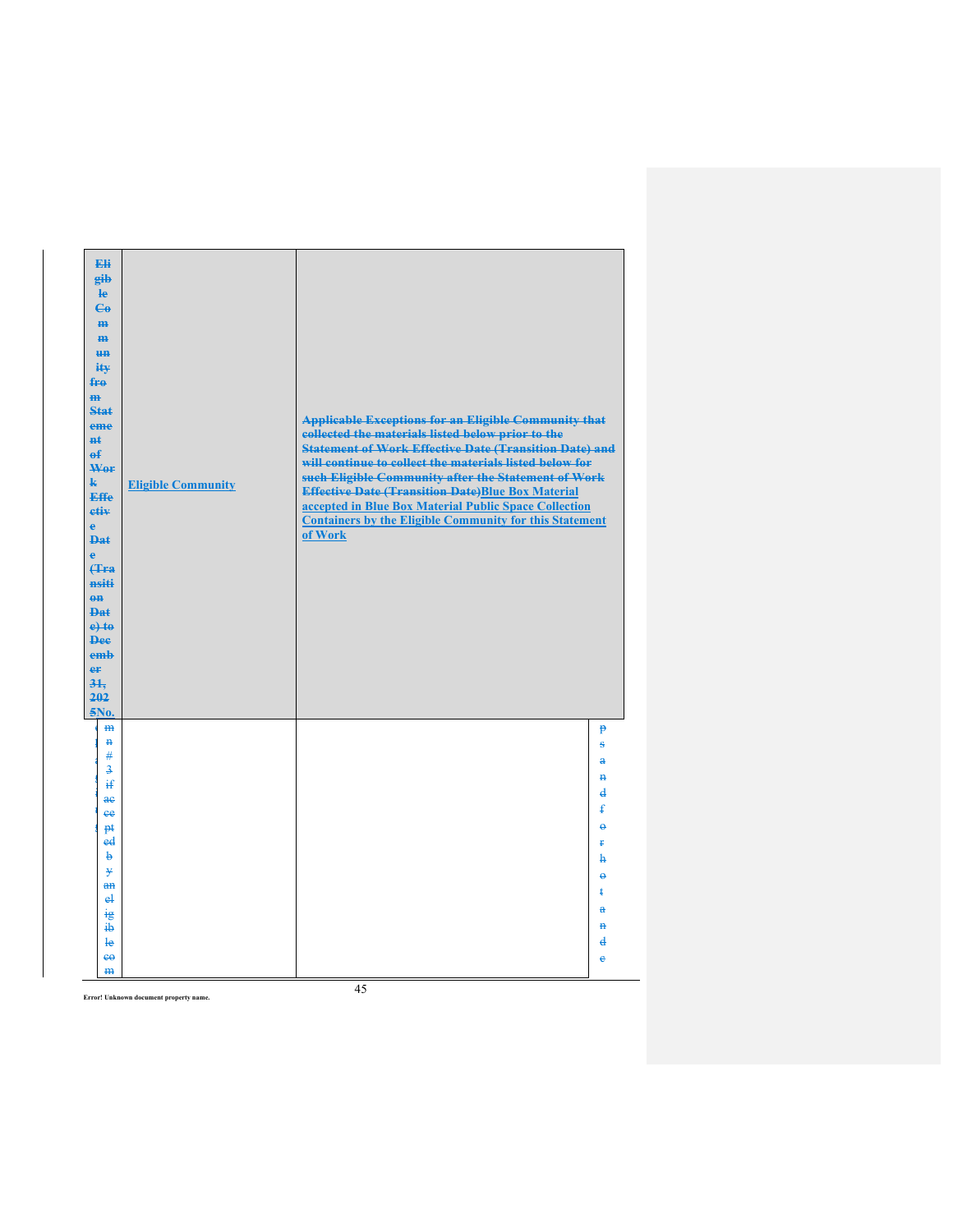| ~~Eligible Community from Statement of Work Effective Date (Transition Date) to December 31, 2025~~No. | Eligible Community | ~~Applicable Exceptions for an Eligible Community that collected the materials listed below prior to the Statement of Work Effective Date (Transition Date) and will continue to collect the materials listed below for such Eligible Community after the Statement of Work Effective Date (Transition Date)~~Blue Box Material accepted in Blue Box Material Public Space Collection Containers by the Eligible Community for this Statement of Work |
|---|---|---|
| ~~mn #3 if accepted by an eligible com~~ | | ~~ps and for hot and c~~ |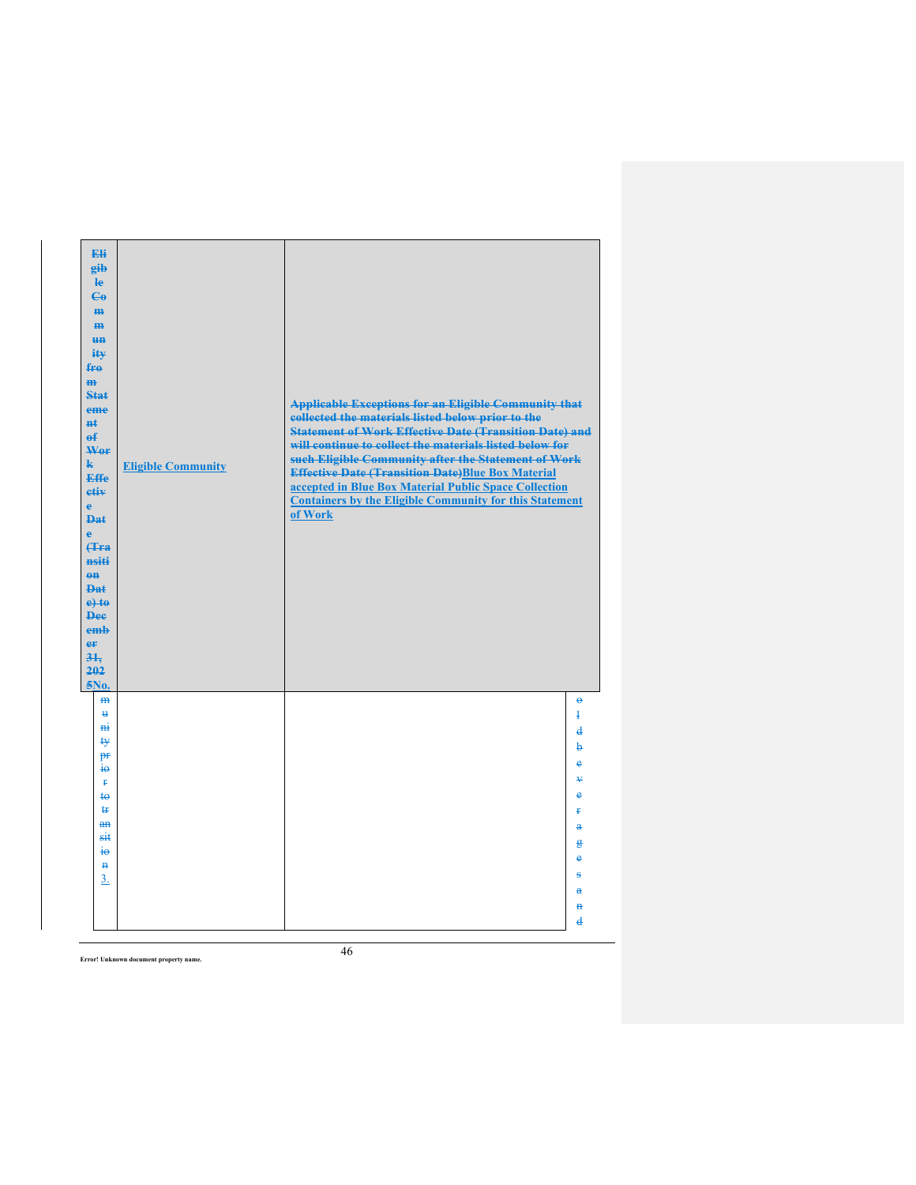| ~~Eligible Community from Statement of Work Effective Date (Transition Date) to December 31, 2025~~No. | Eligible Community | ~~Applicable Exceptions for an Eligible Community that collected the materials listed below prior to the Statement of Work Effective Date (Transition Date) and will continue to collect the materials listed below for such Eligible Community after the Statement of Work Effective Date (Transition Date)~~Blue Box Material accepted in Blue Box Material Public Space Collection Containers by the Eligible Community for this Statement of Work |
|---|---|---|
| ~~munity prior to transition~~ 3. | | ~~old beverages and~~ |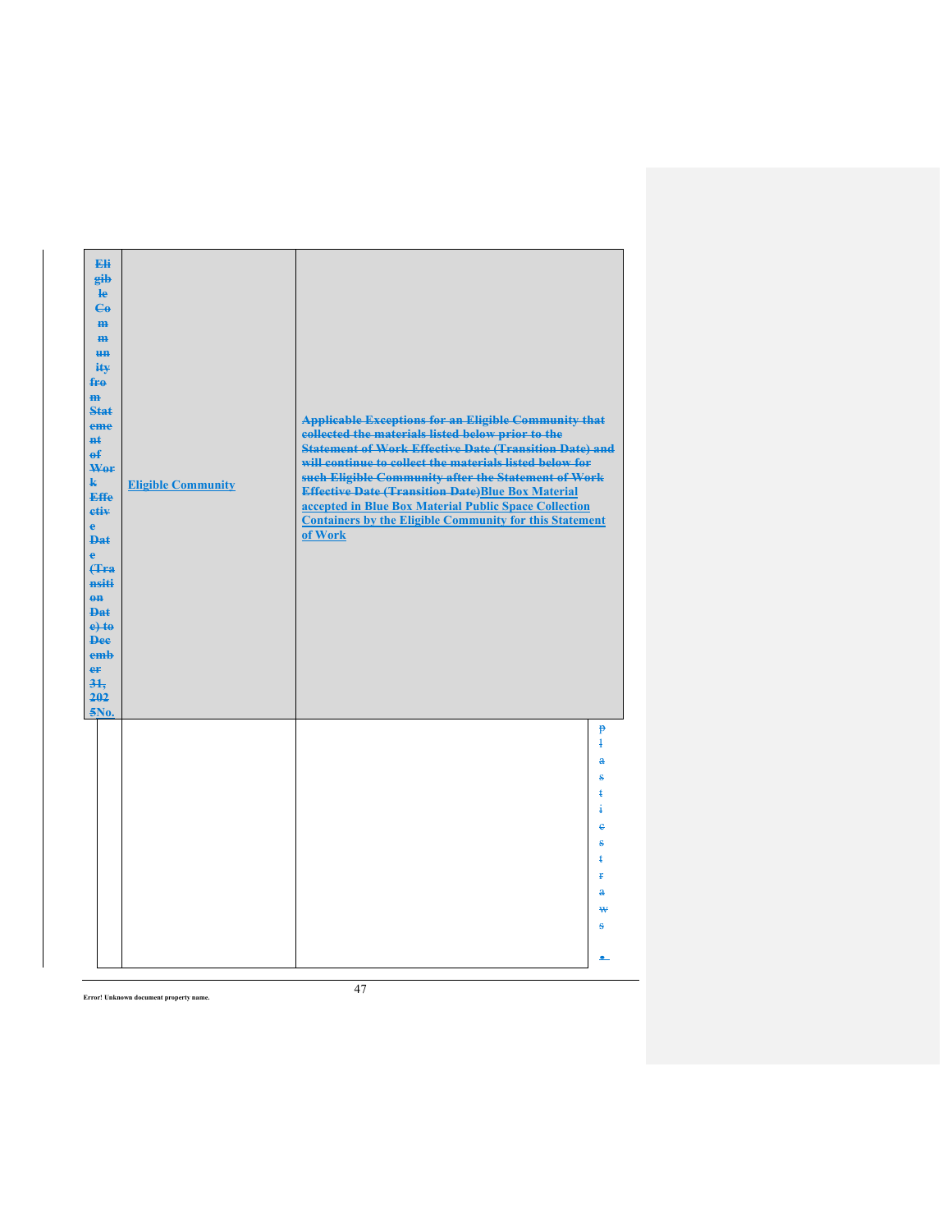| Eligible Community from Statement of Work Effective Date (Transition Date) to December 31, 2025No. | Eligible Community | Applicable Exceptions for an Eligible Community that collected the materials listed below prior to the Statement of Work Effective Date (Transition Date) and will continue to collect the materials listed below for such Eligible Community after the Statement of Work Effective Date (Transition Date)Blue Box Material accepted in Blue Box Material Public Space Collection Containers by the Eligible Community for this Statement of Work |
|---|---|---|
| | | plastic straws |
| | | • |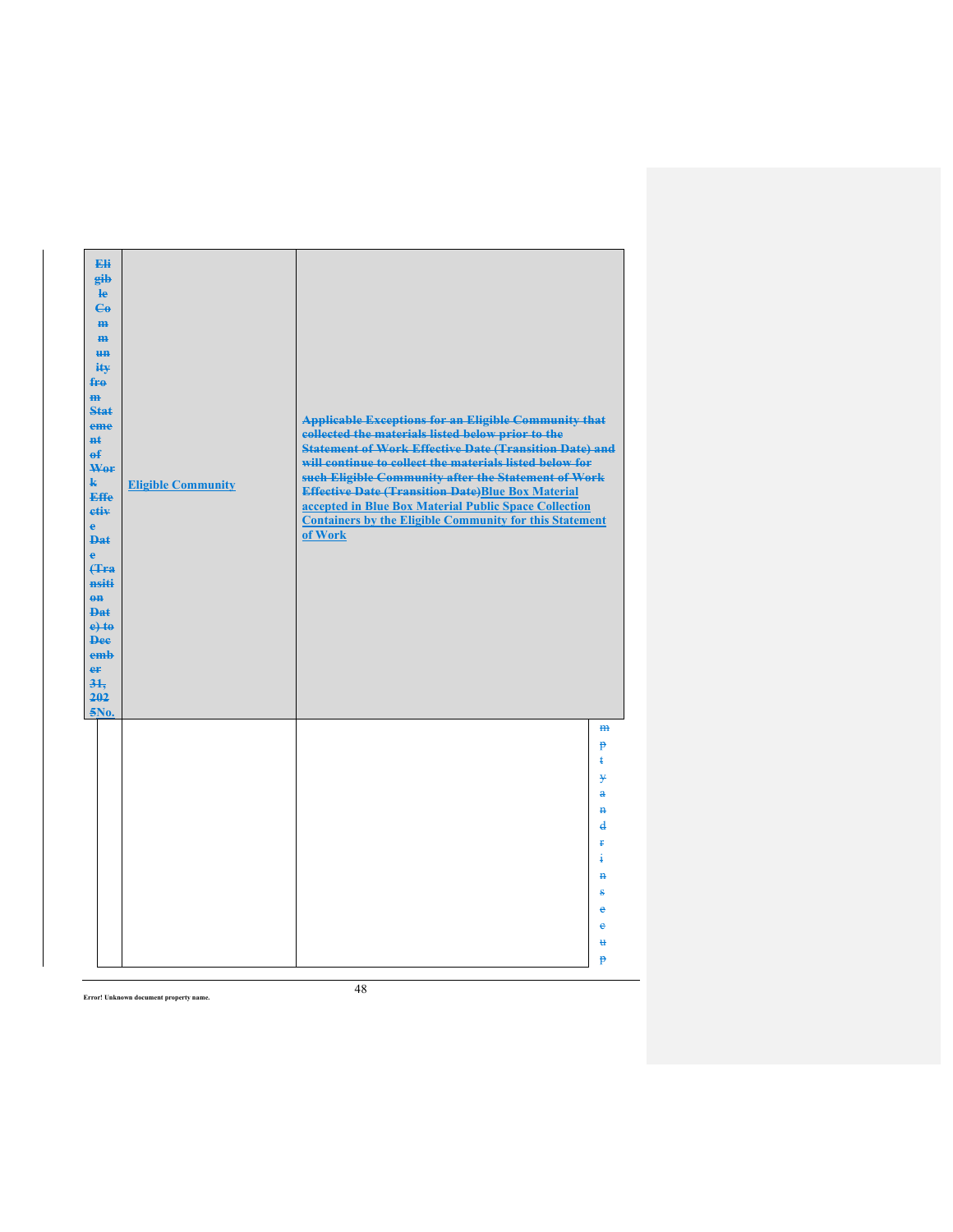| ~~Eligible Community from Statement of Work Effective Date (Transition Date) to December 31, 2025~~No. | Eligible Community | ~~Applicable Exceptions for an Eligible Community that collected the materials listed below prior to the Statement of Work Effective Date (Transition Date) and will continue to collect the materials listed below for such Eligible Community after the Statement of Work Effective Date (Transition Date)~~Blue Box Material accepted in Blue Box Material Public Space Collection Containers by the Eligible Community for this Statement of Work |
|---|---|---|
| | | ~~mpty and rinse cup~~ |

Error! Unknown document property name.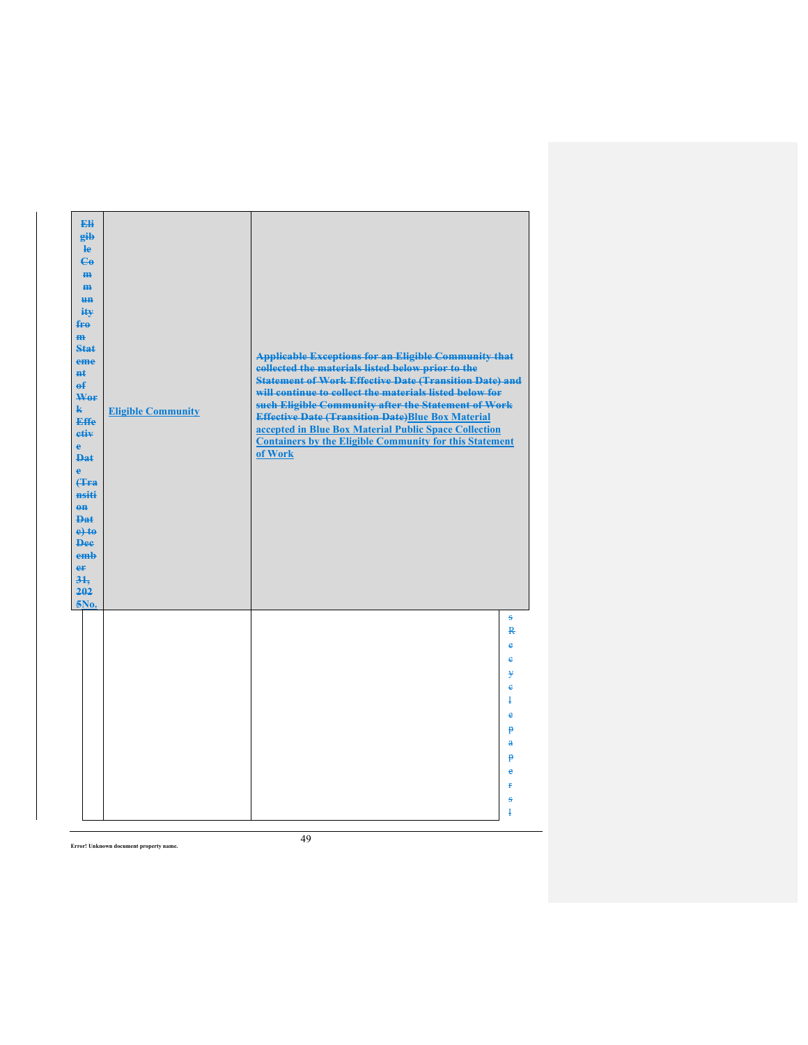| Eligible Community from Statement of Work Effective Date (Transition Date) to December 31, 2025No. | Eligible Community | Applicable Exceptions for an Eligible Community that collected the materials listed below prior to the Statement of Work Effective Date (Transition Date) and will continue to collect the materials listed below for such Eligible Community after the Statement of Work Effective Date (Transition Date)Blue Box Material accepted in Blue Box Material Public Space Collection Containers by the Eligible Community for this Statement of Work |
|---|---|---|
| | | s Recycle papers l |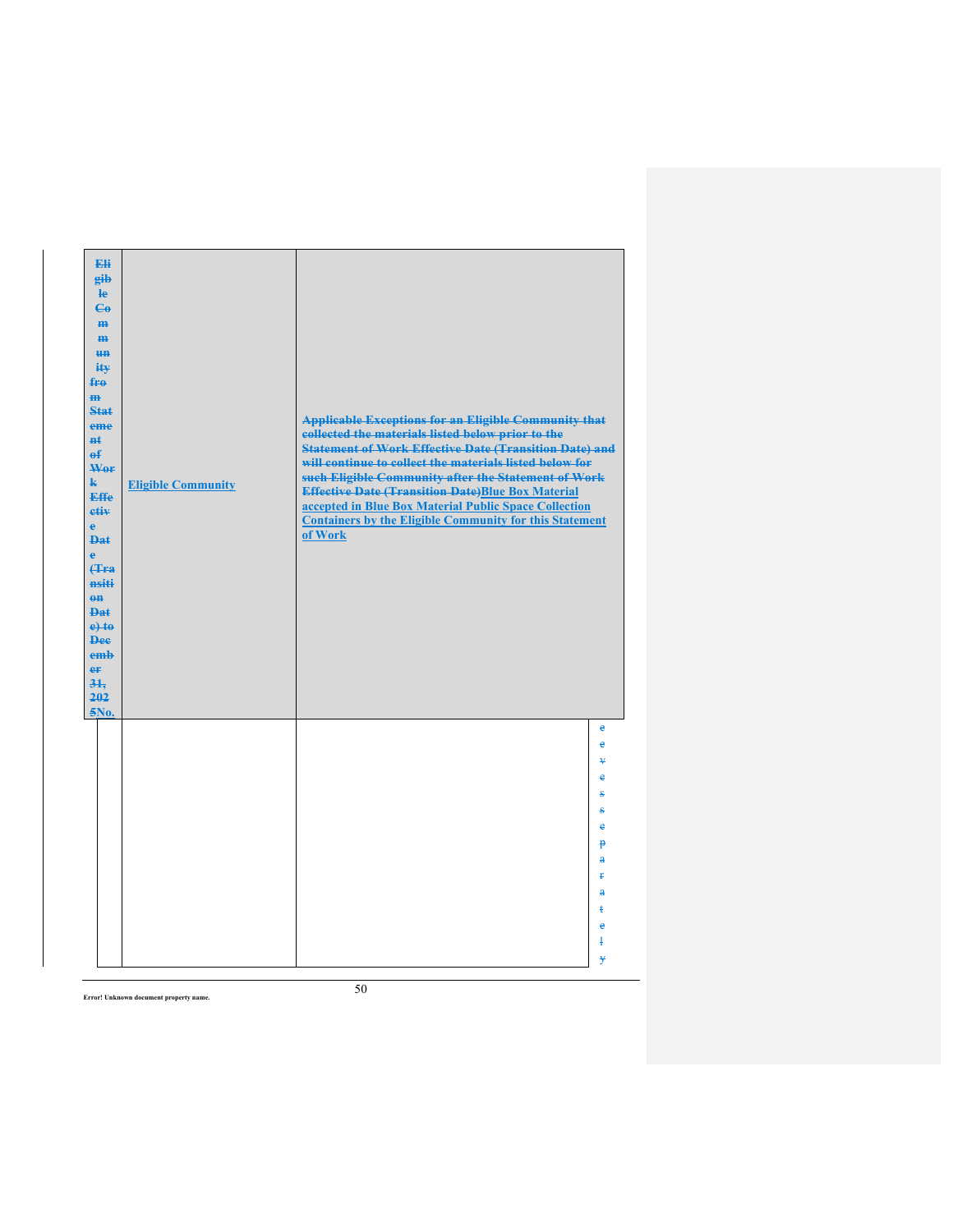| ~~Eligible Community from Statement of Work Effective Date (Transition Date) to December 31, 2025~~No. | Eligible Community | ~~Applicable Exceptions for an Eligible Community that collected the materials listed below prior to the Statement of Work Effective Date (Transition Date) and will continue to collect the materials listed below for such Eligible Community after the Statement of Work Effective Date (Transition Date)~~Blue Box Material accepted in Blue Box Material Public Space Collection Containers by the Eligible Community for this Statement of Work |
|---|---|---|
| | | |

~~eevesseparately~~

Error! Unknown document property name.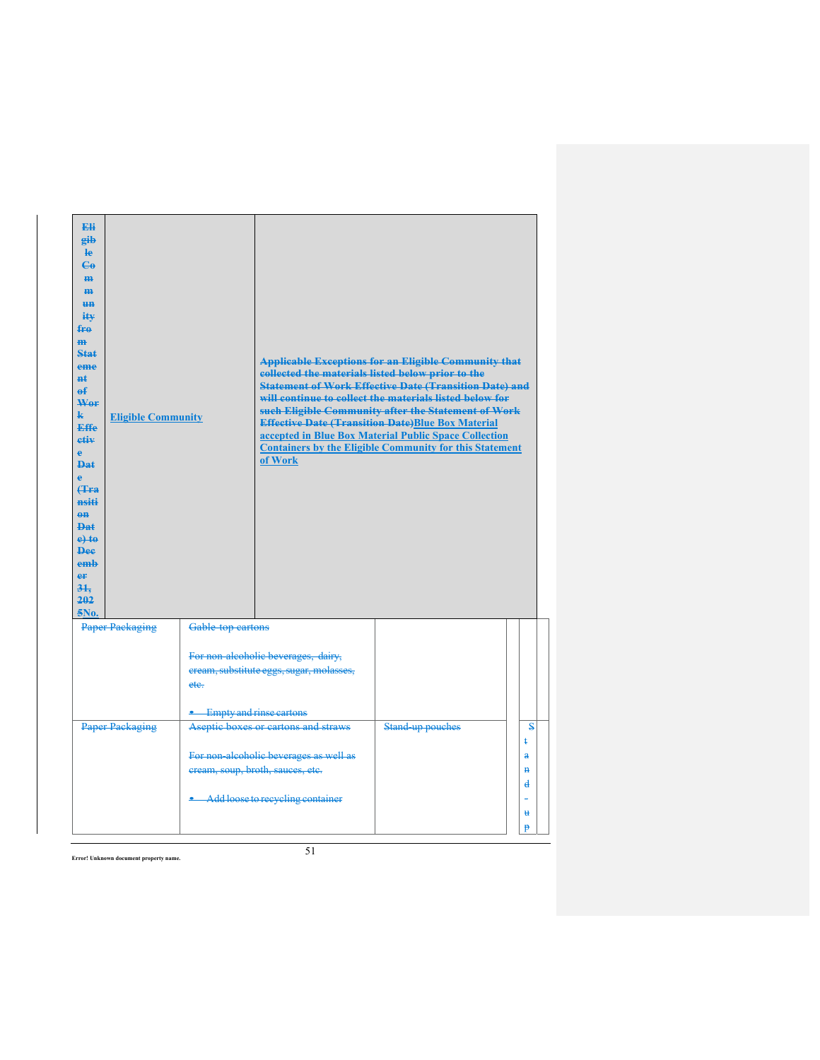| Eligible Community from Statement of Work Effective Date (Transition Date) to December 31, 2025No. | Eligible Community | Applicable Exceptions for an Eligible Community that collected the materials listed below prior to the Statement of Work Effective Date (Transition Date) and will continue to collect the materials listed below for such Eligible Community after the Statement of Work Effective Date (Transition Date)Blue Box Material accepted in Blue Box Material Public Space Collection Containers by the Eligible Community for this Statement of Work | | | | |
|---|---|---|---|---|---|---|
| Paper Packaging | Gable-top cartons<br><br>For non-alcoholic beverages, dairy, cream, substitute eggs, sugar, molasses, etc.<br><br>• Empty and rinse cartons | | | | | |
| Paper Packaging | Aseptic boxes or cartons and straws<br><br>For non-alcoholic beverages as well as cream, soup, broth, sauces, etc.<br><br>• Add loose to recycling container | Stand-up pouches | | Stand-up | | |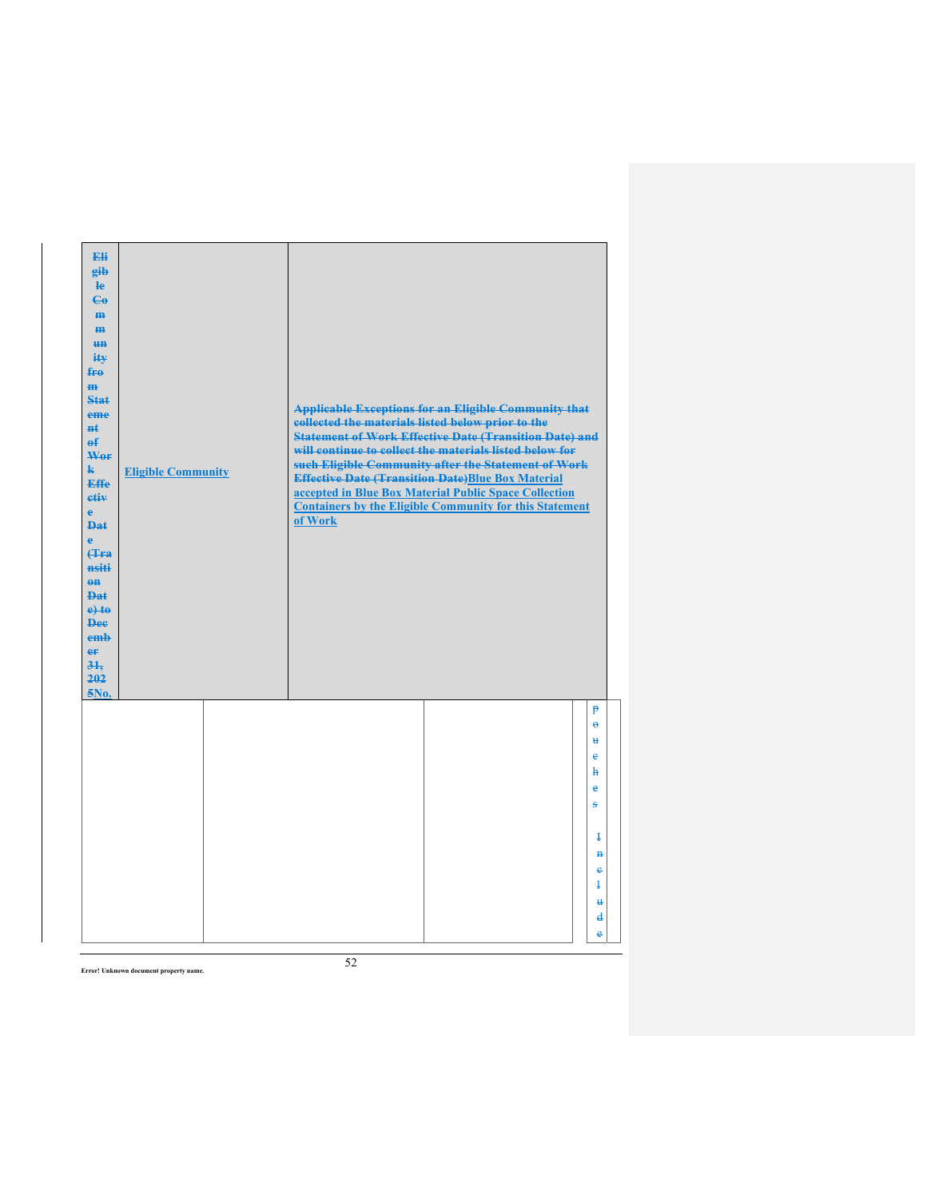| ~~Eligible Community from Statement of Work Effective Date (Transition Date) to December 31, 2025~~No. | Eligible Community | ~~Applicable Exceptions for an Eligible Community that collected the materials listed below prior to the Statement of Work Effective Date (Transition Date) and will continue to collect the materials listed below for such Eligible Community after the Statement of Work Effective Date (Transition Date)~~Blue Box Material accepted in Blue Box Material Public Space Collection Containers by the Eligible Community for this Statement of Work |
|---|---|---|

| | | | | |
|---|---|---|---|---|
| | | | | ~~pouches Include~~ |

Error! Unknown document property name.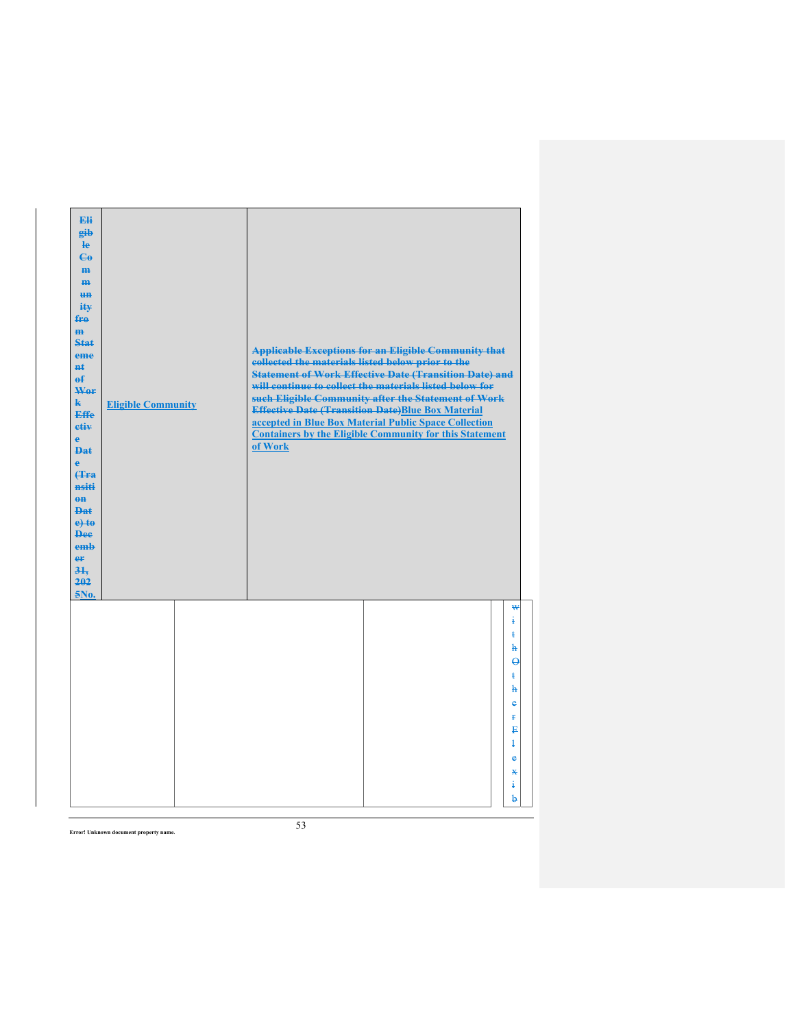| Eligible Community from Statement of Work Effective Date (Transition Date) to December 31, 2025No. | Eligible Community | Applicable Exceptions for an Eligible Community that collected the materials listed below prior to the Statement of Work Effective Date (Transition Date) and will continue to collect the materials listed below for such Eligible Community after the Statement of Work Effective Date (Transition Date)Blue Box Material accepted in Blue Box Material Public Space Collection Containers by the Eligible Community for this Statement of Work |
|---|---|---|

| | | | | with Other Flexib |
|---|---|---|---|---|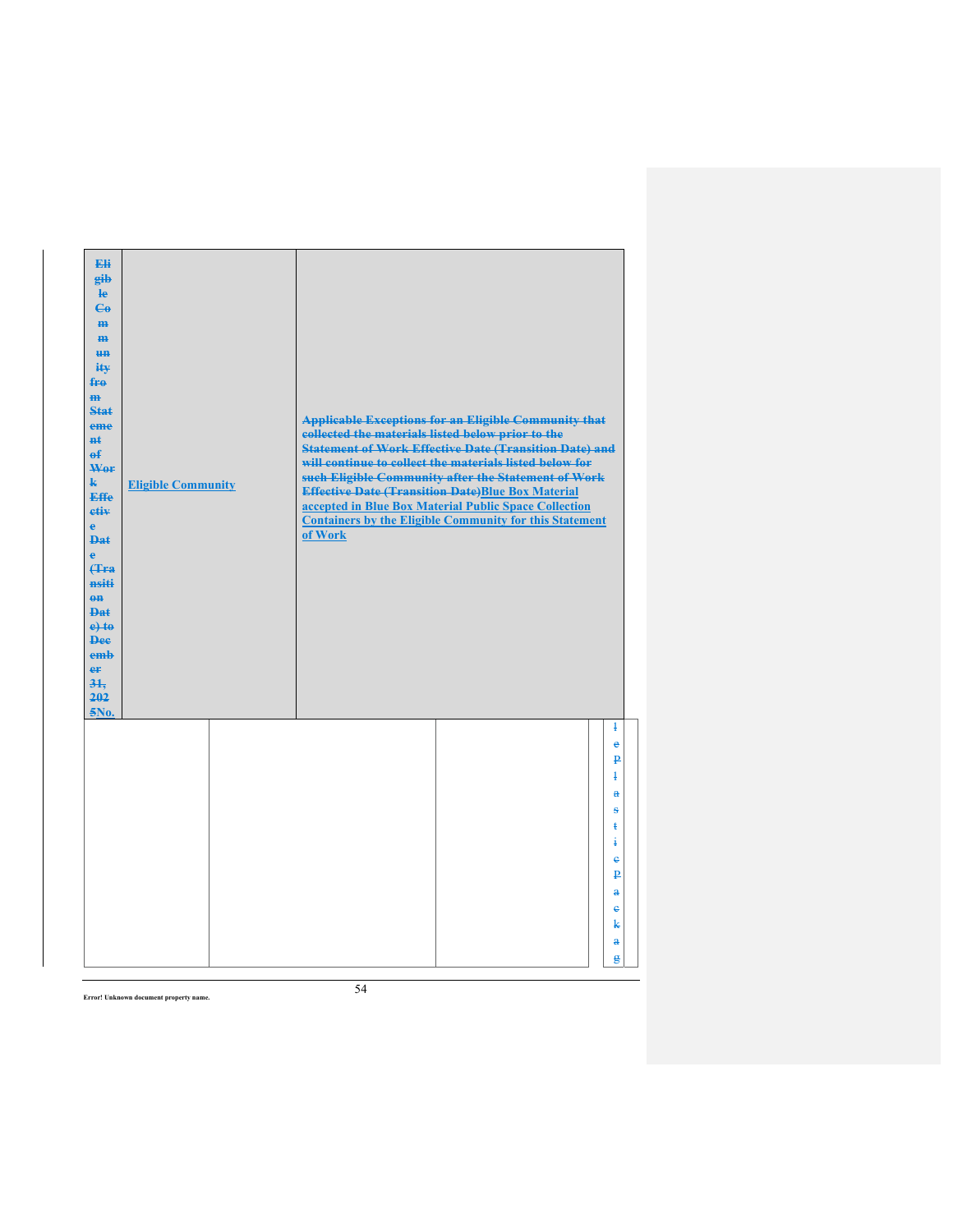| ~~Eligible Community from Statement of Work Effective Date (Transition Date) to December 31, 2025~~No. | Eligible Community | ~~Applicable Exceptions for an Eligible Community that collected the materials listed below prior to the Statement of Work Effective Date (Transition Date) and will continue to collect the materials listed below for such Eligible Community after the Statement of Work Effective Date (Transition Date)~~Blue Box Material accepted in Blue Box Material Public Space Collection Containers by the Eligible Community for this Statement of Work |
|---|---|---|

| | | | | |
|---|---|---|---|---|
| | | | | ~~lePlasticPackag~~ |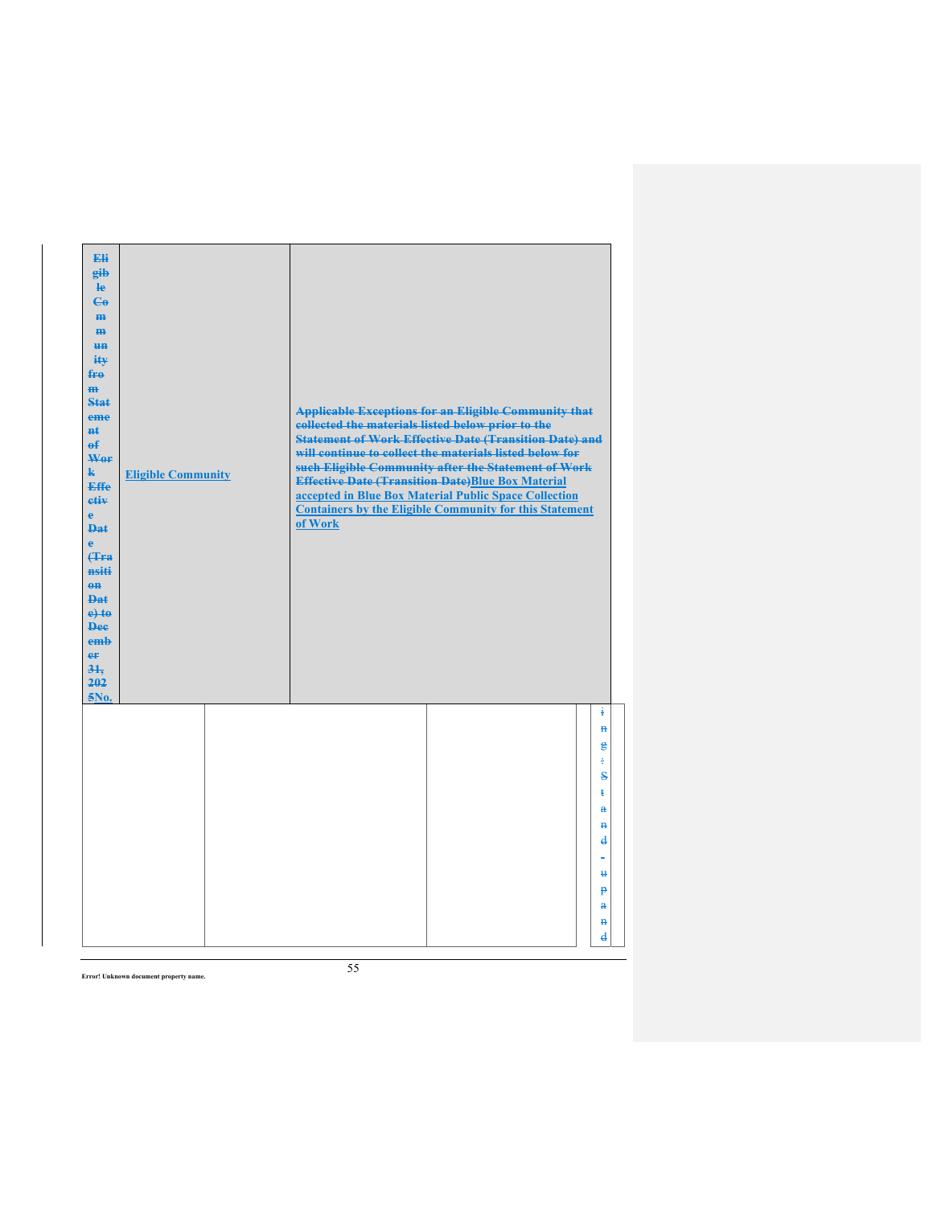| Eligible Community from Statement of Work Effective Date (Transition Date) to December 31, 2025No. | Eligible Community | Applicable Exceptions for an Eligible Community that collected the materials listed below prior to the Statement of Work Effective Date (Transition Date) and will continue to collect the materials listed below for such Eligible Community after the Statement of Work Effective Date (Transition Date)Blue Box Material accepted in Blue Box Material Public Space Collection Containers by the Eligible Community for this Statement of Work |
| --- | --- | --- |

| | | | ing: Stand-upand |
| --- | --- | --- | --- |
| | | | |

Error! Unknown document property name.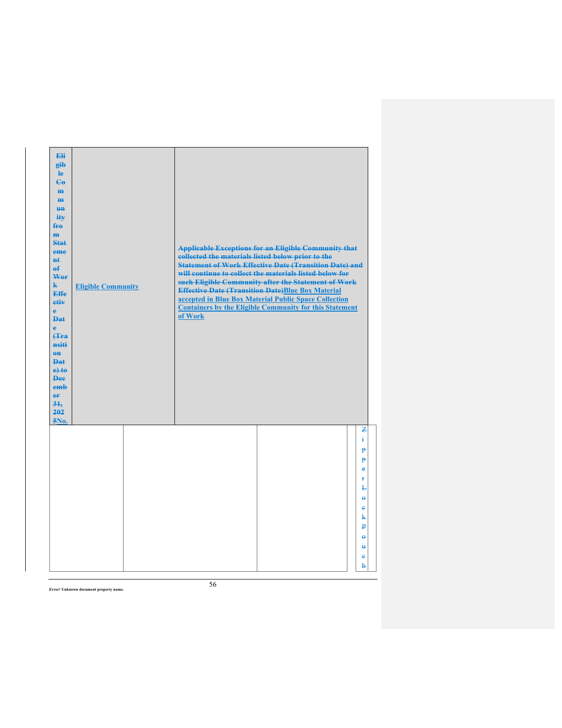| Eligible Community from Statement of Work Effective Date (Transition Date) to December 31, 2025No. | Eligible Community | Applicable Exceptions for an Eligible Community that collected the materials listed below prior to the Statement of Work Effective Date (Transition Date) and will continue to collect the materials listed below for such Eligible Community after the Statement of Work Effective Date (Transition Date)Blue Box Material accepted in Blue Box Material Public Space Collection Containers by the Eligible Community for this Statement of Work |
|---|---|---|
| | | Zipper Lock Pouch |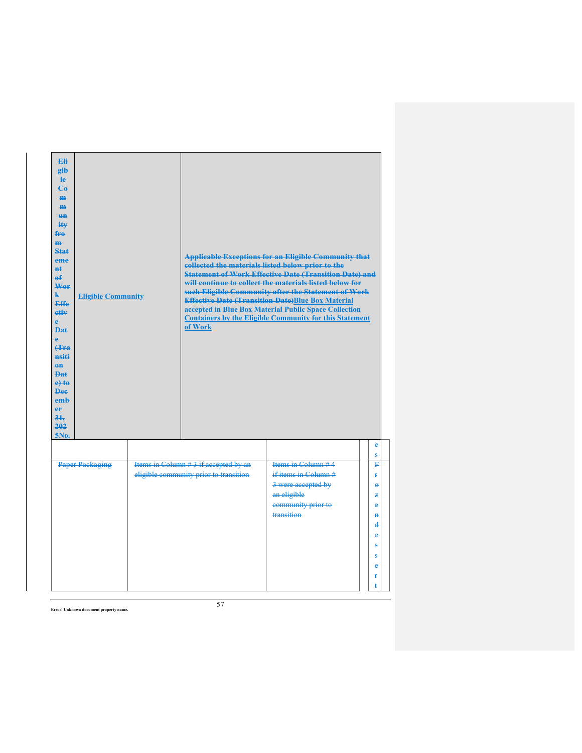| ~~Eligible Community from Statement of Work Effective Date (Transition Date) to December 31, 2025~~No. | Eligible Community | ~~Applicable Exceptions for an Eligible Community that collected the materials listed below prior to the Statement of Work Effective Date (Transition Date) and will continue to collect the materials listed below for such Eligible Community after the Statement of Work Effective Date (Transition Date)~~Blue Box Material accepted in Blue Box Material Public Space Collection Containers by the Eligible Community for this Statement of Work |
|---|---|---|

| | | | | ~~es~~ |
|---|---|---|---|---|
| ~~Paper Packaging~~ | ~~Items in Column # 3 if accepted by an eligible community prior to transition~~ | ~~Items in Column # 4 if items in Column # 3 were accepted by an eligible community prior to transition~~ | | ~~Frozen dessert~~ |

Error! Unknown document property name.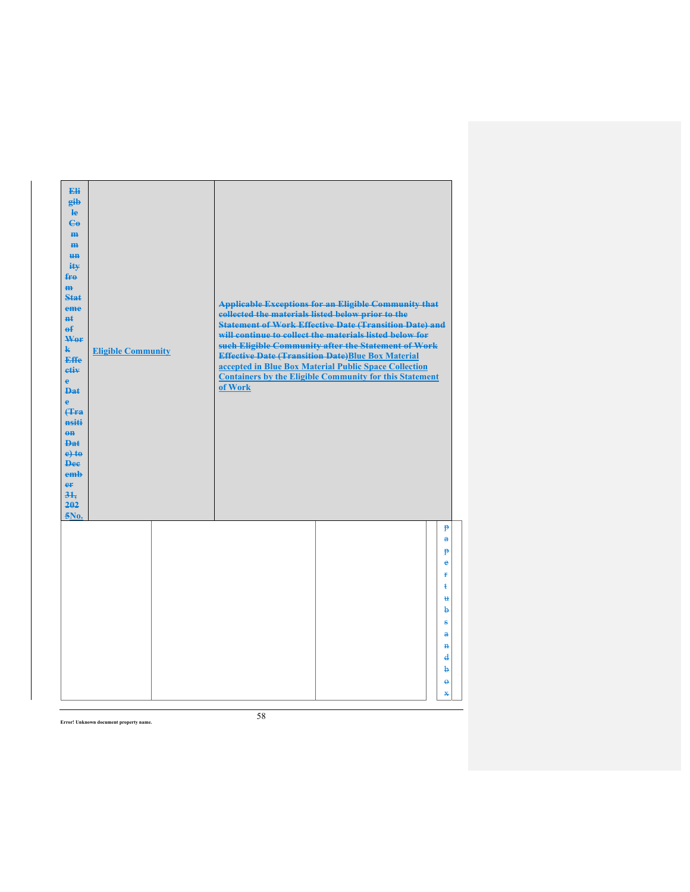| ~~Eligible Community from Statement of Work Effective Date (Transition Date) to December 31, 2025~~No. | Eligible Community | ~~Applicable Exceptions for an Eligible Community that collected the materials listed below prior to the Statement of Work Effective Date (Transition Date) and will continue to collect the materials listed below for such Eligible Community after the Statement of Work Effective Date (Transition Date)~~Blue Box Material accepted in Blue Box Material Public Space Collection Containers by the Eligible Community for this Statement of Work |
|---|---|---|

| | | | | |
|---|---|---|---|---|
| | | | | ~~paper tubs and box~~ |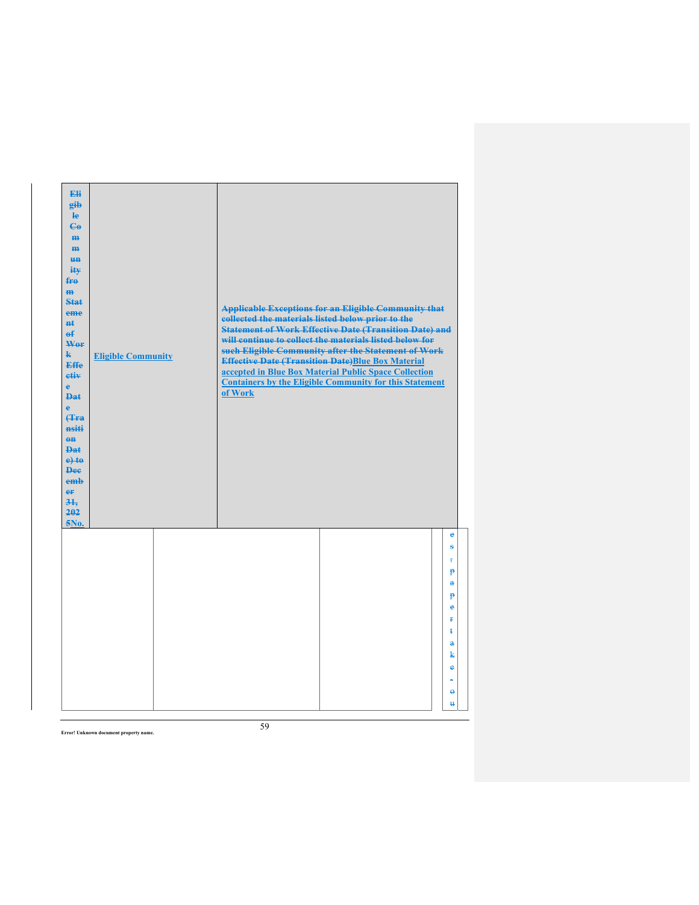| ~~Eligible Community from Statement of Work Effective Date (Transition Date) to December 31, 2025~~No. | Eligible Community | ~~Applicable Exceptions for an Eligible Community that collected the materials listed below prior to the Statement of Work Effective Date (Transition Date) and will continue to collect the materials listed below for such Eligible Community after the Statement of Work Effective Date (Transition Date)~~Blue Box Material accepted in Blue Box Material Public Space Collection Containers by the Eligible Community for this Statement of Work |
|---|---|---|

| | | | | |
|---|---|---|---|---|
| | | | | ~~es; paper take-ou~~ |

Error! Unknown document property name.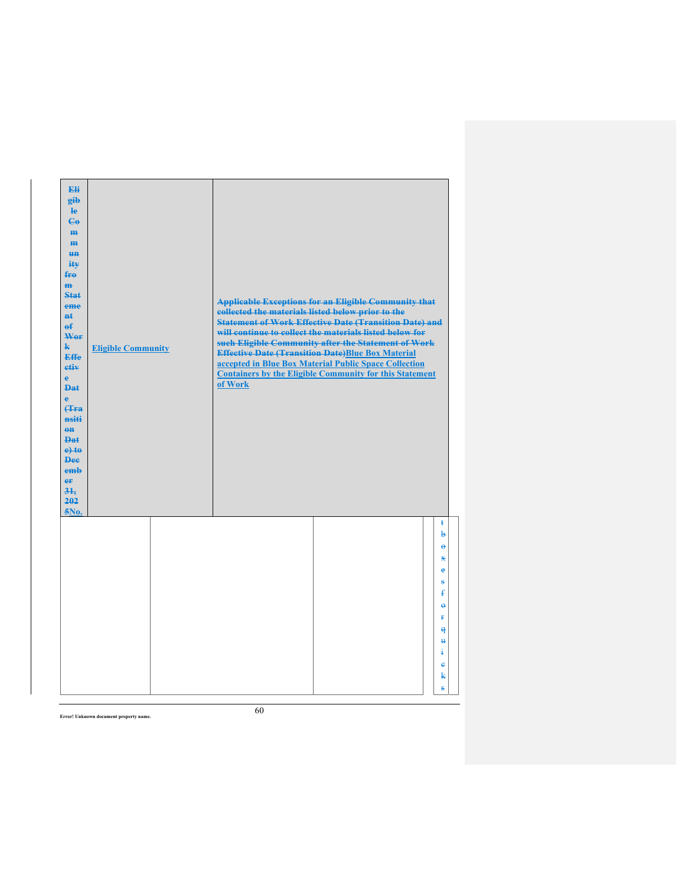| ~~Eligible Community from Statement of Work Effective Date (Transition Date) to December 31, 2025~~No. | Eligible Community | ~~Applicable Exceptions for an Eligible Community that collected the materials listed below prior to the Statement of Work Effective Date (Transition Date) and will continue to collect the materials listed below for such Eligible Community after the Statement of Work Effective Date (Transition Date)~~Blue Box Material accepted in Blue Box Material Public Space Collection Containers by the Eligible Community for this Statement of Work |
| --- | --- | --- |

| | | | | |
| --- | --- | --- | --- | --- |
| | | | | ~~t boxes for quicks~~ |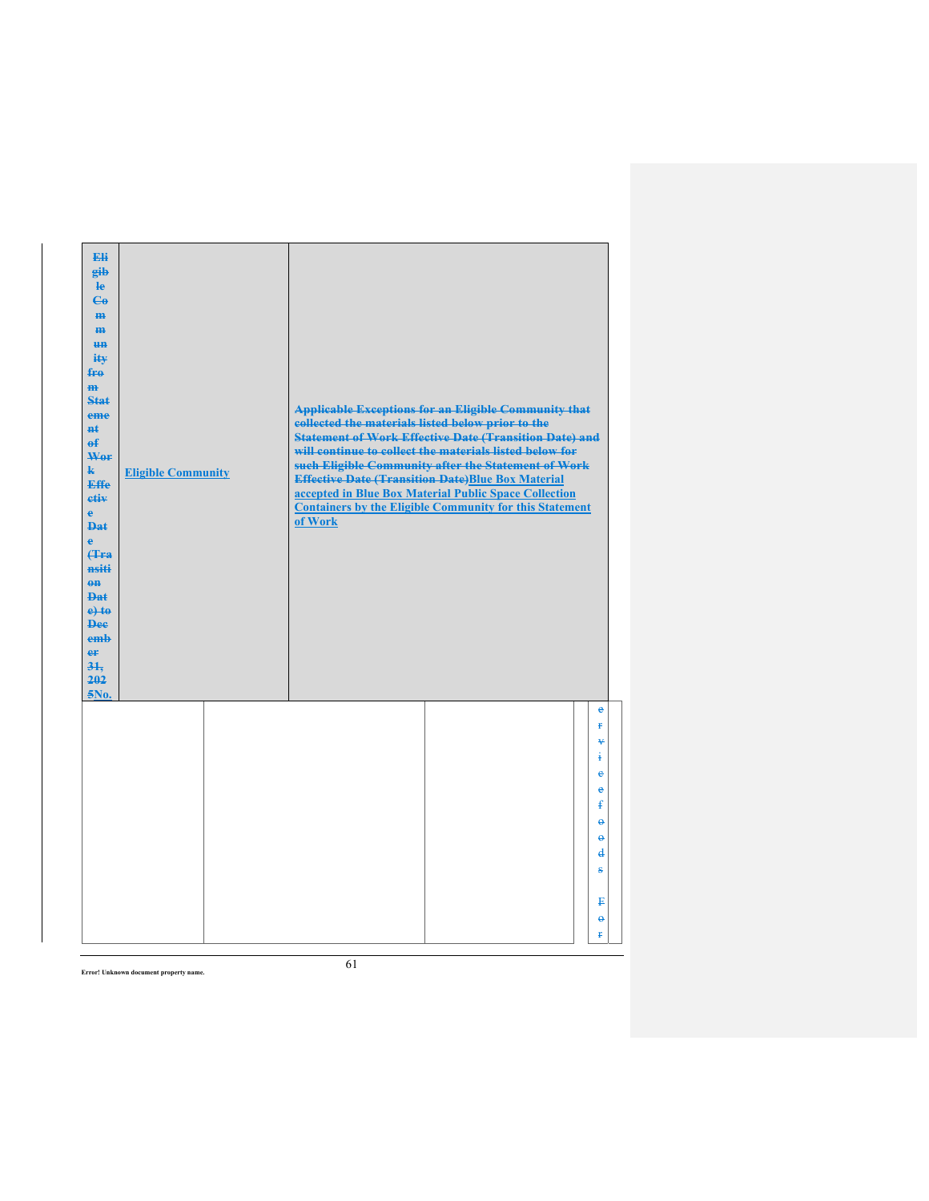| ~~Eligible Community from Statement of Work Effective Date (Transition Date) to December 31, 2025~~No. | Eligible Community | ~~Applicable Exceptions for an Eligible Community that collected the materials listed below prior to the Statement of Work Effective Date (Transition Date) and will continue to collect the materials listed below for such Eligible Community after the Statement of Work Effective Date (Transition Date)~~Blue Box Material accepted in Blue Box Material Public Space Collection Containers by the Eligible Community for this Statement of Work |
|---|---|---|

| | | | | ~~erviceeoods For~~ |
|---|---|---|---|---|
| | | | | |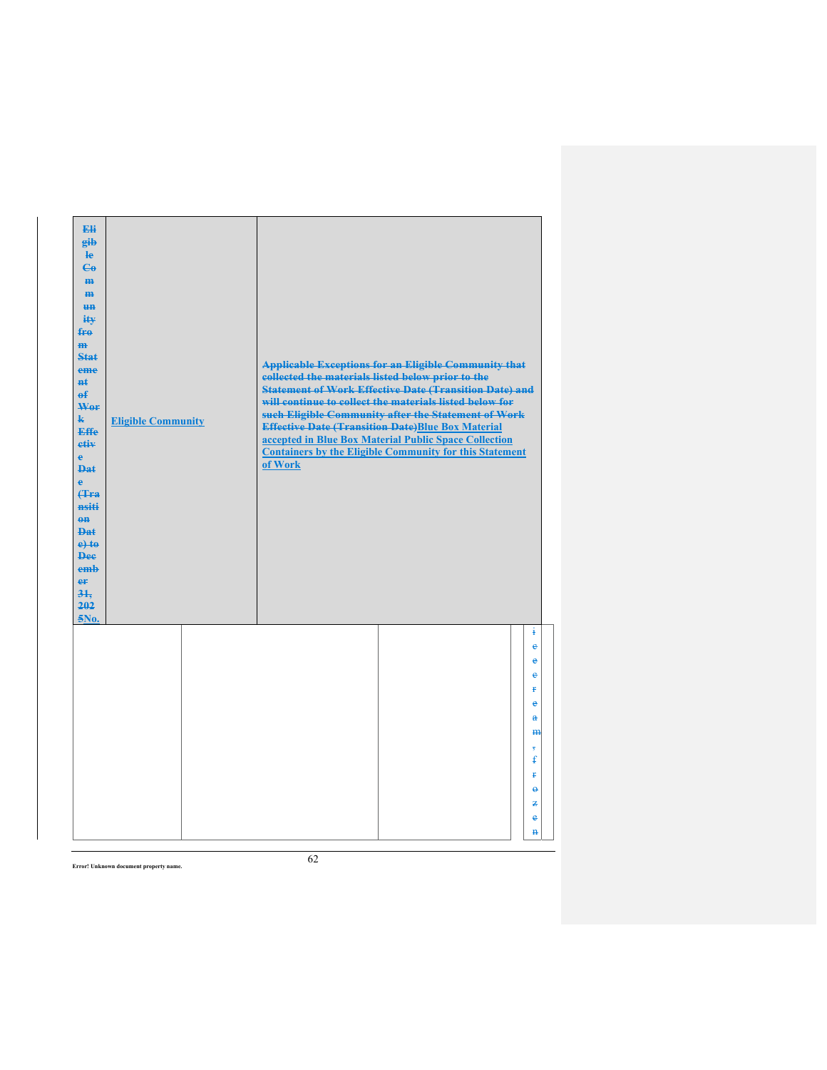| ~~Eligible Community from Statement of Work Effective Date (Transition Date) to December 31, 2025~~No. | Eligible Community | ~~Applicable Exceptions for an Eligible Community that collected the materials listed below prior to the Statement of Work Effective Date (Transition Date) and will continue to collect the materials listed below for such Eligible Community after the Statement of Work Effective Date (Transition Date)~~Blue Box Material accepted in Blue Box Material Public Space Collection Containers by the Eligible Community for this Statement of Work |
|---|---|---|

| | | | | |
|---|---|---|---|---|
| | | | | ~~ieeereamfrozen~~ |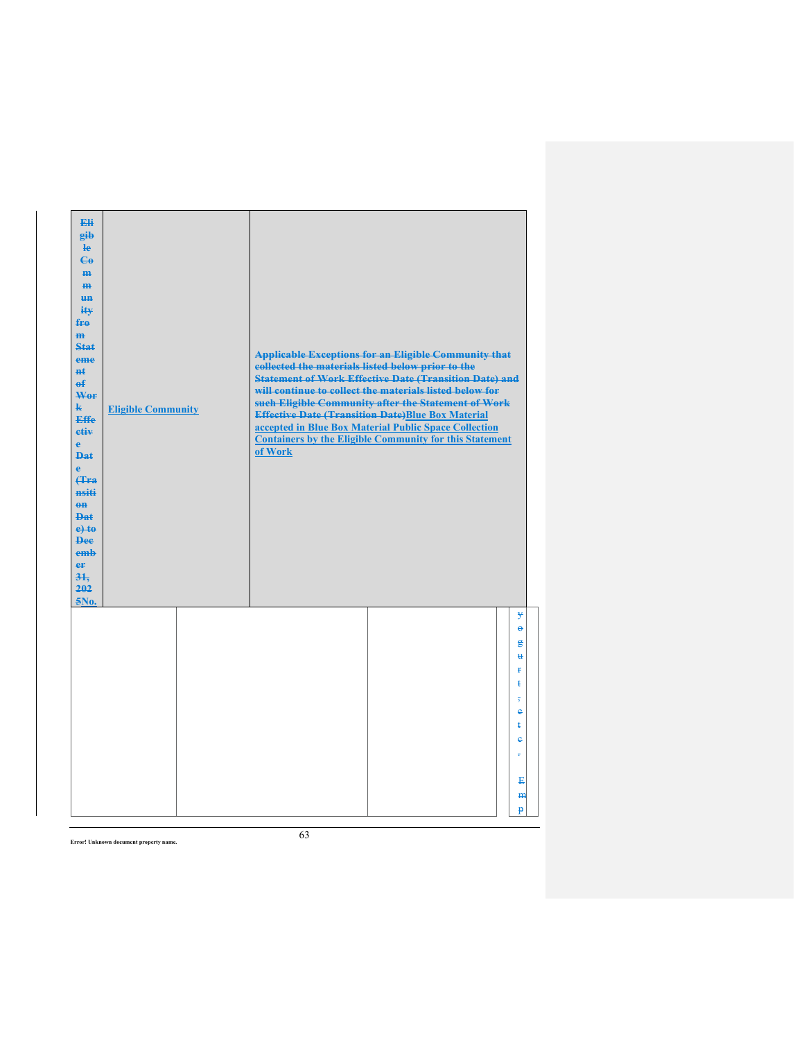| ~~Eligible Community from Statement of Work Effective Date (Transition Date) to December 31, 2025~~No. | Eligible Community | ~~Applicable Exceptions for an Eligible Community that collected the materials listed below prior to the Statement of Work Effective Date (Transition Date) and will continue to collect the materials listed below for such Eligible Community after the Statement of Work Effective Date (Transition Date)~~Blue Box Material accepted in Blue Box Material Public Space Collection Containers by the Eligible Community for this Statement of Work |
|---|---|---|

| | | | | |
|---|---|---|---|---|
| | | | | ~~yogurt, etc. Emp~~ |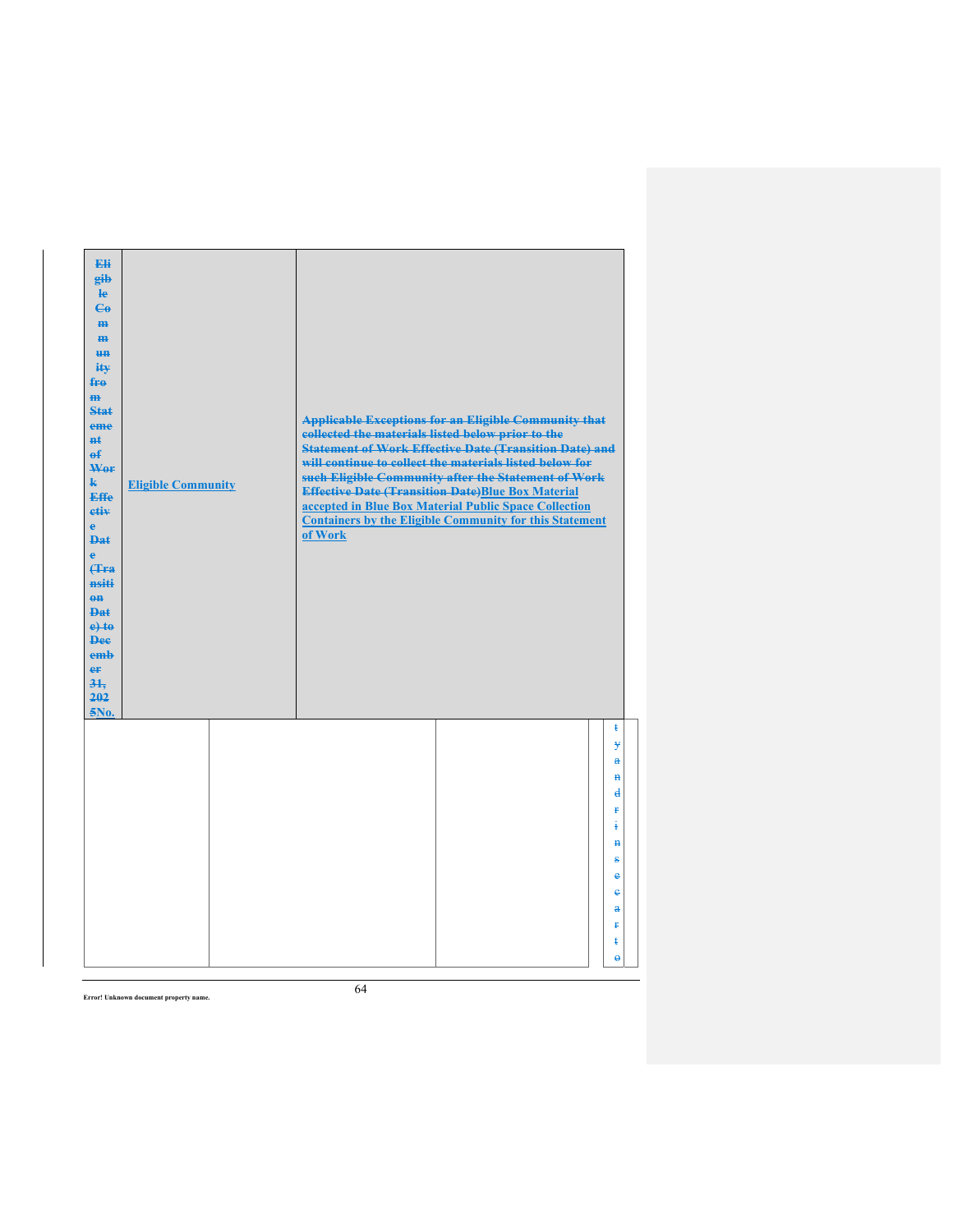| Eligible Community from Statement of Work Effective Date (Transition Date) to December 31, 2025No. | Eligible Community | Applicable Exceptions for an Eligible Community that collected the materials listed below prior to the Statement of Work Effective Date (Transition Date) and will continue to collect the materials listed below for such Eligible Community after the Statement of Work Effective Date (Transition Date)Blue Box Material accepted in Blue Box Material Public Space Collection Containers by the Eligible Community for this Statement of Work |
| --- | --- | --- |

| | | | tyandfinsceacrto |
| --- | --- | --- | --- |
| | | | |

Error! Unknown document property name.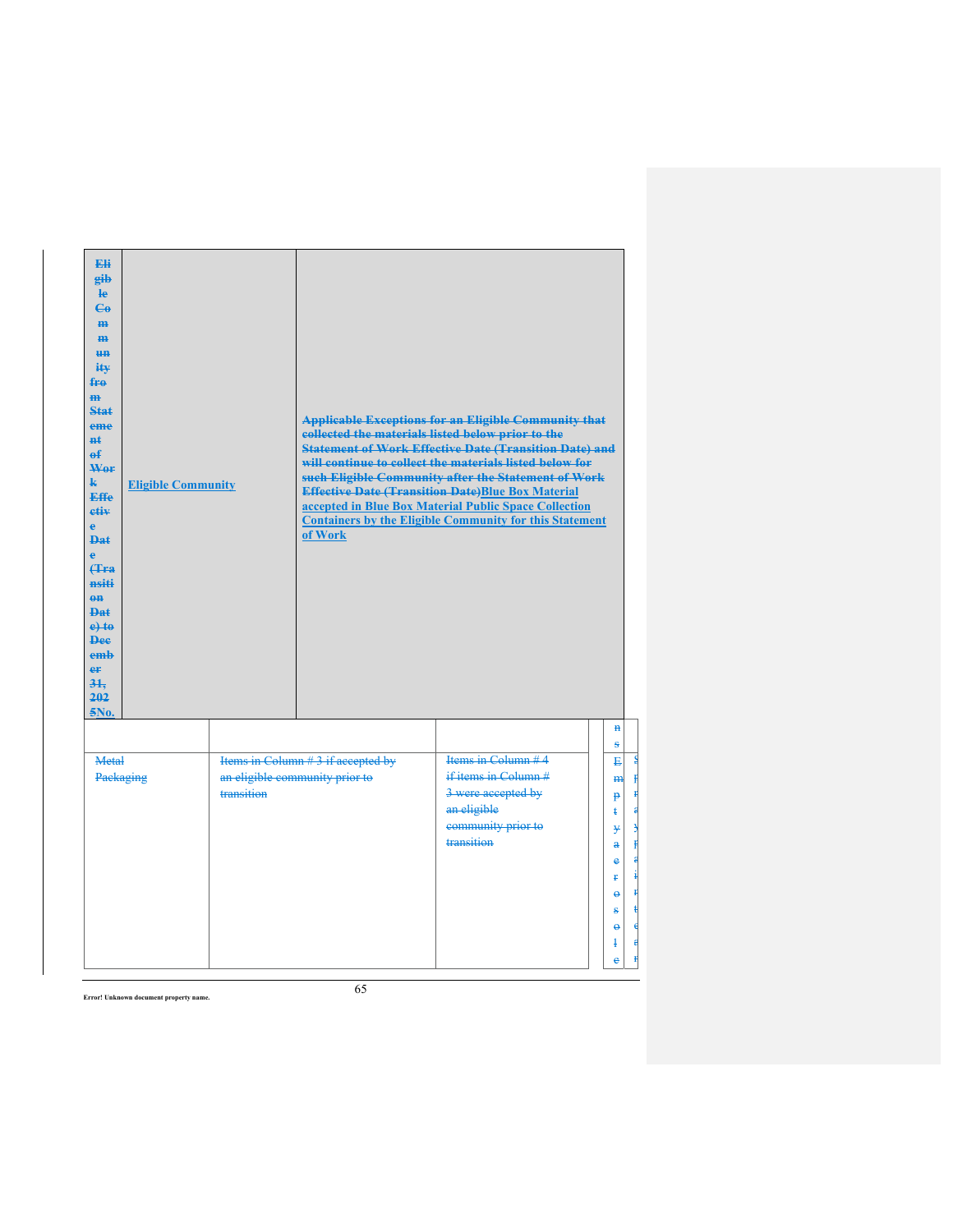| ~~Eligible Community from Statement of Work Effective Date (Transition Date) to December 31, 2025~~No. | Eligible Community | ~~Applicable Exceptions for an Eligible Community that collected the materials listed below prior to the Statement of Work Effective Date (Transition Date) and will continue to collect the materials listed below for such Eligible Community after the Statement of Work Effective Date (Transition Date)~~Blue Box Material accepted in Blue Box Material Public Space Collection Containers by the Eligible Community for this Statement of Work |
|---|---|---|

| | | | | |
|---|---|---|---|---|
| | | | | ~~ns~~ |
| ~~Metal Packaging~~ | ~~Items in Column # 3 if accepted by an eligible community prior to transition~~ | ~~Items in Column # 4 if items in Column # 3 were accepted by an eligible community prior to transition~~ | | ~~Empty aerosole~~ |

Error! Unknown document property name.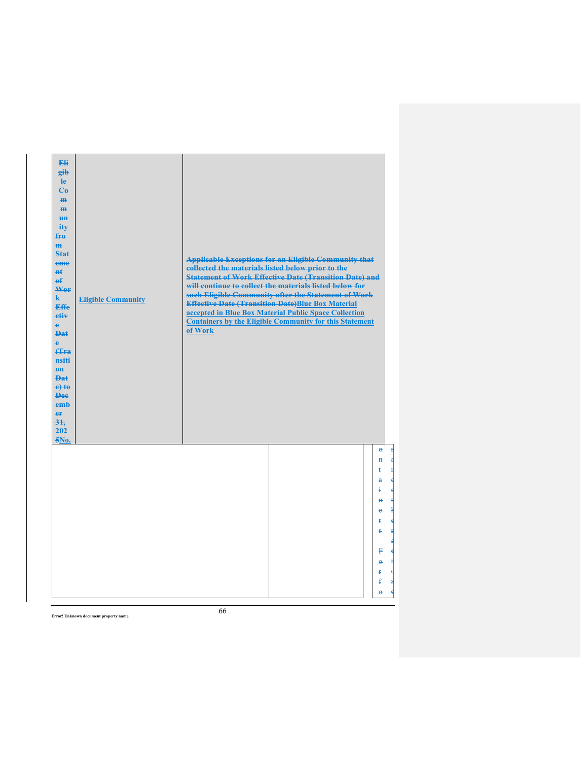| ~~Eligible Community from Statement of Work Effective Date (Transition Date) to December 31, 2025~~No. | Eligible Community | ~~Applicable Exceptions for an Eligible Community that collected the materials listed below prior to the Statement of Work Effective Date (Transition Date) and will continue to collect the materials listed below for such Eligible Community after the Statement of Work Effective Date (Transition Date)~~Blue Box Material accepted in Blue Box Material Public Space Collection Containers by the Eligible Community for this Statement of Work |
|---|---|---|
| | | |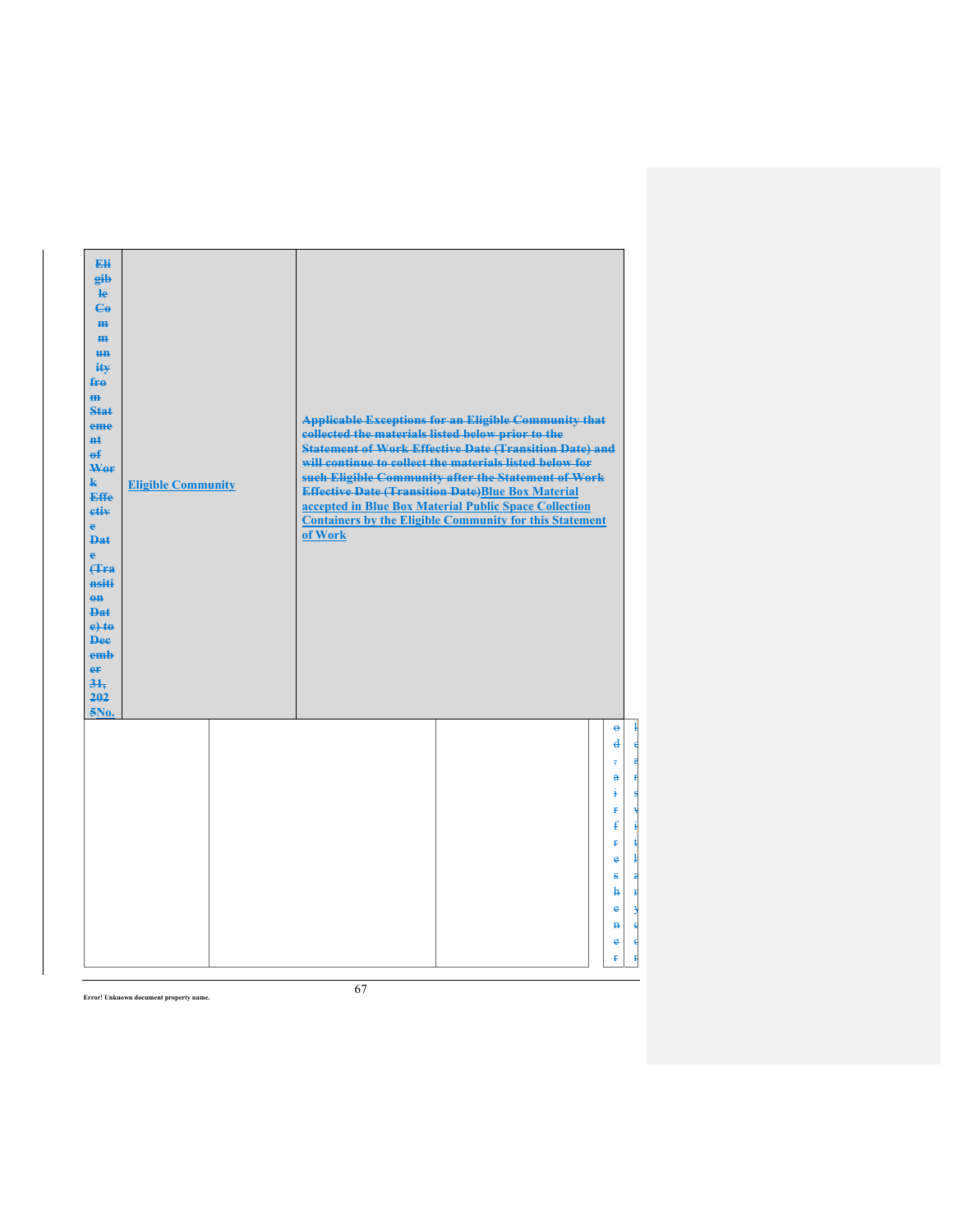| Eligible Community from Statement of Work Effective Date (Transition Date) to December 31, 2025No. | Eligible Community | Applicable Exceptions for an Eligible Community that collected the materials listed below prior to the Statement of Work Effective Date (Transition Date) and will continue to collect the materials listed below for such Eligible Community after the Statement of Work Effective Date (Transition Date)Blue Box Material accepted in Blue Box Material Public Space Collection Containers by the Eligible Community for this Statement of Work |
|---|---|---|
| | | |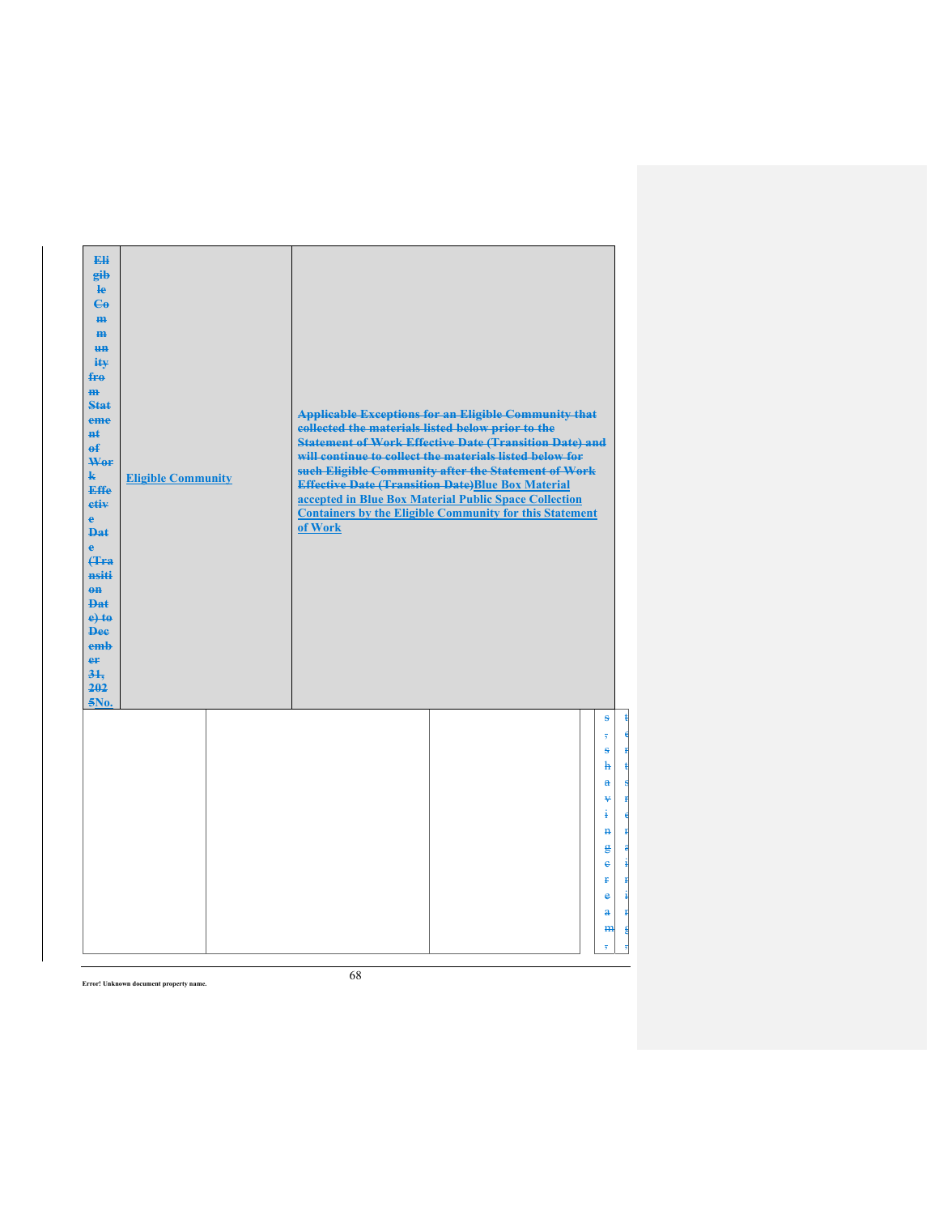| ~~Eligible Community from Statement of Work Effective Date (Transition Date) to December 31, 2025~~No. | Eligible Community | ~~Applicable Exceptions for an Eligible Community that collected the materials listed below prior to the Statement of Work Effective Date (Transition Date) and will continue to collect the materials listed below for such Eligible Community after the Statement of Work Effective Date (Transition Date)~~Blue Box Material accepted in Blue Box Material Public Space Collection Containers by the Eligible Community for this Statement of Work |
|---|---|---|

| | | | | |
|---|---|---|---|---|
| | | | | ~~s, shaving cream,~~ | ~~ters terrarium,~~ |

Error! Unknown document property name.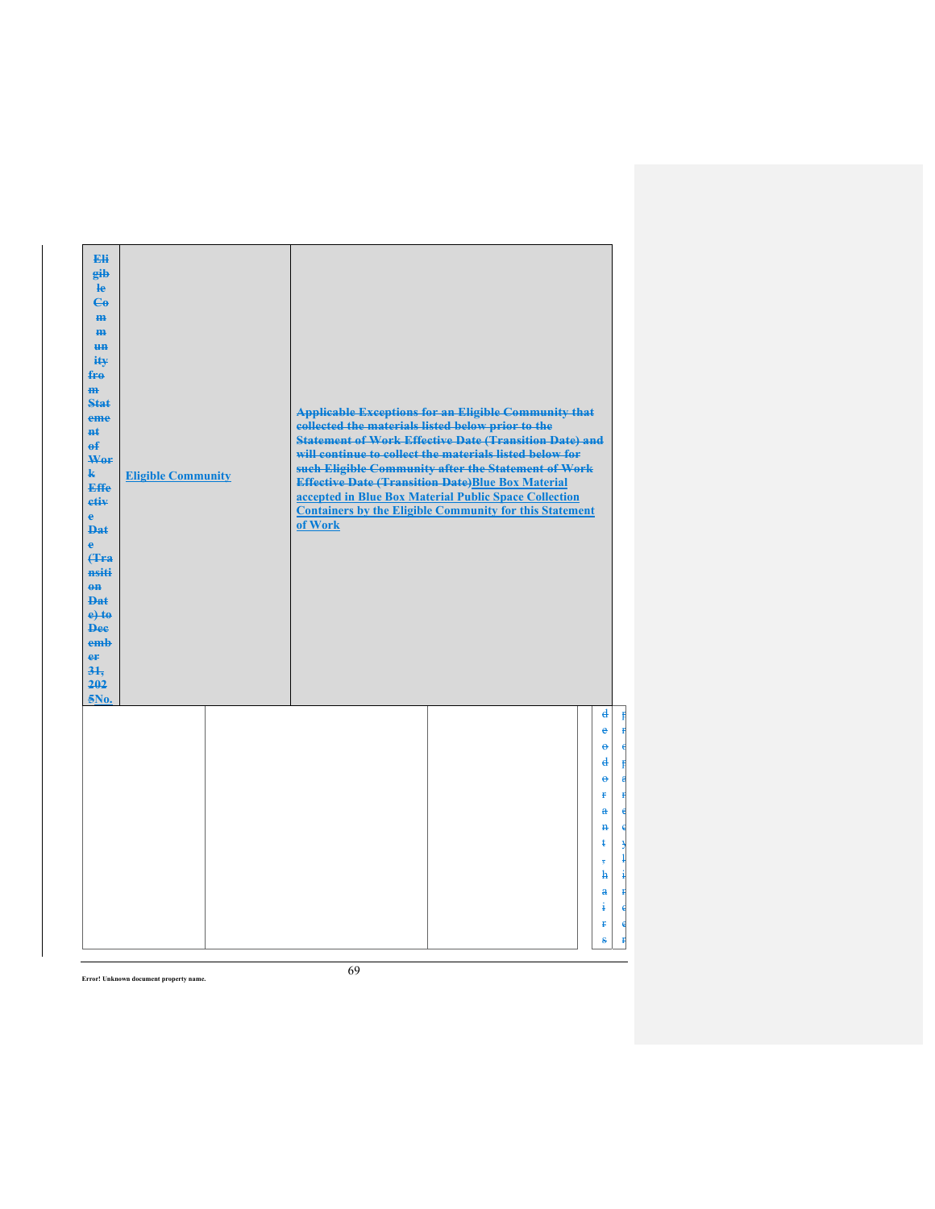| Eligible Community from Statement of Work Effective Date (Transition Date) to December 31, 2025No. | Eligible Community | Applicable Exceptions for an Eligible Community that collected the materials listed below prior to the Statement of Work Effective Date (Transition Date) and will continue to collect the materials listed below for such Eligible Community after the Statement of Work Effective Date (Transition Date)Blue Box Material accepted in Blue Box Material Public Space Collection Containers by the Eligible Community for this Statement of Work |
|---|---|---|

| | | | | | |
|---|---|---|---|---|---|
| | | | | deodorant, hairs | prepared by liner |

Error! Unknown document property name.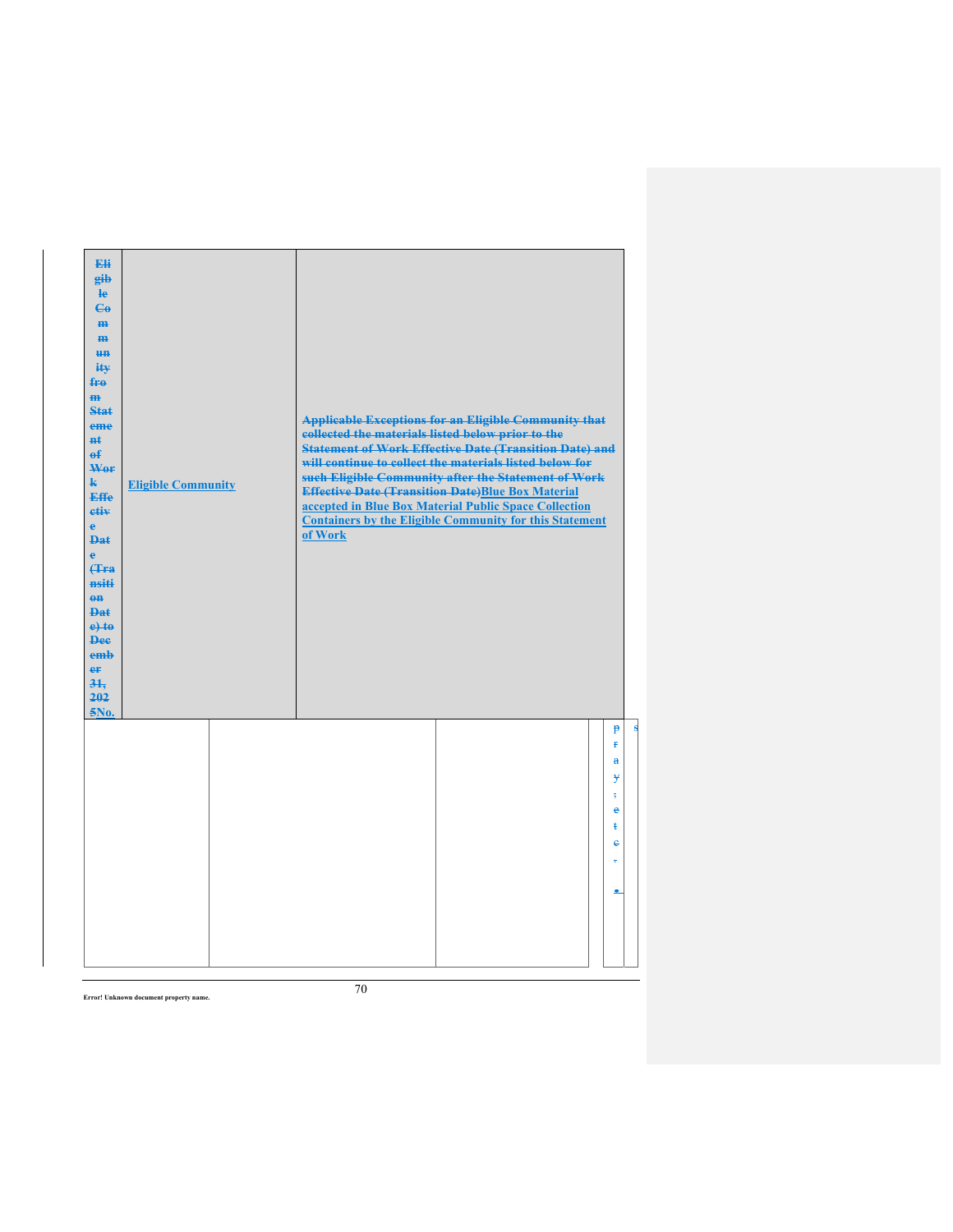| ~~Eligible Community from Statement of Work Effective Date (Transition Date) to December 31, 2025~~No. | Eligible Community | ~~Applicable Exceptions for an Eligible Community that collected the materials listed below prior to the Statement of Work Effective Date (Transition Date) and will continue to collect the materials listed below for such Eligible Community after the Statement of Work Effective Date (Transition Date)~~Blue Box Material accepted in Blue Box Material Public Space Collection Containers by the Eligible Community for this Statement of Work |
|---|---|---|

| | | | | |
|---|---|---|---|---|
| | | | | ~~pray, etc.~~ |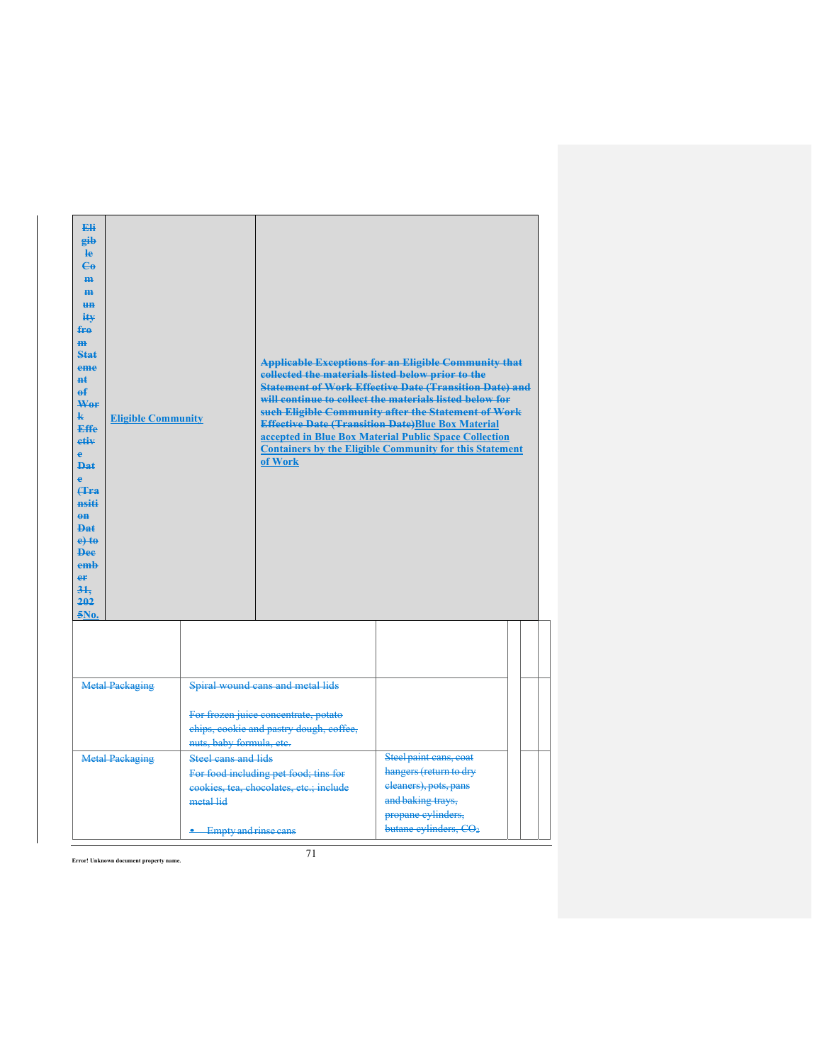| Eligible Community from Statement of Work Effective Date (Transition Date) to December 31, 2025No. | Eligible Community | Applicable Exceptions for an Eligible Community that collected the materials listed below prior to the Statement of Work Effective Date (Transition Date) and will continue to collect the materials listed below for such Eligible Community after the Statement of Work Effective Date (Transition Date)Blue Box Material accepted in Blue Box Material Public Space Collection Containers by the Eligible Community for this Statement of Work |
|---|---|---|

| | | | | | |
|---|---|---|---|---|---|
| | | | | | |
| Metal Packaging | Spiral wound cans and metal lids<br><br>For frozen juice concentrate, potato chips, cookie and pastry dough, coffee, nuts, baby formula, etc. | | | | |
| Metal Packaging | Steel cans and lids<br>For food including pet food; tins for cookies, tea, chocolates, etc.; include metal lid<br><br>• Empty and rinse cans | Steel paint cans, coat hangers (return to dry cleaners), pots, pans and baking trays, propane cylinders, butane cylinders, $CO_2$ | | | |

Error! Unknown document property name.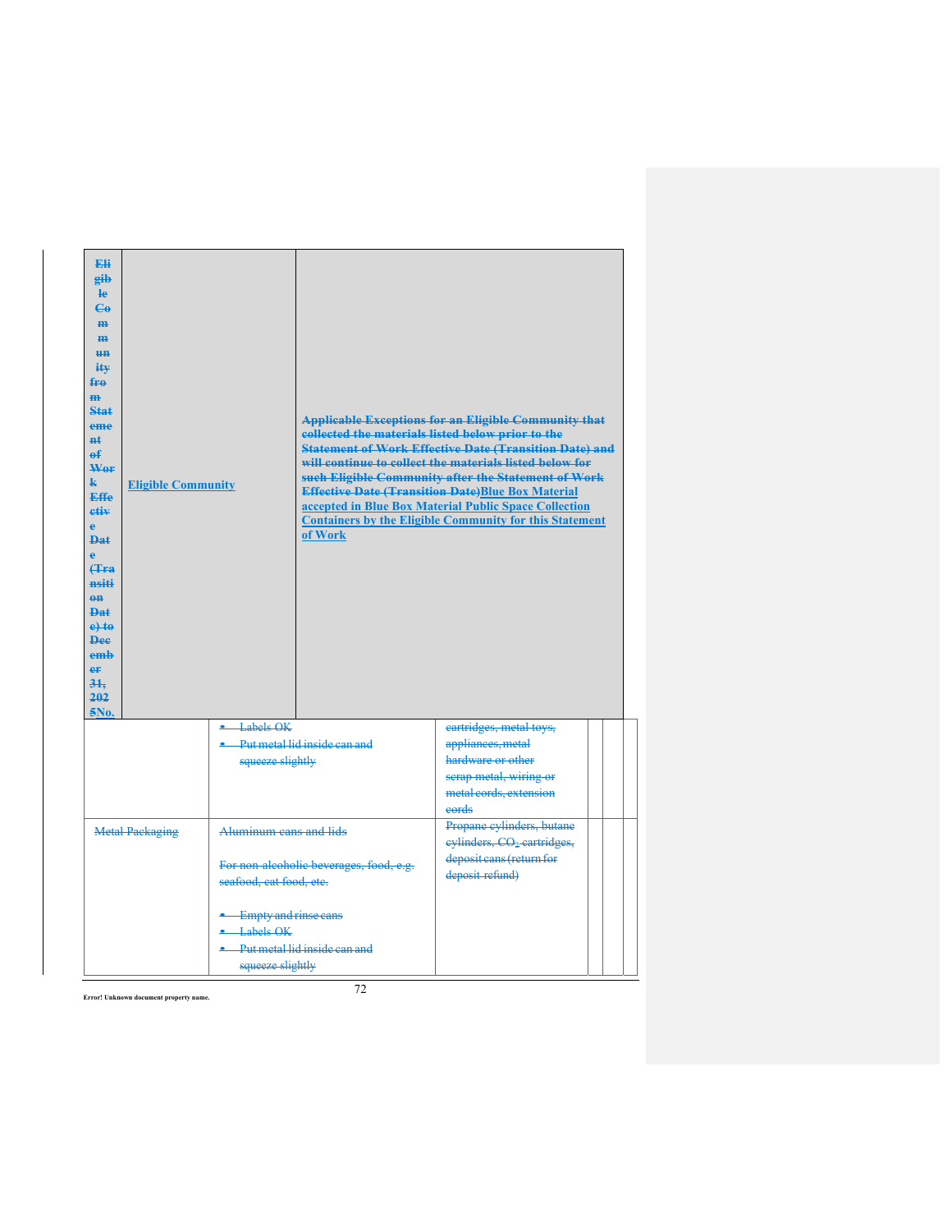| Eligible Community from Statement of Work Effective Date (Transition Date) to December 31, 2025No. | Eligible Community | Applicable Exceptions for an Eligible Community that collected the materials listed below prior to the Statement of Work Effective Date (Transition Date) and will continue to collect the materials listed below for such Eligible Community after the Statement of Work Effective Date (Transition Date)Blue Box Material accepted in Blue Box Material Public Space Collection Containers by the Eligible Community for this Statement of Work |
|---|---|---|

| | | | | | |
|---|---|---|---|---|---|
| | • Labels OK<br>• Put metal lid inside can and squeeze slightly | cartridges, metal toys, appliances, metal hardware or other scrap metal, wiring or metal cords, extension cords | | | |
| Metal Packaging | Aluminum cans and lids<br><br>For non-alcoholic beverages, food, e.g. seafood, cat food, etc.<br><br>• Empty and rinse cans<br>• Labels OK<br>• Put metal lid inside can and squeeze slightly | Propane cylinders, butane cylinders, $CO_2$ cartridges, deposit cans (return for deposit refund) | | | |

Error! Unknown document property name.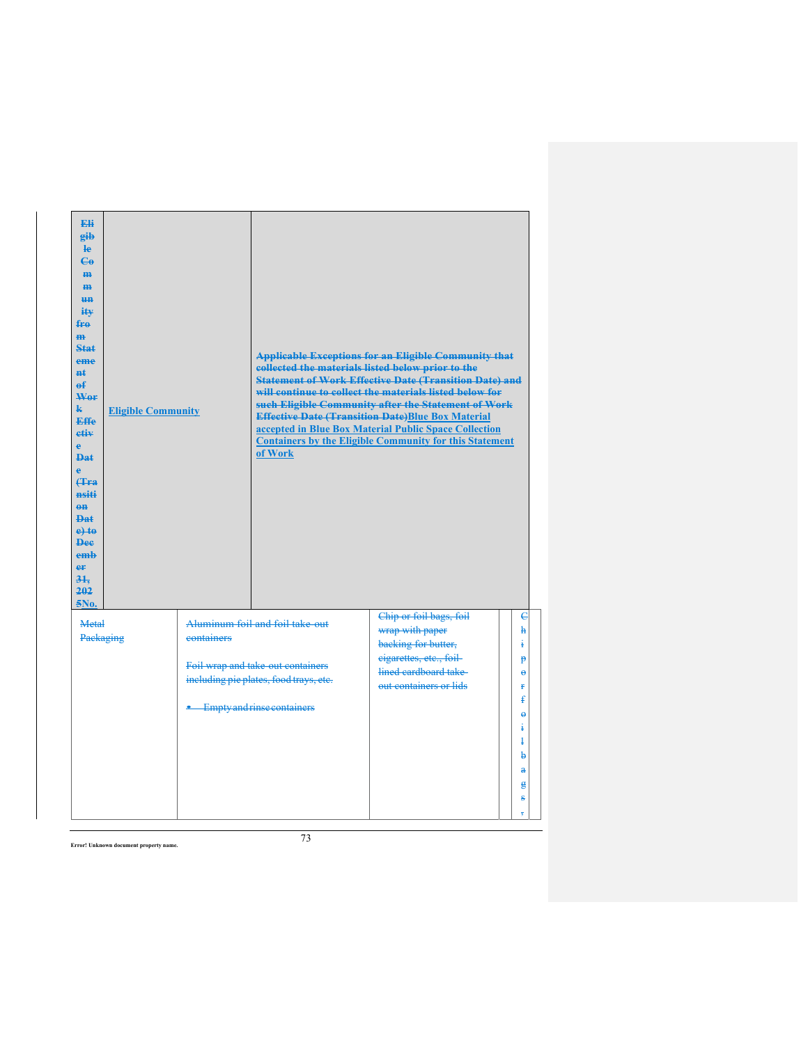| Eligible Community from Statement of Work Effective Date (Transition Date) to December 31, 2025No. | Eligible Community | Applicable Exceptions for an Eligible Community that collected the materials listed below prior to the Statement of Work Effective Date (Transition Date) and will continue to collect the materials listed below for such Eligible Community after the Statement of Work Effective Date (Transition Date)Blue Box Material accepted in Blue Box Material Public Space Collection Containers by the Eligible Community for this Statement of Work | | | |
|---|---|---|---|---|---|
| Metal Packaging | | Aluminum foil and foil take-out containers<br><br>Foil wrap and take-out containers including pie plates, food trays, etc.<br><br>• Empty and rinse containers | Chip or foil bags, foil wrap with paper backing for butter, cigarettes, etc., foil-lined cardboard take-out containers or lids | | Chip or foil bags, |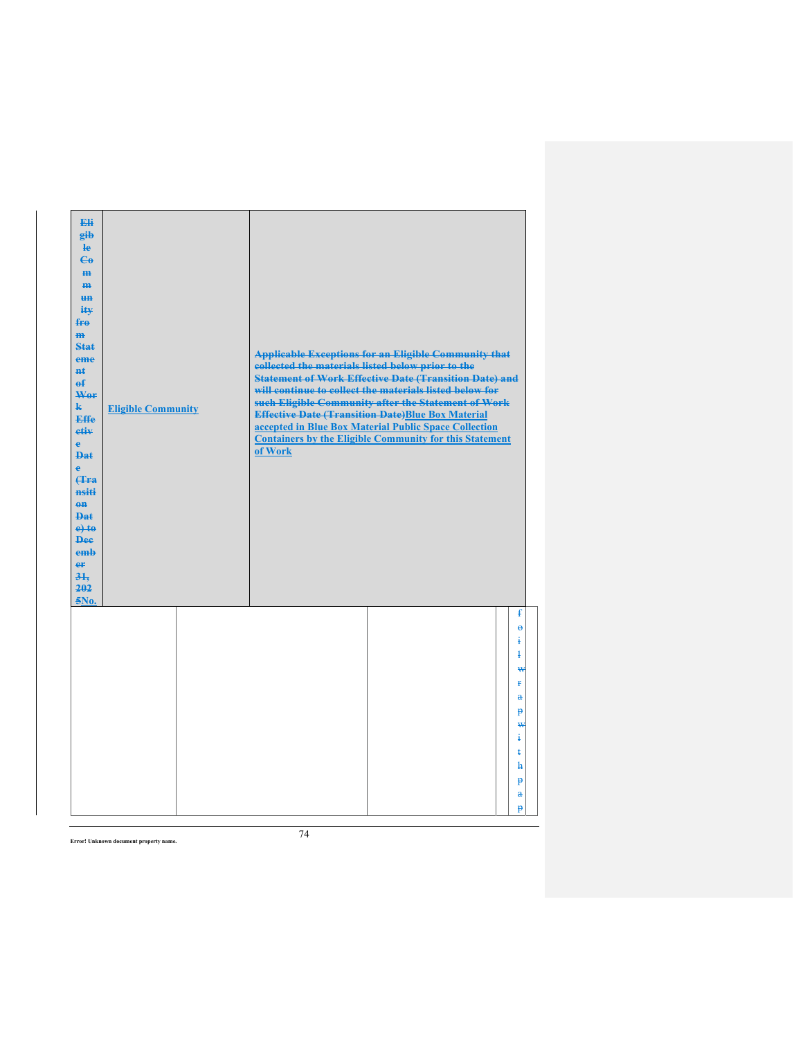| ~~Eligible Community from Statement of Work Effective Date (Transition Date) to December 31, 2025~~No. | Eligible Community | ~~Applicable Exceptions for an Eligible Community that collected the materials listed below prior to the Statement of Work Effective Date (Transition Date) and will continue to collect the materials listed below for such Eligible Community after the Statement of Work Effective Date (Transition Date)~~Blue Box Material accepted in Blue Box Material Public Space Collection Containers by the Eligible Community for this Statement of Work |
|---|---|---|

| | | | | ~~foil wrap with pap~~ |
|---|---|---|---|---|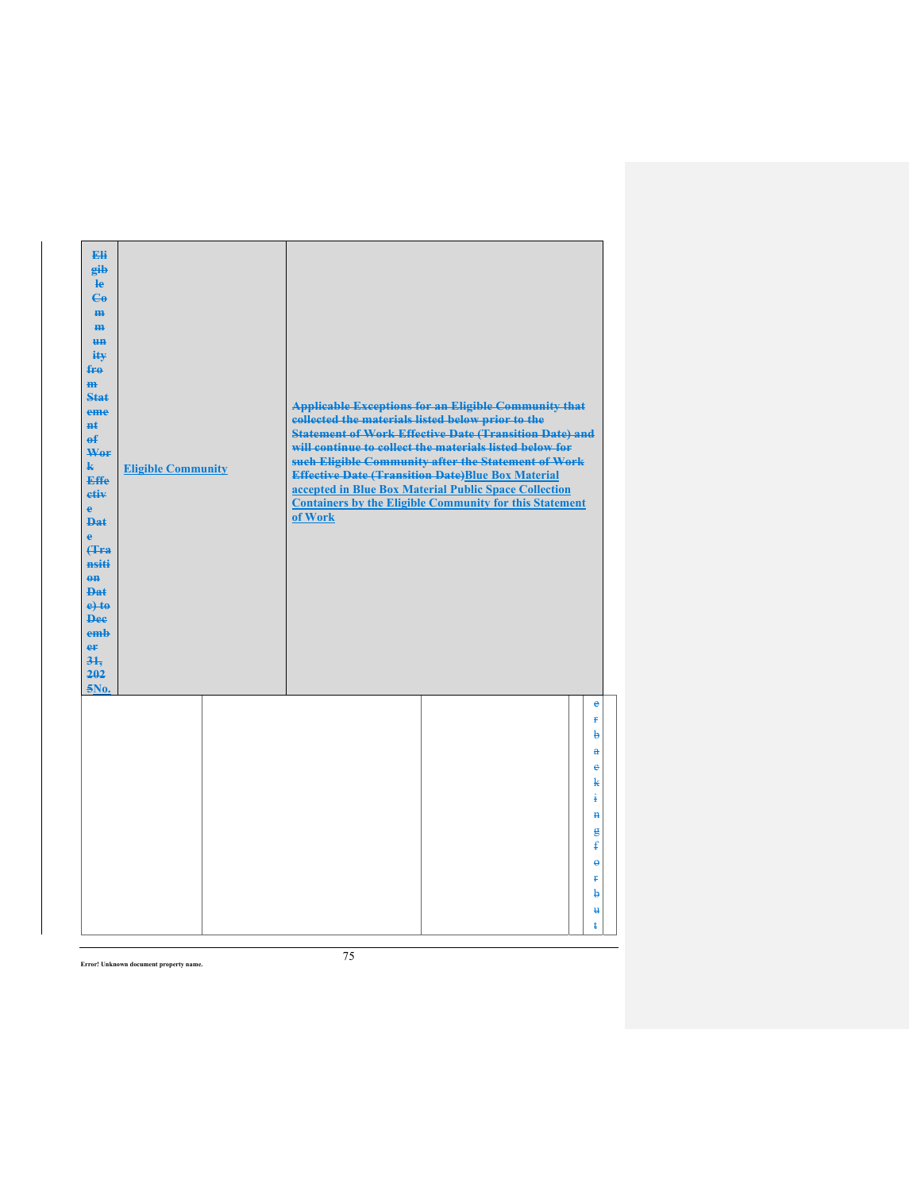| ~~Eligible Community from Statement of Work Effective Date (Transition Date) to December 31, 2025~~No. | Eligible Community | ~~Applicable Exceptions for an Eligible Community that collected the materials listed below prior to the Statement of Work Effective Date (Transition Date) and will continue to collect the materials listed below for such Eligible Community after the Statement of Work Effective Date (Transition Date)~~Blue Box Material accepted in Blue Box Material Public Space Collection Containers by the Eligible Community for this Statement of Work |
|---|---|---|

| | | | | |
|---|---|---|---|---|
| | | | | ~~erbacking for but~~ |

Error! Unknown document property name.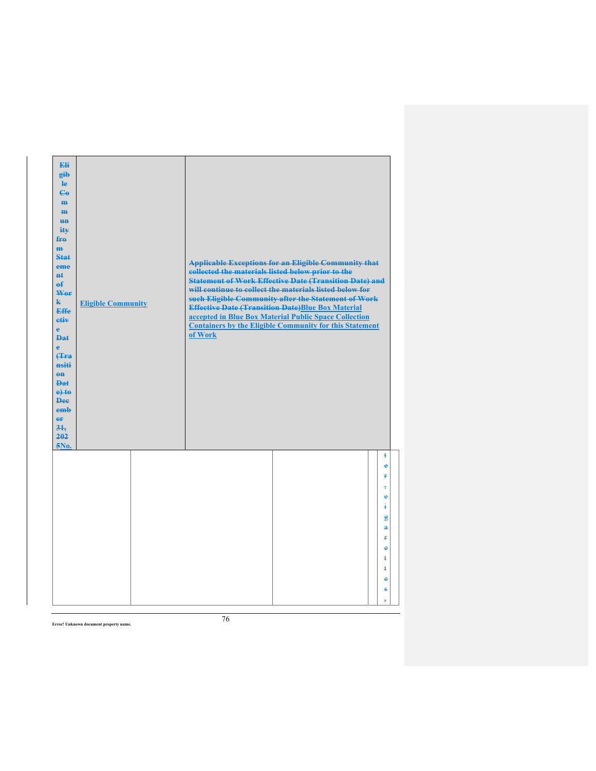| ~~Eligible Community from Statement of Work Effective Date (Transition Date) to December 31, 2025~~No. | Eligible Community | ~~Applicable Exceptions for an Eligible Community that collected the materials listed below prior to the Statement of Work Effective Date (Transition Date) and will continue to collect the materials listed below for such Eligible Community after the Statement of Work Effective Date (Transition Date)~~Blue Box Material accepted in Blue Box Material Public Space Collection Containers by the Eligible Community for this Statement of Work |
|---|---|---|

| | | | | ~~ter, cigarettes,~~ |
|---|---|---|---|---|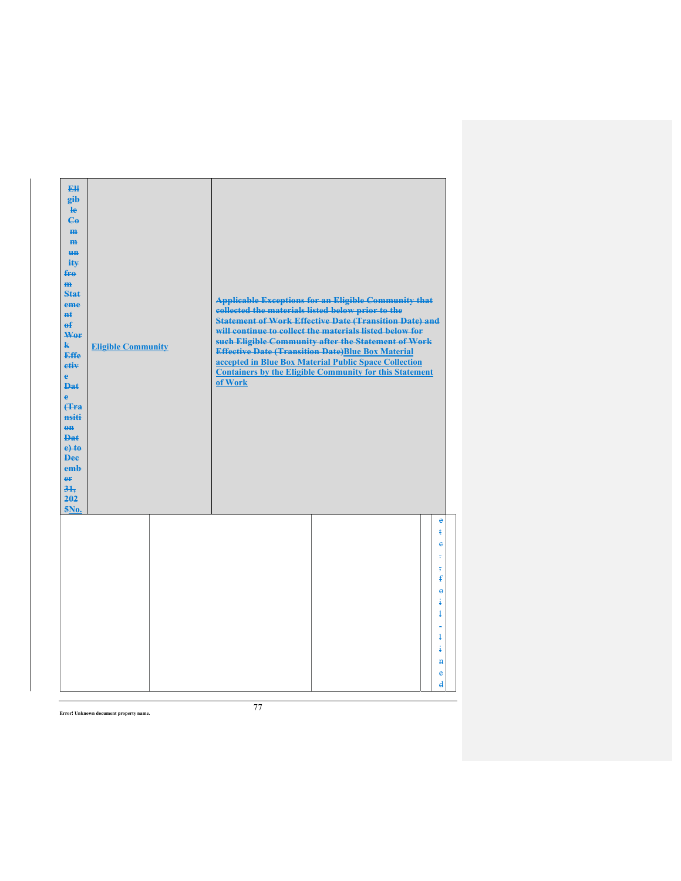| ~~Eligible Community from Statement of Work Effective Date (Transition Date) to December 31, 2025~~No. | Eligible Community | ~~Applicable Exceptions for an Eligible Community that collected the materials listed below prior to the Statement of Work Effective Date (Transition Date) and will continue to collect the materials listed below for such Eligible Community after the Statement of Work Effective Date (Transition Date)~~Blue Box Material accepted in Blue Box Material Public Space Collection Containers by the Eligible Community for this Statement of Work |
|---|---|---|

| | | | | ~~etc., foil-lined~~ |
|---|---|---|---|---|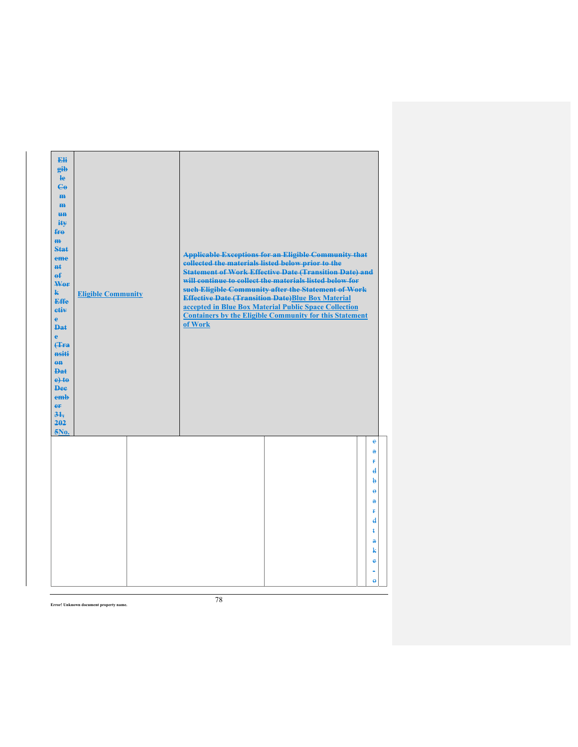| Eligible Community from Statement of Work Effective Date (Transition Date) to December 31, 2025No. | Eligible Community | Applicable Exceptions for an Eligible Community that collected the materials listed below prior to the Statement of Work Effective Date (Transition Date) and will continue to collect the materials listed below for such Eligible Community after the Statement of Work Effective Date (Transition Date)Blue Box Material accepted in Blue Box Material Public Space Collection Containers by the Eligible Community for this Statement of Work |
|---|---|---|

| | | | | cardboard take-o |
|---|---|---|---|---|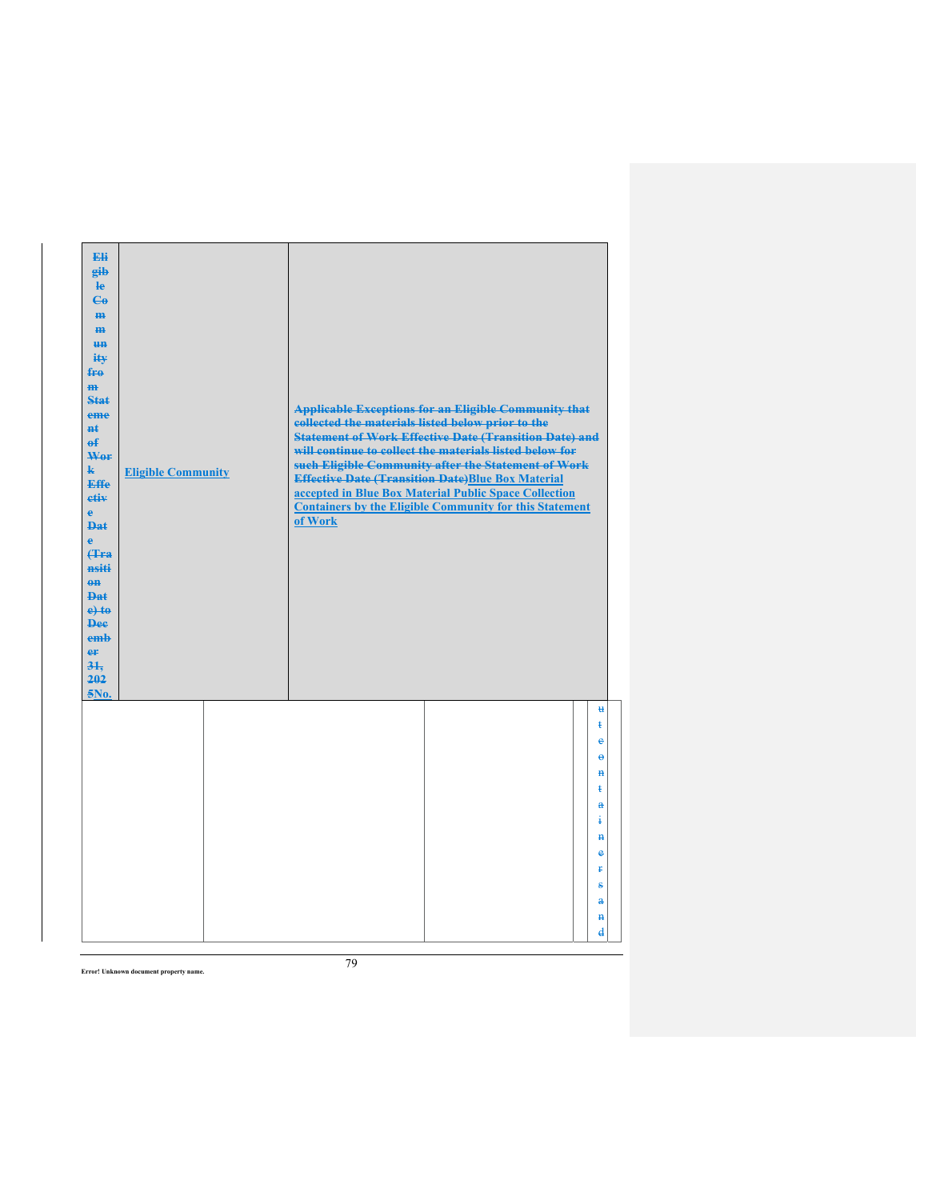| ~~Eligible Community from Statement of Work Effective Date (Transition Date) to December 31, 2025~~No. | Eligible Community | ~~Applicable Exceptions for an Eligible Community that collected the materials listed below prior to the Statement of Work Effective Date (Transition Date) and will continue to collect the materials listed below for such Eligible Community after the Statement of Work Effective Date (Transition Date)~~Blue Box Material accepted in Blue Box Material Public Space Collection Containers by the Eligible Community for this Statement of Work |
|---|---|---|

| | | | | ~~utecontainersand~~ |
|---|---|---|---|---|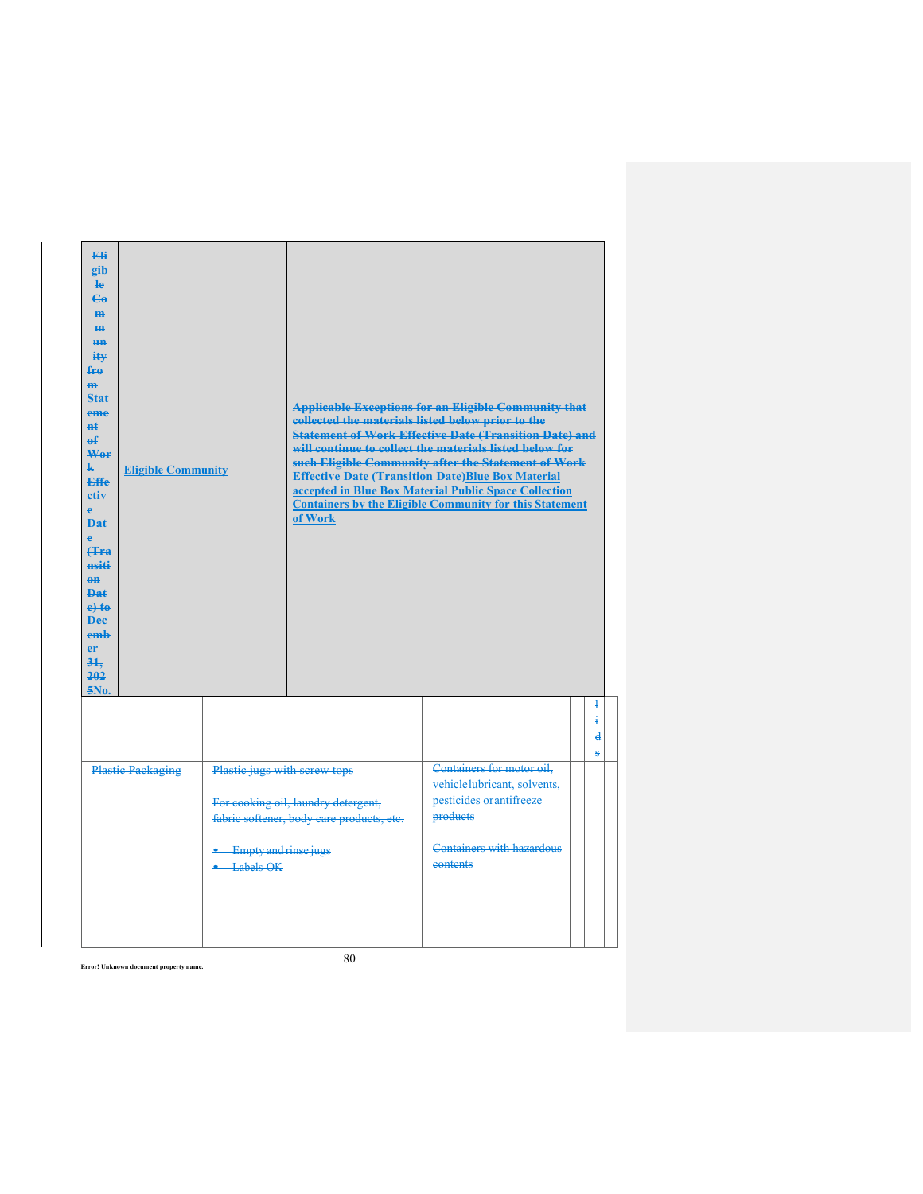| Eligible Community from Statement of Work Effective Date (Transition Date) to December 31, 2025No. | Eligible Community | Applicable Exceptions for an Eligible Community that collected the materials listed below prior to the Statement of Work Effective Date (Transition Date) and will continue to collect the materials listed below for such Eligible Community after the Statement of Work Effective Date (Transition Date)Blue Box Material accepted in Blue Box Material Public Space Collection Containers by the Eligible Community for this Statement of Work |
|---|---|---|

| | | | | lids | |
|---|---|---|---|---|---|
| Plastic Packaging | Plastic jugs with screw tops<br><br>For cooking oil, laundry detergent, fabric softener, body care products, etc.<br><br>• Empty and rinse jugs<br>• Labels OK | Containers for motor oil, vehiclelubricant, solvents, pesticides orantifreeze products<br><br>Containers with hazardous contents | | | |

Error! Unknown document property name.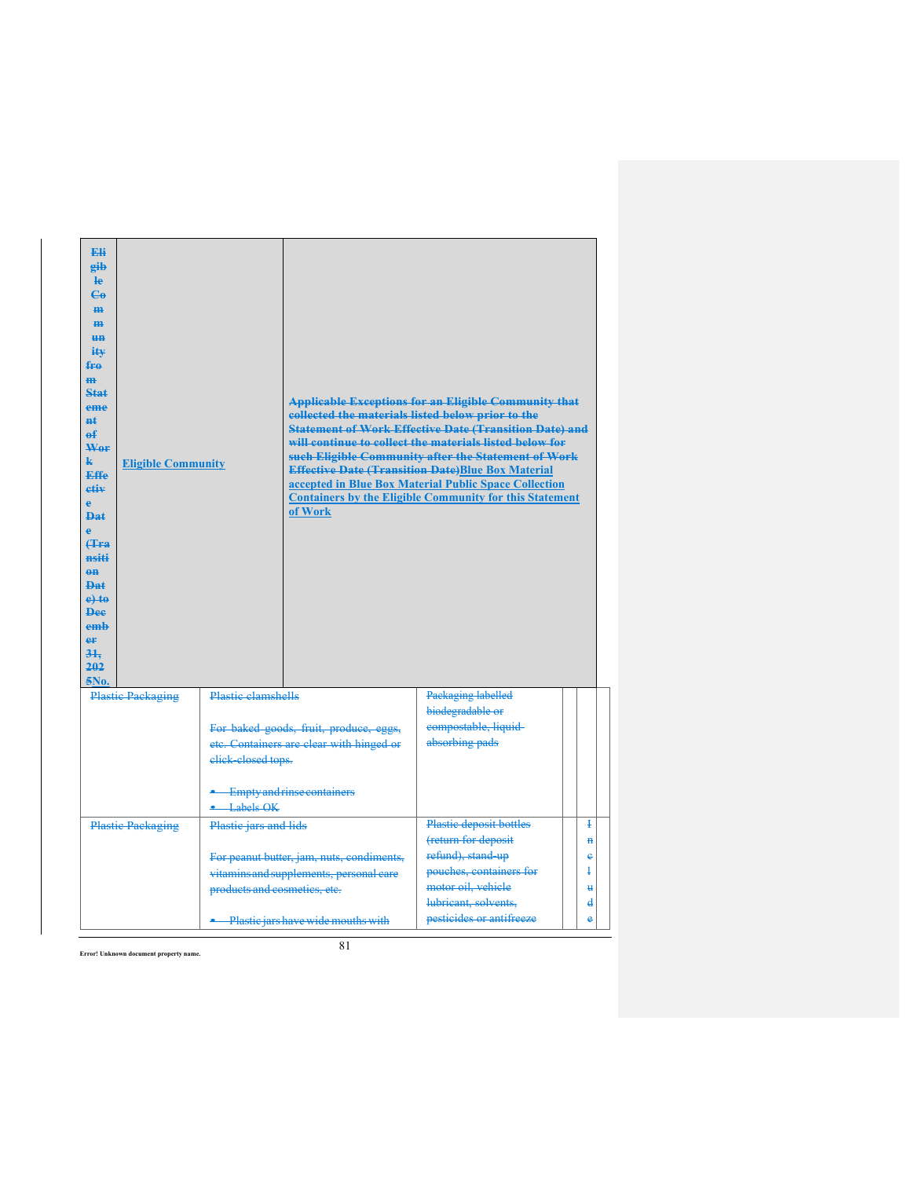| ~~Eligible Community from Statement of Work Effective Date (Transition Date) to December 31, 2025~~No. | Eligible Community | ~~Applicable Exceptions for an Eligible Community that collected the materials listed below prior to the Statement of Work Effective Date (Transition Date) and will continue to collect the materials listed below for such Eligible Community after the Statement of Work Effective Date (Transition Date)~~Blue Box Material accepted in Blue Box Material Public Space Collection Containers by the Eligible Community for this Statement of Work | | | |
|---|---|---|---|---|---|
| ~~Plastic Packaging~~ | ~~Plastic clamshells~~<br><br>~~For baked goods, fruit, produce, eggs, etc. Containers are clear with hinged or click-closed tops.~~<br><br>• ~~Empty and rinse containers~~<br>• ~~Labels OK~~ | ~~Packaging labelled biodegradable or compostable, liquid-absorbing pads~~ | | | |
| ~~Plastic Packaging~~ | ~~Plastic jars and lids~~<br><br>~~For peanut butter, jam, nuts, condiments, vitamins and supplements, personal care products and cosmetics, etc.~~<br><br>• ~~Plastic jars have wide mouths with~~ | ~~Plastic deposit bottles (return for deposit refund), stand-up pouches, containers for motor oil, vehicle lubricant, solvents, pesticides or antifreeze~~ | | ~~Include~~ | |

Error! Unknown document property name.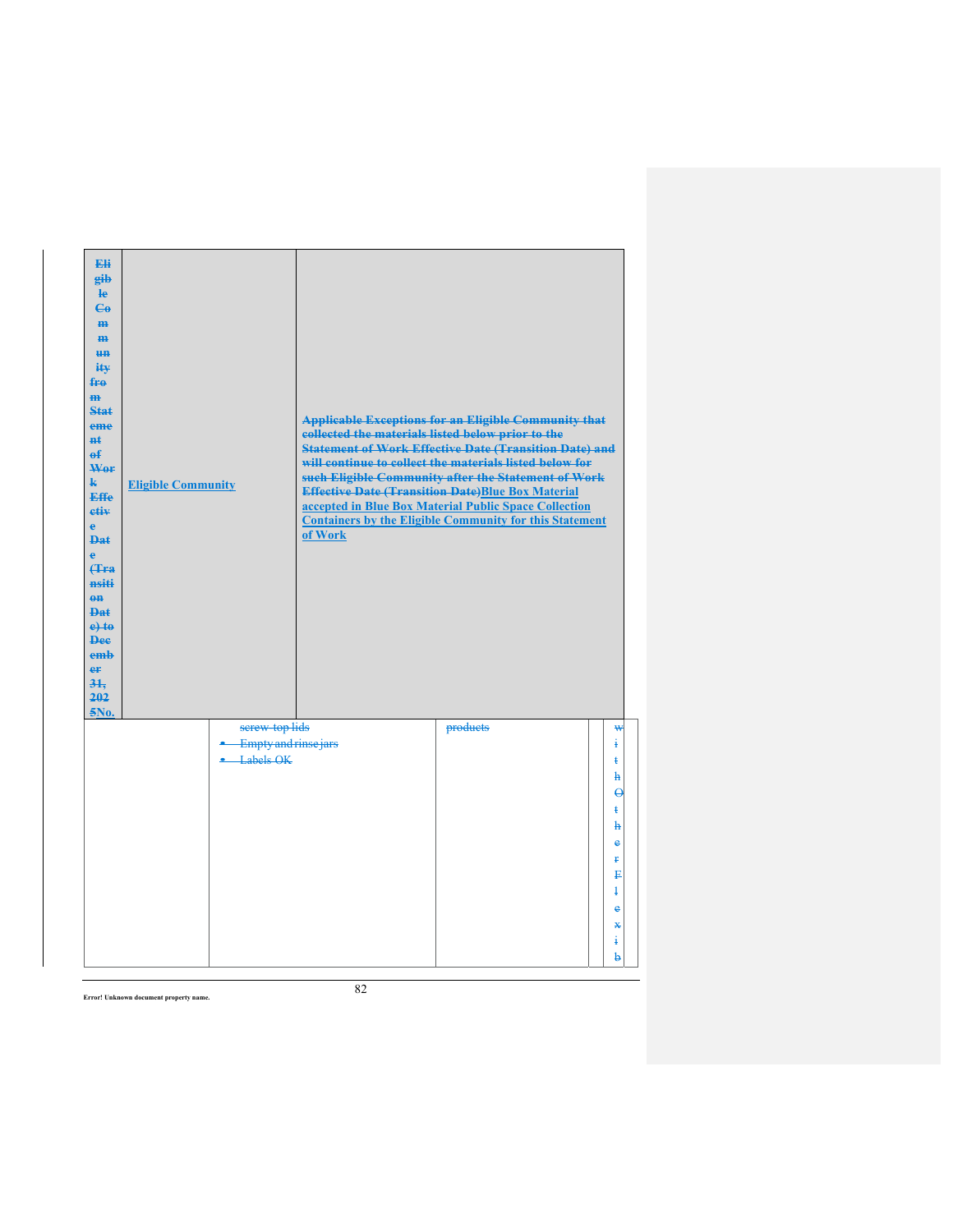| Eligible Community from Statement of Work Effective Date (Transition Date) to December 31, 2025No. | Eligible Community | Applicable Exceptions for an Eligible Community that collected the materials listed below prior to the Statement of Work Effective Date (Transition Date) and will continue to collect the materials listed below for such Eligible Community after the Statement of Work Effective Date (Transition Date)Blue Box Material accepted in Blue Box Material Public Space Collection Containers by the Eligible Community for this Statement of Work |
|---|---|---|

| | screw-top lids<br>• Empty and rinse jars<br>• Labels OK | products | | with Other Flexib |
|---|---|---|---|---|

Error! Unknown document property name.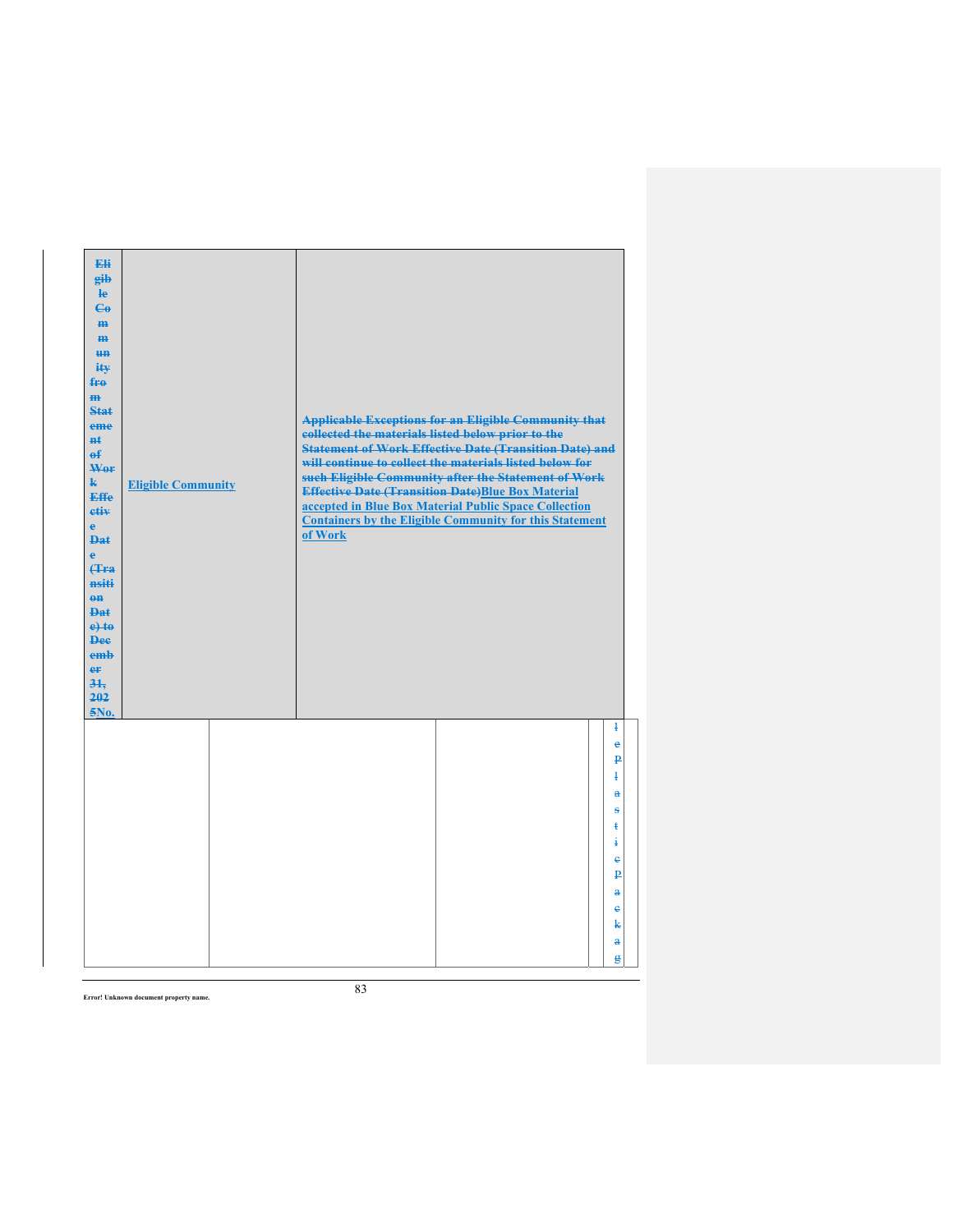| ~~Eligible Community from Statement of Work Effective Date (Transition Date) to December 31, 2025~~No. | Eligible Community | ~~Applicable Exceptions for an Eligible Community that collected the materials listed below prior to the Statement of Work Effective Date (Transition Date) and will continue to collect the materials listed below for such Eligible Community after the Statement of Work Effective Date (Transition Date)~~Blue Box Material accepted in Blue Box Material Public Space Collection Containers by the Eligible Community for this Statement of Work |
|---|---|---|

| | | | | |
|---|---|---|---|---|
| | | | | ~~l e p l a s t i c p a c k a g~~ |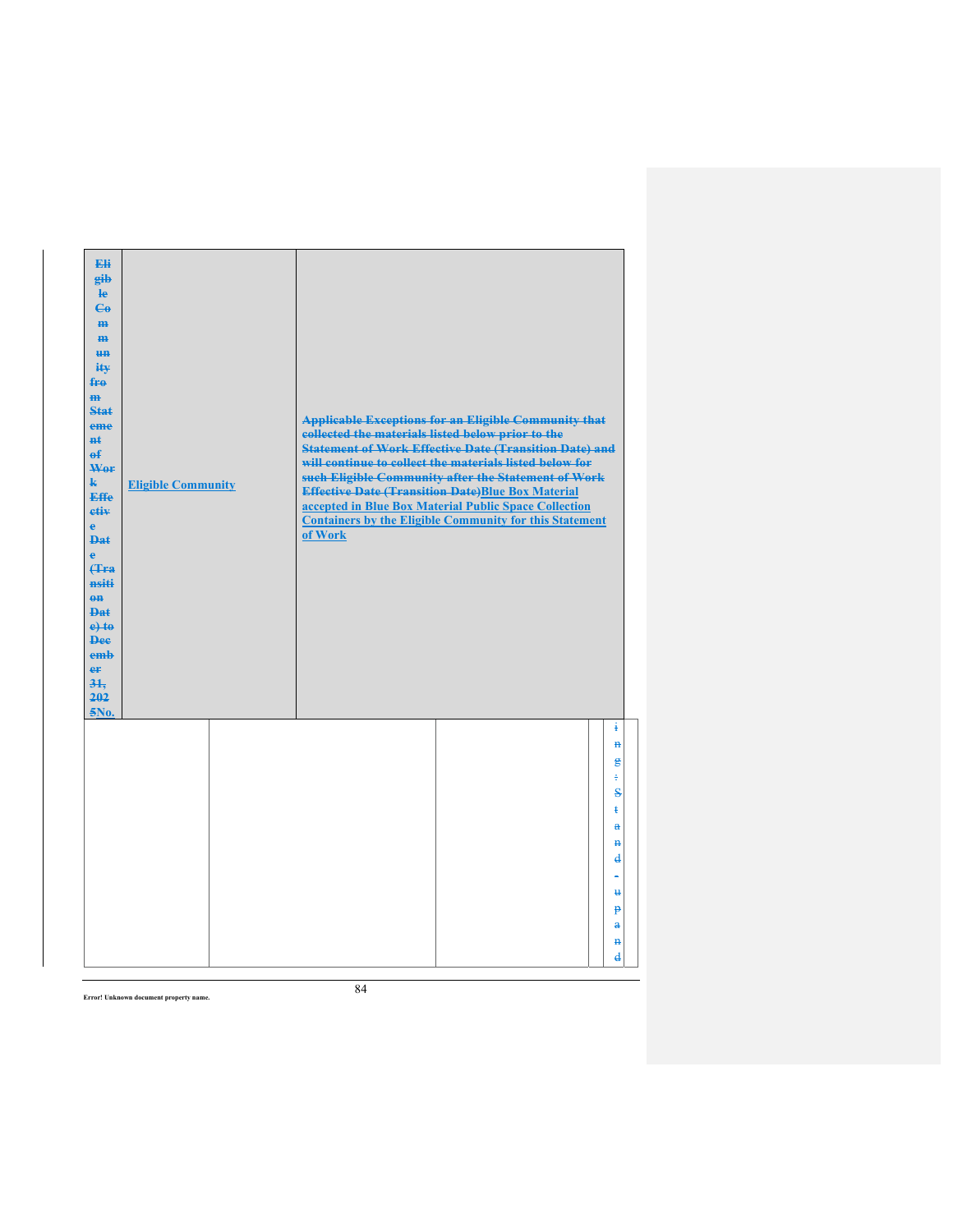| Eligible Community from Statement of Work Effective Date (Transition Date) to December 31, 2025No. | Eligible Community | Applicable Exceptions for an Eligible Community that collected the materials listed below prior to the Statement of Work Effective Date (Transition Date) and will continue to collect the materials listed below for such Eligible Community after the Statement of Work Effective Date (Transition Date)Blue Box Material accepted in Blue Box Material Public Space Collection Containers by the Eligible Community for this Statement of Work |
| --- | --- | --- |

| | | | | |
| --- | --- | --- | --- | --- |
| | | | | ing: Stand-upand |

Error! Unknown document property name.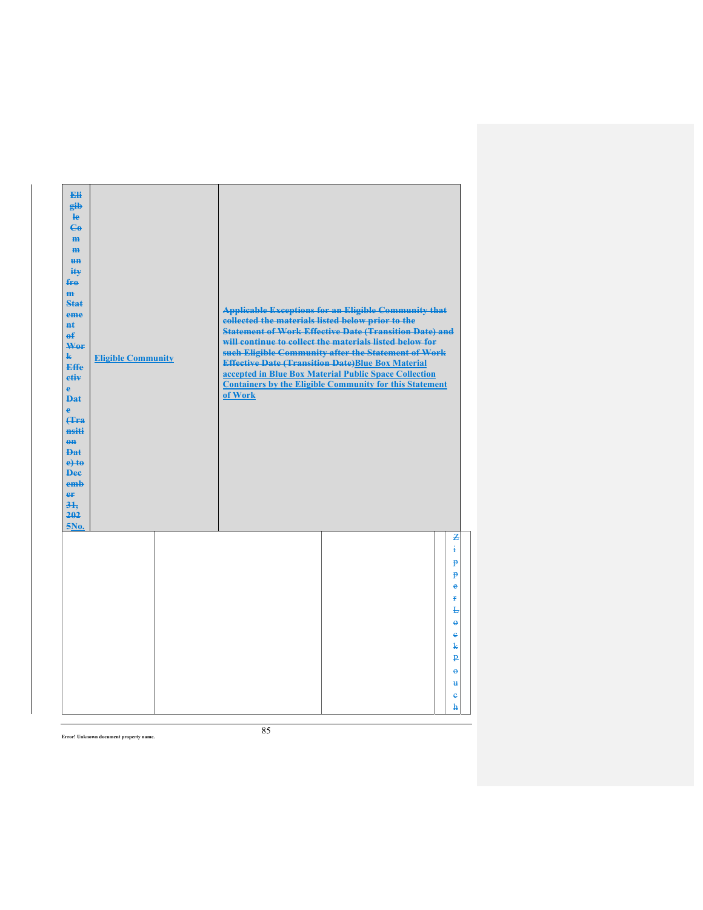| ~~Eligible Community from Statement of Work Effective Date (Transition Date) to December 31, 2025~~No. | Eligible Community | ~~Applicable Exceptions for an Eligible Community that collected the materials listed below prior to the Statement of Work Effective Date (Transition Date) and will continue to collect the materials listed below for such Eligible Community after the Statement of Work Effective Date (Transition Date)~~Blue Box Material accepted in Blue Box Material Public Space Collection Containers by the Eligible Community for this Statement of Work |
|---|---|---|

| | | | | ~~Zipper Lock Pouch~~ |
|---|---|---|---|---|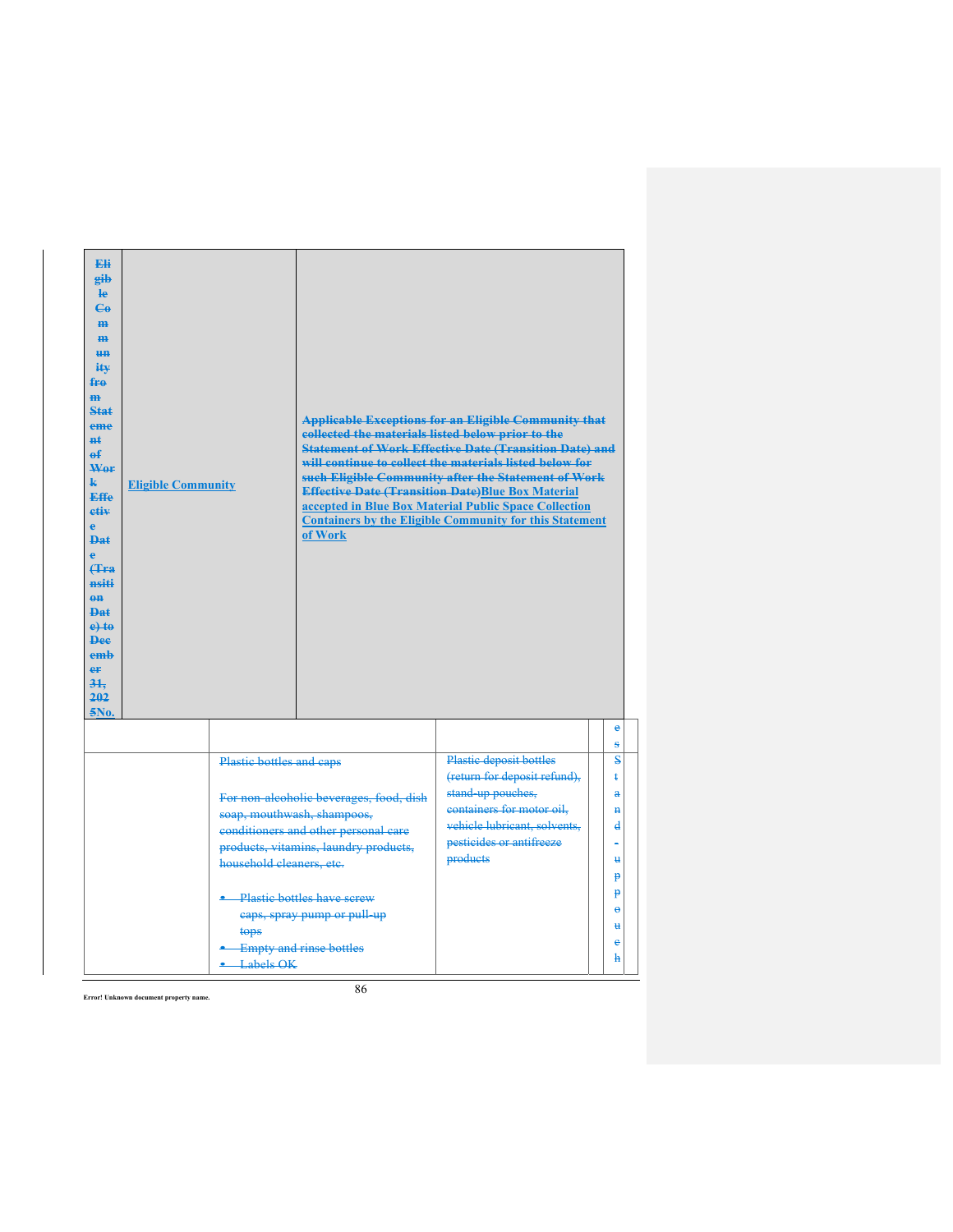| Eligible Community from Statement of Work Effective Date (Transition Date) to December 31, 2025No. | Eligible Community | Applicable Exceptions for an Eligible Community that collected the materials listed below prior to the Statement of Work Effective Date (Transition Date) and will continue to collect the materials listed below for such Eligible Community after the Statement of Work Effective Date (Transition Date)Blue Box Material accepted in Blue Box Material Public Space Collection Containers by the Eligible Community for this Statement of Work |
|---|---|---|

| | | | | |
|---|---|---|---|---|
| | | | | es |
| | Plastic bottles and caps<br><br>For non-alcoholic beverages, food, dish soap, mouthwash, shampoos, conditioners and other personal care products, vitamins, laundry products, household cleaners, etc.<br><br>• Plastic bottles have screw caps, spray pump or pull-up tops<br>• Empty and rinse bottles<br>• Labels OK | Plastic deposit bottles (return for deposit refund), stand-up pouches, containers for motor oil, vehicle lubricant, solvents, pesticides or antifreeze products | | Stand-up pouch |

Error! Unknown document property name.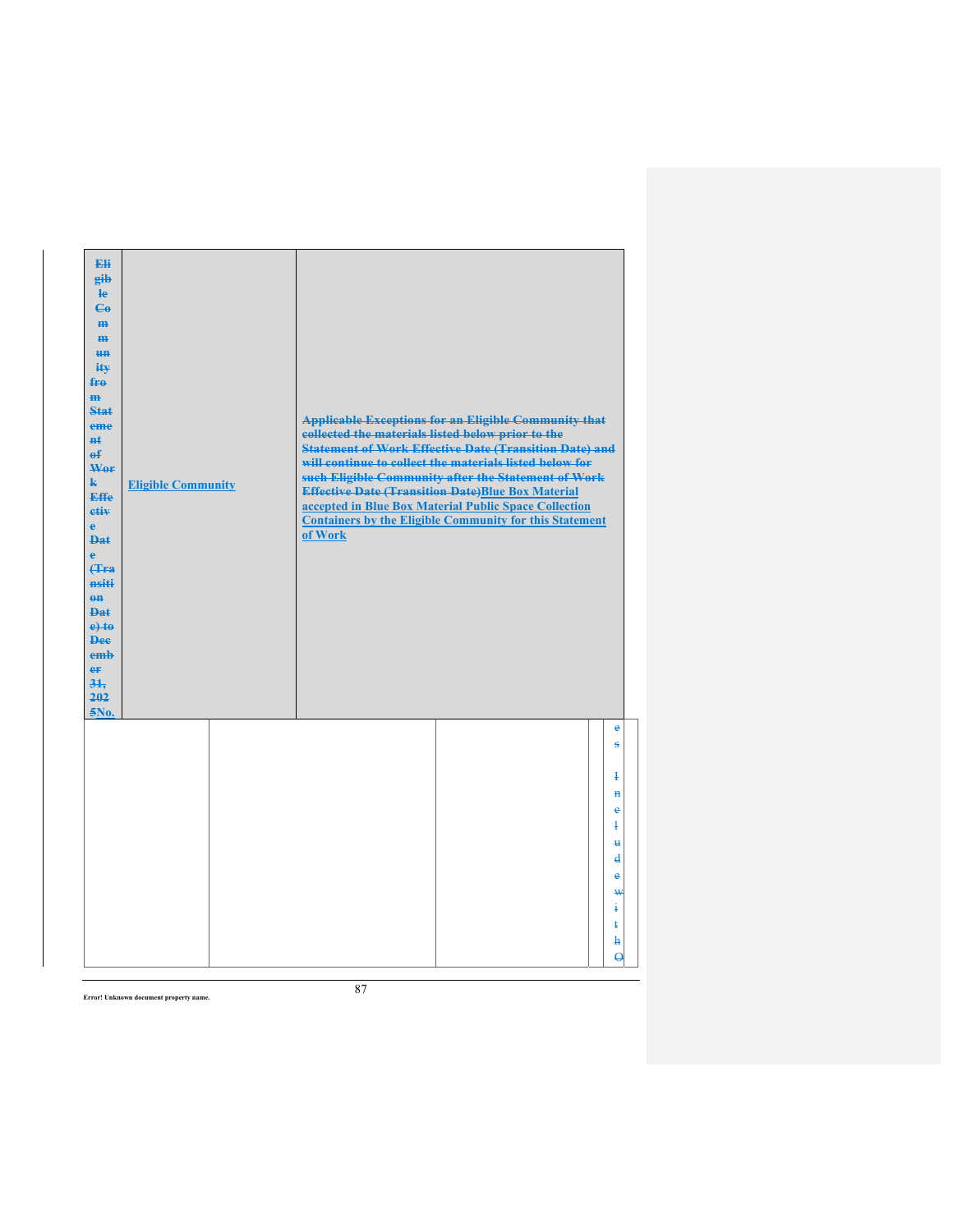| ~~Eligible Community from Statement of Work Effective Date (Transition Date) to December 31, 2025~~No. | Eligible Community | ~~Applicable Exceptions for an Eligible Community that collected the materials listed below prior to the Statement of Work Effective Date (Transition Date) and will continue to collect the materials listed below for such Eligible Community after the Statement of Work Effective Date (Transition Date)~~**Blue Box Material accepted in Blue Box Material Public Space Collection Containers by the Eligible Community for this Statement of Work** |
| --- | --- | --- |

| | | | | ~~es Include with O~~ |
| --- | --- | --- | --- | --- |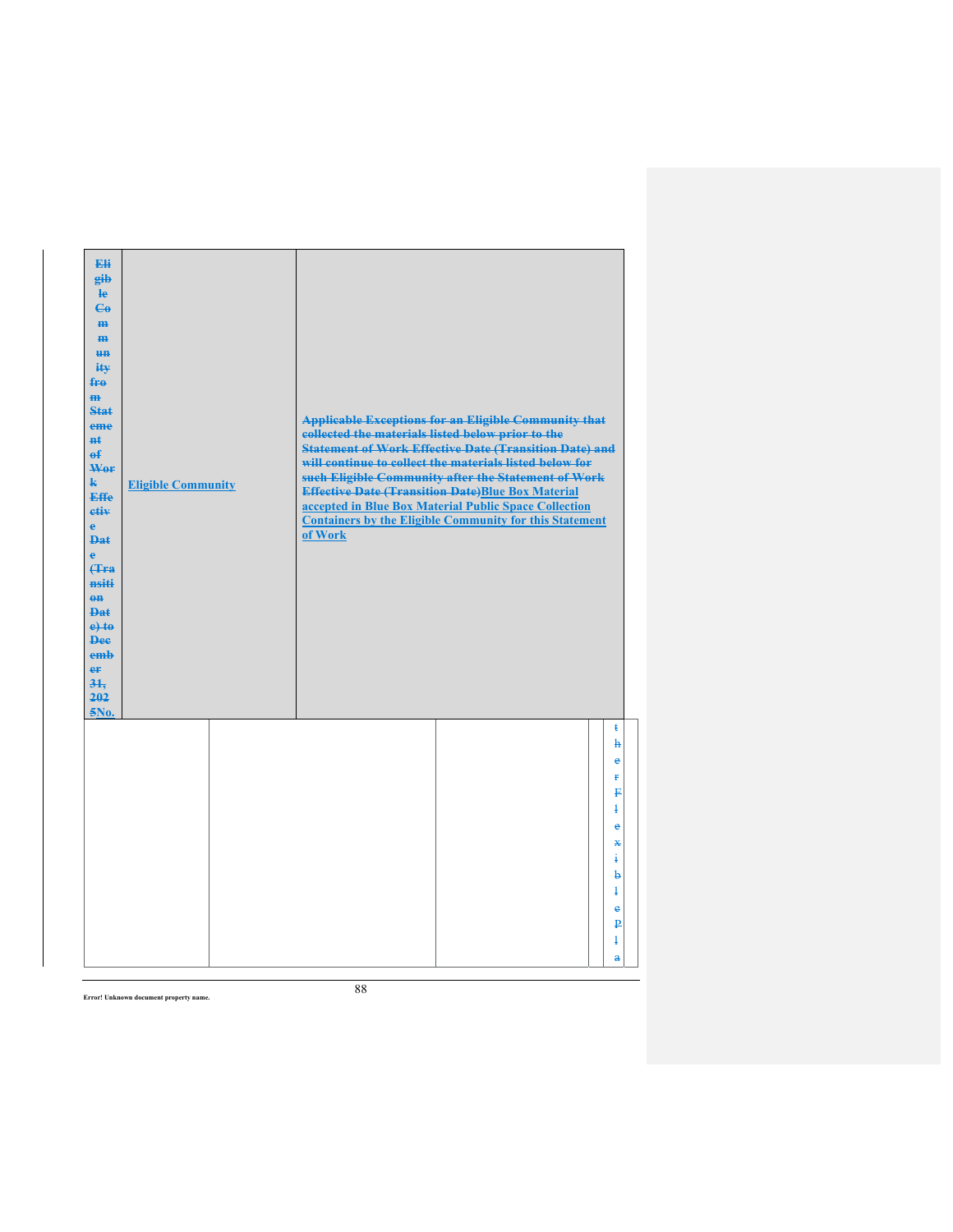| ~~Eligible Community from Statement of Work Effective Date (Transition Date) to December 31, 2025~~No. | Eligible Community | ~~Applicable Exceptions for an Eligible Community that collected the materials listed below prior to the Statement of Work Effective Date (Transition Date) and will continue to collect the materials listed below for such Eligible Community after the Statement of Work Effective Date (Transition Date)~~Blue Box Material accepted in Blue Box Material Public Space Collection Containers by the Eligible Community for this Statement of Work |
|---|---|---|

| | | | | ~~the r Flexible Pla~~ |
|---|---|---|---|---|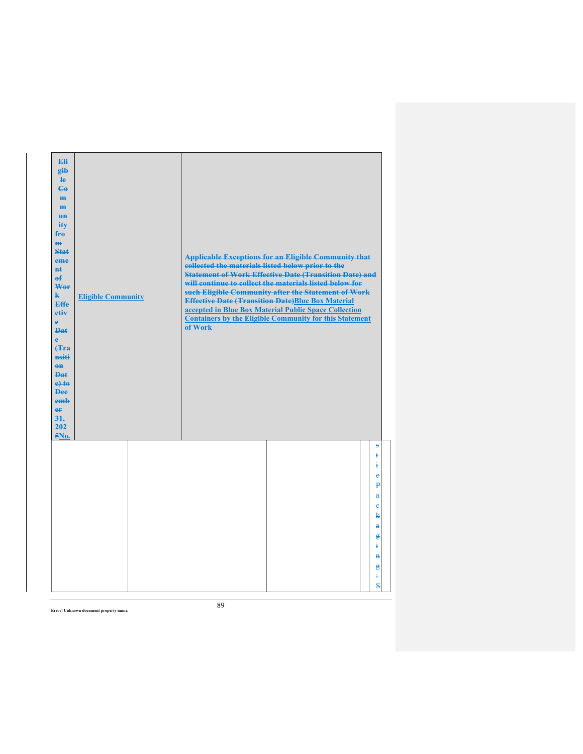| ~~Eligible Community from Statement of Work Effective Date (Transition Date) to December 31, 2025~~No. | Eligible Community | ~~Applicable Exceptions for an Eligible Community that collected the materials listed below prior to the Statement of Work Effective Date (Transition Date) and will continue to collect the materials listed below for such Eligible Community after the Statement of Work Effective Date (Transition Date)~~Blue Box Material accepted in Blue Box Material Public Space Collection Containers by the Eligible Community for this Statement of Work |
|---|---|---|

| | | | | ~~stic Packaging: S~~ |
|---|---|---|---|---|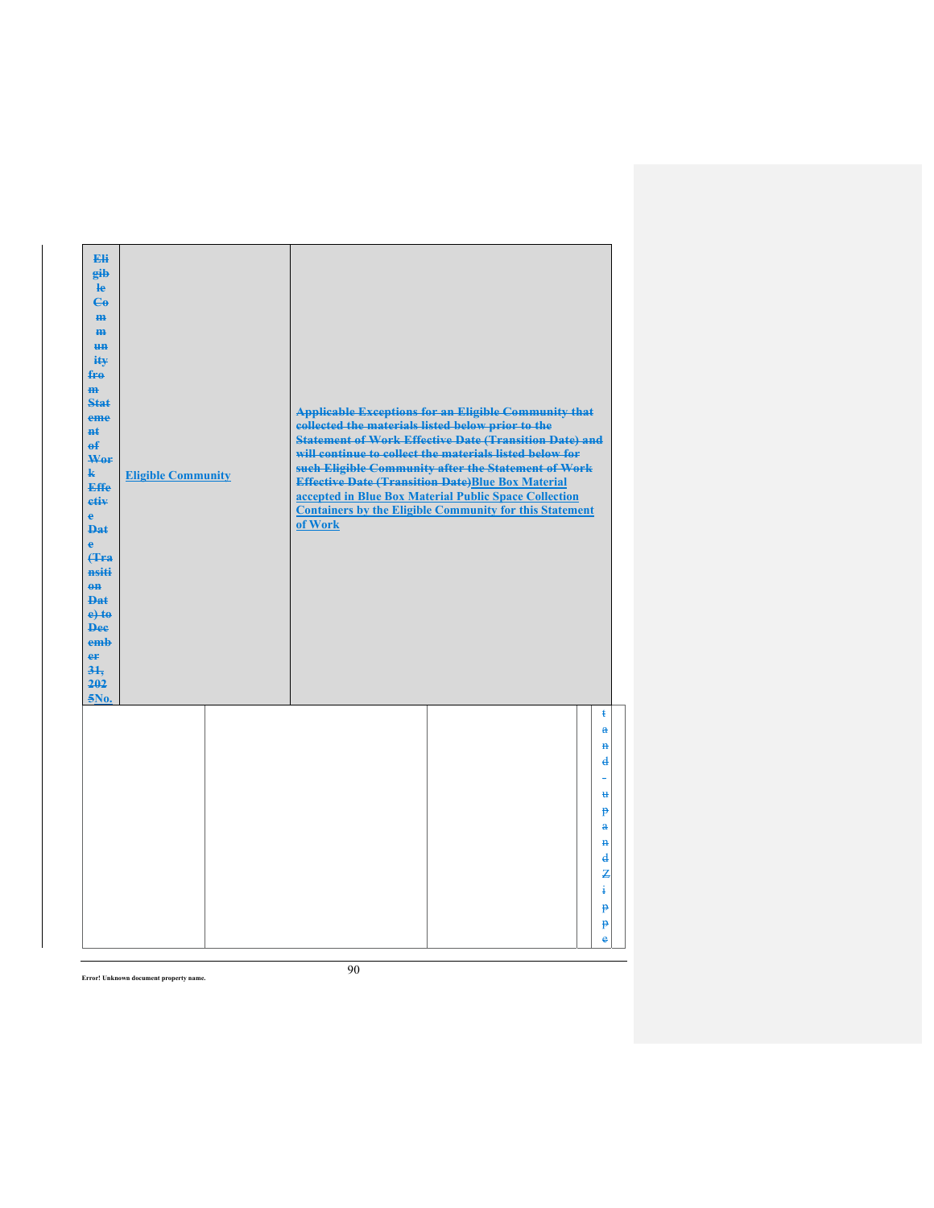| ~~Eligible Community from Statement of Work Effective Date (Transition Date) to December 31, 2025~~No. | Eligible Community | ~~Applicable Exceptions for an Eligible Community that collected the materials listed below prior to the Statement of Work Effective Date (Transition Date) and will continue to collect the materials listed below for such Eligible Community after the Statement of Work Effective Date (Transition Date)~~Blue Box Material accepted in Blue Box Material Public Space Collection Containers by the Eligible Community for this Statement of Work |
|---|---|---|

| | | | | |
|---|---|---|---|---|
| | | | | ~~tand-upandZippe~~ |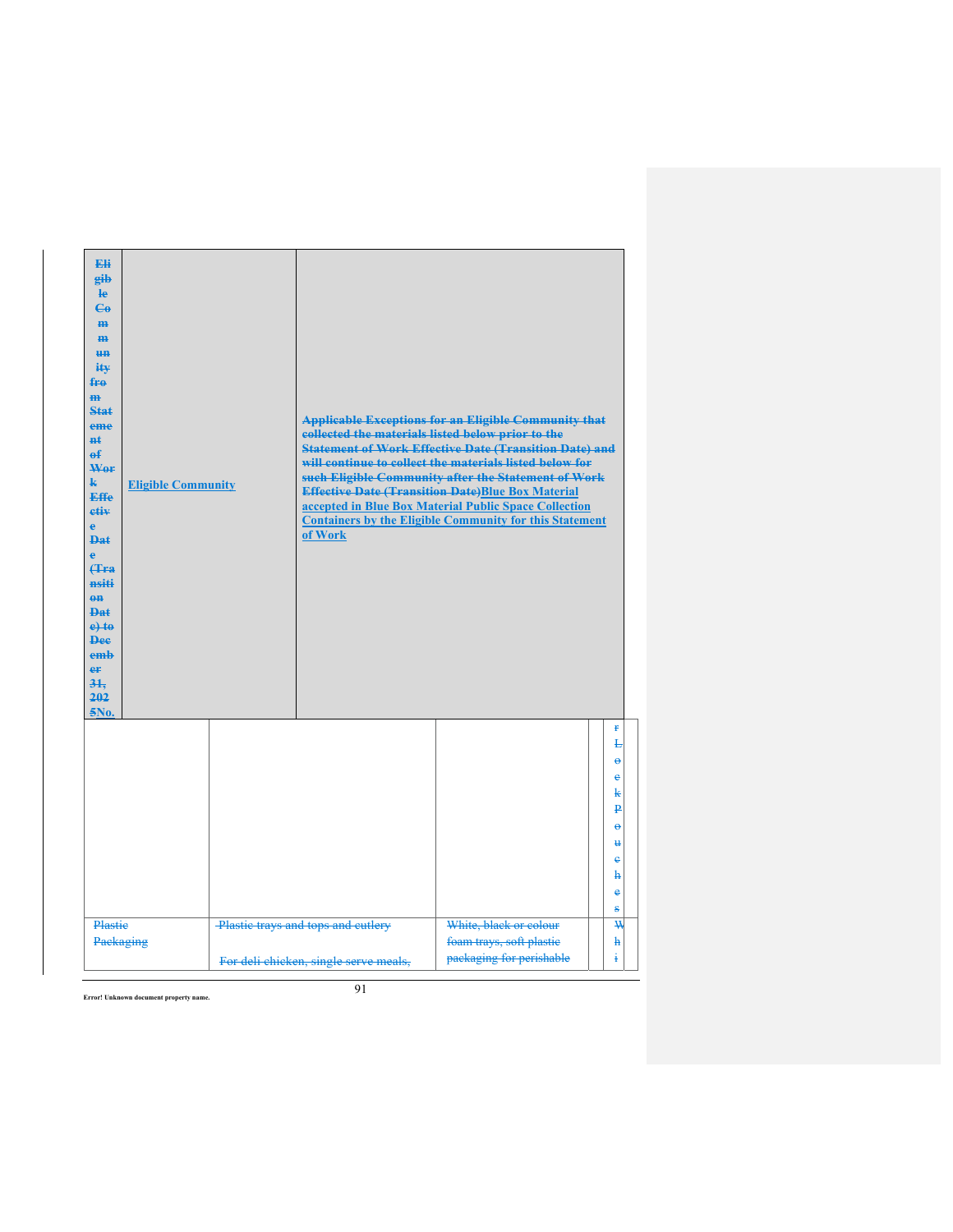| Eligible Community from Statement of Work Effective Date (Transition Date) to December 31, 2025No. | Eligible Community | Applicable Exceptions for an Eligible Community that collected the materials listed below prior to the Statement of Work Effective Date (Transition Date) and will continue to collect the materials listed below for such Eligible Community after the Statement of Work Effective Date (Transition Date)Blue Box Material accepted in Blue Box Material Public Space Collection Containers by the Eligible Community for this Statement of Work |
|---|---|---|

| | | | | r Lock Pouches |
|---|---|---|---|---|
| Plastic Packaging | Plastic trays and tops and cutlery<br><br>For deli chicken, single serve meals, | White, black or colour foam trays, soft plastic packaging for perishable | | Whi |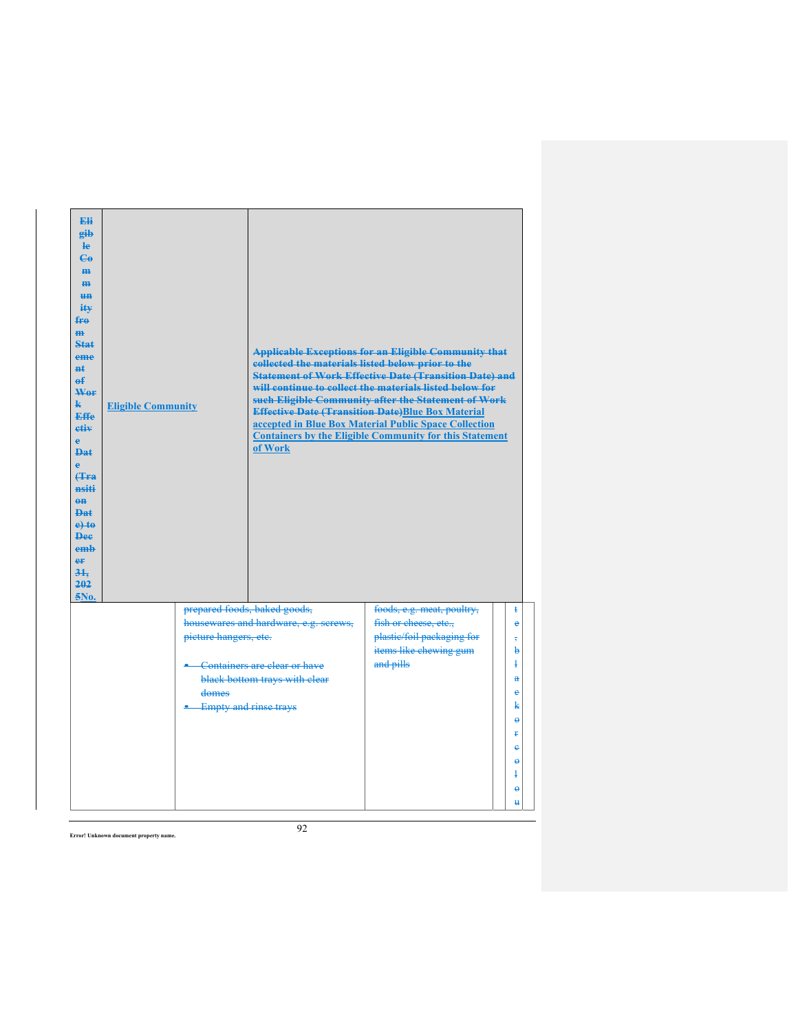| ~~Eligible Community from Statement of Work Effective Date (Transition Date) to December 31, 2025~~No. | Eligible Community | ~~Applicable Exceptions for an Eligible Community that collected the materials listed below prior to the Statement of Work Effective Date (Transition Date) and will continue to collect the materials listed below for such Eligible Community after the Statement of Work Effective Date (Transition Date)~~Blue Box Material accepted in Blue Box Material Public Space Collection Containers by the Eligible Community for this Statement of Work |
|---|---|---|

| | | | | |
|---|---|---|---|---|
| | ~~prepared foods, baked goods, housewares and hardware, e.g. screws, picture hangers, etc.~~<br><br>~~• Containers are clear or have black bottom trays with clear domes~~<br>~~• Empty and rinse trays~~ | ~~foods, e.g. meat, poultry, fish or cheese, etc., plastic/foil packaging for items like chewing gum and pills~~ | | ~~te, black or colou~~ |

Error! Unknown document property name.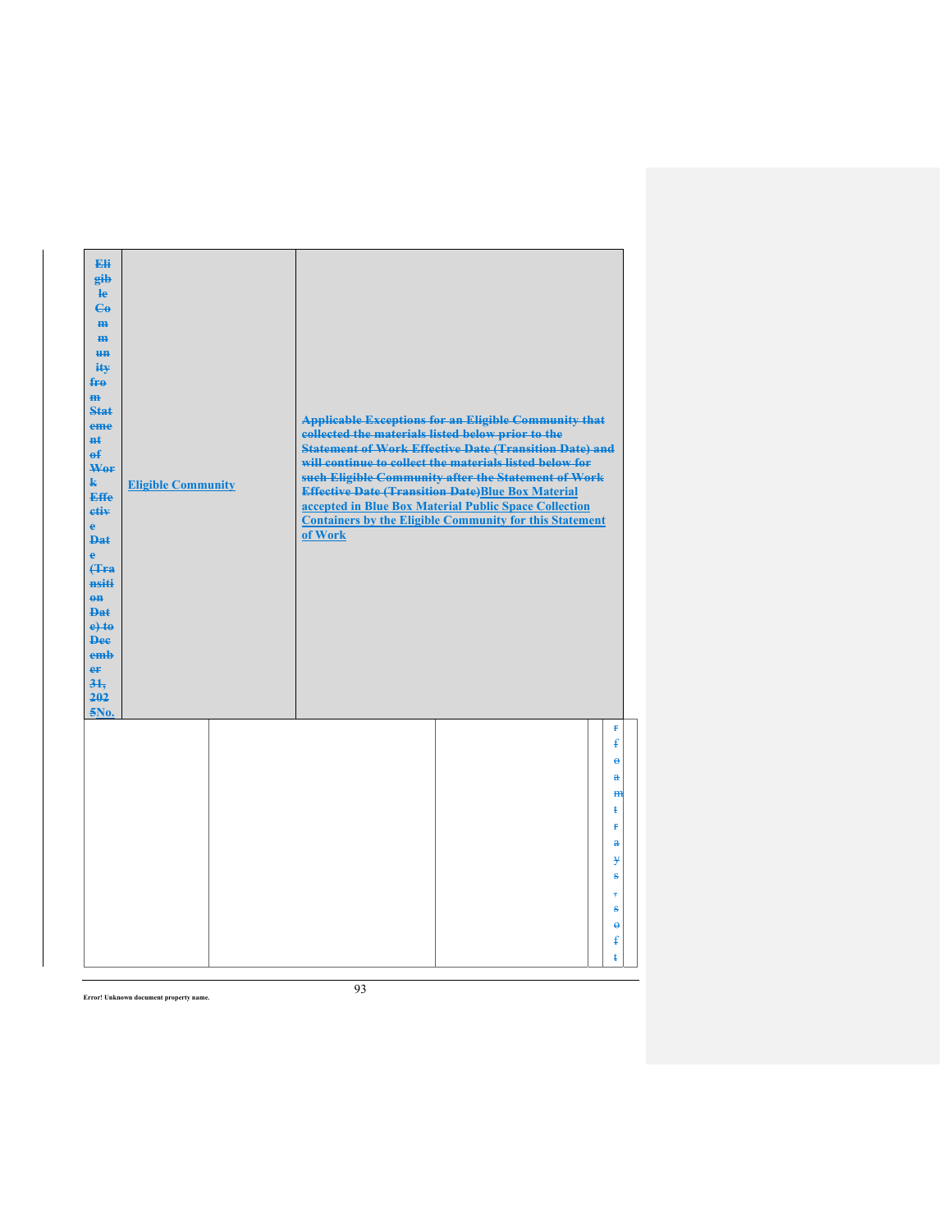| ~~Eligible Community from Statement of Work Effective Date (Transition Date) to December 31, 2025~~No. | Eligible Community | ~~Applicable Exceptions for an Eligible Community that collected the materials listed below prior to the Statement of Work Effective Date (Transition Date) and will continue to collect the materials listed below for such Eligible Community after the Statement of Work Effective Date (Transition Date)~~Blue Box Material accepted in Blue Box Material Public Space Collection Containers by the Eligible Community for this Statement of Work |
|---|---|---|
| | | |

| | | | | |
|---|---|---|---|---|
| | | | | ~~r f o a m t r a y s , s o f t~~ |

Error! Unknown document property name.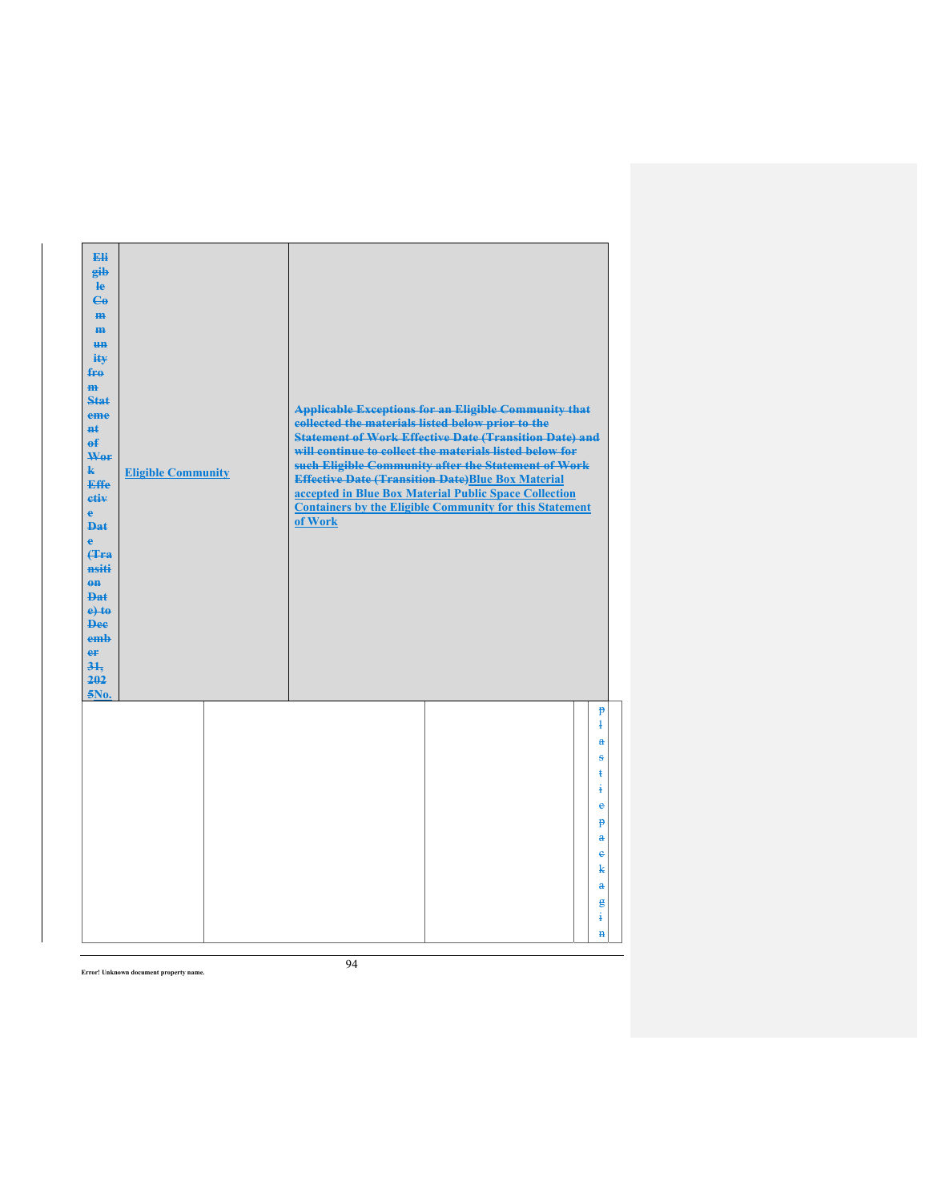| ~~Eligible Community from Statement of Work Effective Date (Transition Date) to December 31, 2025~~No. | Eligible Community | ~~Applicable Exceptions for an Eligible Community that collected the materials listed below prior to the Statement of Work Effective Date (Transition Date) and will continue to collect the materials listed below for such Eligible Community after the Statement of Work Effective Date (Transition Date)~~Blue Box Material accepted in Blue Box Material Public Space Collection Containers by the Eligible Community for this Statement of Work |
|---|---|---|

| | | | | ~~plastic packagin~~ |
|---|---|---|---|---|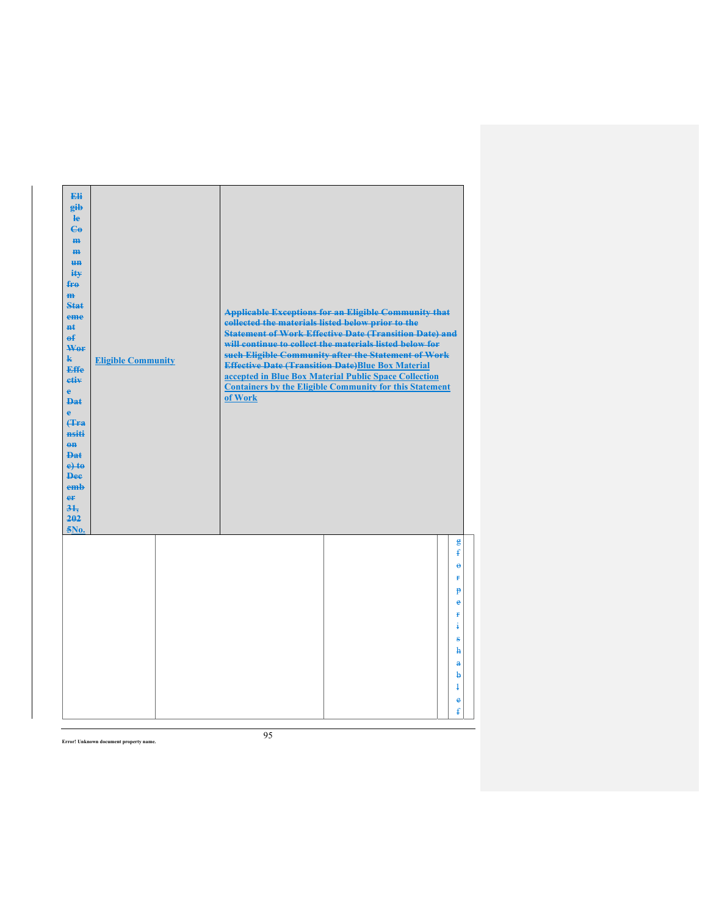| ~~Eligible Community from Statement of Work Effective Date (Transition Date) to December 31, 2025~~No. | Eligible Community | ~~Applicable Exceptions for an Eligible Community that collected the materials listed below prior to the Statement of Work Effective Date (Transition Date) and will continue to collect the materials listed below for such Eligible Community after the Statement of Work Effective Date (Transition Date)~~Blue Box Material accepted in Blue Box Material Public Space Collection Containers by the Eligible Community for this Statement of Work |
|---|---|---|

| | | | | |
|---|---|---|---|---|
| | | | | ~~g f o r p e r i s h a b l e f~~ |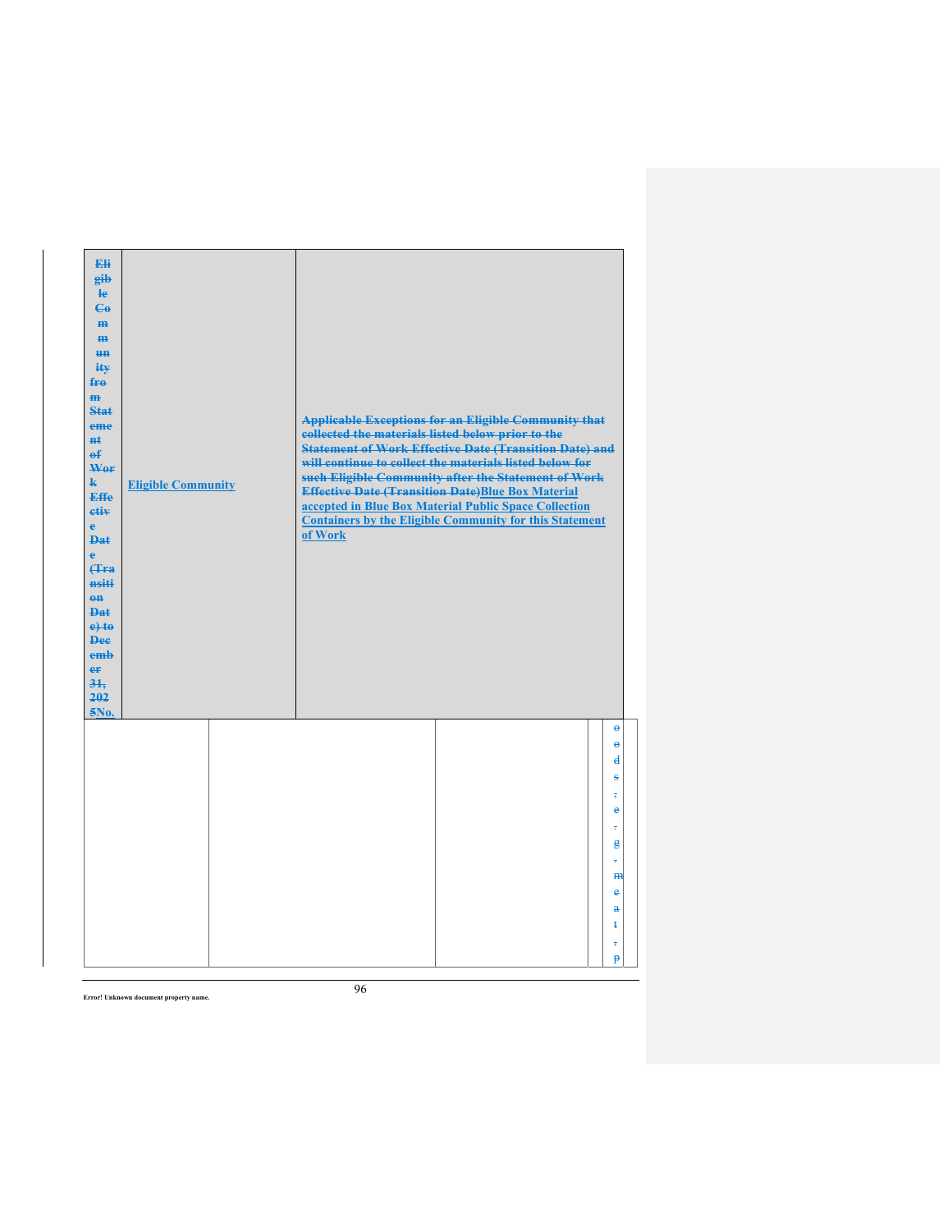| Eligible Community from Statement of Work Effective Date (Transition Date) to December 31, 2025No. | Eligible Community | Applicable Exceptions for an Eligible Community that collected the materials listed below prior to the Statement of Work Effective Date (Transition Date) and will continue to collect the materials listed below for such Eligible Community after the Statement of Work Effective Date (Transition Date)Blue Box Material accepted in Blue Box Material Public Space Collection Containers by the Eligible Community for this Statement of Work |
|---|---|---|
| | | oods, e.g., meat, p |

Error! Unknown document property name.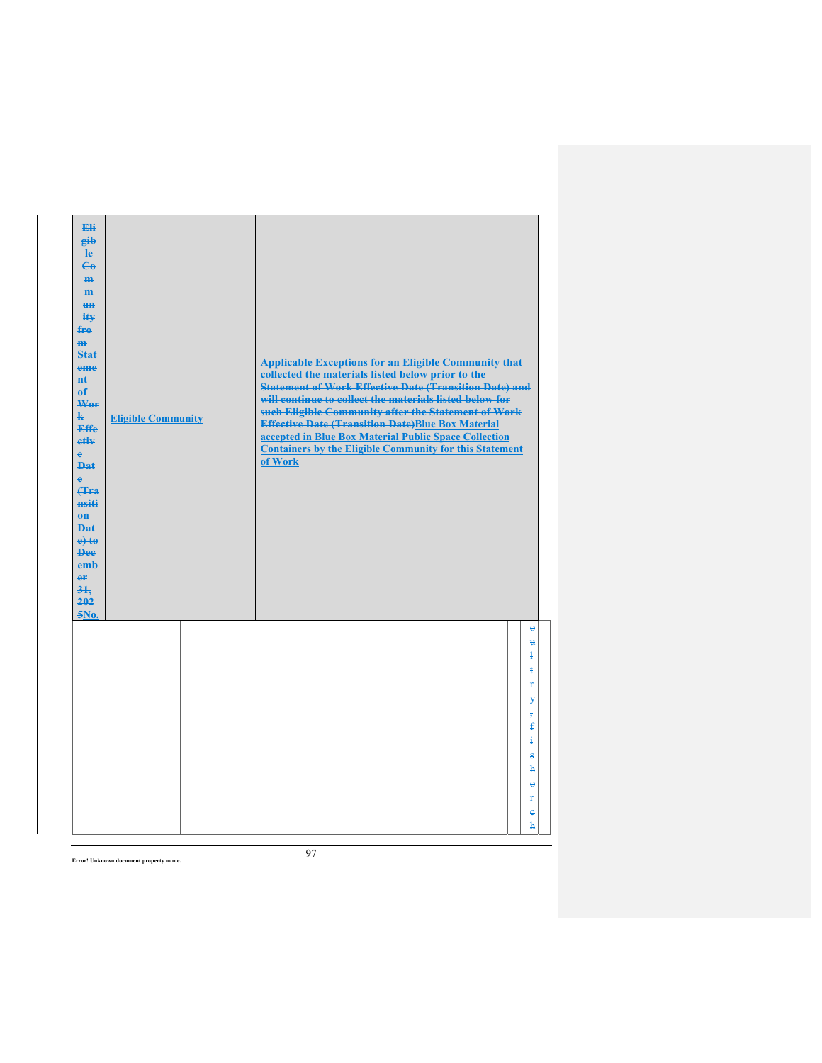| ~~Eligible Community from Statement of Work Effective Date (Transition Date) to December 31, 2025~~No. | Eligible Community | ~~Applicable Exceptions for an Eligible Community that collected the materials listed below prior to the Statement of Work Effective Date (Transition Date) and will continue to collect the materials listed below for such Eligible Community after the Statement of Work Effective Date (Transition Date)~~Blue Box Material accepted in Blue Box Material Public Space Collection Containers by the Eligible Community for this Statement of Work |
|---|---|---|

| | | | | |
|---|---|---|---|---|
| | | | | ~~oultry, fishorch~~ |

Error! Unknown document property name.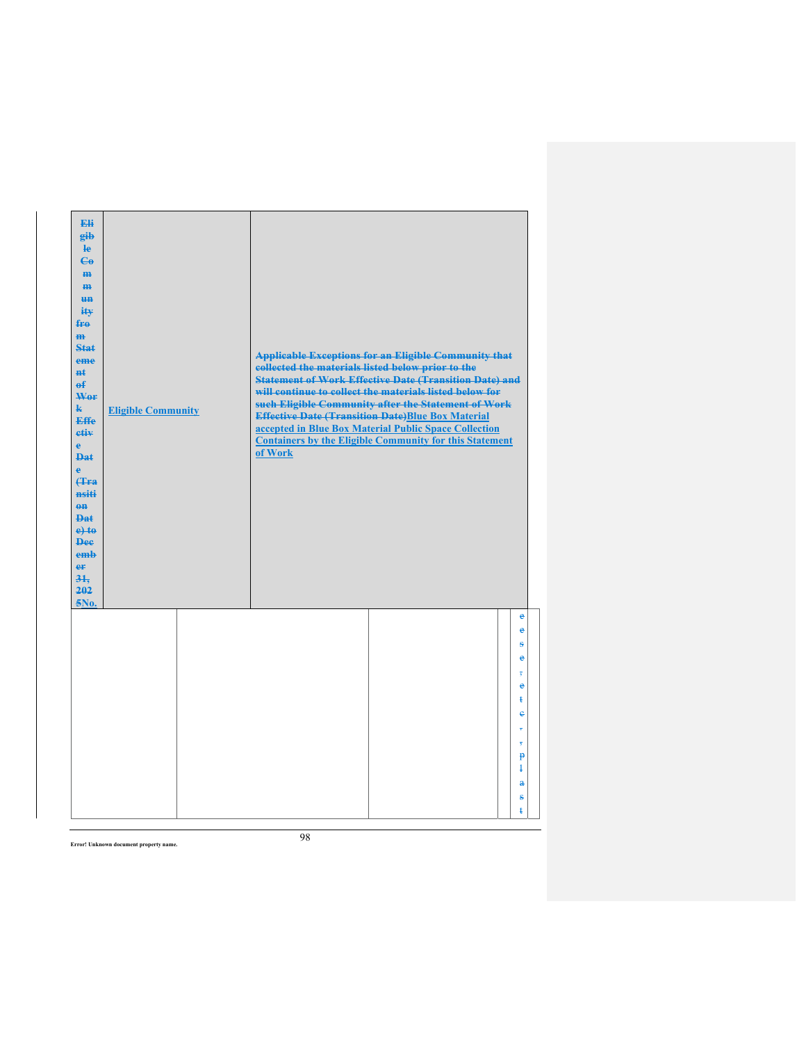| ~~Eligible Community from Statement of Work Effective Date (Transition Date) to December 31, 2025~~No. | Eligible Community | ~~Applicable Exceptions for an Eligible Community that collected the materials listed below prior to the Statement of Work Effective Date (Transition Date) and will continue to collect the materials listed below for such Eligible Community after the Statement of Work Effective Date (Transition Date)~~Blue Box Material accepted in Blue Box Material Public Space Collection Containers by the Eligible Community for this Statement of Work |
|---|---|---|

| | | | | |
|---|---|---|---|---|
| | | | | ~~ees e, etc., plast~~ |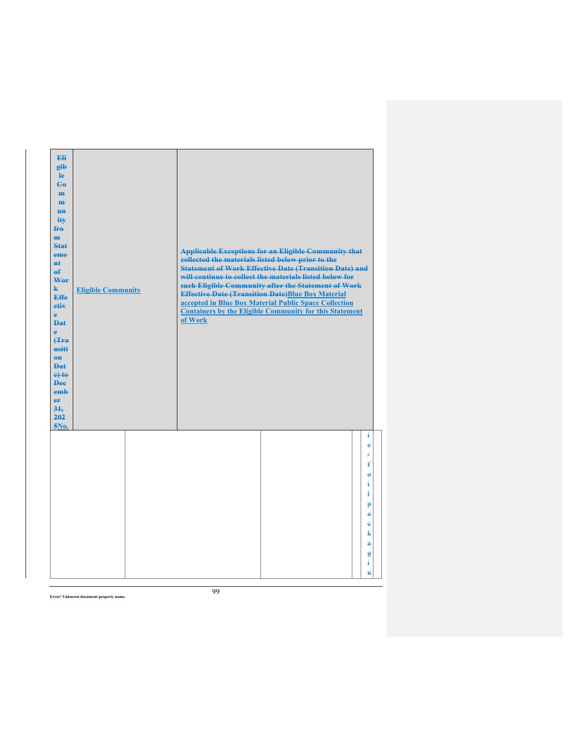| ~~Eligible Community from Statement of Work Effective Date (Transition Date) to December 31, 2025~~No. | Eligible Community | ~~Applicable Exceptions for an Eligible Community that collected the materials listed below prior to the Statement of Work Effective Date (Transition Date) and will continue to collect the materials listed below for such Eligible Community after the Statement of Work Effective Date (Transition Date)~~Blue Box Material accepted in Blue Box Material Public Space Collection Containers by the Eligible Community for this Statement of Work |
|---|---|---|

| | | | | ~~ie/foil packagin~~ |
|---|---|---|---|---|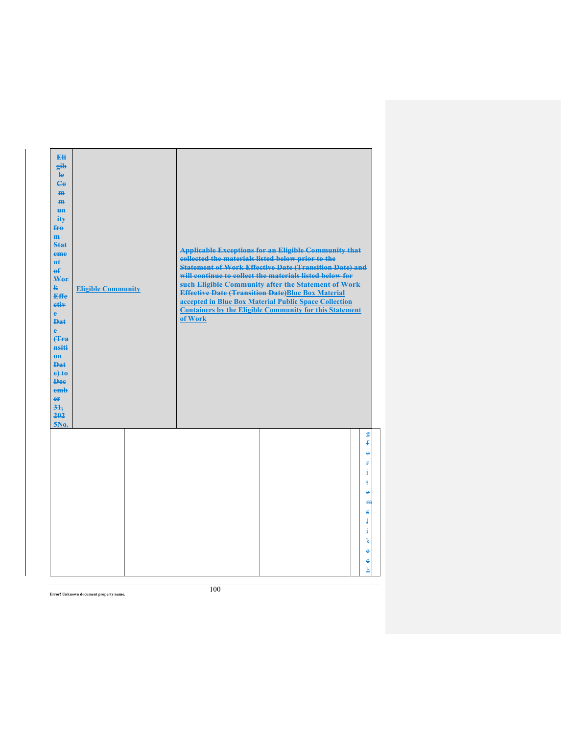| ~~Eligible Community from Statement of Work Effective Date (Transition Date) to December 31, 2025~~No. | Eligible Community | ~~Applicable Exceptions for an Eligible Community that collected the materials listed below prior to the Statement of Work Effective Date (Transition Date) and will continue to collect the materials listed below for such Eligible Community after the Statement of Work Effective Date (Transition Date)~~Blue Box Material accepted in Blue Box Material Public Space Collection Containers by the Eligible Community for this Statement of Work |
|---|---|---|

| | | | | ~~gforitemslikeh~~ |
|---|---|---|---|---|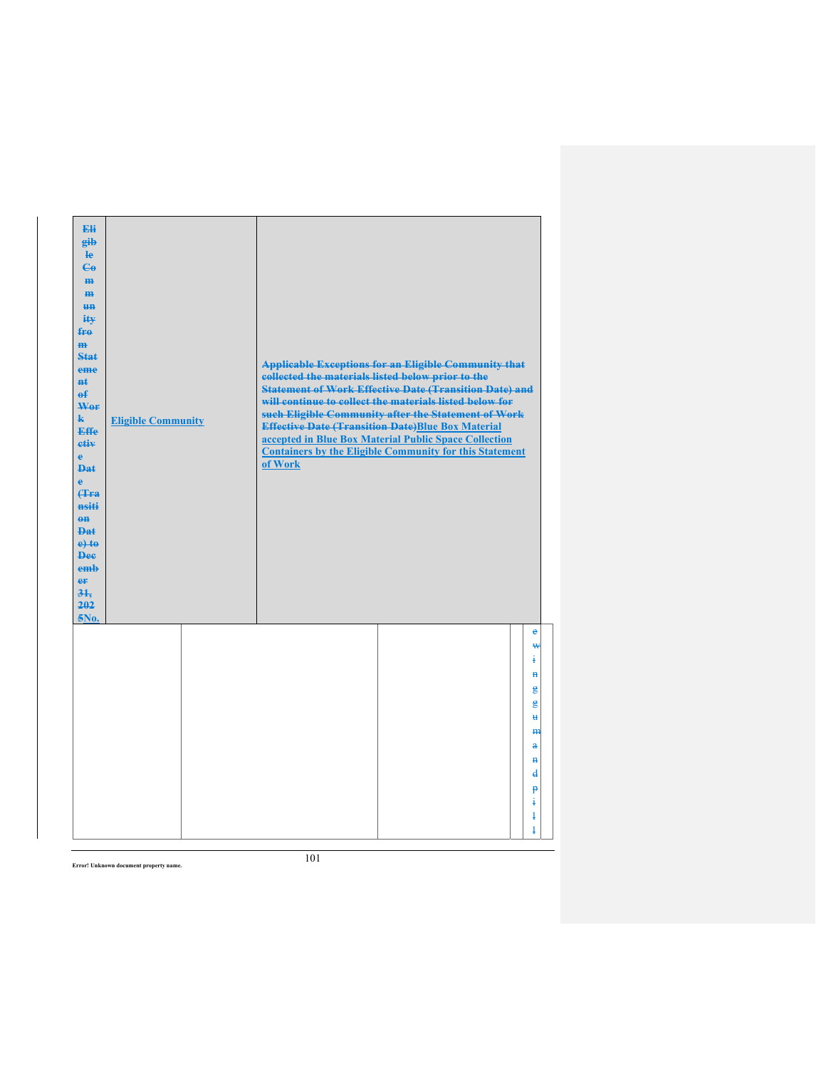| ~~Eligible Community from Statement of Work Effective Date (Transition Date) to December 31, 2025~~No. | Eligible Community | ~~Applicable Exceptions for an Eligible Community that collected the materials listed below prior to the Statement of Work Effective Date (Transition Date) and will continue to collect the materials listed below for such Eligible Community after the Statement of Work Effective Date (Transition Date)~~Blue Box Material accepted in Blue Box Material Public Space Collection Containers by the Eligible Community for this Statement of Work |
|---|---|---|

| | | | | |
|---|---|---|---|---|
| | | | | ~~ewing gum and pill~~ |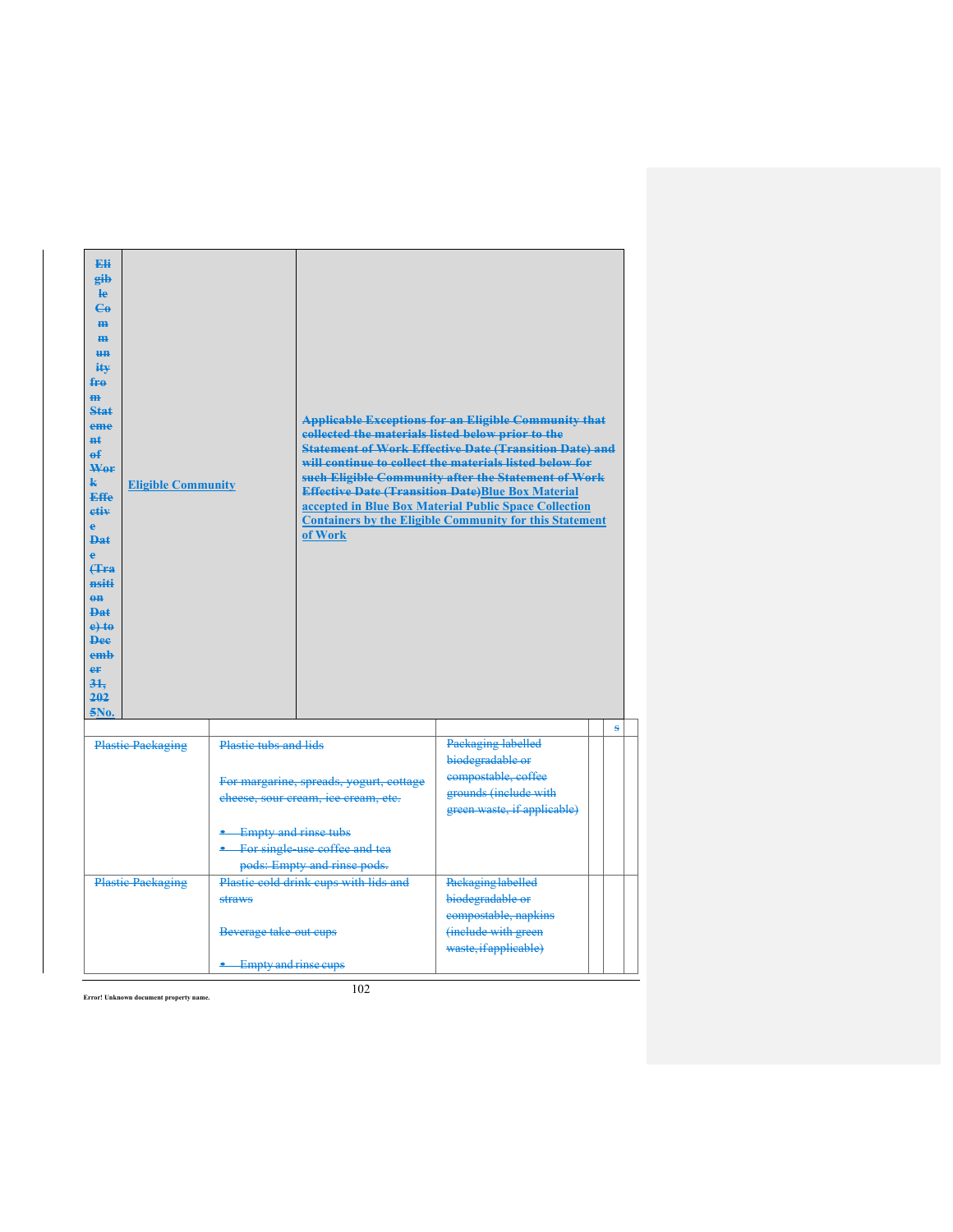| Eligible Community from Statement of Work Effective Date (Transition Date) to December 31, 2025No. | Eligible Community | Applicable Exceptions for an Eligible Community that collected the materials listed below prior to the Statement of Work Effective Date (Transition Date) and will continue to collect the materials listed below for such Eligible Community after the Statement of Work Effective Date (Transition Date)Blue Box Material accepted in Blue Box Material Public Space Collection Containers by the Eligible Community for this Statement of Work | | | |
|---|---|---|---|---|---|
| | | | | | s |
| Plastic Packaging | Plastic tubs and lids<br><br>For margarine, spreads, yogurt, cottage cheese, sour cream, ice cream, etc.<br><br>• Empty and rinse tubs<br>• For single-use coffee and tea pods: Empty and rinse pods. | Packaging labelled biodegradable or compostable, coffee grounds (include with green waste, if applicable) | | | |
| Plastic Packaging | Plastic cold drink cups with lids and straws<br><br>Beverage take-out cups<br><br>• Empty and rinse cups | Packaging labelled biodegradable or compostable, napkins (include with green waste, if applicable) | | | |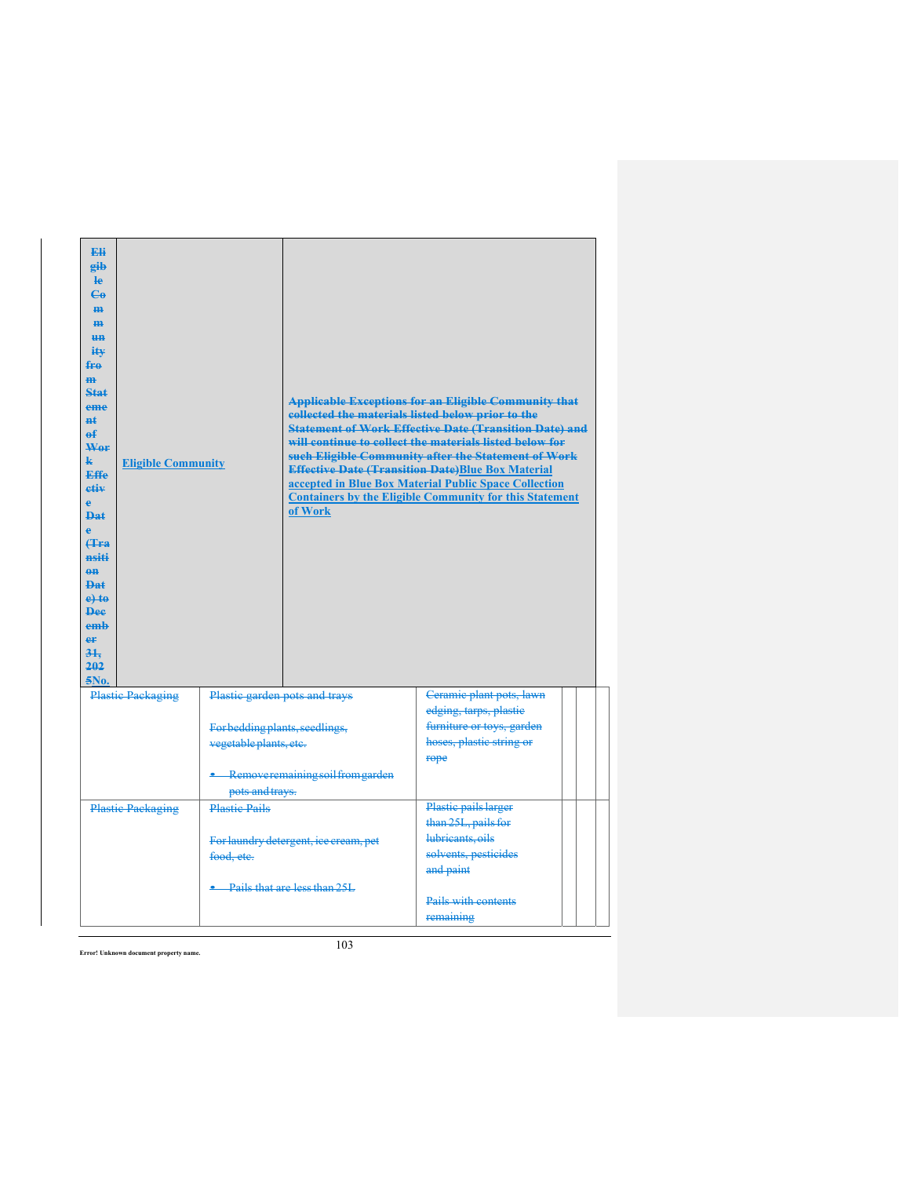| Eligible Community from Statement of Work Effective Date (Transition Date) to December 31, 2025No. | Eligible Community | Applicable Exceptions for an Eligible Community that collected the materials listed below prior to the Statement of Work Effective Date (Transition Date) and will continue to collect the materials listed below for such Eligible Community after the Statement of Work Effective Date (Transition Date)Blue Box Material accepted in Blue Box Material Public Space Collection Containers by the Eligible Community for this Statement of Work | | | |
|---|---|---|---|---|---|
| Plastic Packaging | Plastic garden pots and trays<br><br>For bedding plants, seedlings, vegetable plants, etc.<br><br>• Remove remaining soil from garden pots and trays. | Ceramic plant pots, lawn edging, tarps, plastic furniture or toys, garden hoses, plastic string or rope | | | |
| Plastic Packaging | Plastic Pails<br><br>For laundry detergent, ice cream, pet food, etc.<br><br>• Pails that are less than 25L | Plastic pails larger than 25L, pails for lubricants, oils solvents, pesticides and paint<br><br>Pails with contents remaining | | | |

Error! Unknown document property name.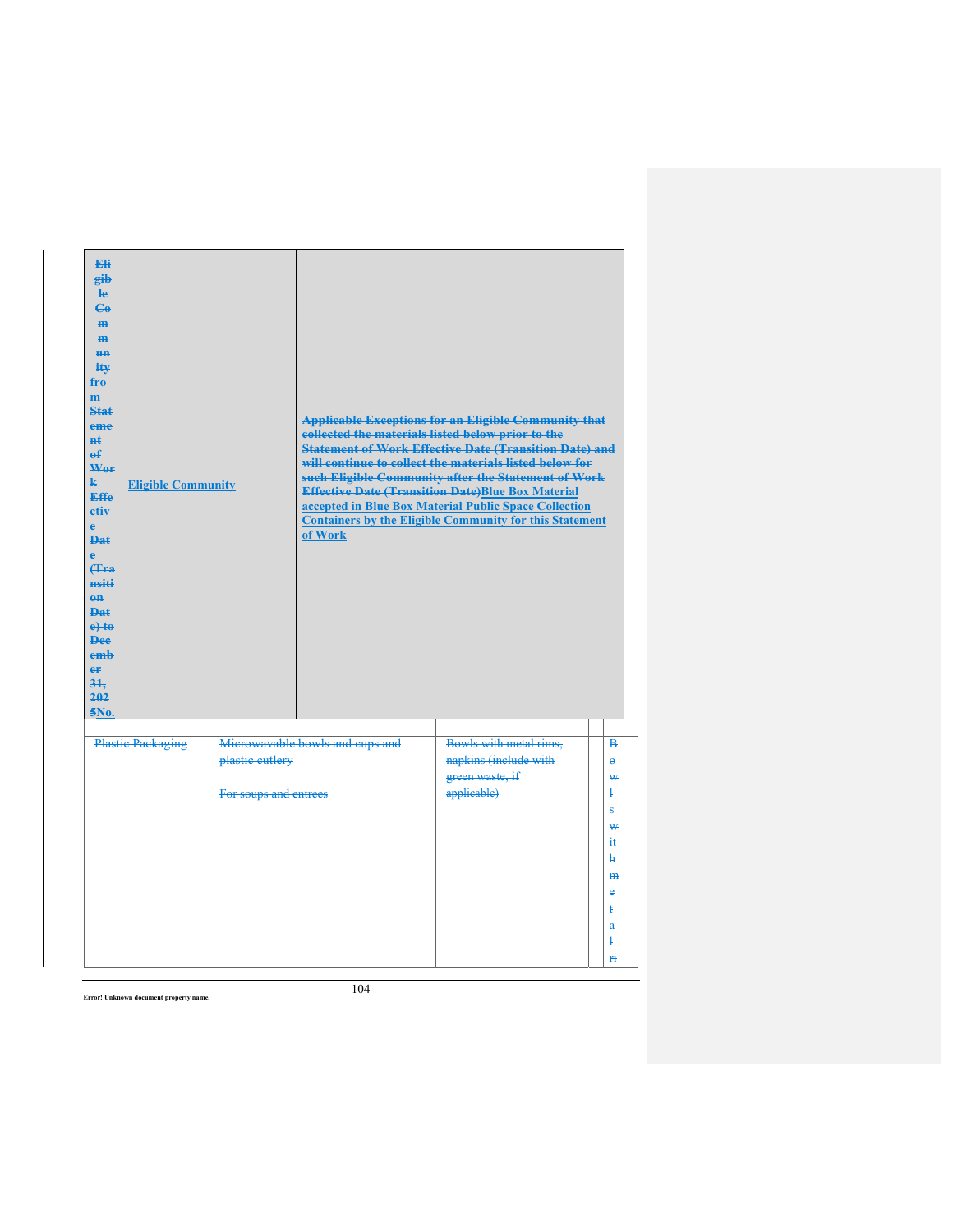| Eligible Community from Statement of Work Effective Date (Transition Date) to December 31, 2025No. | Eligible Community | Applicable Exceptions for an Eligible Community that collected the materials listed below prior to the Statement of Work Effective Date (Transition Date) and will continue to collect the materials listed below for such Eligible Community after the Statement of Work Effective Date (Transition Date)Blue Box Material accepted in Blue Box Material Public Space Collection Containers by the Eligible Community for this Statement of Work | | | |
|---|---|---|---|---|---|
| Plastic Packaging | Microwavable bowls and cups and plastic cutlery<br><br>For soups and entrees | | Bowls with metal rims, napkins (include with green waste, if applicable) | | Bowls with metal ri |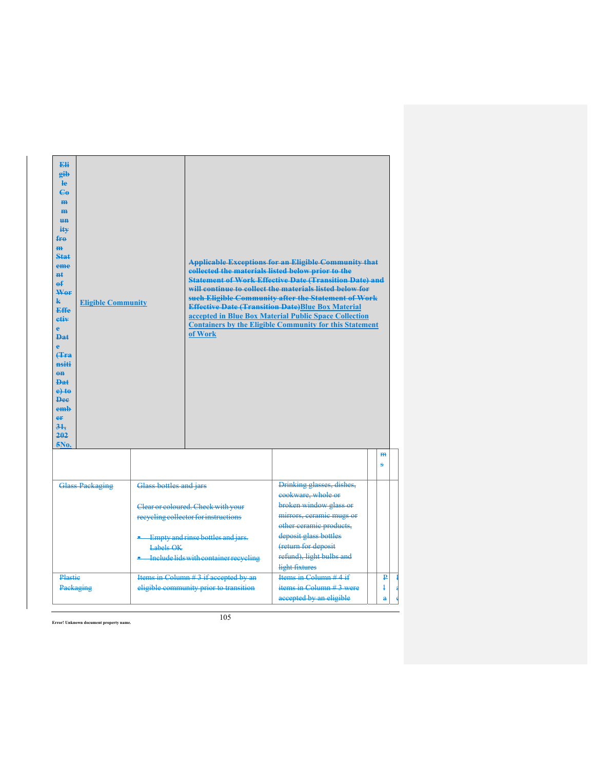| ~~Eligible Community from Statement of Work Effective Date (Transition Date) to December 31, 2025~~No. | Eligible Community | ~~Applicable Exceptions for an Eligible Community that collected the materials listed below prior to the Statement of Work Effective Date (Transition Date) and will continue to collect the materials listed below for such Eligible Community after the Statement of Work Effective Date (Transition Date)~~Blue Box Material accepted in Blue Box Material Public Space Collection Containers by the Eligible Community for this Statement of Work |
|---|---|---|

| | | | | ms | |
|---|---|---|---|---|---|
| ~~Glass Packaging~~ | ~~Glass bottles and jars~~<br><br>~~Clear or coloured. Check with your recycling collector for instructions~~<br><br>• ~~Empty and rinse bottles and jars. Labels OK~~<br>• ~~Include lids with container recycling~~ | ~~Drinking glasses, dishes, cookware, whole or broken window glass or mirrors, ceramic mugs or other ceramic products, deposit glass bottles (return for deposit refund), light bulbs and light fixtures~~ | | | |
| ~~Plastic Packaging~~ | ~~Items in Column # 3 if accepted by an eligible community prior to transition~~ | ~~Items in Column # 4 if items in Column # 3 were accepted by an eligible~~ | | ~~Pla~~ | |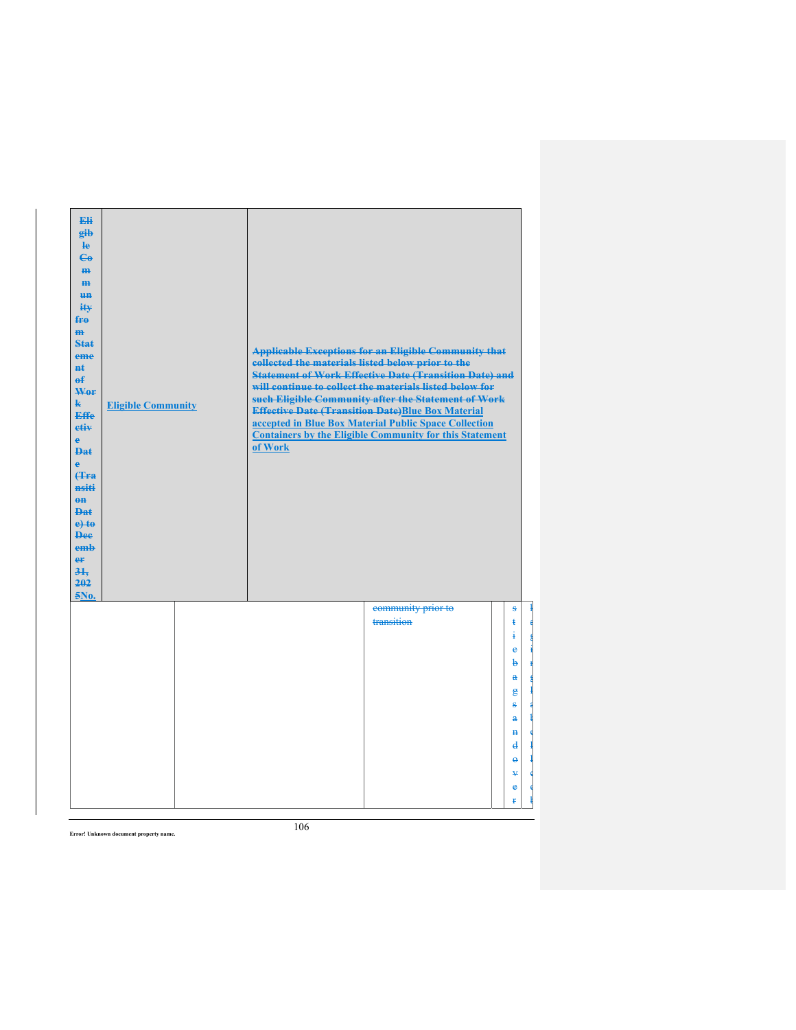| ~~Eligible Community from Statement of Work Effective Date (Transition Date) to December 31, 2025~~No. | Eligible Community | ~~Applicable Exceptions for an Eligible Community that collected the materials listed below prior to the Statement of Work Effective Date (Transition Date) and will continue to collect the materials listed below for such Eligible Community after the Statement of Work Effective Date (Transition Date)~~Blue Box Material accepted in Blue Box Material Public Space Collection Containers by the Eligible Community for this Statement of Work |
|---|---|---|

| | | ~~community prior to transition~~ | | ~~stic bags and over~~ | |
|---|---|---|---|---|---|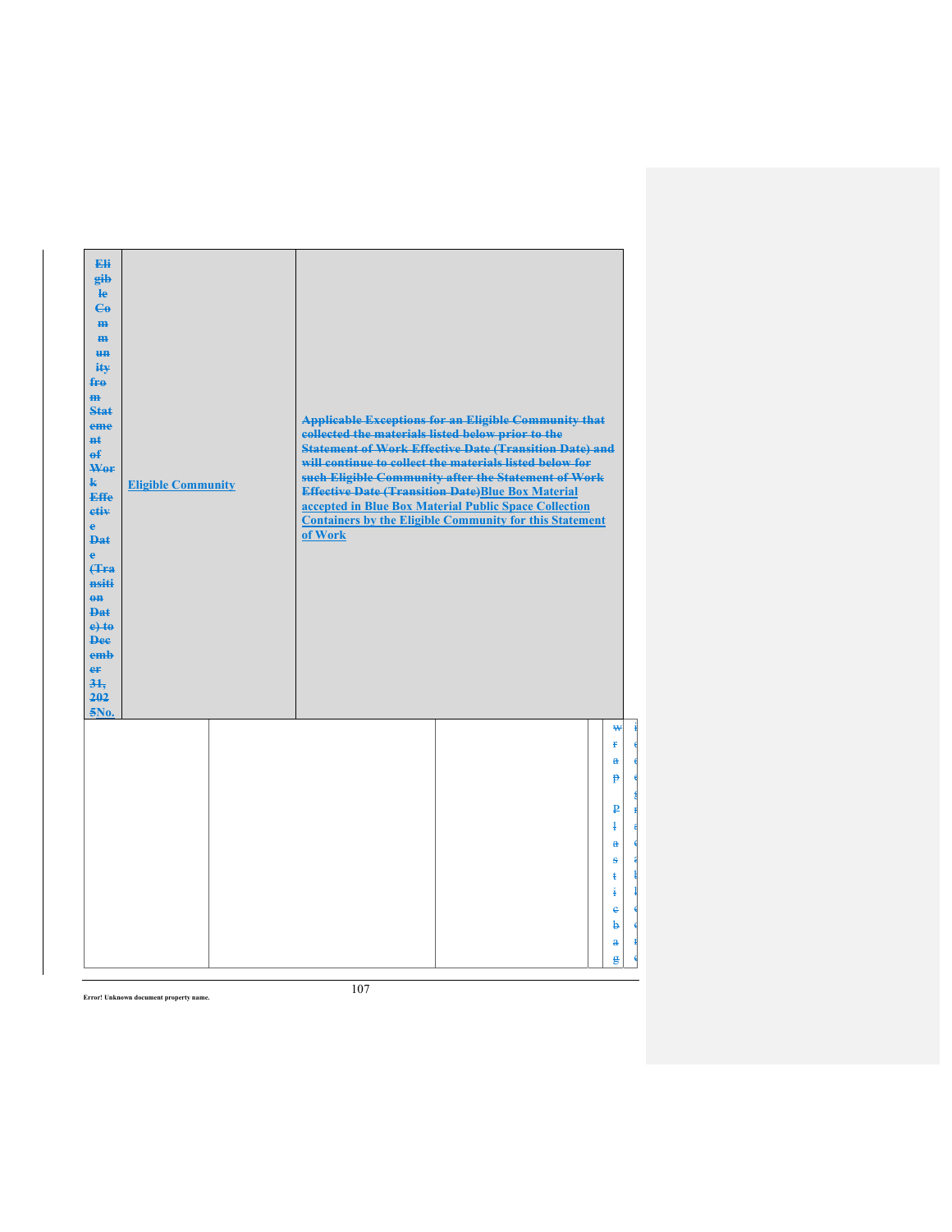| ~~Eligible Community from Statement of Work Effective Date (Transition Date) to December 31, 2025~~No. | Eligible Community | ~~Applicable Exceptions for an Eligible Community that collected the materials listed below prior to the Statement of Work Effective Date (Transition Date) and will continue to collect the materials listed below for such Eligible Community after the Statement of Work Effective Date (Transition Date)~~Blue Box Material accepted in Blue Box Material Public Space Collection Containers by the Eligible Community for this Statement of Work |
|---|---|---|

| | | | | |
|---|---|---|---|---|
| | | | | ~~wrap plastic bag~~ |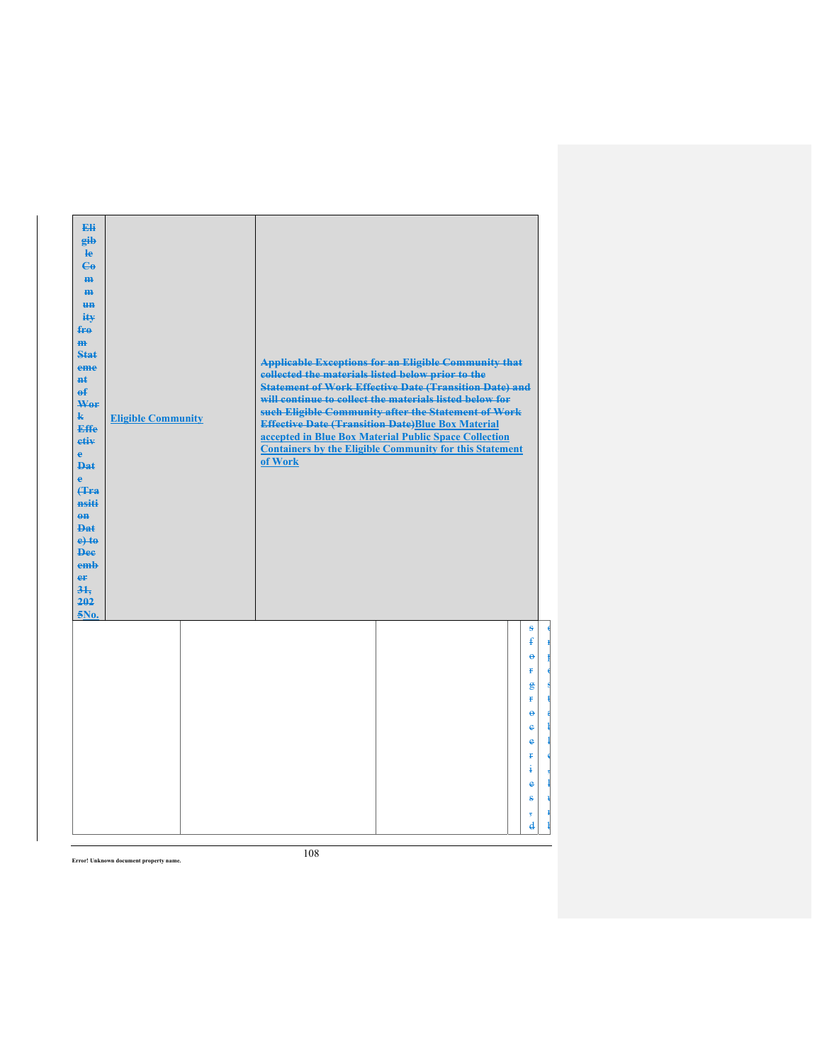| ~~Eligible Community from Statement of Work Effective Date (Transition Date) to December 31, 2025~~No. | Eligible Community | ~~Applicable Exceptions for an Eligible Community that collected the materials listed below prior to the Statement of Work Effective Date (Transition Date) and will continue to collect the materials listed below for such Eligible Community after the Statement of Work Effective Date (Transition Date)~~Blue Box Material accepted in Blue Box Material Public Space Collection Containers by the Eligible Community for this Statement of Work |
|---|---|---|
| | | |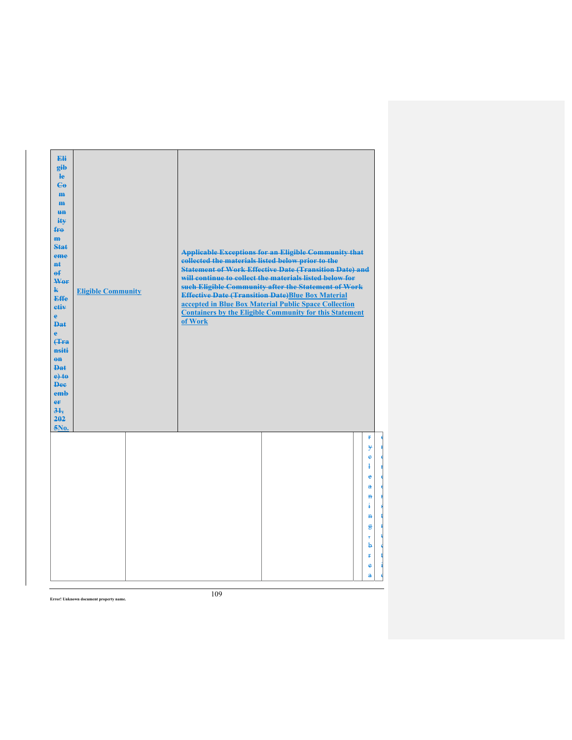| ~~Eligible Community from Statement of Work Effective Date (Transition Date) to December 31, 2025~~No. | Eligible Community | ~~Applicable Exceptions for an Eligible Community that collected the materials listed below prior to the Statement of Work Effective Date (Transition Date) and will continue to collect the materials listed below for such Eligible Community after the Statement of Work Effective Date (Transition Date)~~Blue Box Material accepted in Blue Box Material Public Space Collection Containers by the Eligible Community for this Statement of Work |
|---|---|---|

| | | | | | |
|---|---|---|---|---|---|
| | | | | ~~rycleaning, brea~~ | ~~e r e r e e r s t r u c t i e~~ |

Error! Unknown document property name.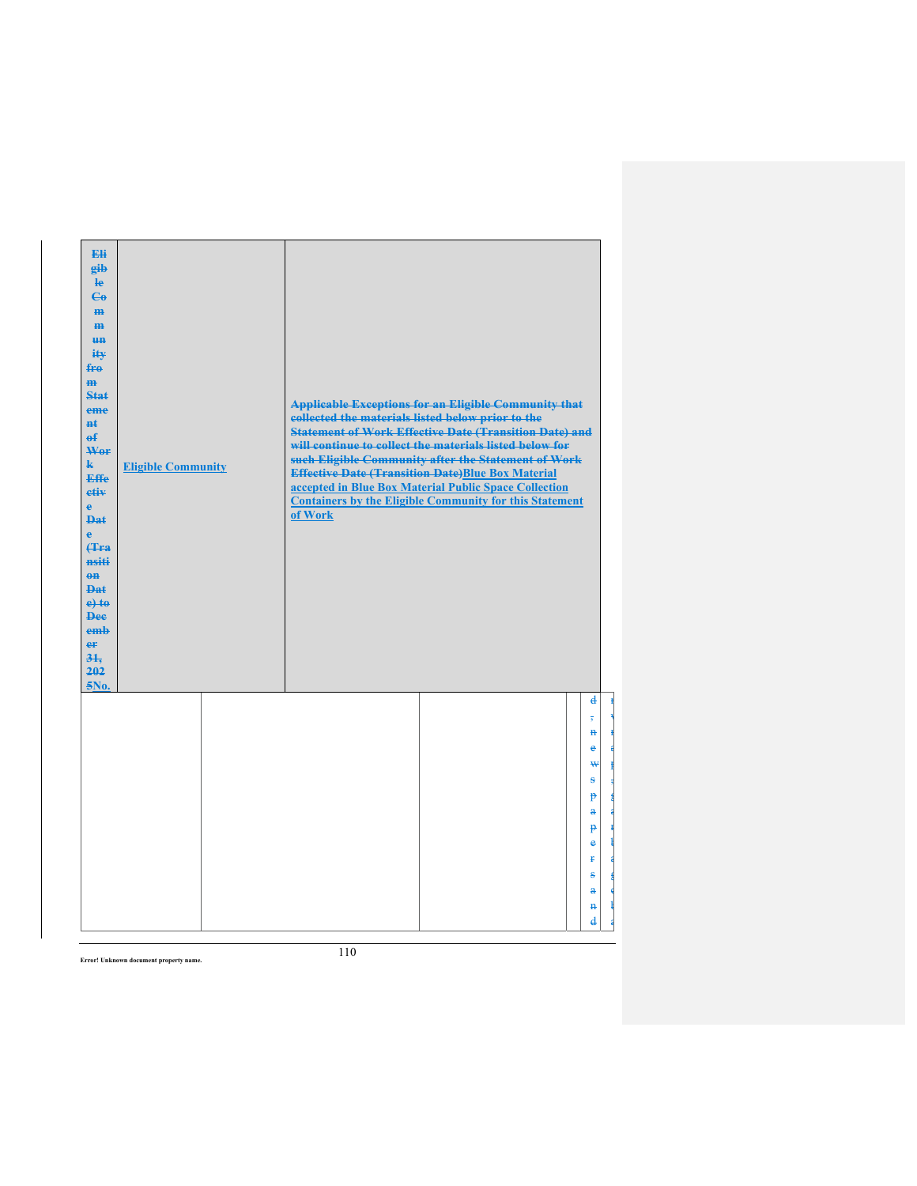| ~~Eligible Community from Statement of Work Effective Date (Transition Date) to December 31, 2025~~No. | Eligible Community | ~~Applicable Exceptions for an Eligible Community that collected the materials listed below prior to the Statement of Work Effective Date (Transition Date) and will continue to collect the materials listed below for such Eligible Community after the Statement of Work Effective Date (Transition Date)~~Blue Box Material accepted in Blue Box Material Public Space Collection Containers by the Eligible Community for this Statement of Work |
|---|---|---|
| | | ~~d, newspapers and~~ |

Error! Unknown document property name.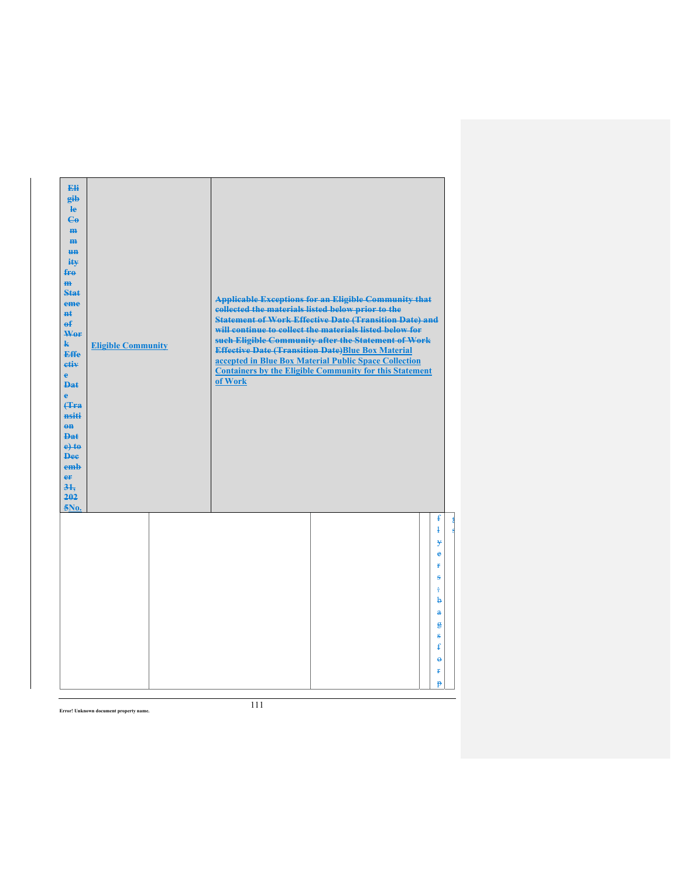| ~~Eligible Community from Statement of Work Effective Date (Transition Date) to December 31, 2025~~No. | Eligible Community | ~~Applicable Exceptions for an Eligible Community that collected the materials listed below prior to the Statement of Work Effective Date (Transition Date) and will continue to collect the materials listed below for such Eligible Community after the Statement of Work Effective Date (Transition Date)~~Blue Box Material accepted in Blue Box Material Public Space Collection Containers by the Eligible Community for this Statement of Work |
|---|---|---|
| | | ~~flyers; bags for p~~ |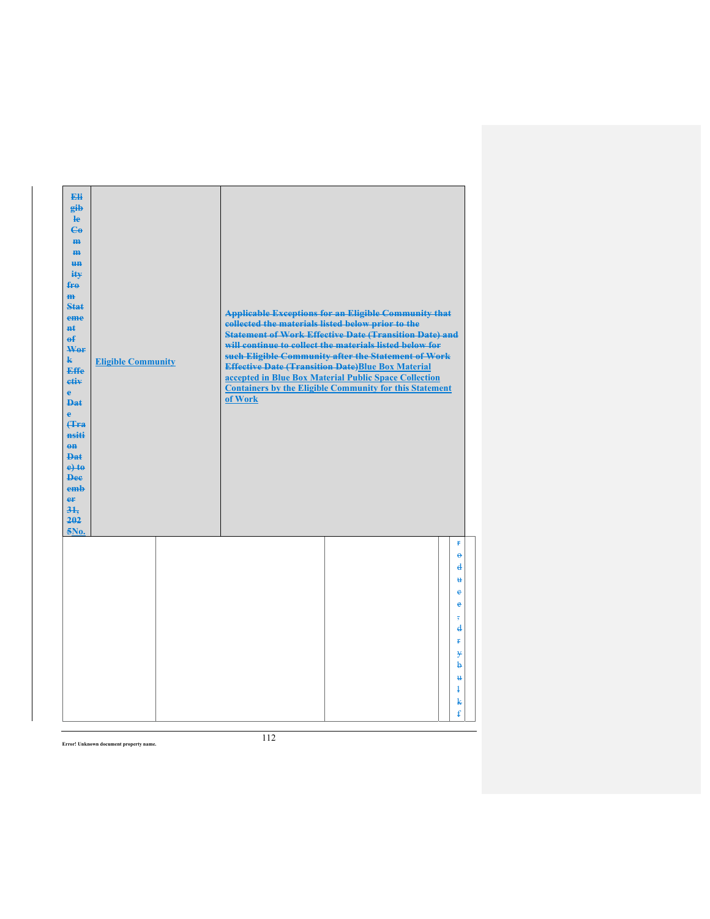| ~~Eligible Community from Statement of Work Effective Date (Transition Date) to December 31, 2025~~No. | Eligible Community | ~~Applicable Exceptions for an Eligible Community that collected the materials listed below prior to the Statement of Work Effective Date (Transition Date) and will continue to collect the materials listed below for such Eligible Community after the Statement of Work Effective Date (Transition Date)~~Blue Box Material accepted in Blue Box Material Public Space Collection Containers by the Eligible Community for this Statement of Work |
|---|---|---|

| | | | | |
|---|---|---|---|---|
| | | | | ~~reduce, dry bulk f~~ |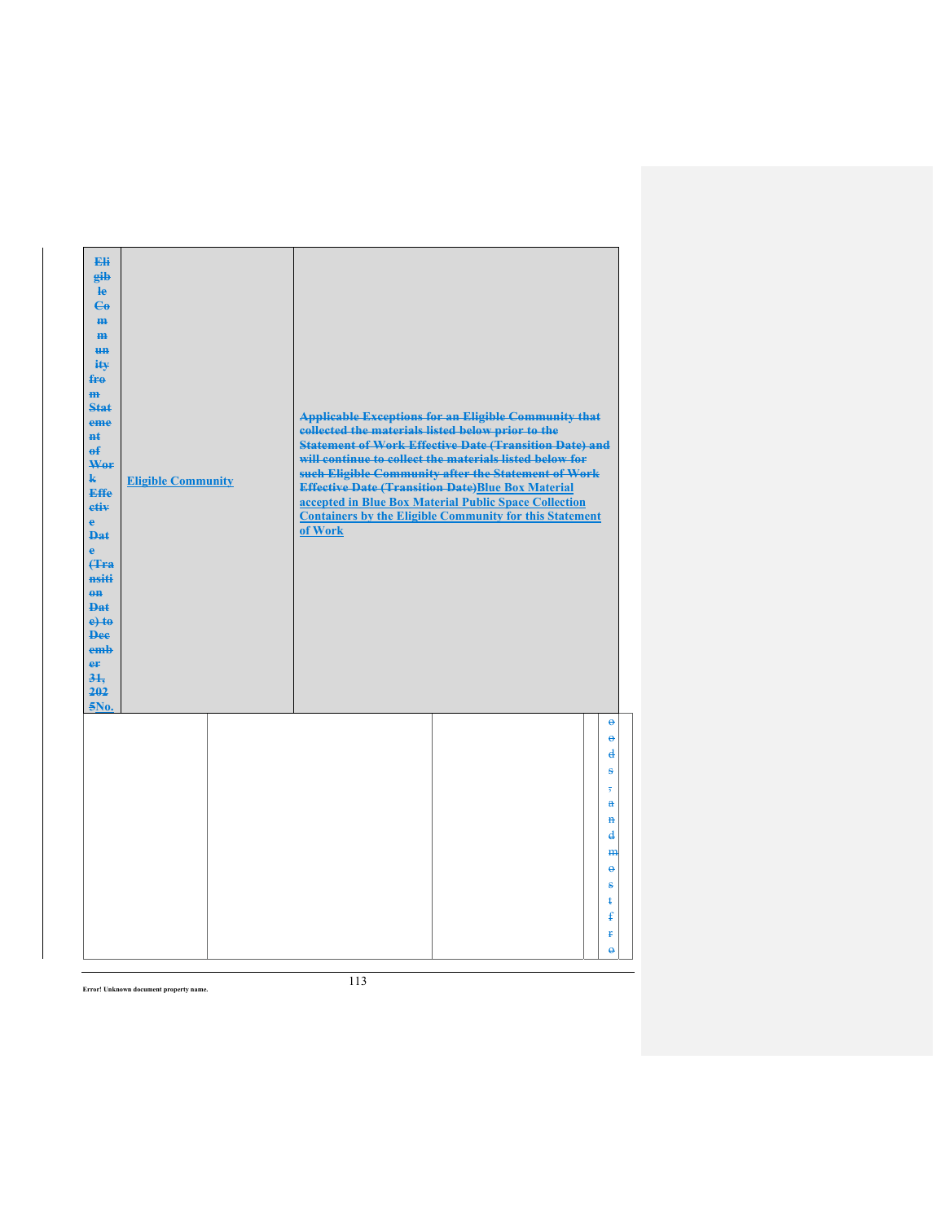| ~~Eligible Community from Statement of Work Effective Date (Transition Date) to December 31, 2025~~No. | Eligible Community | ~~Applicable Exceptions for an Eligible Community that collected the materials listed below prior to the Statement of Work Effective Date (Transition Date) and will continue to collect the materials listed below for such Eligible Community after the Statement of Work Effective Date (Transition Date)~~Blue Box Material accepted in Blue Box Material Public Space Collection Containers by the Eligible Community for this Statement of Work |
|---|---|---|

| | | | | |
|---|---|---|---|---|
| | | | | ~~oeds, and most fro~~ |

Error! Unknown document property name.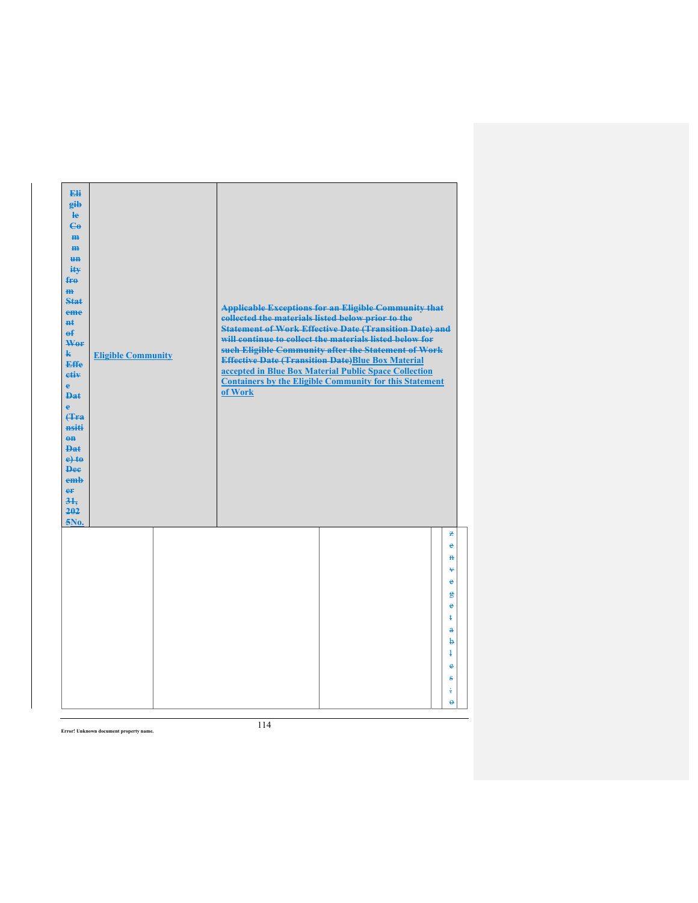| ~~Eligible Community from Statement of Work Effective Date (Transition Date) to December 31, 2025~~No. | Eligible Community | ~~Applicable Exceptions for an Eligible Community that collected the materials listed below prior to the Statement of Work Effective Date (Transition Date) and will continue to collect the materials listed below for such Eligible Community after the Statement of Work Effective Date (Transition Date)~~Blue Box Material accepted in Blue Box Material Public Space Collection Containers by the Eligible Community for this Statement of Work |
|---|---|---|

| | | | | |
|---|---|---|---|---|
| | | | | ~~z e n v e g e t a b l e s ; o~~ |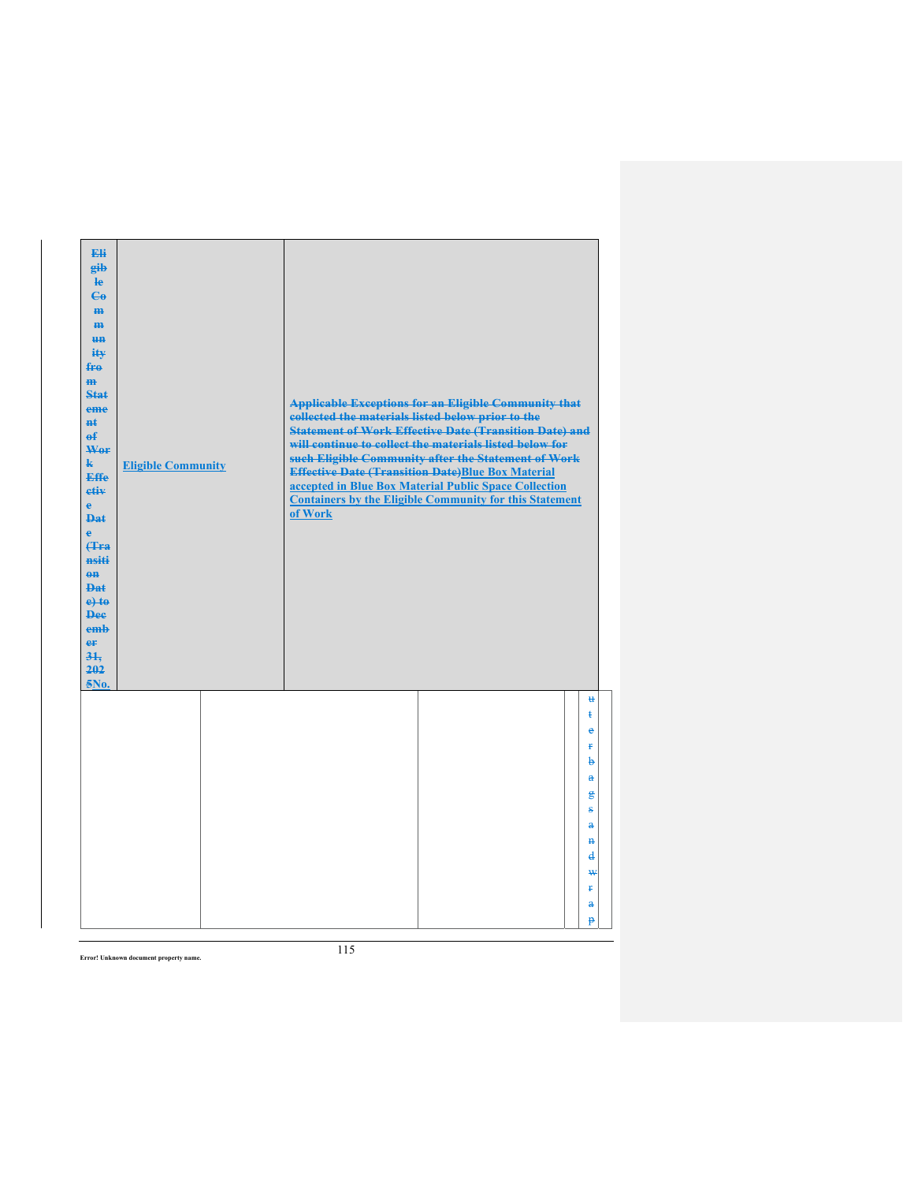| ~~Eligible Community from Statement of Work Effective Date (Transition Date) to December 31, 2025~~No. | Eligible Community | ~~Applicable Exceptions for an Eligible Community that collected the materials listed below prior to the Statement of Work Effective Date (Transition Date) and will continue to collect the materials listed below for such Eligible Community after the Statement of Work Effective Date (Transition Date)~~Blue Box Material accepted in Blue Box Material Public Space Collection Containers by the Eligible Community for this Statement of Work |
|---|---|---|

| | | | | ~~utter bags and wrap~~ |
|---|---|---|---|---|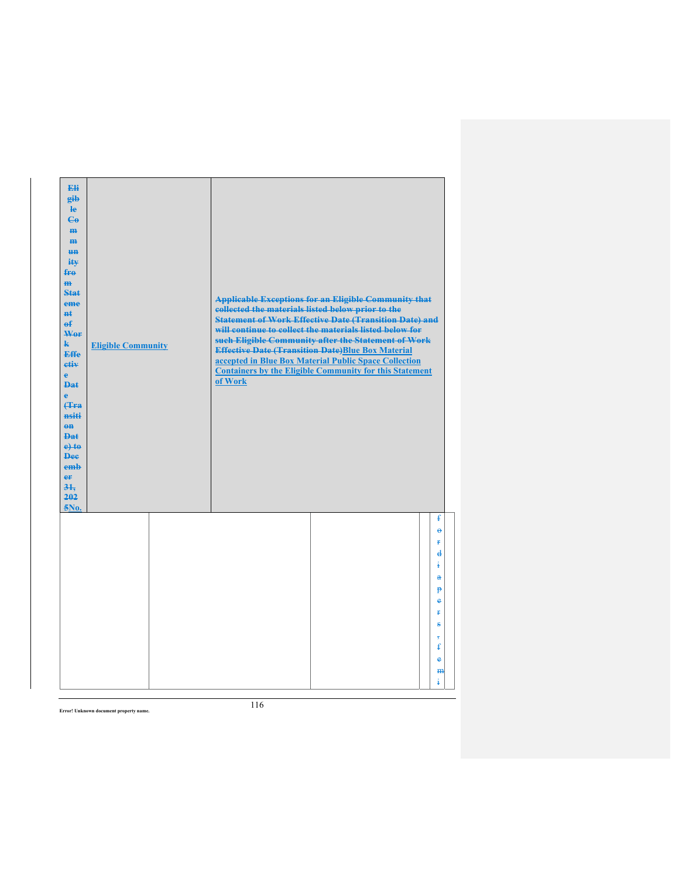| ~~Eligible Community from Statement of Work Effective Date (Transition Date) to December 31, 2025~~No. | Eligible Community | ~~Applicable Exceptions for an Eligible Community that collected the materials listed below prior to the Statement of Work Effective Date (Transition Date) and will continue to collect the materials listed below for such Eligible Community after the Statement of Work Effective Date (Transition Date)~~Blue Box Material accepted in Blue Box Material Public Space Collection Containers by the Eligible Community for this Statement of Work |
|---|---|---|

| | | | | ~~for diapers, femi~~ |
|---|---|---|---|---|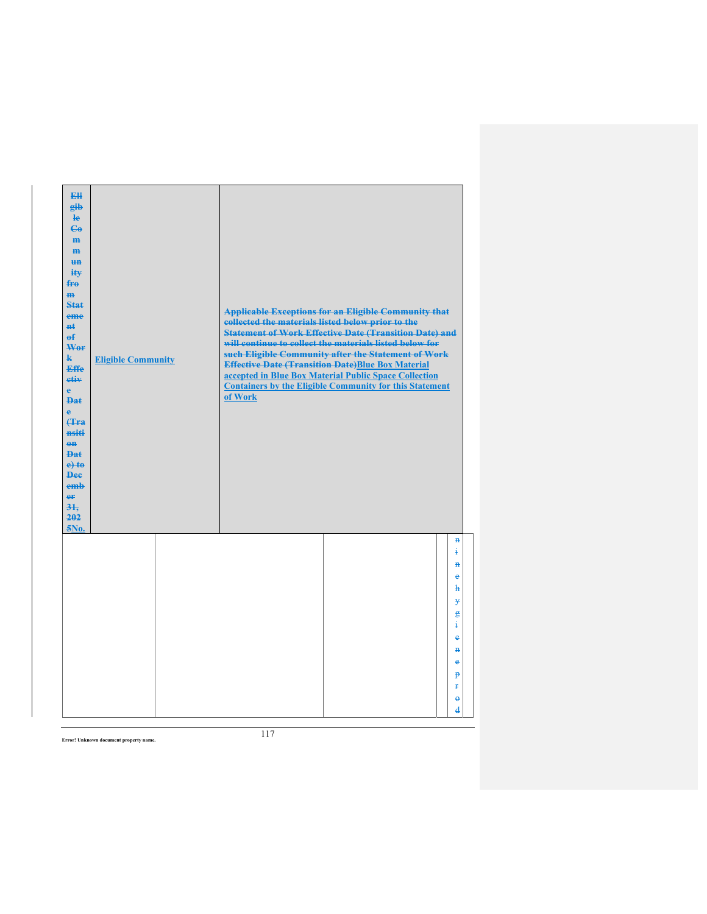| ~~Eligible Community from Statement of Work Effective Date (Transition Date) to December 31, 2025~~No. | Eligible Community | ~~Applicable Exceptions for an Eligible Community that collected the materials listed below prior to the Statement of Work Effective Date (Transition Date) and will continue to collect the materials listed below for such Eligible Community after the Statement of Work Effective Date (Transition Date)~~Blue Box Material accepted in Blue Box Material Public Space Collection Containers by the Eligible Community for this Statement of Work |
|---|---|---|

| | | | | ~~ninehygienepro d~~ |
|---|---|---|---|---|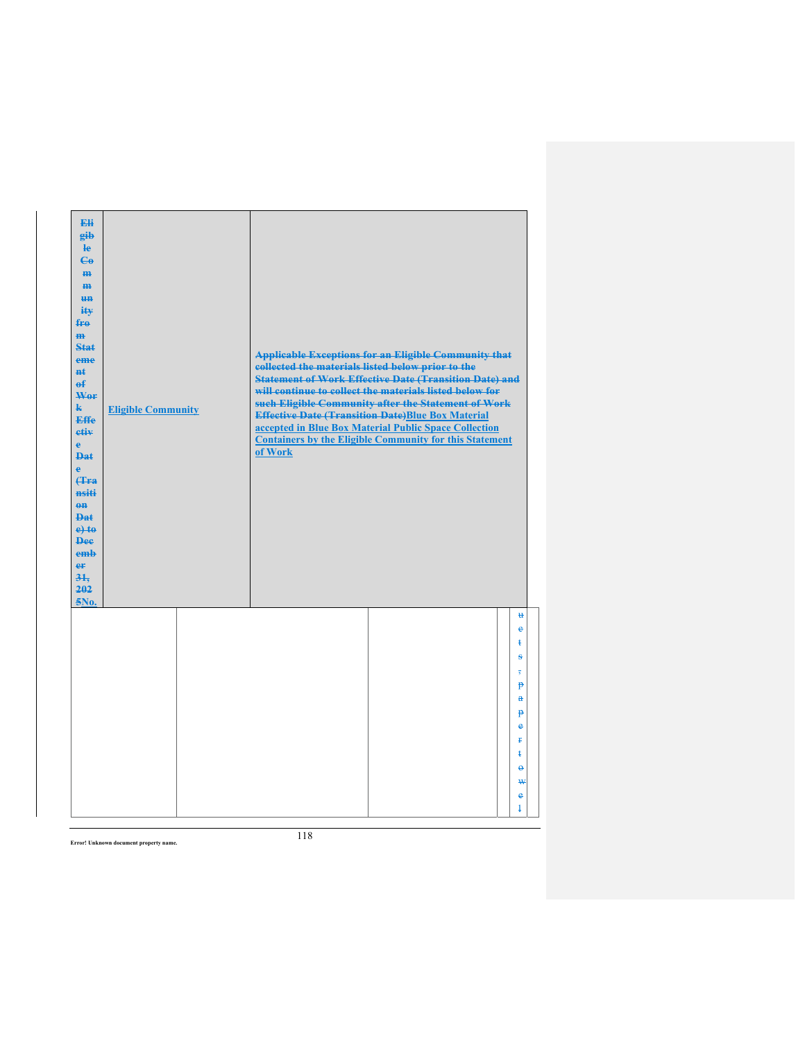| ~~Eligible Community from Statement of Work Effective Date (Transition Date) to December 31, 2025~~No. | Eligible Community | ~~Applicable Exceptions for an Eligible Community that collected the materials listed below prior to the Statement of Work Effective Date (Transition Date) and will continue to collect the materials listed below for such Eligible Community after the Statement of Work Effective Date (Transition Date)~~Blue Box Material accepted in Blue Box Material Public Space Collection Containers by the Eligible Community for this Statement of Work |
|---|---|---|

| | | | | |
|---|---|---|---|---|
| | | | | ~~uets; paper towel~~ |

Error! Unknown document property name.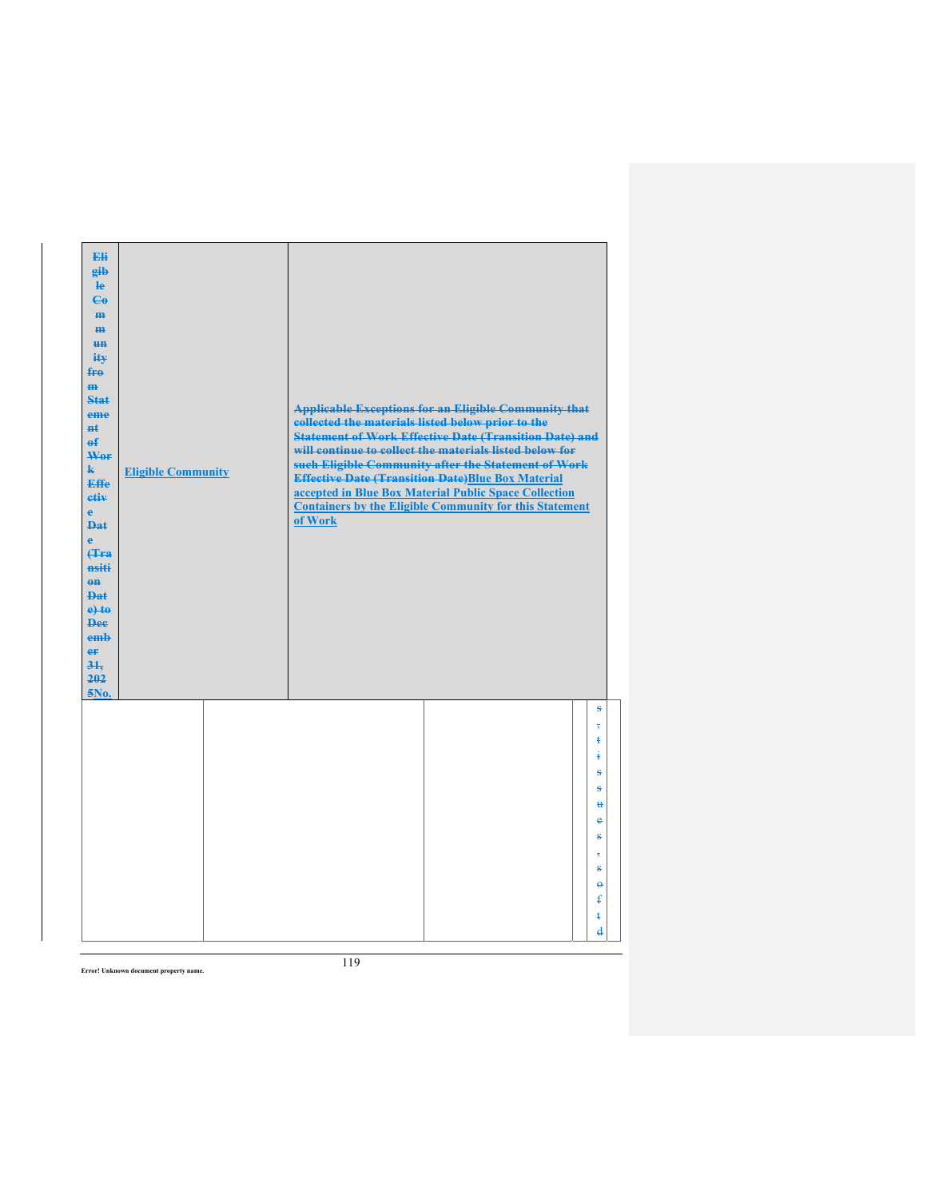| ~~Eligible Community from Statement of Work Effective Date (Transition Date) to December 31, 2025~~No. | Eligible Community | ~~Applicable Exceptions for an Eligible Community that collected the materials listed below prior to the Statement of Work Effective Date (Transition Date) and will continue to collect the materials listed below for such Eligible Community after the Statement of Work Effective Date (Transition Date)~~Blue Box Material accepted in Blue Box Material Public Space Collection Containers by the Eligible Community for this Statement of Work |
| --- | --- | --- |

| | | | | |
| --- | --- | --- | --- | --- |
| | | | | ~~s, tissues, soft d~~ |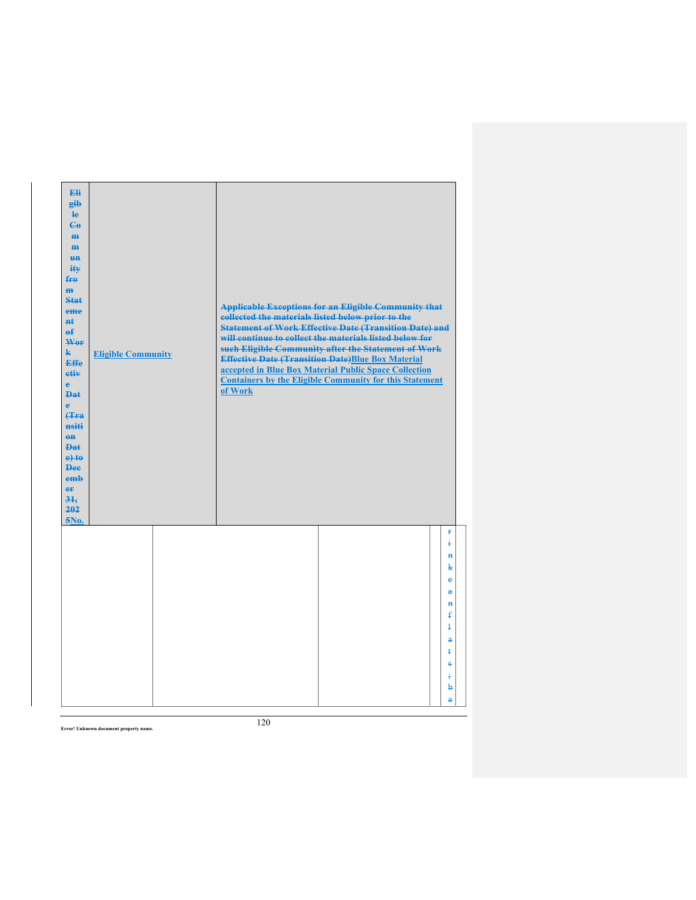| ~~Eligible Community from Statement of Work Effective Date (Transition Date) to December 31, 2025~~No. | Eligible Community | ~~Applicable Exceptions for an Eligible Community that collected the materials listed below prior to the Statement of Work Effective Date (Transition Date) and will continue to collect the materials listed below for such Eligible Community after the Statement of Work Effective Date (Transition Date)~~Blue Box Material accepted in Blue Box Material Public Space Collection Containers by the Eligible Community for this Statement of Work |
|---|---|---|

| | | | | |
|---|---|---|---|---|
| | | | | ~~r i n k c a n f l a t s ; b a~~ |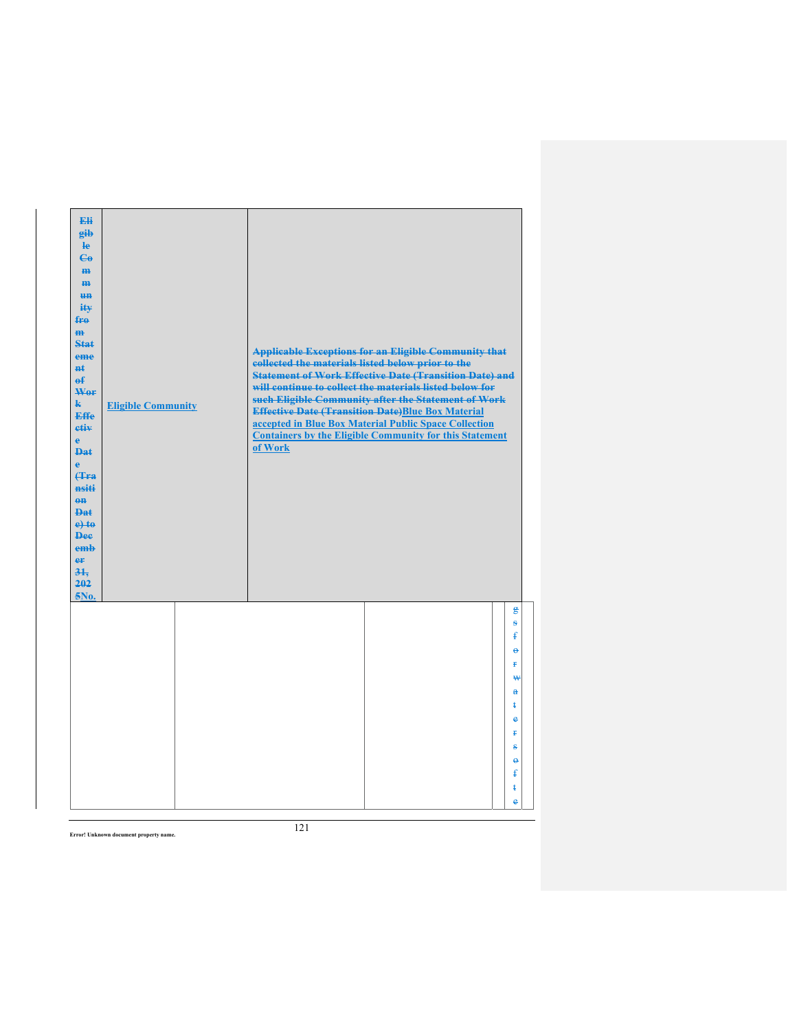| ~~Eligible Community from Statement of Work Effective Date (Transition Date) to December 31, 2025~~No. | Eligible Community | ~~Applicable Exceptions for an Eligible Community that collected the materials listed below prior to the Statement of Work Effective Date (Transition Date) and will continue to collect the materials listed below for such Eligible Community after the Statement of Work Effective Date (Transition Date)~~Blue Box Material accepted in Blue Box Material Public Space Collection Containers by the Eligible Community for this Statement of Work |
|---|---|---|

| | | | | ~~gs for water soft e~~ |
|---|---|---|---|---|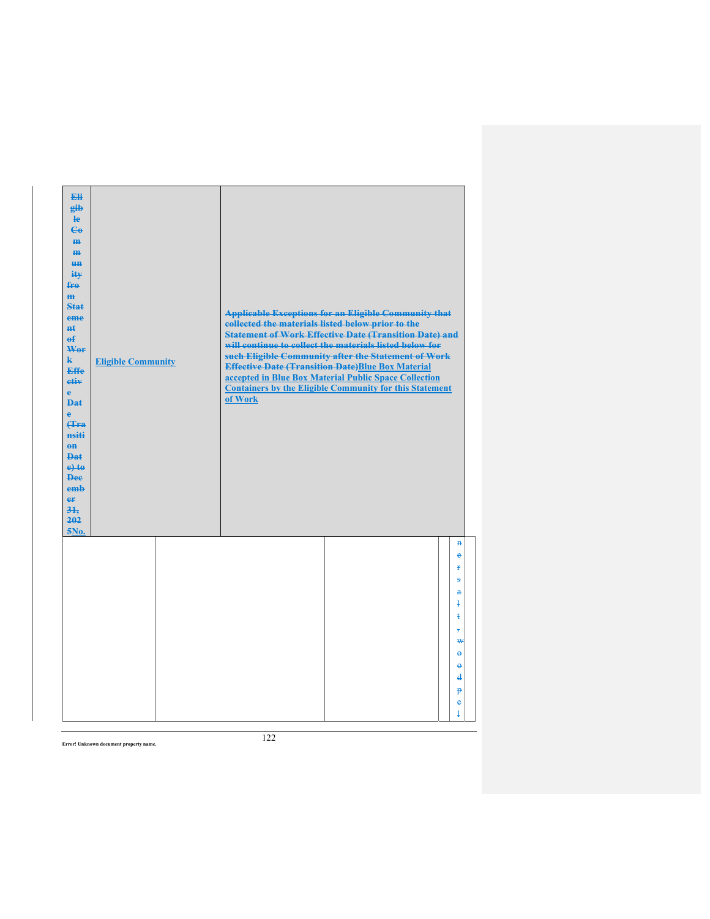| ~~Eligible Community from Statement of Work Effective Date (Transition Date) to December 31, 2025~~No. | Eligible Community | ~~Applicable Exceptions for an Eligible Community that collected the materials listed below prior to the Statement of Work Effective Date (Transition Date) and will continue to collect the materials listed below for such Eligible Community after the Statement of Work Effective Date (Transition Date)~~Blue Box Material accepted in Blue Box Material Public Space Collection Containers by the Eligible Community for this Statement of Work |
|---|---|---|

| | | | | |
|---|---|---|---|---|
| | | | | ~~nersalt, woodpel~~ |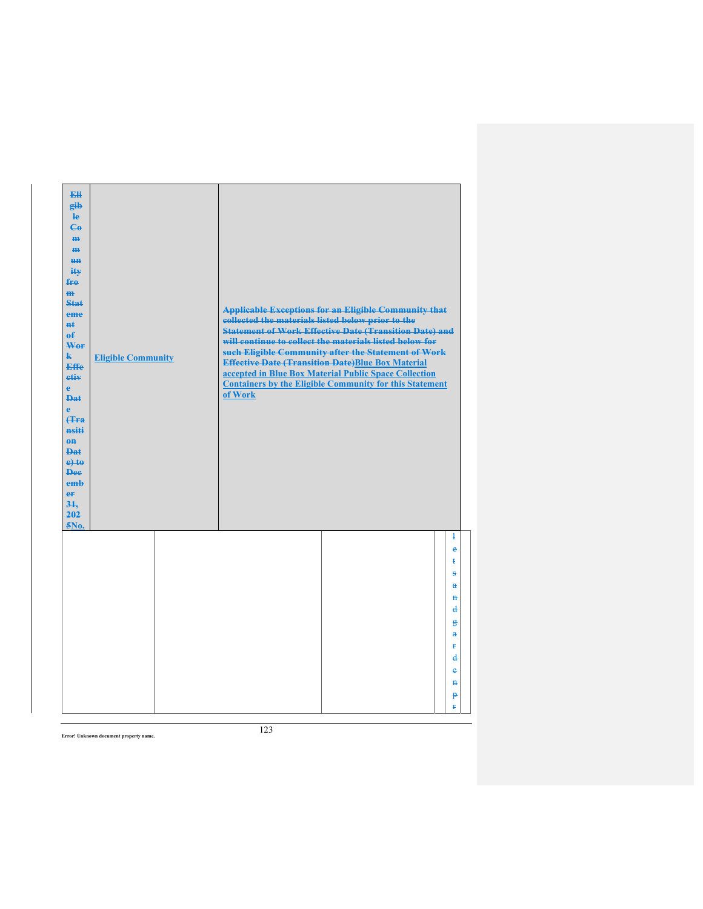| ~~Eligible Community from Statement of Work Effective Date (Transition Date) to December 31, 2025~~No. | Eligible Community | ~~Applicable Exceptions for an Eligible Community that collected the materials listed below prior to the Statement of Work Effective Date (Transition Date) and will continue to collect the materials listed below for such Eligible Community after the Statement of Work Effective Date (Transition Date)~~Blue Box Material accepted in Blue Box Material Public Space Collection Containers by the Eligible Community for this Statement of Work |
|---|---|---|

| | | | | ~~letsandgardenpr~~ |
|---|---|---|---|---|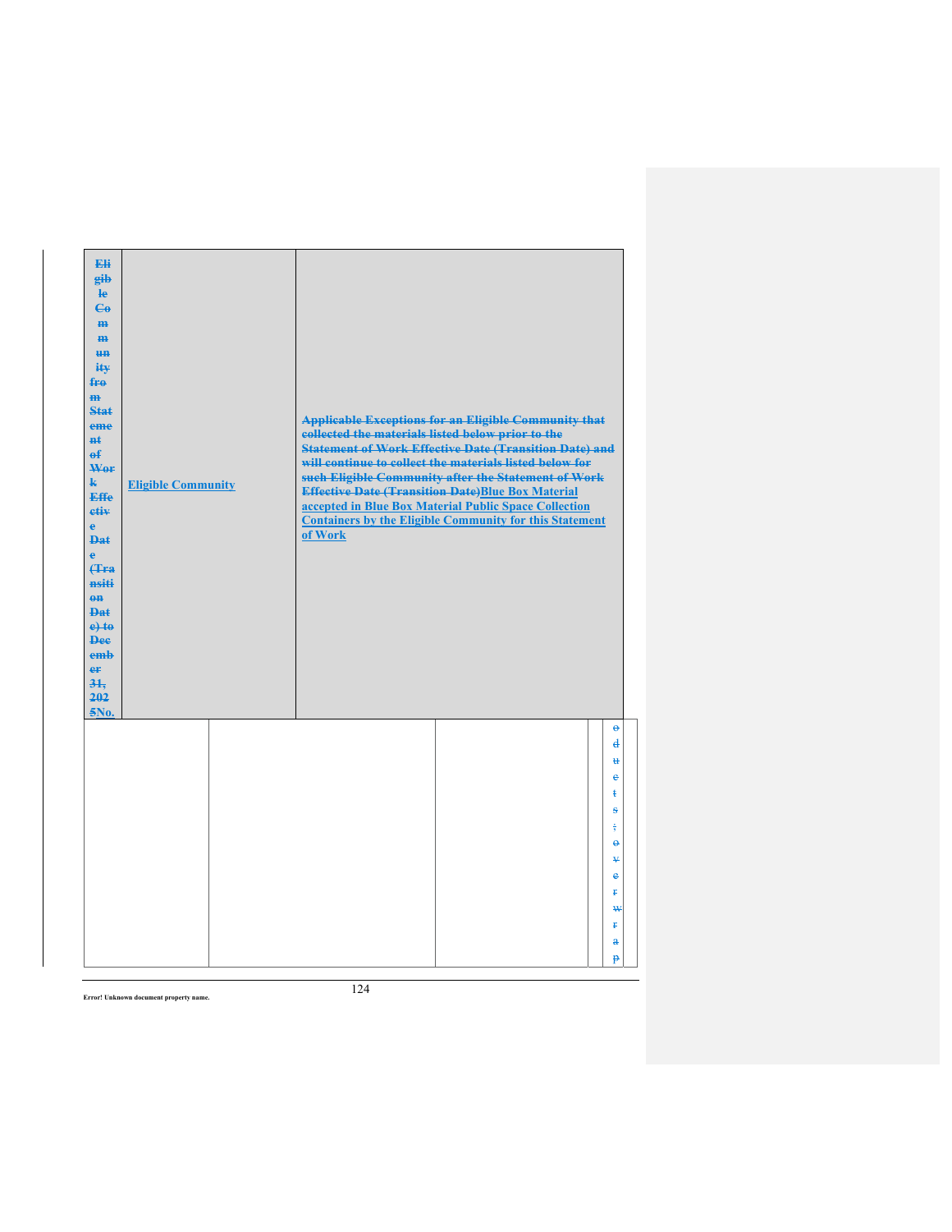| ~~Eligible Community from Statement of Work Effective Date (Transition Date) to December 31, 2025~~No. | Eligible Community | ~~Applicable Exceptions for an Eligible Community that collected the materials listed below prior to the Statement of Work Effective Date (Transition Date) and will continue to collect the materials listed below for such Eligible Community after the Statement of Work Effective Date (Transition Date)~~Blue Box Material accepted in Blue Box Material Public Space Collection Containers by the Eligible Community for this Statement of Work |
|---|---|---|

| | | | | |
|---|---|---|---|---|
| | | | | ~~oducts; or wrap~~ |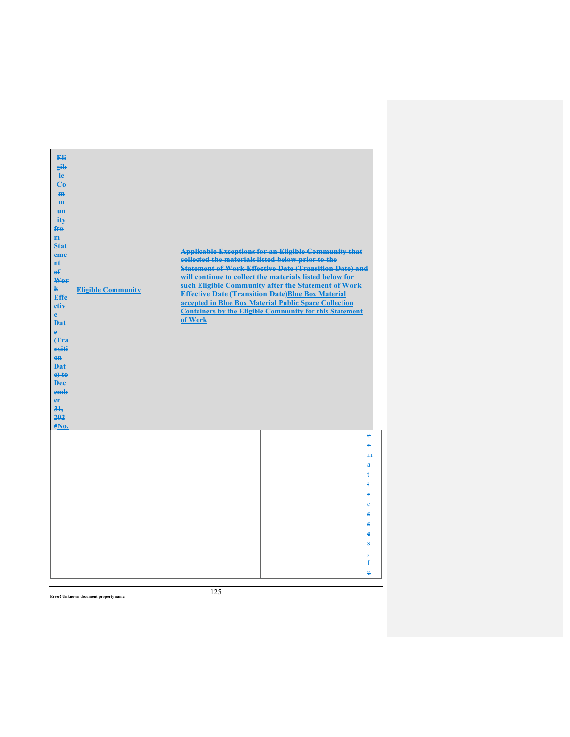| ~~Eligible Community from Statement of Work Effective Date (Transition Date) to December 31, 2025~~No. | Eligible Community | ~~Applicable Exceptions for an Eligible Community that collected the materials listed below prior to the Statement of Work Effective Date (Transition Date) and will continue to collect the materials listed below for such Eligible Community after the Statement of Work Effective Date (Transition Date)~~Blue Box Material accepted in Blue Box Material Public Space Collection Containers by the Eligible Community for this Statement of Work |
|---|---|---|

| | | | | |
|---|---|---|---|---|
| | | | | ~~on mattresses, fu~~ |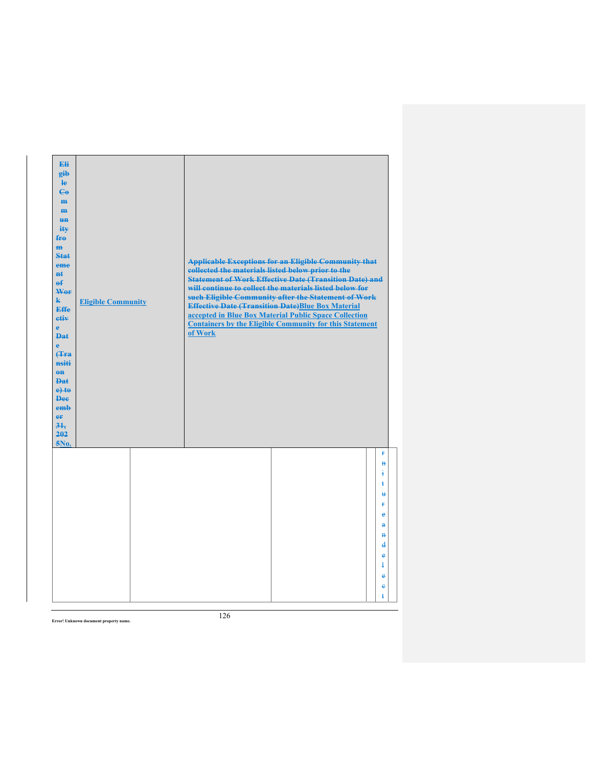| ~~Eligible Community from Statement of Work Effective Date (Transition Date) to December 31, 2025~~No. | Eligible Community | ~~Applicable Exceptions for an Eligible Community that collected the materials listed below prior to the Statement of Work Effective Date (Transition Date) and will continue to collect the materials listed below for such Eligible Community after the Statement of Work Effective Date (Transition Date)~~Blue Box Material accepted in Blue Box Material Public Space Collection Containers by the Eligible Community for this Statement of Work |
|---|---|---|

| | | | | |
|---|---|---|---|---|
| | | | | ~~rnitureandelect~~ |

Error! Unknown document property name.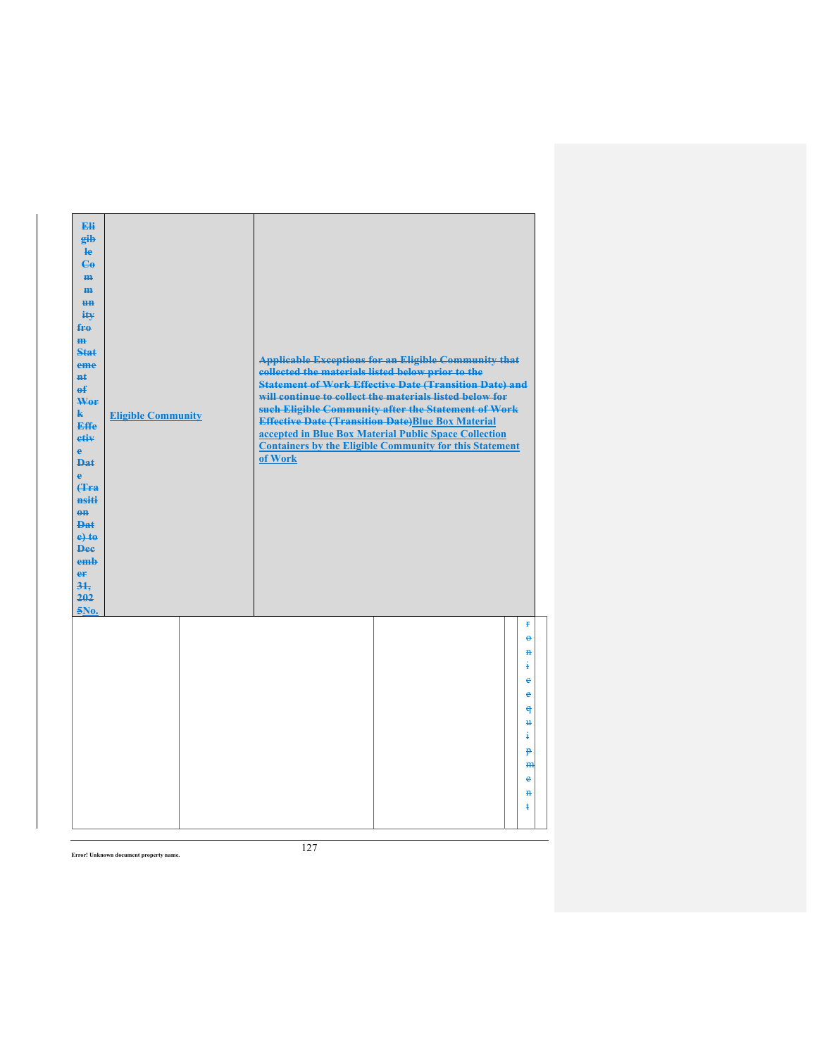| ~~Eligible Community from Statement of Work Effective Date (Transition Date) to December 31, 2025~~No. | Eligible Community | ~~Applicable Exceptions for an Eligible Community that collected the materials listed below prior to the Statement of Work Effective Date (Transition Date) and will continue to collect the materials listed below for such Eligible Community after the Statement of Work Effective Date (Transition Date)~~Blue Box Material accepted in Blue Box Material Public Space Collection Containers by the Eligible Community for this Statement of Work |
| --- | --- | --- |

| | | | | |
| --- | --- | --- | --- | --- |
| | | | | ~~ronic equipment~~ |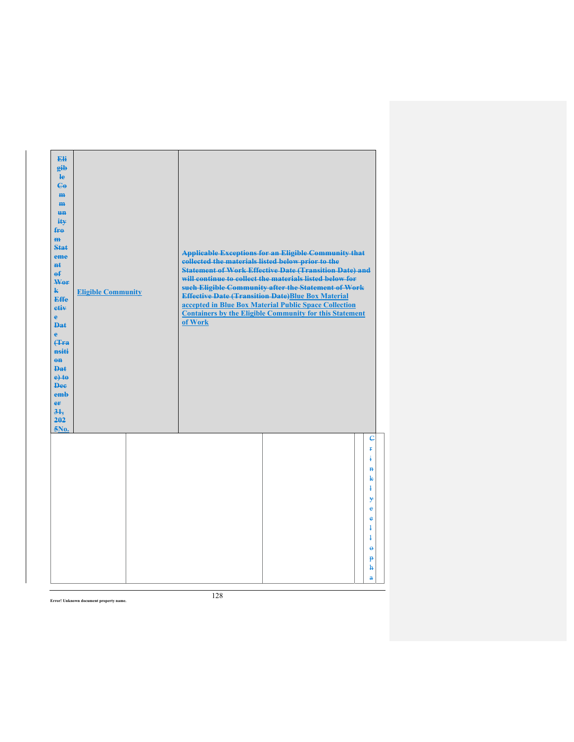| ~~Eligible Community from Statement of Work Effective Date (Transition Date) to December 31, 2025~~No. | Eligible Community | ~~Applicable Exceptions for an Eligible Community that collected the materials listed below prior to the Statement of Work Effective Date (Transition Date) and will continue to collect the materials listed below for such Eligible Community after the Statement of Work Effective Date (Transition Date)~~Blue Box Material accepted in Blue Box Material Public Space Collection Containers by the Eligible Community for this Statement of Work |
|---|---|---|

| | | | | ~~Crinkly cellopha~~ |
|---|---|---|---|---|

Error! Unknown document property name.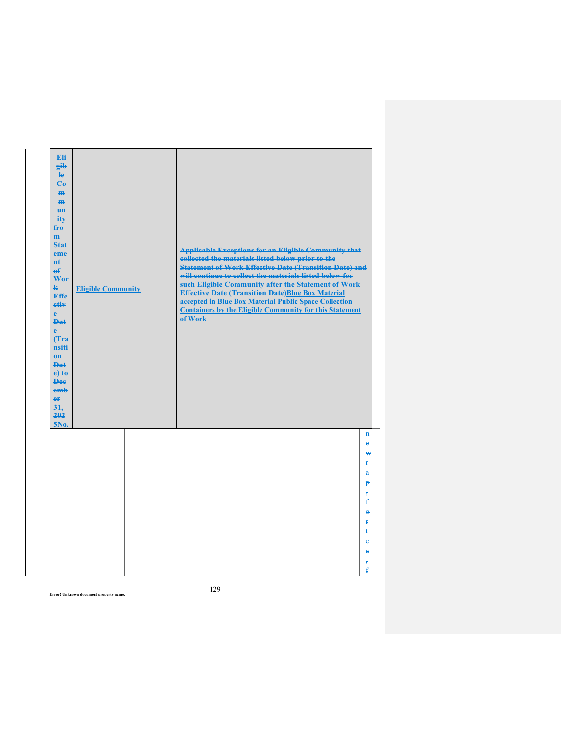| ~~Eligible Community from Statement of Work Effective Date (Transition Date) to December 31, 2025~~No. | Eligible Community | ~~Applicable Exceptions for an Eligible Community that collected the materials listed below prior to the Statement of Work Effective Date (Transition Date) and will continue to collect the materials listed below for such Eligible Community after the Statement of Work Effective Date (Transition Date)~~Blue Box Material accepted in Blue Box Material Public Space Collection Containers by the Eligible Community for this Statement of Work |
|---|---|---|
| | | ~~newsprint, etc.~~ |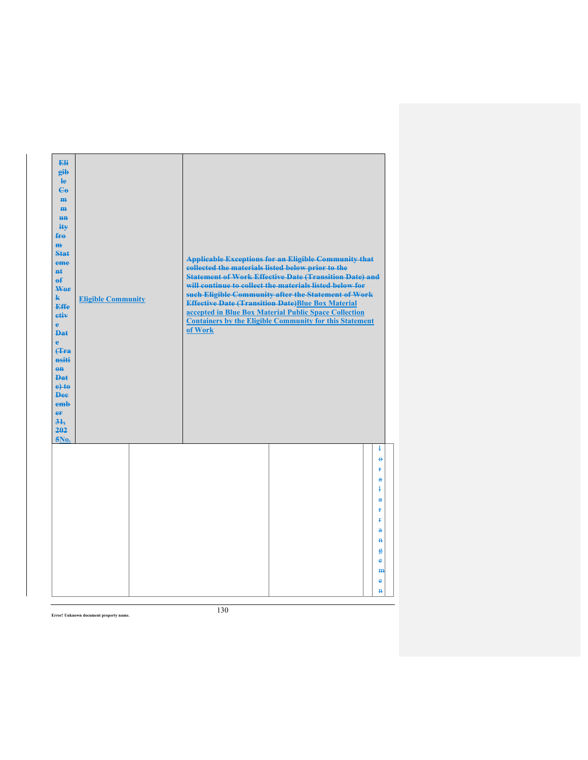| ~~Eligible Community from Statement of Work Effective Date (Transition Date) to December 31, 2025~~No. | Eligible Community | ~~Applicable Exceptions for an Eligible Community that collected the materials listed below prior to the Statement of Work Effective Date (Transition Date) and will continue to collect the materials listed below for such Eligible Community after the Statement of Work Effective Date (Transition Date)~~Blue Box Material accepted in Blue Box Material Public Space Collection Containers by the Eligible Community for this Statement of Work |
|---|---|---|

| | | | | ~~lorral arrangemen~~ |
|---|---|---|---|---|
| | | | | |

Error! Unknown document property name.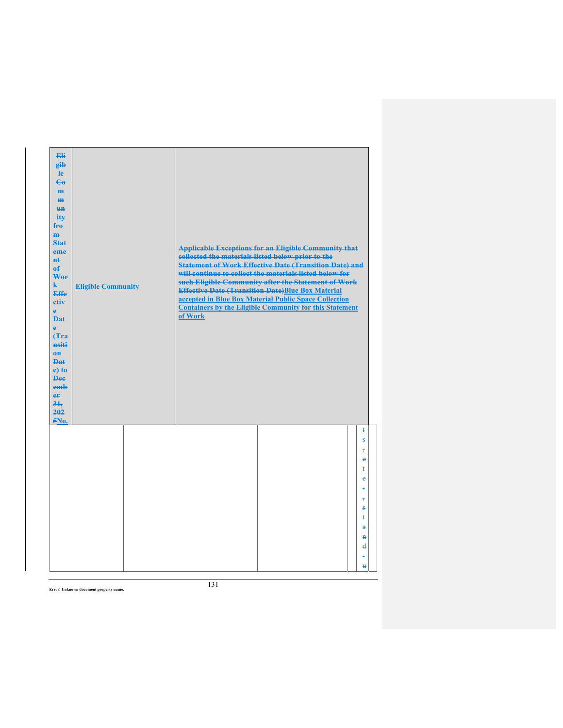| ~~Eligible Community from Statement of Work Effective Date (Transition Date) to December 31, 2025~~No. | Eligible Community | ~~Applicable Exceptions for an Eligible Community that collected the materials listed below prior to the Statement of Work Effective Date (Transition Date) and will continue to collect the materials listed below for such Eligible Community after the Statement of Work Effective Date (Transition Date)~~Blue Box Material accepted in Blue Box Material Public Space Collection Containers by the Eligible Community for this Statement of Work |
|---|---|---|

| | | | | ~~ts, etc., stand-u~~ |
|---|---|---|---|---|

Error! Unknown document property name.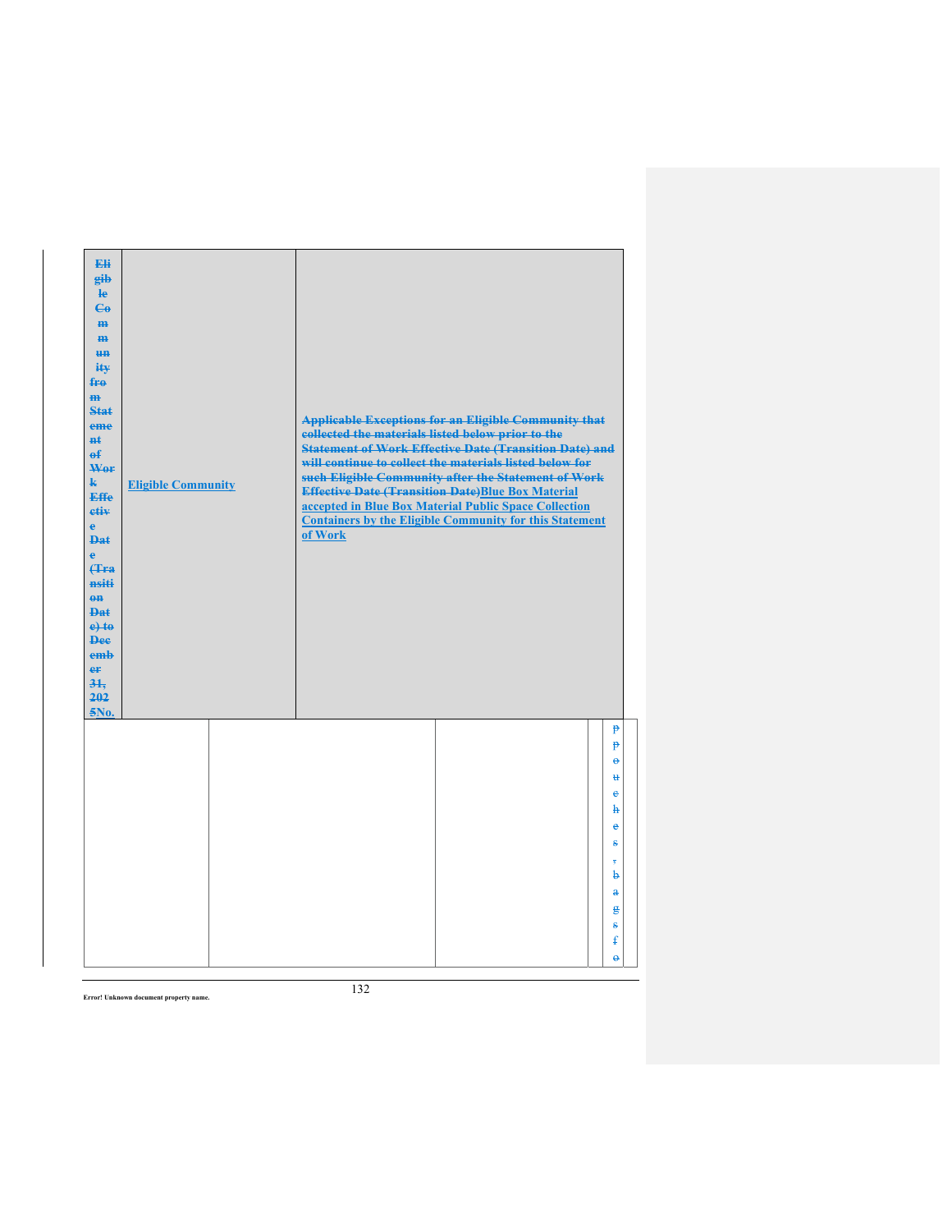| ~~Eligible Community from Statement of Work Effective Date (Transition Date) to December 31, 2025~~No. | Eligible Community | ~~Applicable Exceptions for an Eligible Community that collected the materials listed below prior to the Statement of Work Effective Date (Transition Date) and will continue to collect the materials listed below for such Eligible Community after the Statement of Work Effective Date (Transition Date)~~Blue Box Material accepted in Blue Box Material Public Space Collection Containers by the Eligible Community for this Statement of Work |
|---|---|---|
| | | ~~pouches, bags fo~~ |

Error! Unknown document property name.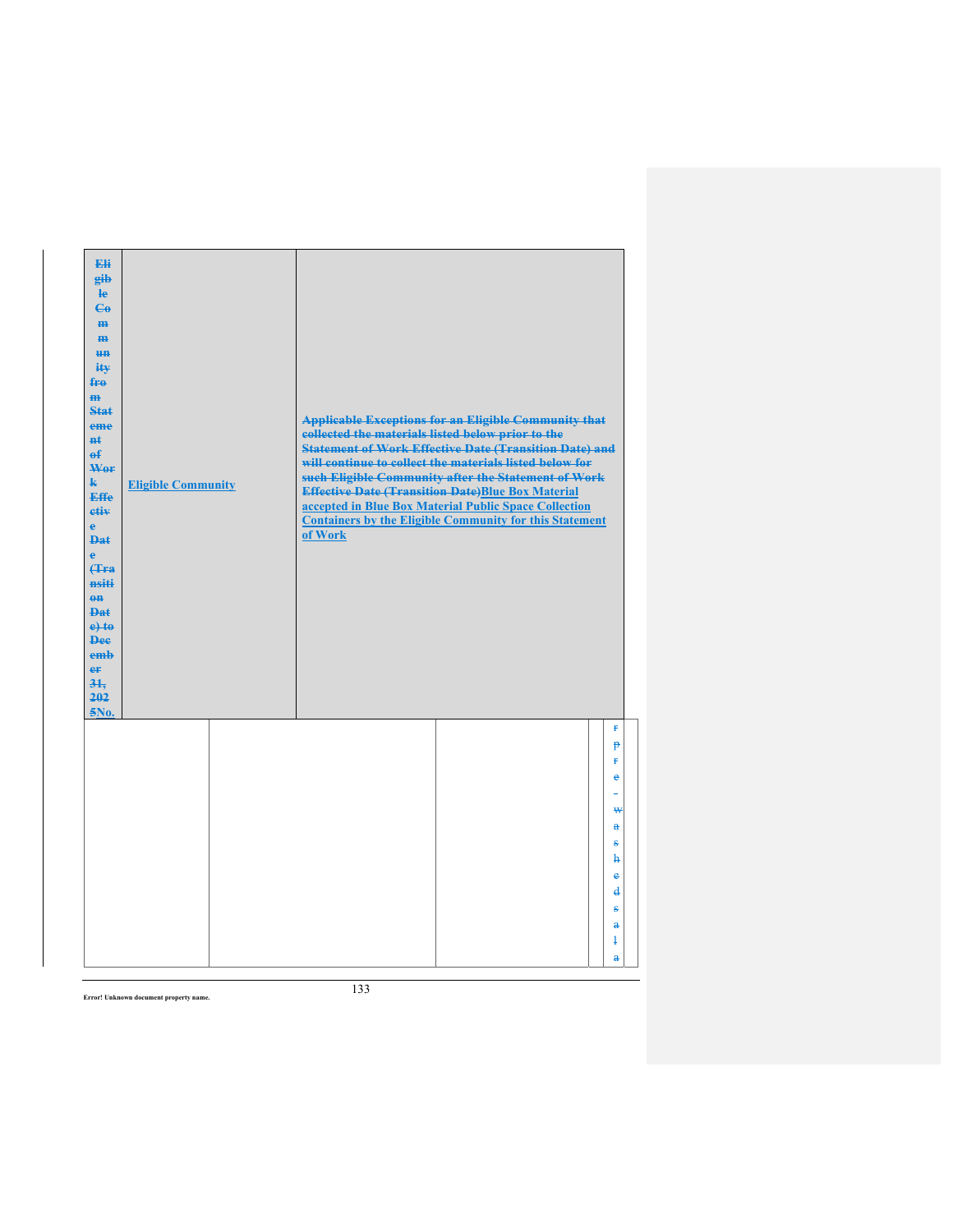| Eligible Community from Statement of Work Effective Date (Transition Date) to December 31, 2025No. | Eligible Community | Applicable Exceptions for an Eligible Community that collected the materials listed below prior to the Statement of Work Effective Date (Transition Date) and will continue to collect the materials listed below for such Eligible Community after the Statement of Work Effective Date (Transition Date)Blue Box Material accepted in Blue Box Material Public Space Collection Containers by the Eligible Community for this Statement of Work |
| --- | --- | --- |

| | | | | |
| --- | --- | --- | --- | --- |
| | | | | r pre-washed sala |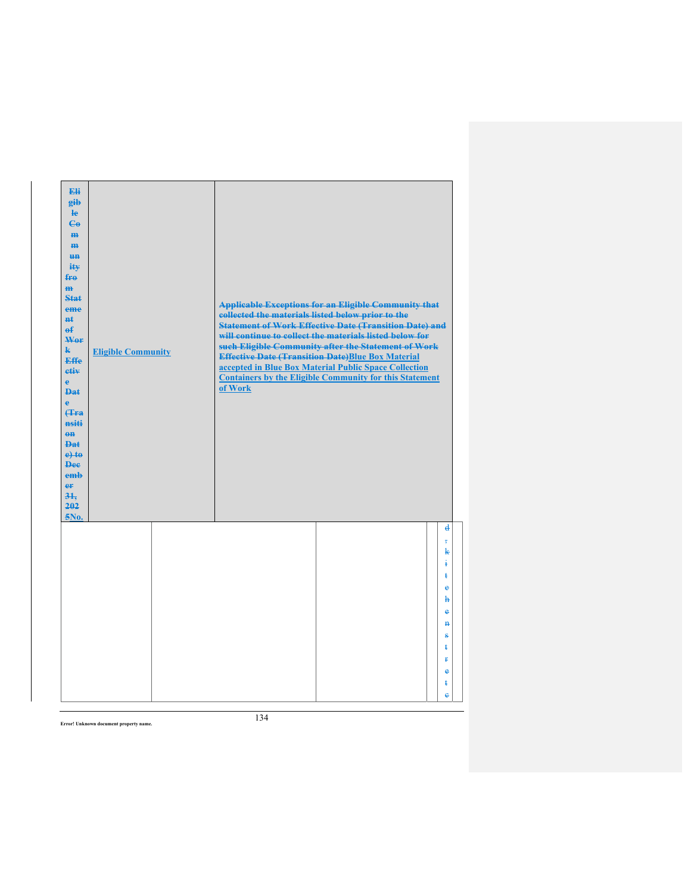| ~~Eligible Community from Statement of Work Effective Date (Transition Date) to December 31, 2025~~No. | Eligible Community | ~~Applicable Exceptions for an Eligible Community that collected the materials listed below prior to the Statement of Work Effective Date (Transition Date) and will continue to collect the materials listed below for such Eligible Community after the Statement of Work Effective Date (Transition Date)~~Blue Box Material accepted in Blue Box Material Public Space Collection Containers by the Eligible Community for this Statement of Work |
|---|---|---|

| | | | | |
|---|---|---|---|---|
| | | | | ~~d, kitchen street~~ |

Error! Unknown document property name.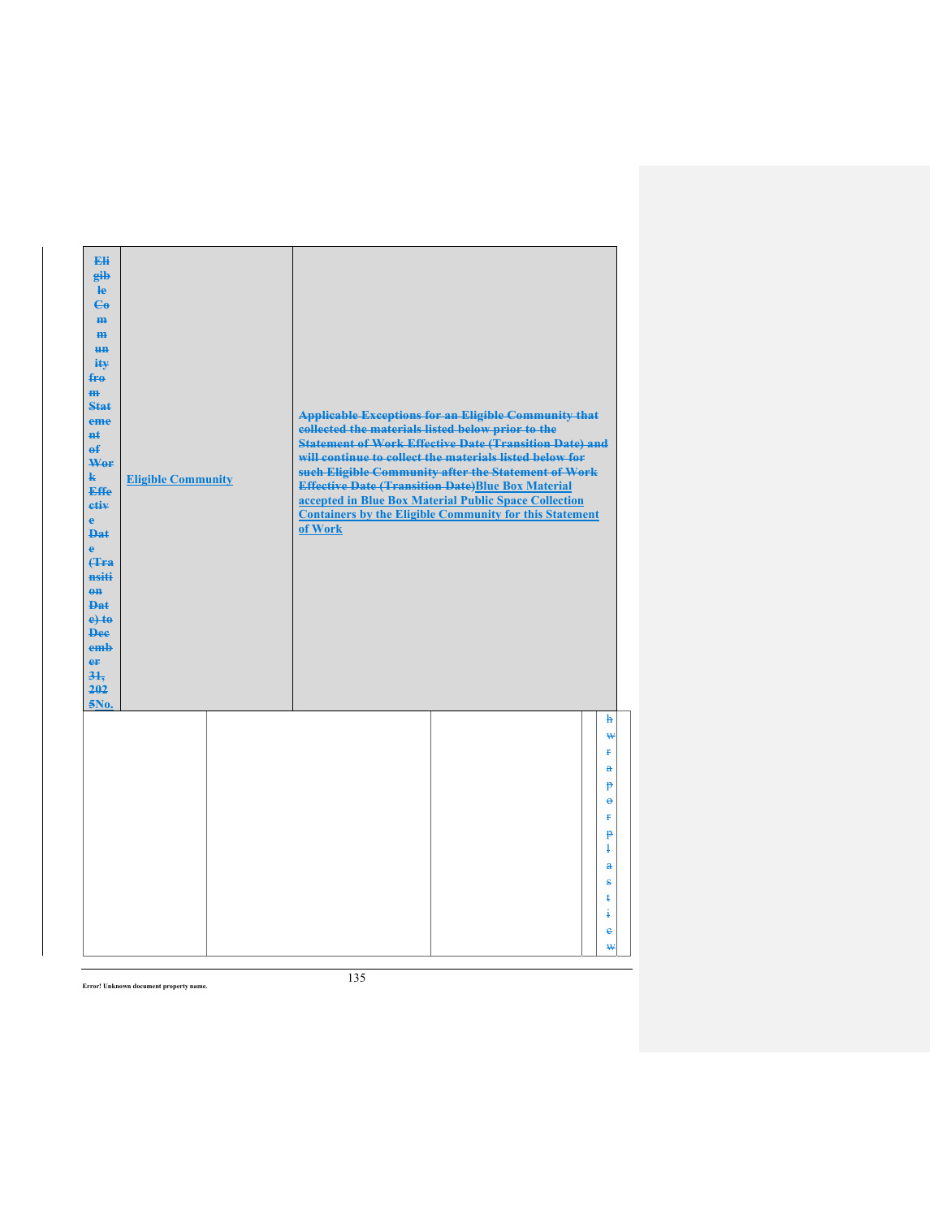| ~~Eligible Community from Statement of Work Effective Date (Transition Date) to December 31, 2025~~No. | Eligible Community | ~~Applicable Exceptions for an Eligible Community that collected the materials listed below prior to the Statement of Work Effective Date (Transition Date) and will continue to collect the materials listed below for such Eligible Community after the Statement of Work Effective Date (Transition Date)~~Blue Box Material accepted in Blue Box Material Public Space Collection Containers by the Eligible Community for this Statement of Work |
|---|---|---|

| | | | | ~~hwrapeorplasticw~~ |
|---|---|---|---|---|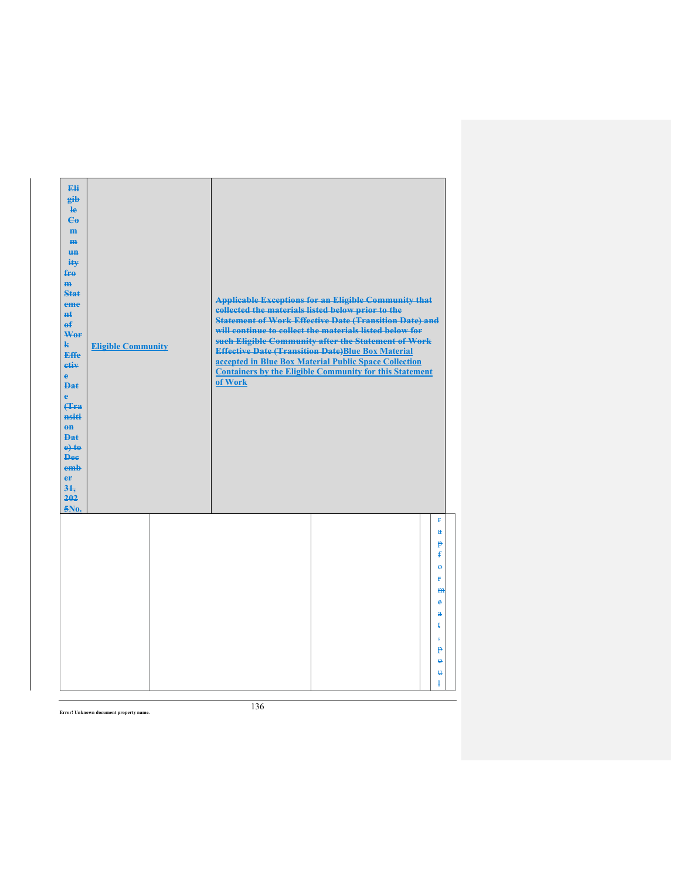| Eligible Community from Statement of Work Effective Date (Transition Date) to December 31, 2025No. | Eligible Community | Applicable Exceptions for an Eligible Community that collected the materials listed below prior to the Statement of Work Effective Date (Transition Date) and will continue to collect the materials listed below for such Eligible Community after the Statement of Work Effective Date (Transition Date)Blue Box Material accepted in Blue Box Material Public Space Collection Containers by the Eligible Community for this Statement of Work |
|---|---|---|

| | | | | |
|---|---|---|---|---|
| | | | | rapforme at, poul |

Error! Unknown document property name.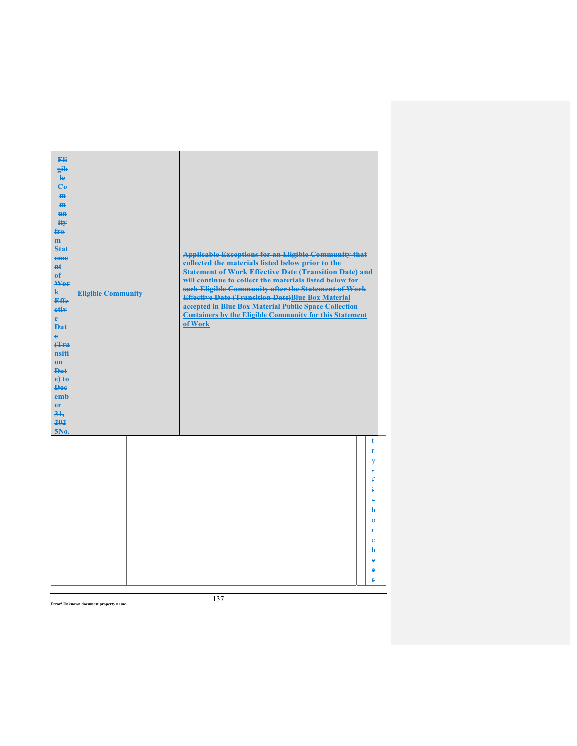| ~~Eligible Community from Statement of Work Effective Date (Transition Date) to December 31, 2025~~No. | Eligible Community | ~~Applicable Exceptions for an Eligible Community that collected the materials listed below prior to the Statement of Work Effective Date (Transition Date) and will continue to collect the materials listed below for such Eligible Community after the Statement of Work Effective Date (Transition Date)~~Blue Box Material accepted in Blue Box Material Public Space Collection Containers by the Eligible Community for this Statement of Work |
|---|---|---|

| | | | | ~~try, fisherches~~ |
|---|---|---|---|---|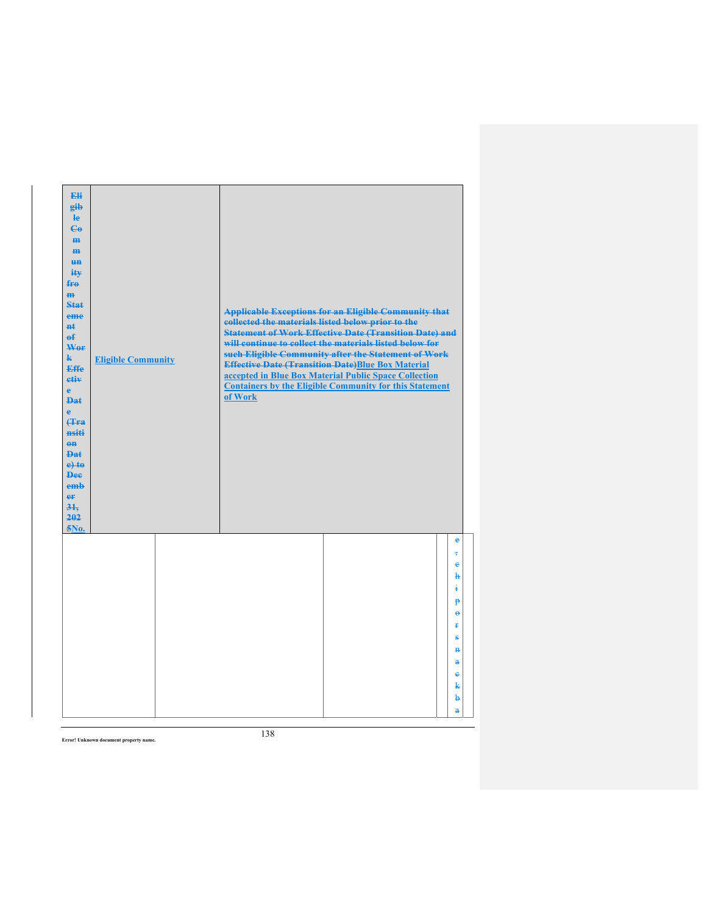| ~~Eligible Community from Statement of Work Effective Date (Transition Date) to December 31, 2025~~No. | Eligible Community | ~~Applicable Exceptions for an Eligible Community that collected the materials listed below prior to the Statement of Work Effective Date (Transition Date) and will continue to collect the materials listed below for such Eligible Community after the Statement of Work Effective Date (Transition Date)~~Blue Box Material accepted in Blue Box Material Public Space Collection Containers by the Eligible Community for this Statement of Work |
|---|---|---|

| | | | | ~~e, chip or snack ba~~ |
|---|---|---|---|---|

Error! Unknown document property name.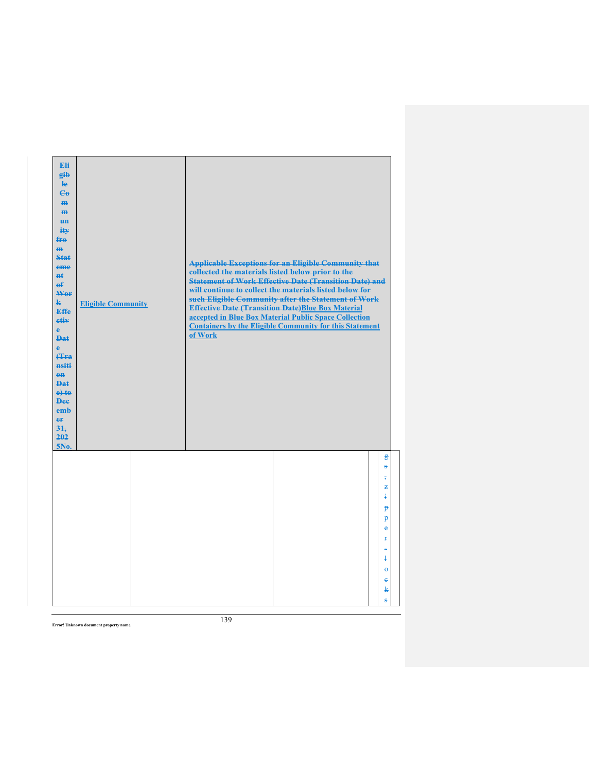| ~~Eligible Community from Statement of Work Effective Date (Transition Date) to December 31, 2025~~No. | Eligible Community | ~~Applicable Exceptions for an Eligible Community that collected the materials listed below prior to the Statement of Work Effective Date (Transition Date) and will continue to collect the materials listed below for such Eligible Community after the Statement of Work Effective Date (Transition Date)~~Blue Box Material accepted in Blue Box Material Public Space Collection Containers by the Eligible Community for this Statement of Work |
|---|---|---|

| | | | | |
|---|---|---|---|---|
| | | | | ~~gs, zipper-locks~~ |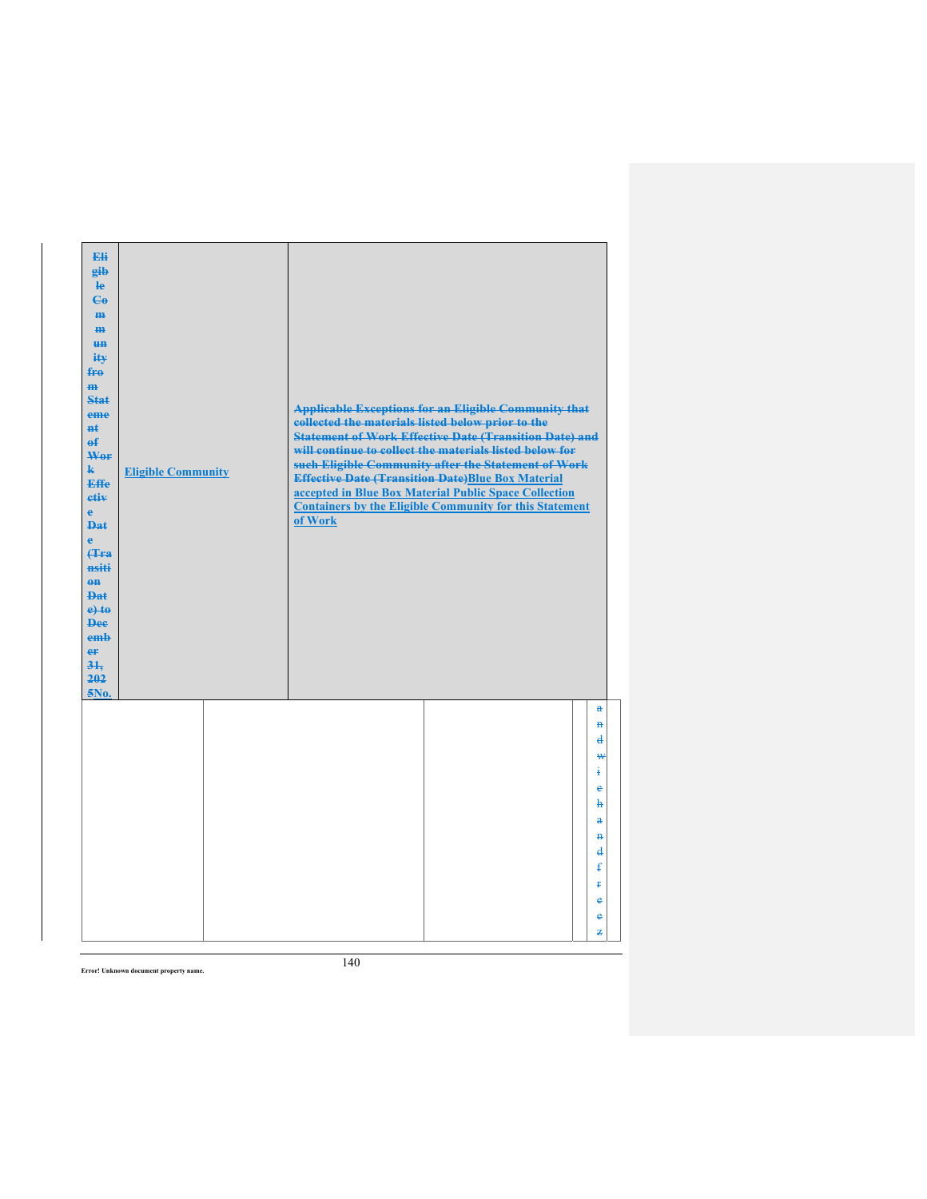| Eligible Community from Statement of Work Effective Date (Transition Date) to December 31, 2025No. | Eligible Community | Applicable Exceptions for an Eligible Community that collected the materials listed below prior to the Statement of Work Effective Date (Transition Date) and will continue to collect the materials listed below for such Eligible Community after the Statement of Work Effective Date (Transition Date)Blue Box Material accepted in Blue Box Material Public Space Collection Containers by the Eligible Community for this Statement of Work |
| --- | --- | --- |

| | | | | |
| --- | --- | --- | --- | --- |
| | | | | andwichandfreez |

Error! Unknown document property name.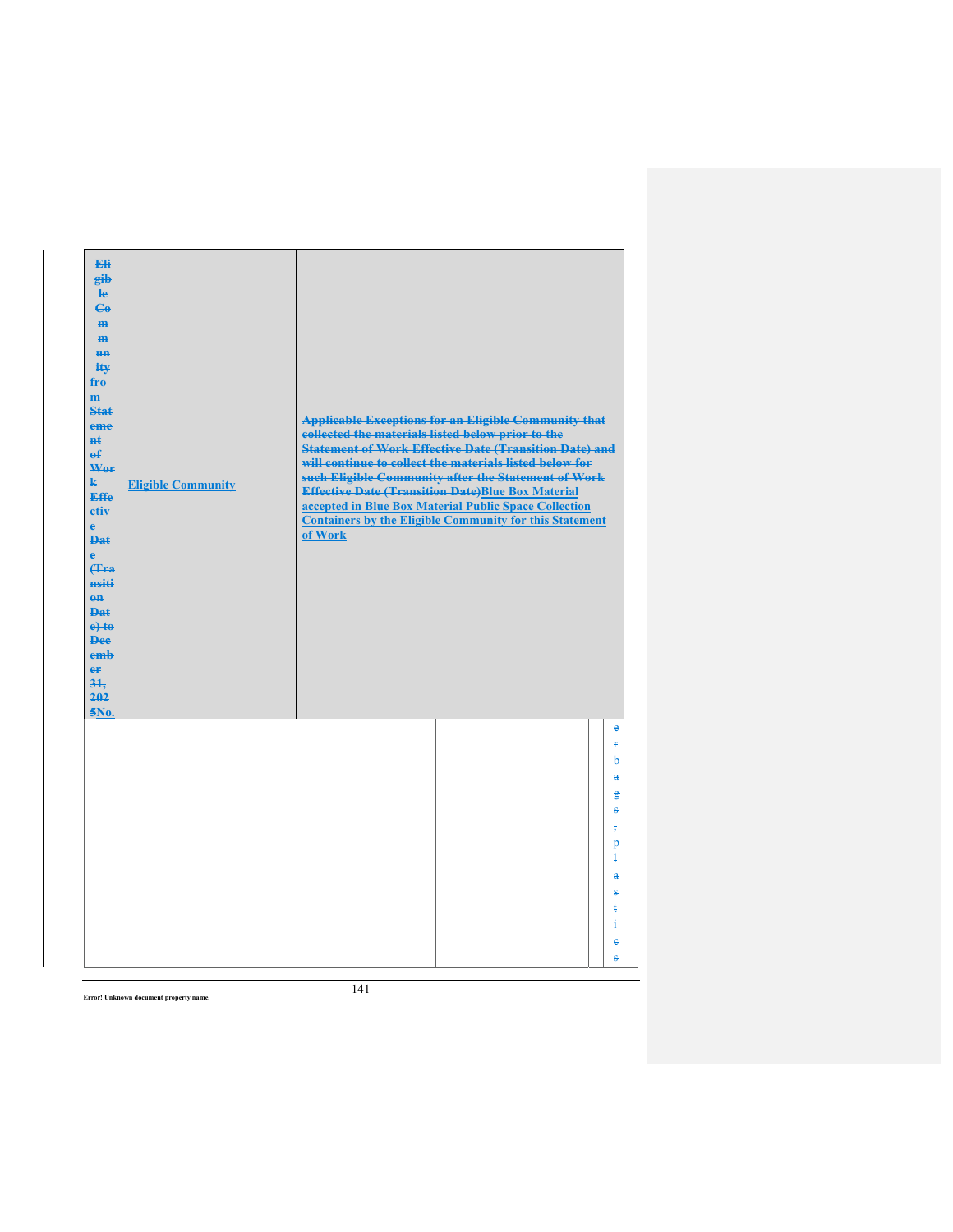| ~~Eligible Community from Statement of Work Effective Date (Transition Date) to December 31, 2025~~No. | Eligible Community | ~~Applicable Exceptions for an Eligible Community that collected the materials listed below prior to the Statement of Work Effective Date (Transition Date) and will continue to collect the materials listed below for such Eligible Community after the Statement of Work Effective Date (Transition Date)~~Blue Box Material accepted in Blue Box Material Public Space Collection Containers by the Eligible Community for this Statement of Work |
|---|---|---|

| | | | | |
|---|---|---|---|---|
| | | | | ~~er bags, plastics~~ |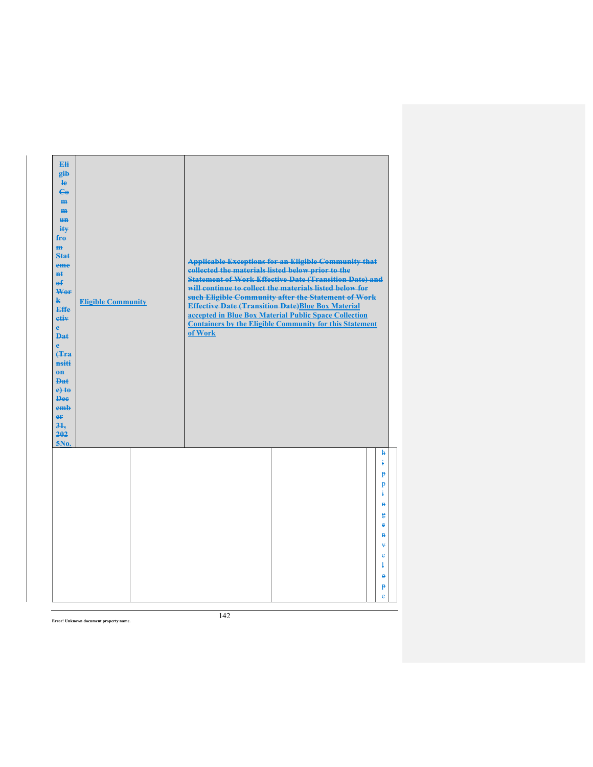| ~~Eligible Community from Statement of Work Effective Date (Transition Date) to December 31, 2025~~No. | Eligible Community | ~~Applicable Exceptions for an Eligible Community that collected the materials listed below prior to the Statement of Work Effective Date (Transition Date) and will continue to collect the materials listed below for such Eligible Community after the Statement of Work Effective Date (Transition Date)~~Blue Box Material accepted in Blue Box Material Public Space Collection Containers by the Eligible Community for this Statement of Work |
|---|---|---|
| | | ~~hipping envelope~~ |

Error! Unknown document property name.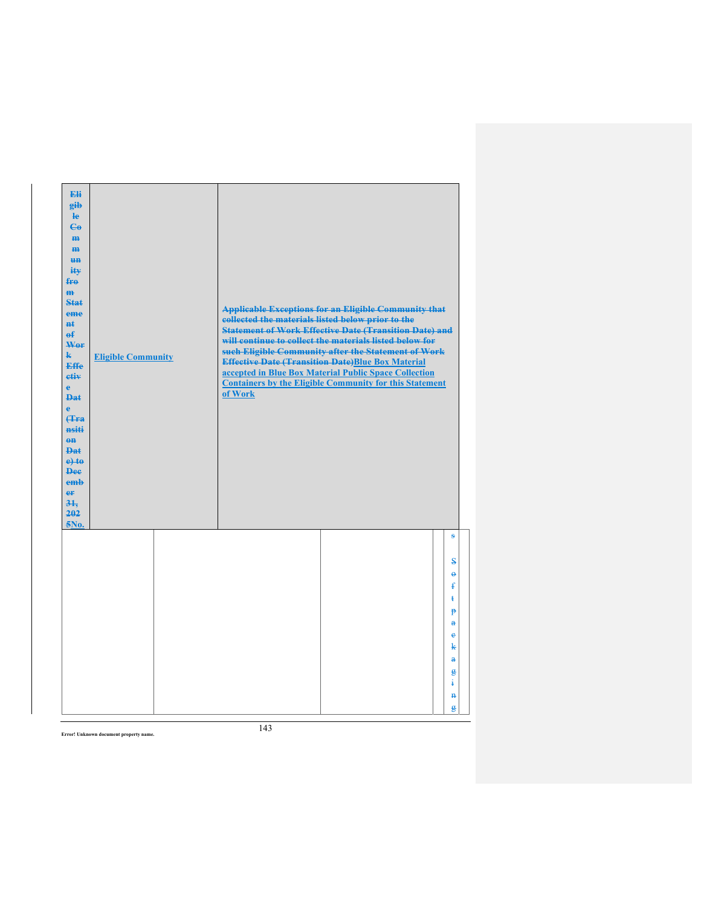| ~~Eligible Community from Statement of Work Effective Date (Transition Date) to December 31, 2025~~No. | Eligible Community | ~~Applicable Exceptions for an Eligible Community that collected the materials listed below prior to the Statement of Work Effective Date (Transition Date) and will continue to collect the materials listed below for such Eligible Community after the Statement of Work Effective Date (Transition Date)~~Blue Box Material accepted in Blue Box Material Public Space Collection Containers by the Eligible Community for this Statement of Work |
|---|---|---|

| | | | | |
|---|---|---|---|---|
| | | | | ~~s Soft packaging~~ |

Error! Unknown document property name.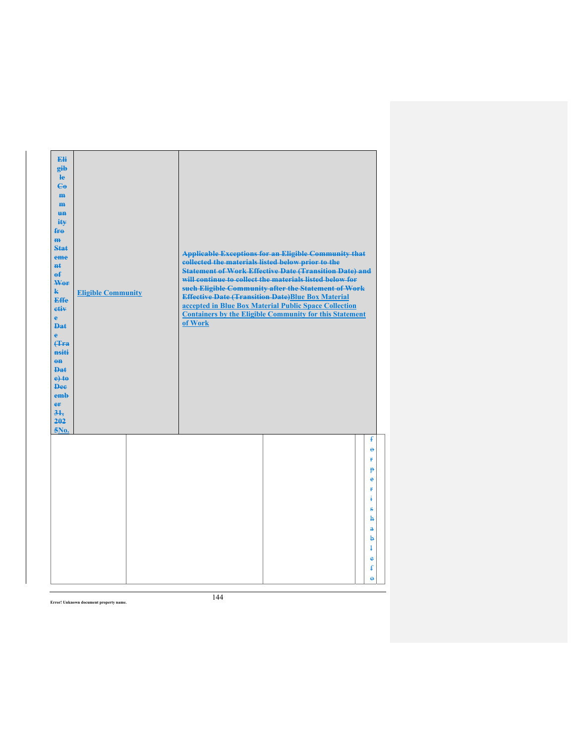| ~~Eligible Community from Statement of Work Effective Date (Transition Date) to December 31, 2025~~No. | Eligible Community | ~~Applicable Exceptions for an Eligible Community that collected the materials listed below prior to the Statement of Work Effective Date (Transition Date) and will continue to collect the materials listed below for such Eligible Community after the Statement of Work Effective Date (Transition Date)~~Blue Box Material accepted in Blue Box Material Public Space Collection Containers by the Eligible Community for this Statement of Work |
| --- | --- | --- |

| | | | | |
| --- | --- | --- | --- | --- |
| | | | | ~~for perishable fo~~ |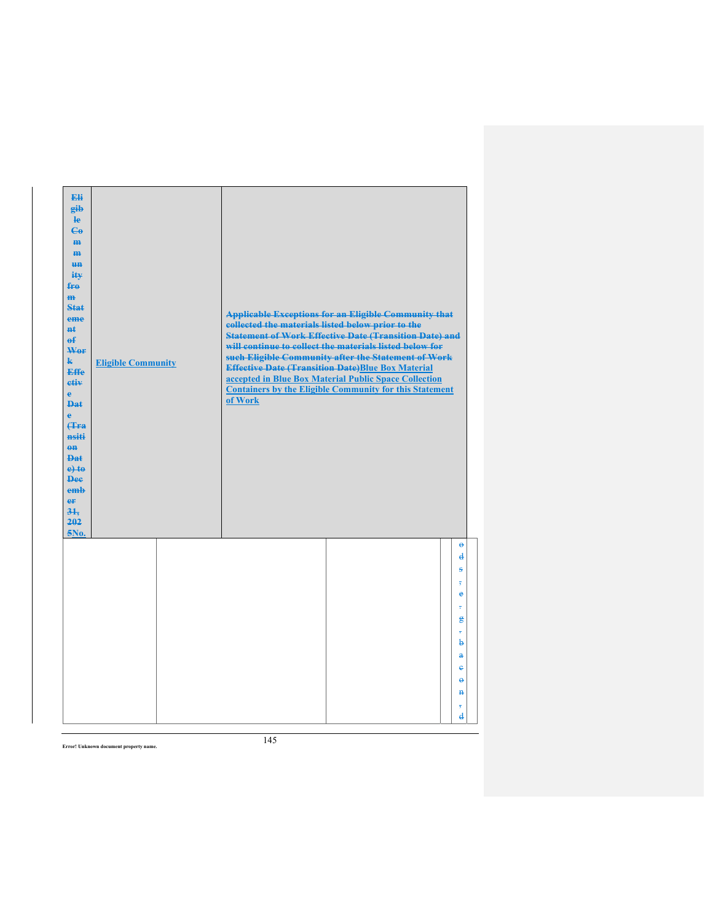| ~~Eligible Community from Statement of Work Effective Date (Transition Date) to December 31, 2025~~No. | Eligible Community | ~~Applicable Exceptions for an Eligible Community that collected the materials listed below prior to the Statement of Work Effective Date (Transition Date) and will continue to collect the materials listed below for such Eligible Community after the Statement of Work Effective Date (Transition Date)~~Blue Box Material accepted in Blue Box Material Public Space Collection Containers by the Eligible Community for this Statement of Work |
|---|---|---|

| | | | | |
|---|---|---|---|---|
| | | | | ~~o d s , e , g , b a c o n , d~~ |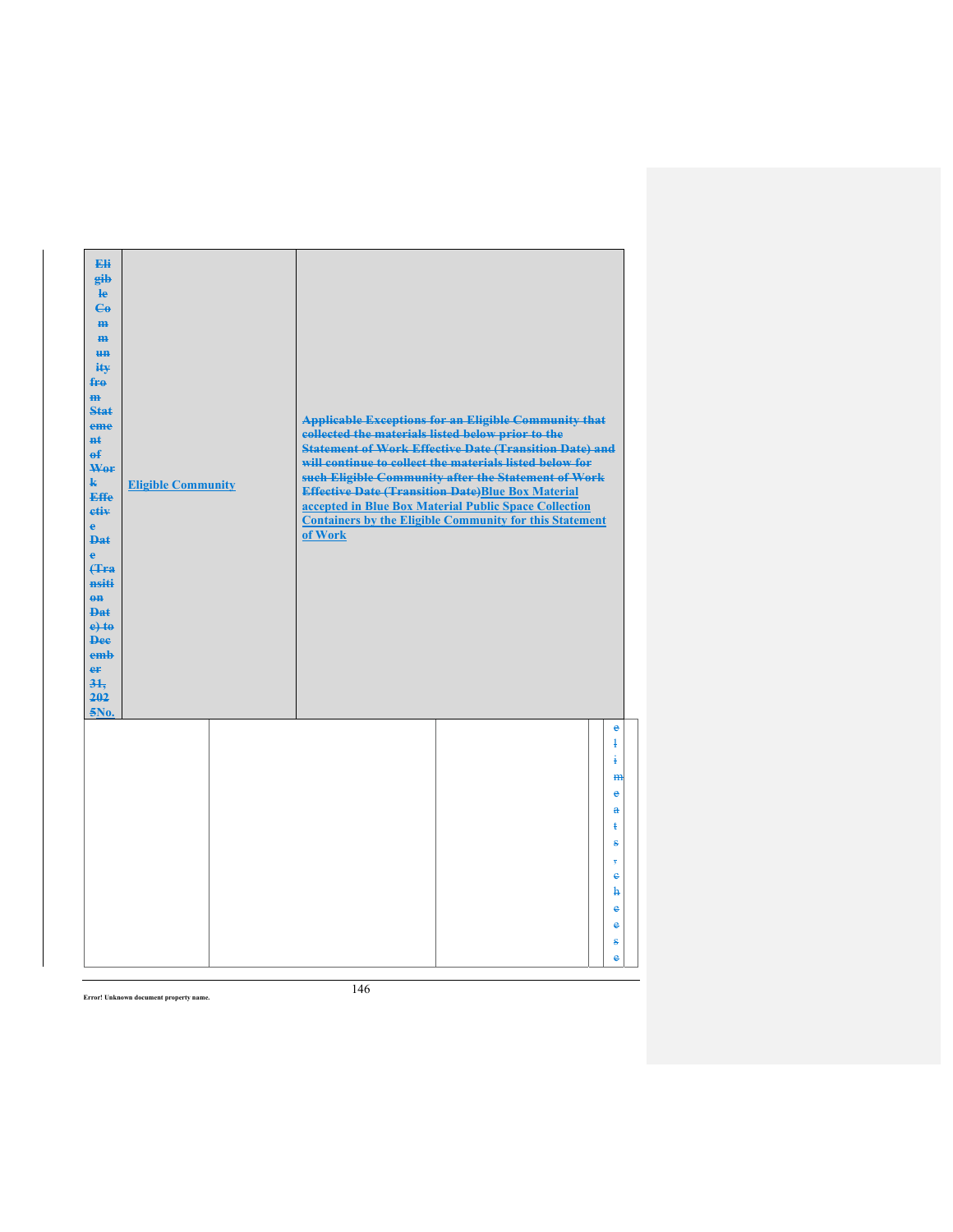| ~~Eligible Community from Statement of Work Effective Date (Transition Date) to December 31, 2025~~No. | Eligible Community | ~~Applicable Exceptions for an Eligible Community that collected the materials listed below prior to the Statement of Work Effective Date (Transition Date) and will continue to collect the materials listed below for such Eligible Community after the Statement of Work Effective Date (Transition Date)~~Blue Box Material accepted in Blue Box Material Public Space Collection Containers by the Eligible Community for this Statement of Work |
| --- | --- | --- |

| | | | | |
| --- | --- | --- | --- | --- |
| | | | | ~~e l i m e a t s , c h e e s e~~ |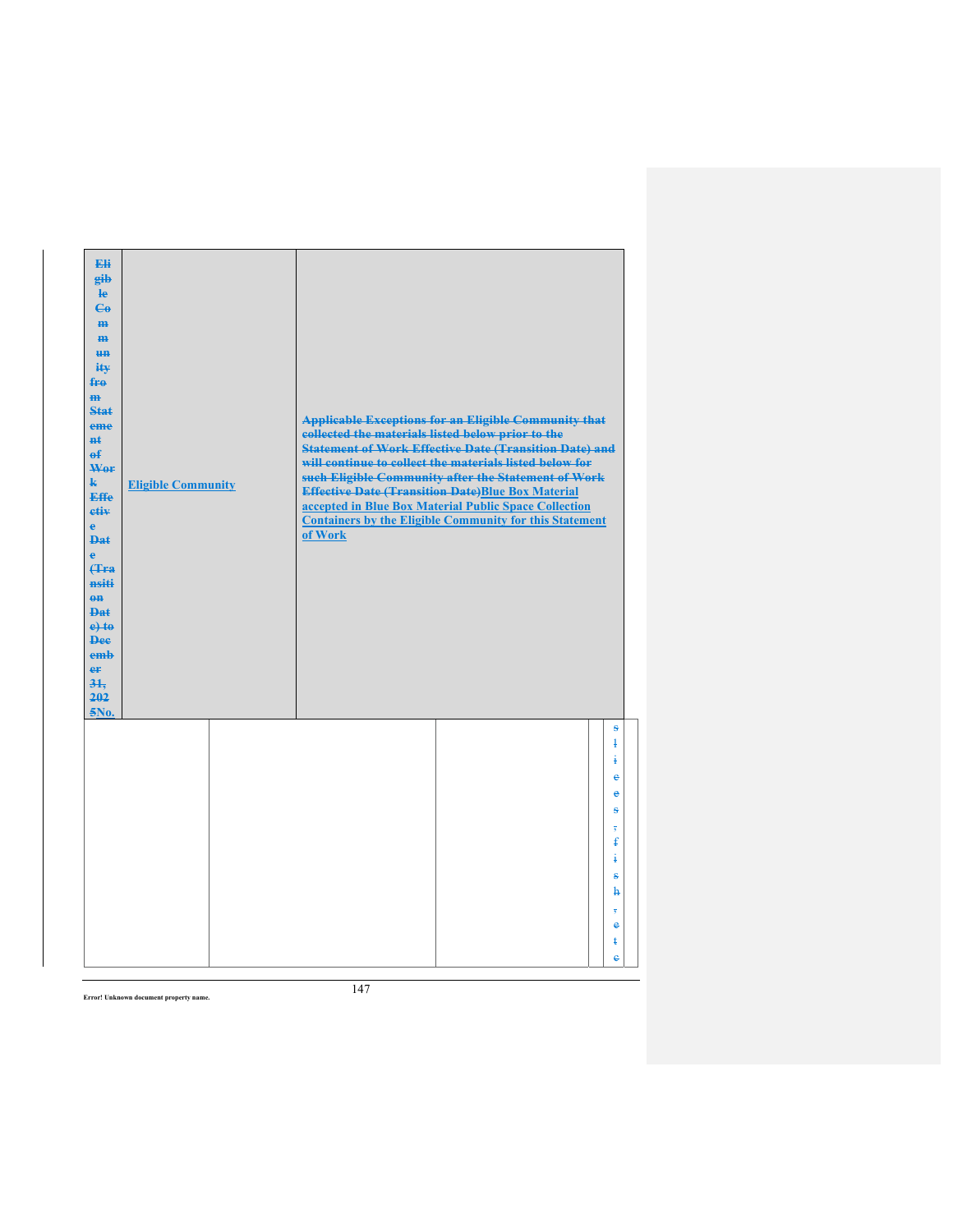| Eligible Community from Statement of Work Effective Date (Transition Date) to December 31, 2025No. | Eligible Community | Applicable Exceptions for an Eligible Community that collected the materials listed below prior to the Statement of Work Effective Date (Transition Date) and will continue to collect the materials listed below for such Eligible Community after the Statement of Work Effective Date (Transition Date)Blue Box Material accepted in Blue Box Material Public Space Collection Containers by the Eligible Community for this Statement of Work |
| --- | --- | --- |
| | | slices, fish, etc |

Error! Unknown document property name.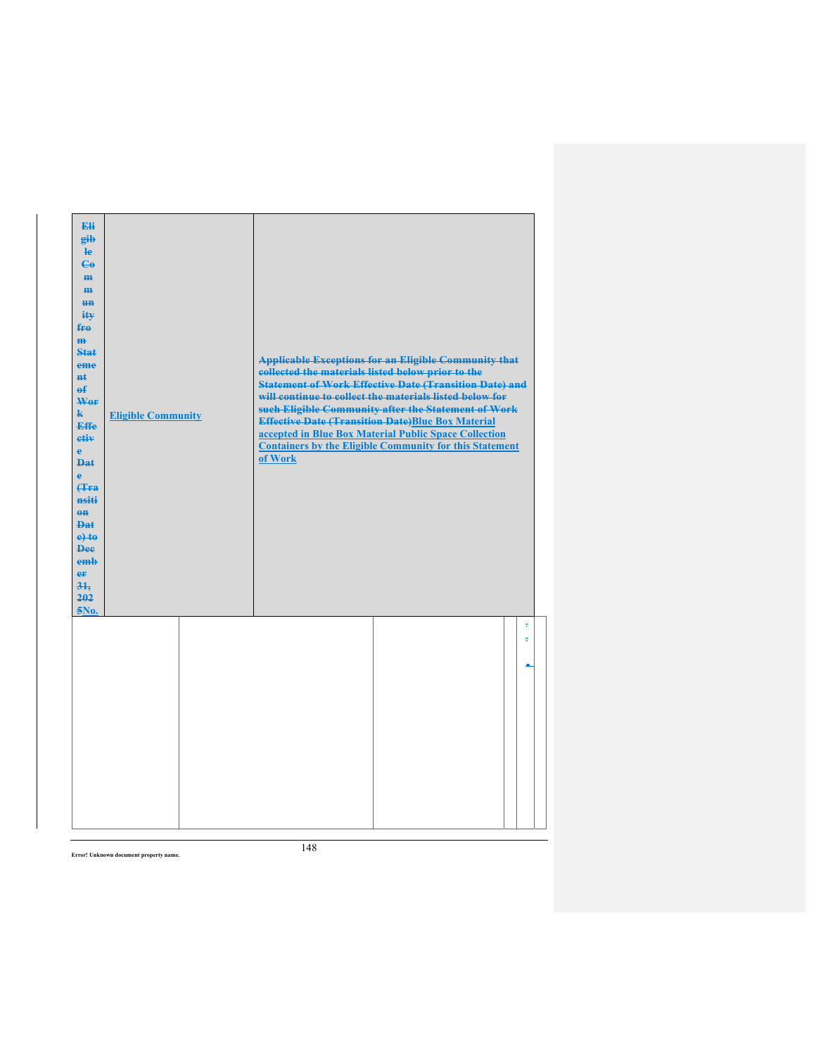| ~~Eligible Community from Statement of Work Effective Date (Transition Date) to December 31, 2025~~No. | Eligible Community | ~~Applicable Exceptions for an Eligible Community that collected the materials listed below prior to the Statement of Work Effective Date (Transition Date) and will continue to collect the materials listed below for such Eligible Community after the Statement of Work Effective Date (Transition Date)~~Blue Box Material accepted in Blue Box Material Public Space Collection Containers by the Eligible Community for this Statement of Work |
|---|---|---|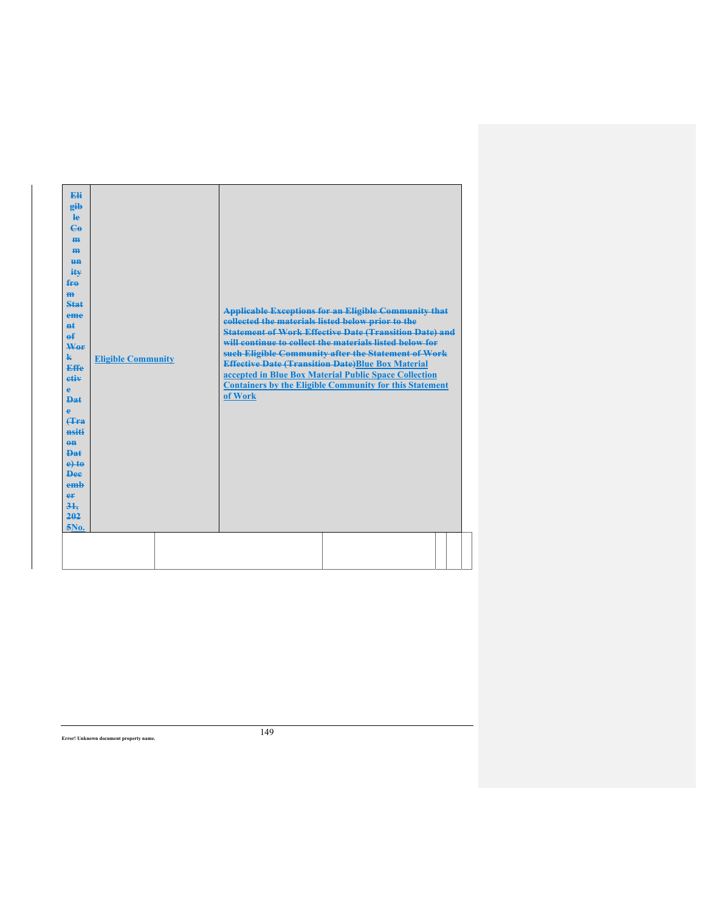| ~~Eligible Community from Statement of Work Effective Date (Transition Date) to December 31, 2025~~No. | Eligible Community | ~~Applicable Exceptions for an Eligible Community that collected the materials listed below prior to the Statement of Work Effective Date (Transition Date) and will continue to collect the materials listed below for such Eligible Community after the Statement of Work Effective Date (Transition Date)~~Blue Box Material accepted in Blue Box Material Public Space Collection Containers by the Eligible Community for this Statement of Work |
|---|---|---|
| | | |

Error! Unknown document property name.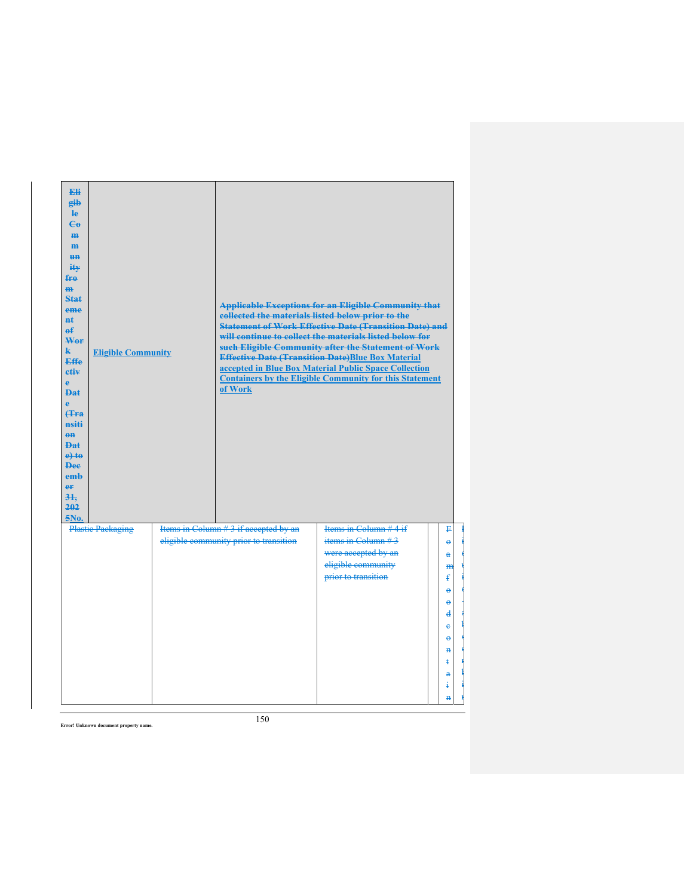| Eligible Community from Statement of Work Effective Date (Transition Date) to December 31, 2025No. | Eligible Community | Applicable Exceptions for an Eligible Community that collected the materials listed below prior to the Statement of Work Effective Date (Transition Date) and will continue to collect the materials listed below for such Eligible Community after the Statement of Work Effective Date (Transition Date)Blue Box Material accepted in Blue Box Material Public Space Collection Containers by the Eligible Community for this Statement of Work | | | |
|---|---|---|---|---|---|
| Plastic Packaging | Items in Column # 3 if accepted by an eligible community prior to transition | | Items in Column # 4 if items in Column # 3 were accepted by an eligible community prior to transition | Foam food contain | |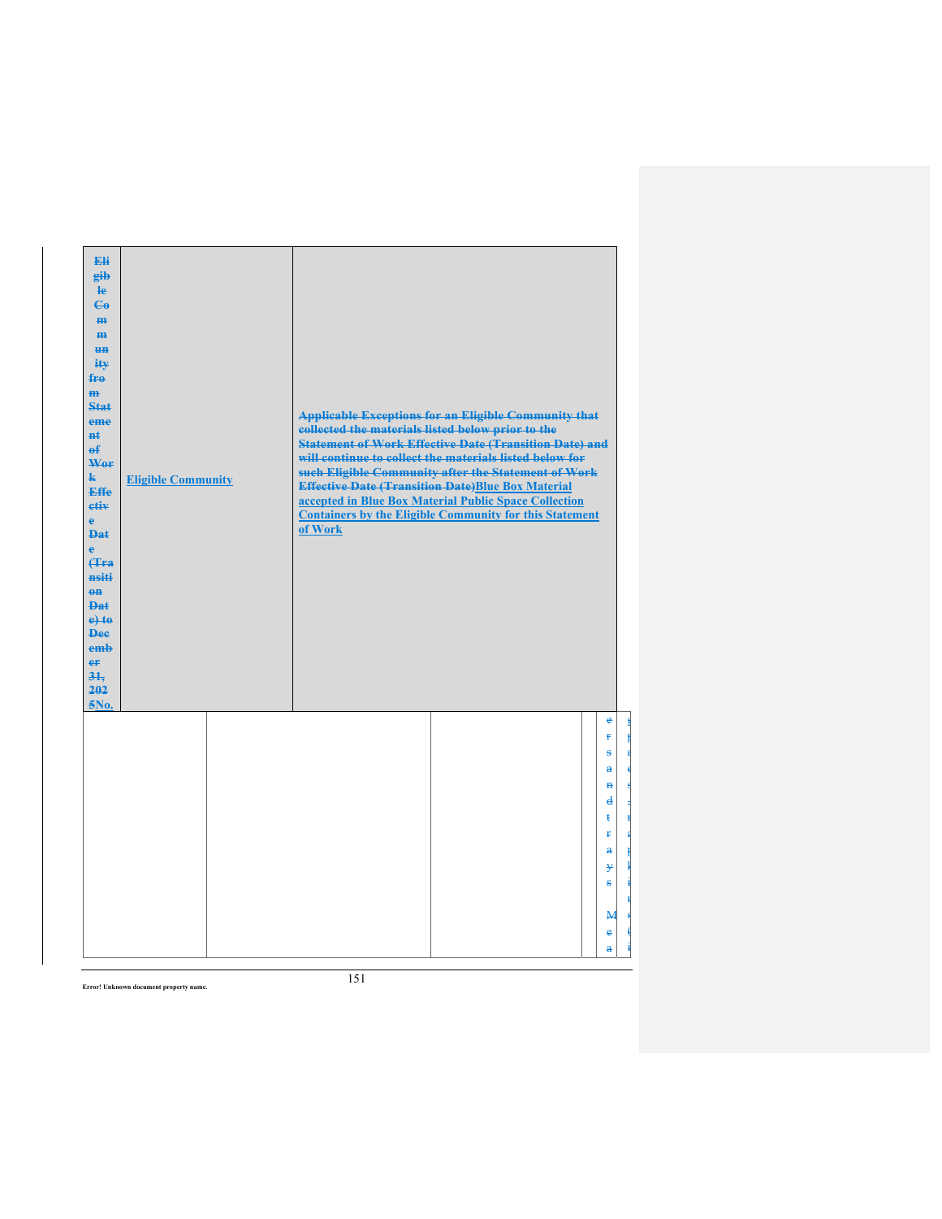| ~~Eligible Community from Statement of Work Effective Date (Transition Date) to December 31, 2025~~No. | Eligible Community | ~~Applicable Exceptions for an Eligible Community that collected the materials listed below prior to the Statement of Work Effective Date (Transition Date) and will continue to collect the materials listed below for such Eligible Community after the Statement of Work Effective Date (Transition Date)~~Blue Box Material accepted in Blue Box Material Public Space Collection Containers by the Eligible Community for this Statement of Work |
| --- | --- | --- |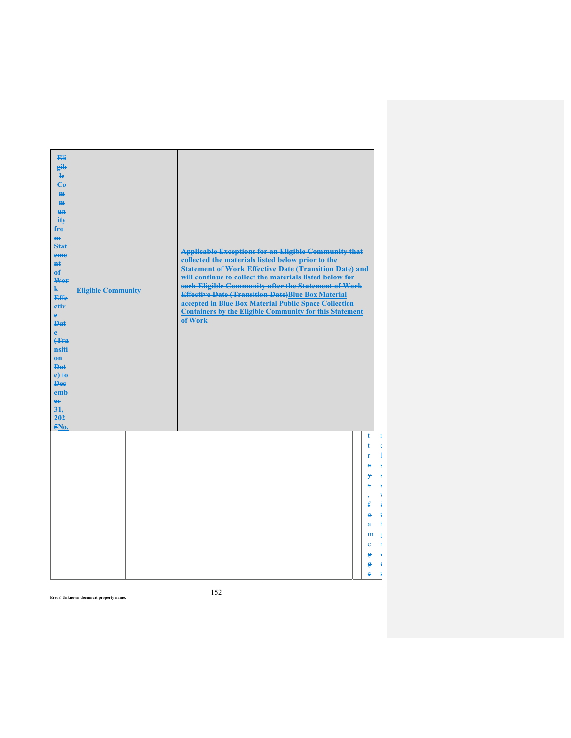| ~~Eligible Community from Statement of Work Effective Date (Transition Date) to December 31, 2025~~No. | Eligible Community | ~~Applicable Exceptions for an Eligible Community that collected the materials listed below prior to the Statement of Work Effective Date (Transition Date) and will continue to collect the materials listed below for such Eligible Community after the Statement of Work Effective Date (Transition Date)~~Blue Box Material accepted in Blue Box Material Public Space Collection Containers by the Eligible Community for this Statement of Work |
|---|---|---|

| | | | | |
|---|---|---|---|---|
| | | | ~~trays, foam egg~~ | ~~reduce~~ |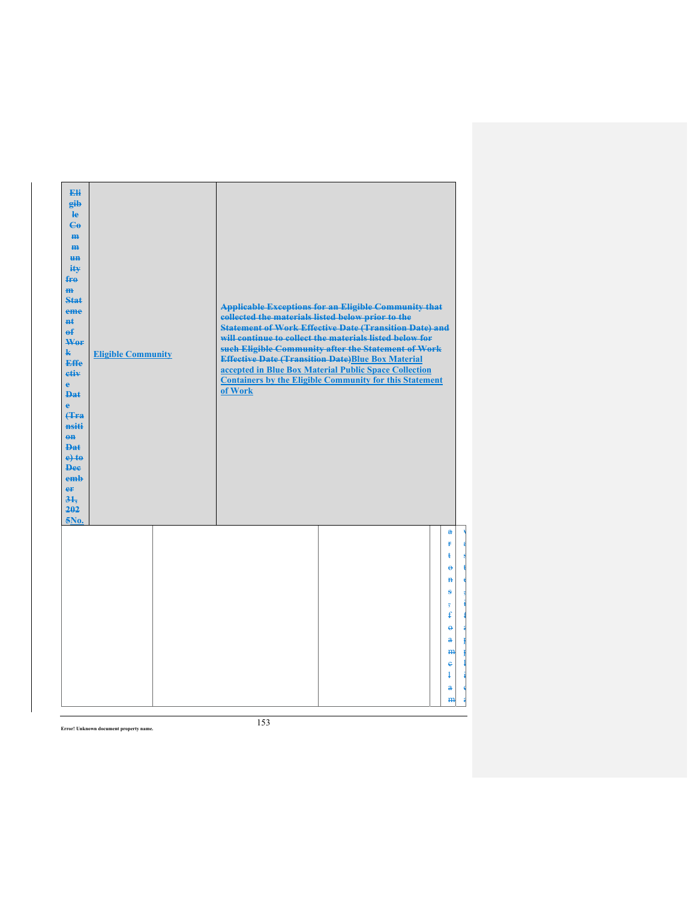| ~~Eligible Community from Statement of Work Effective Date (Transition Date) to December 31, 2025~~No. | Eligible Community | ~~Applicable Exceptions for an Eligible Community that collected the materials listed below prior to the Statement of Work Effective Date (Transition Date) and will continue to collect the materials listed below for such Eligible Community after the Statement of Work Effective Date (Transition Date)~~Blue Box Material accepted in Blue Box Material Public Space Collection Containers by the Eligible Community for this Statement of Work |
|---|---|---|

| | | | | | |
|---|---|---|---|---|---|
| | | | | ~~artons, foam clam~~ | |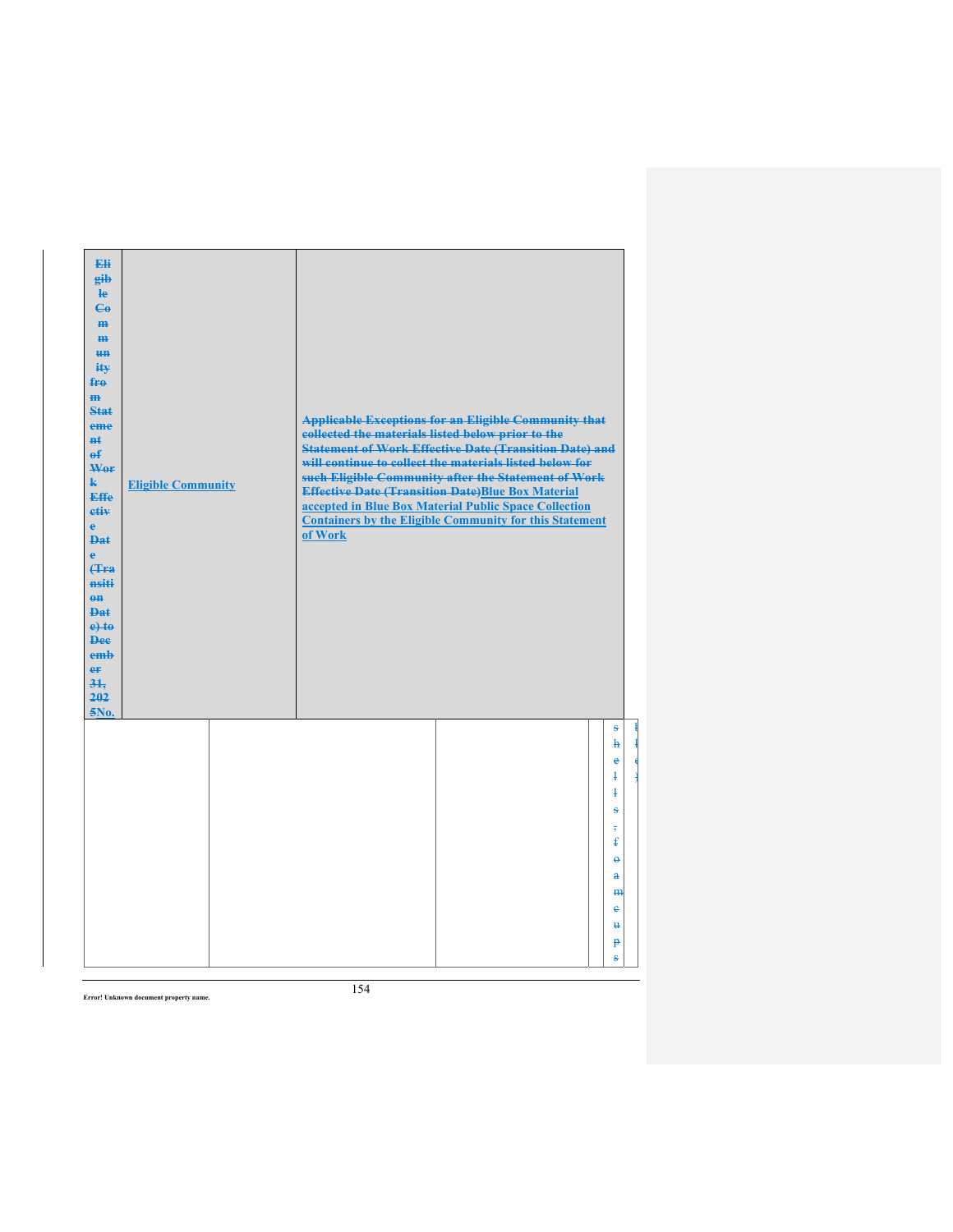| ~~Eligible Community from Statement of Work Effective Date (Transition Date) to December 31, 2025~~No. | Eligible Community | ~~Applicable Exceptions for an Eligible Community that collected the materials listed below prior to the Statement of Work Effective Date (Transition Date) and will continue to collect the materials listed below for such Eligible Community after the Statement of Work Effective Date (Transition Date)~~Blue Box Material accepted in Blue Box Material Public Space Collection Containers by the Eligible Community for this Statement of Work |
|---|---|---|

| | | | | |
|---|---|---|---|---|
| | | | | ~~shells, foam cups~~ |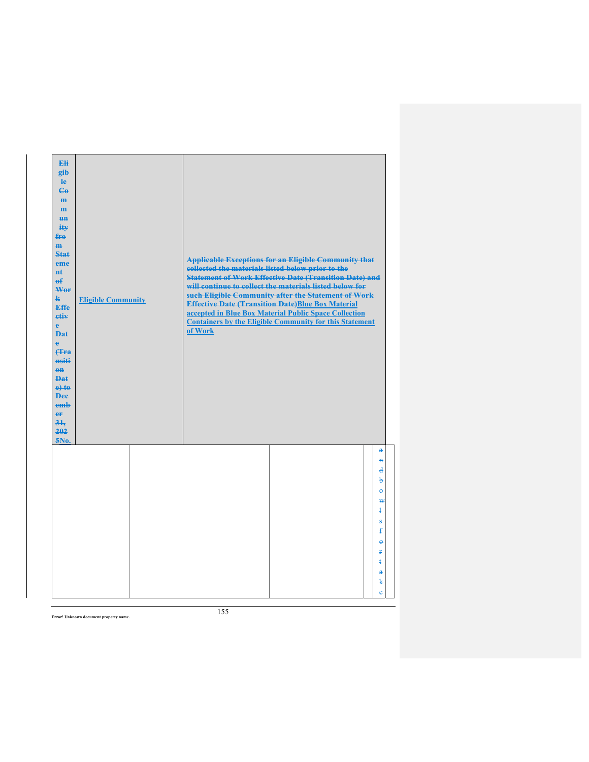| ~~Eligible Community from Statement of Work Effective Date (Transition Date) to December 31, 2025~~No. | Eligible Community | ~~Applicable Exceptions for an Eligible Community that collected the materials listed below prior to the Statement of Work Effective Date (Transition Date) and will continue to collect the materials listed below for such Eligible Community after the Statement of Work Effective Date (Transition Date)~~Blue Box Material accepted in Blue Box Material Public Space Collection Containers by the Eligible Community for this Statement of Work |
|---|---|---|

| | | | | |
|---|---|---|---|---|
| | | | | ~~and bowls for take~~ |

Error! Unknown document property name.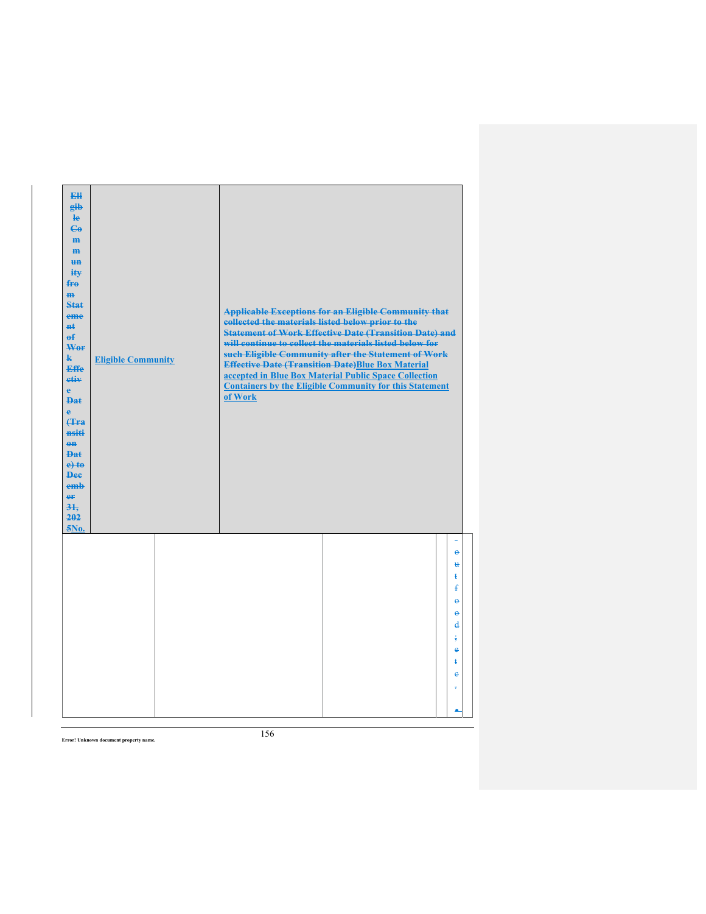| Eligible Community from Statement of Work Effective Date (Transition Date) to December 31, 2025No. | Eligible Community | Applicable Exceptions for an Eligible Community that collected the materials listed below prior to the Statement of Work Effective Date (Transition Date) and will continue to collect the materials listed below for such Eligible Community after the Statement of Work Effective Date (Transition Date)Blue Box Material accepted in Blue Box Material Public Space Collection Containers by the Eligible Community for this Statement of Work |
|---|---|---|

| | | | | |
|---|---|---|---|---|
| | | | | - o u t f o o d ; e t c . |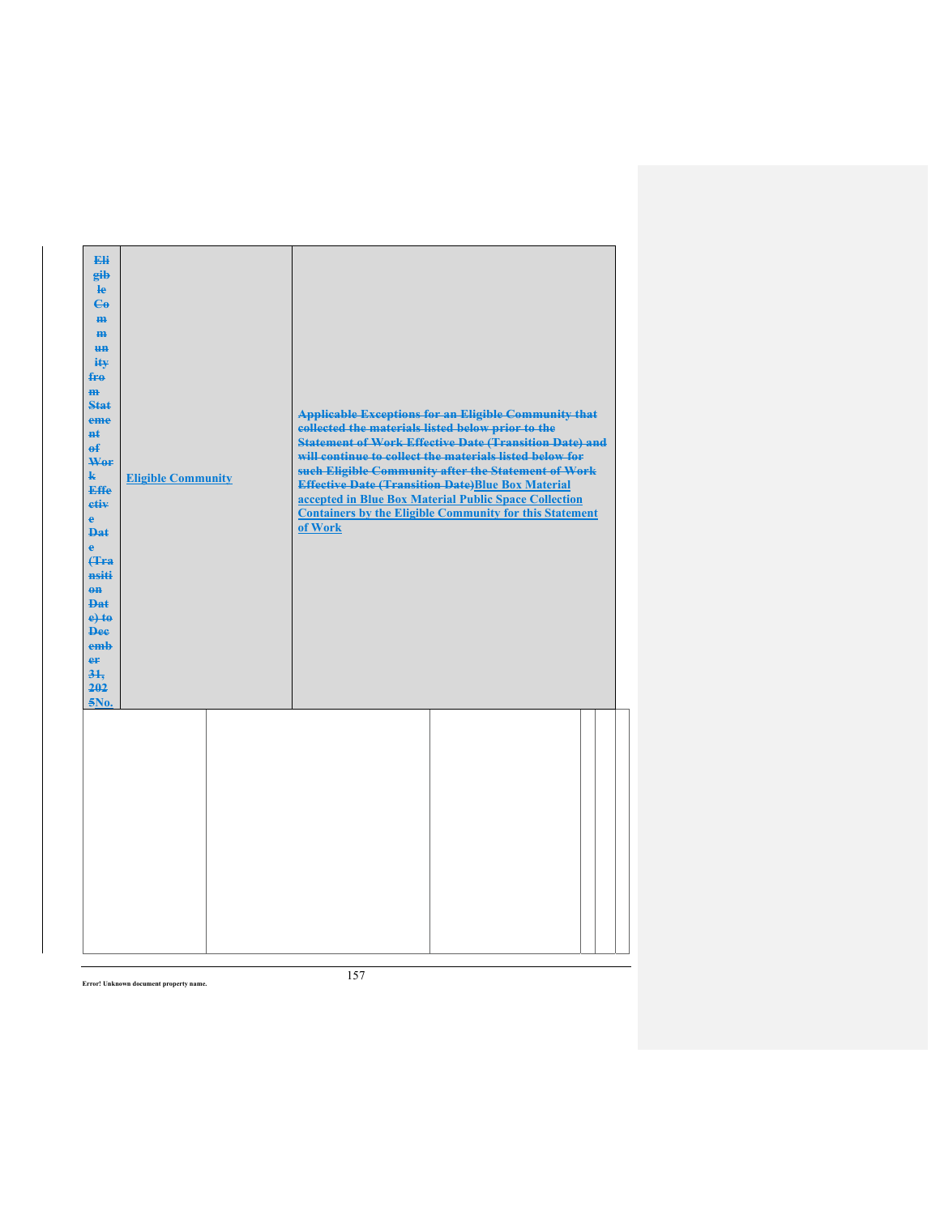| ~~Eligible Community from Statement of Work Effective Date (Transition Date) to December 31, 2025~~No. | Eligible Community | ~~Applicable Exceptions for an Eligible Community that collected the materials listed below prior to the Statement of Work Effective Date (Transition Date) and will continue to collect the materials listed below for such Eligible Community after the Statement of Work Effective Date (Transition Date)~~Blue Box Material accepted in Blue Box Material Public Space Collection Containers by the Eligible Community for this Statement of Work |
|---|---|---|
| | | |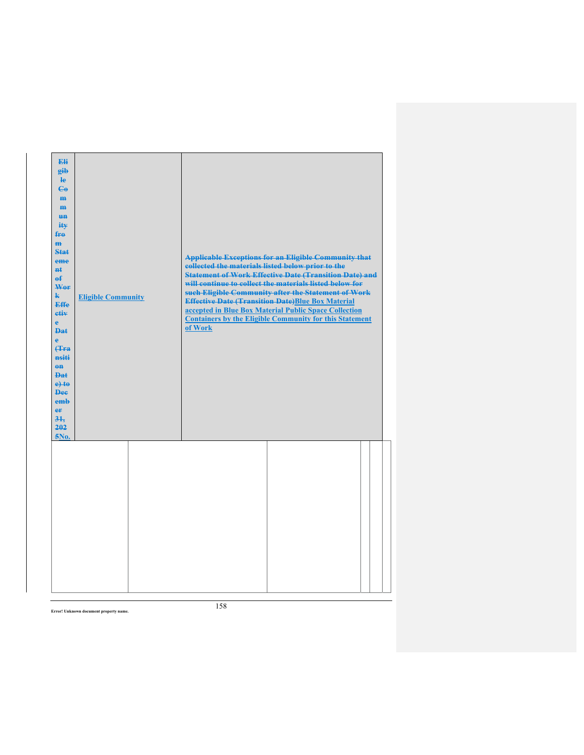| ~~Eligible Community from Statement of Work Effective Date (Transition Date) to December 31, 2025~~No. | Eligible Community | ~~Applicable Exceptions for an Eligible Community that collected the materials listed below prior to the Statement of Work Effective Date (Transition Date) and will continue to collect the materials listed below for such Eligible Community after the Statement of Work Effective Date (Transition Date)~~Blue Box Material accepted in Blue Box Material Public Space Collection Containers by the Eligible Community for this Statement of Work |
| --- | --- | --- |
| | | |

Error! Unknown document property name.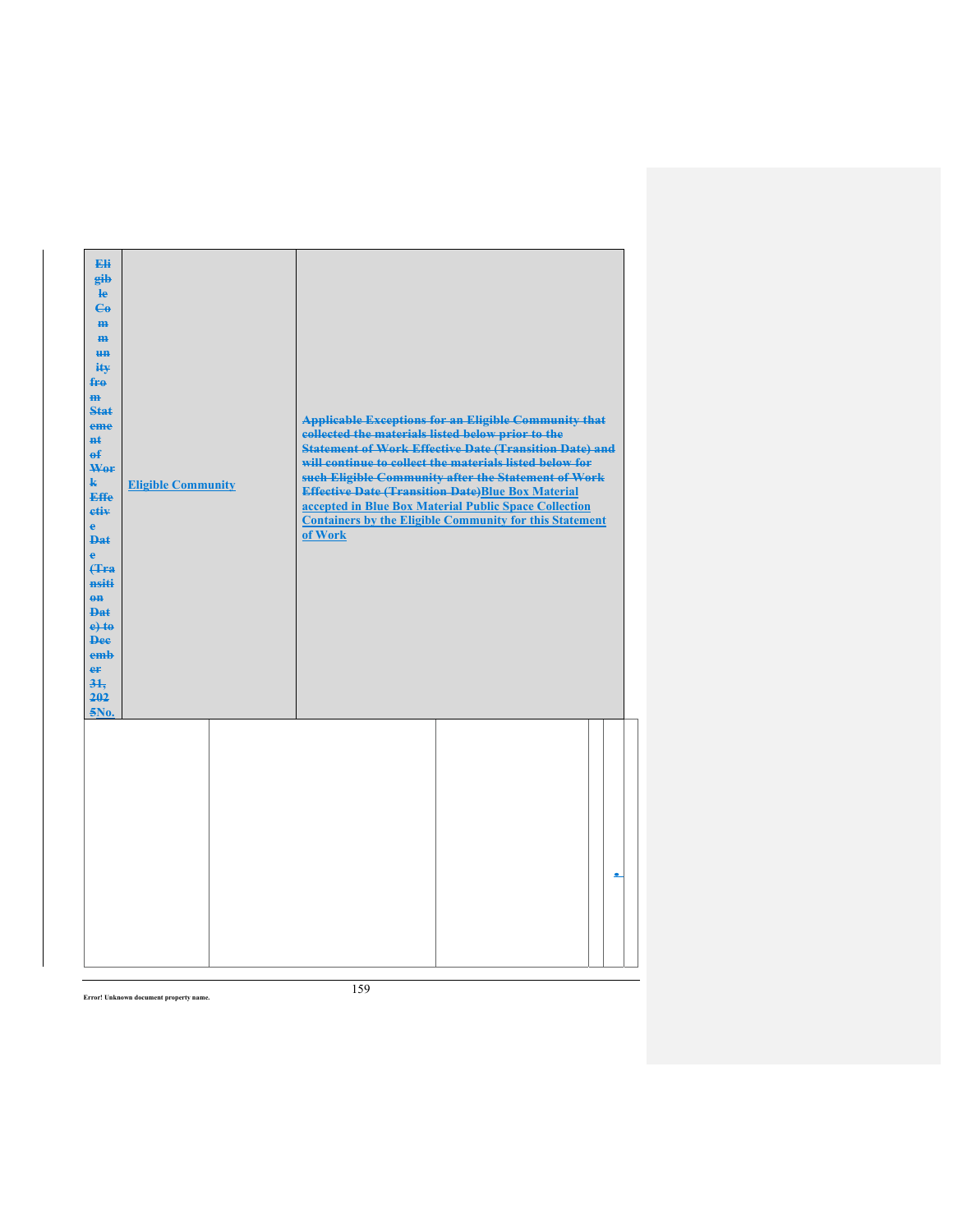| ~~Eligible Community from Statement of Work Effective Date (Transition Date) to December 31, 2025~~No. | Eligible Community | ~~Applicable Exceptions for an Eligible Community that collected the materials listed below prior to the Statement of Work Effective Date (Transition Date) and will continue to collect the materials listed below for such Eligible Community after the Statement of Work Effective Date (Transition Date)~~Blue Box Material accepted in Blue Box Material Public Space Collection Containers by the Eligible Community for this Statement of Work |
|---|---|---|
| | | • |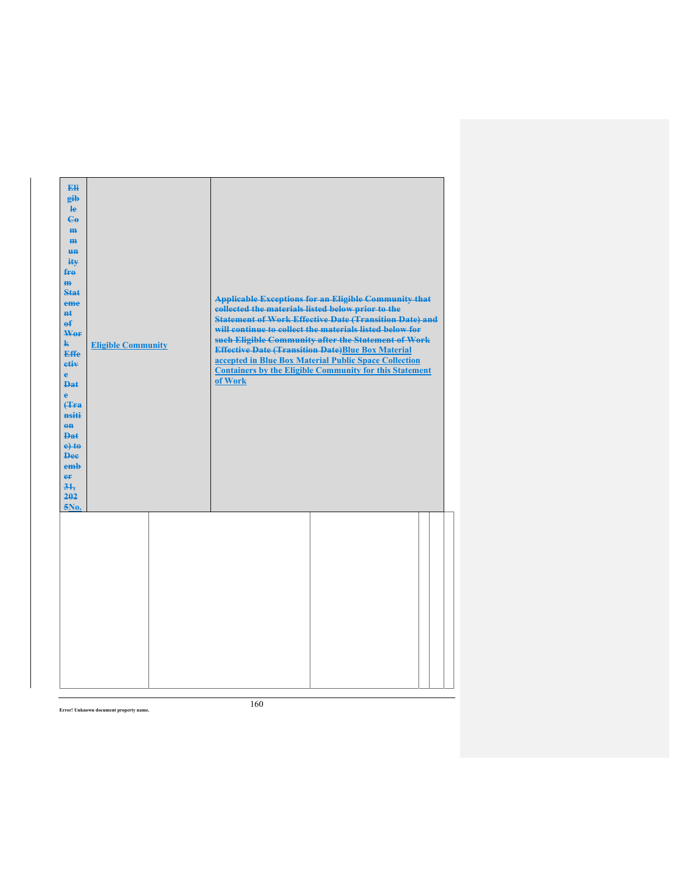| ~~Eligible Community from Statement of Work Effective Date (Transition Date) to December 31, 2025~~No. | Eligible Community | ~~Applicable Exceptions for an Eligible Community that collected the materials listed below prior to the Statement of Work Effective Date (Transition Date) and will continue to collect the materials listed below for such Eligible Community after the Statement of Work Effective Date (Transition Date)~~Blue Box Material accepted in Blue Box Material Public Space Collection Containers by the Eligible Community for this Statement of Work |
|---|---|---|
| | | |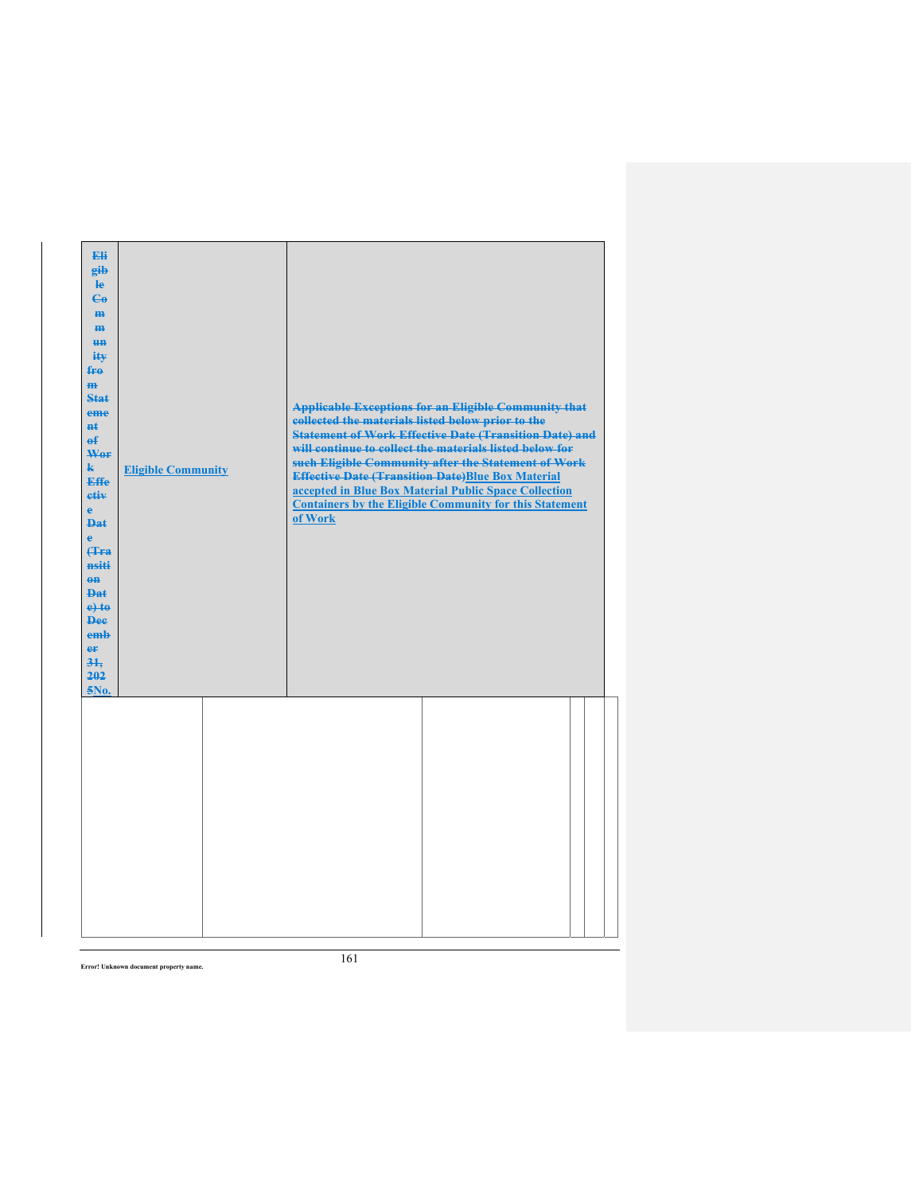| ~~Eligible Community from Statement of Work Effective Date (Transition Date) to December 31, 2025~~No. | Eligible Community | ~~Applicable Exceptions for an Eligible Community that collected the materials listed below prior to the Statement of Work Effective Date (Transition Date) and will continue to collect the materials listed below for such Eligible Community after the Statement of Work Effective Date (Transition Date)~~Blue Box Material accepted in Blue Box Material Public Space Collection Containers by the Eligible Community for this Statement of Work |
|---|---|---|
| | | |

Error! Unknown document property name.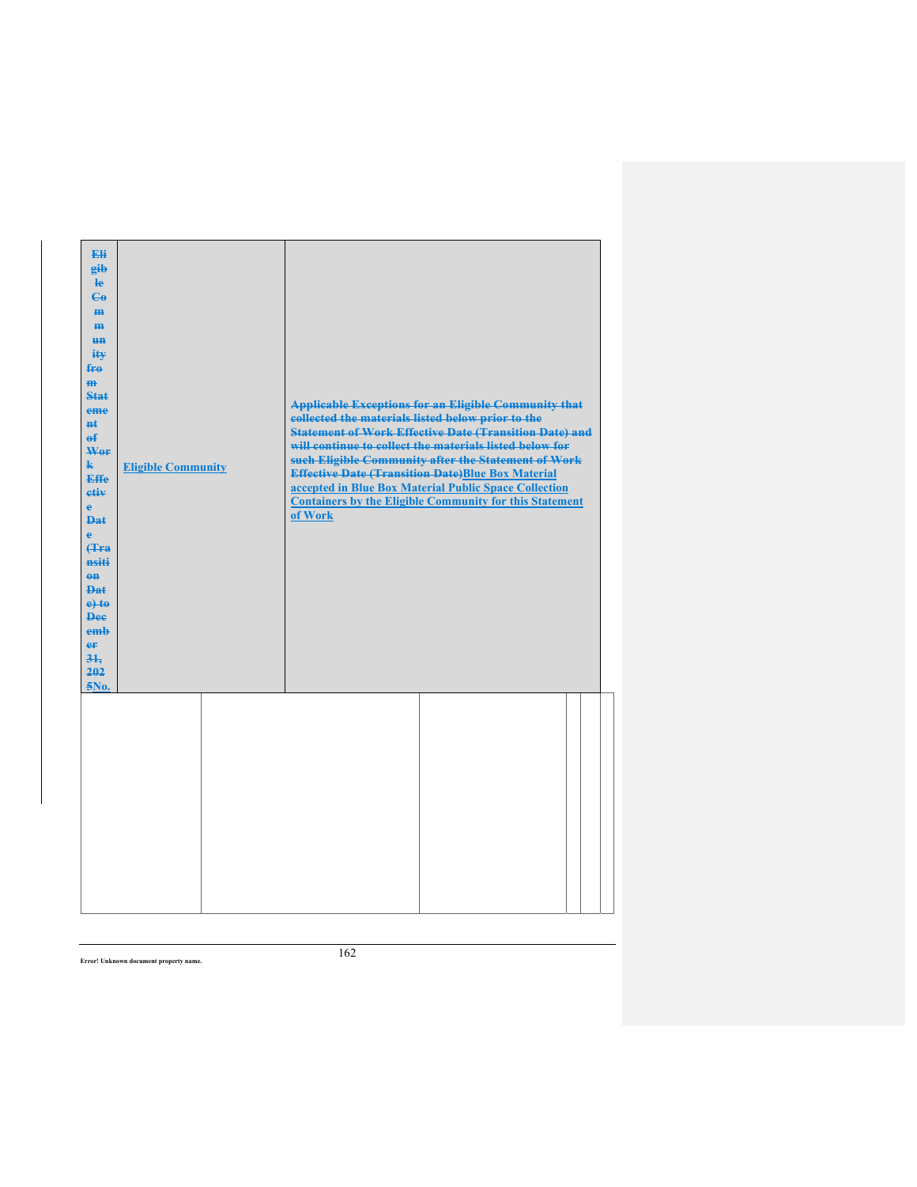| ~~Eligible Community from Statement of Work Effective Date (Transition Date) to December 31, 2025~~No. | Eligible Community | ~~Applicable Exceptions for an Eligible Community that collected the materials listed below prior to the Statement of Work Effective Date (Transition Date) and will continue to collect the materials listed below for such Eligible Community after the Statement of Work Effective Date (Transition Date)~~Blue Box Material accepted in Blue Box Material Public Space Collection Containers by the Eligible Community for this Statement of Work |
|---|---|---|
| | | |

Error! Unknown document property name.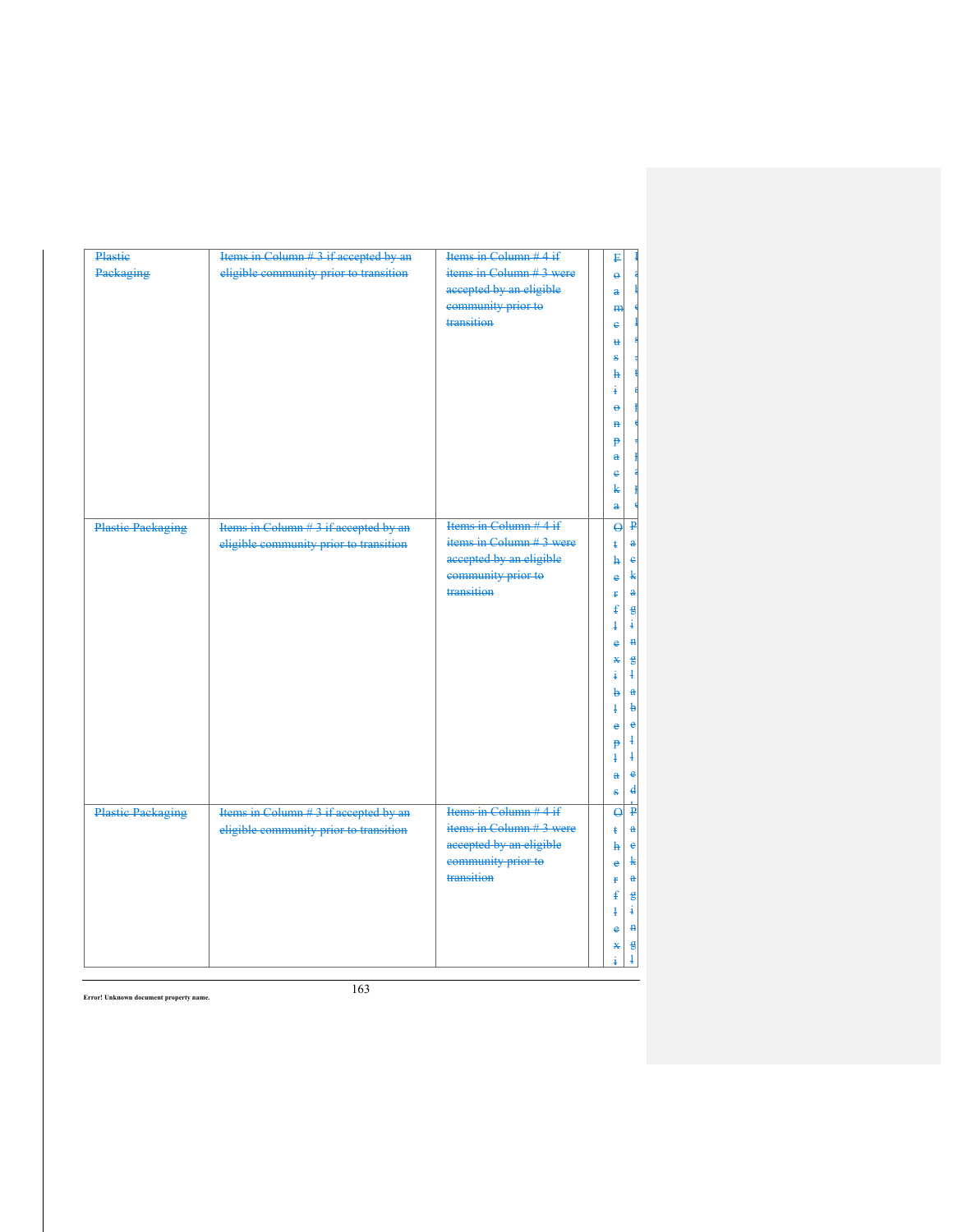| Plastic Packaging | Items in Column # 3 if accepted by an eligible community prior to transition | Items in Column # 4 if items in Column # 3 were accepted by an eligible community prior to transition | | Foam cushion packa | Labels a tape wrap pape |
|---|---|---|---|---|---|
| Plastic Packaging | Items in Column # 3 if accepted by an eligible community prior to transition | Items in Column # 4 if items in Column # 3 were accepted by an eligible community prior to transition | | Other flexible plas | Packaging labelled |
| Plastic Packaging | Items in Column # 3 if accepted by an eligible community prior to transition | Items in Column # 4 if items in Column # 3 were accepted by an eligible community prior to transition | | Other flexi | Packagingl |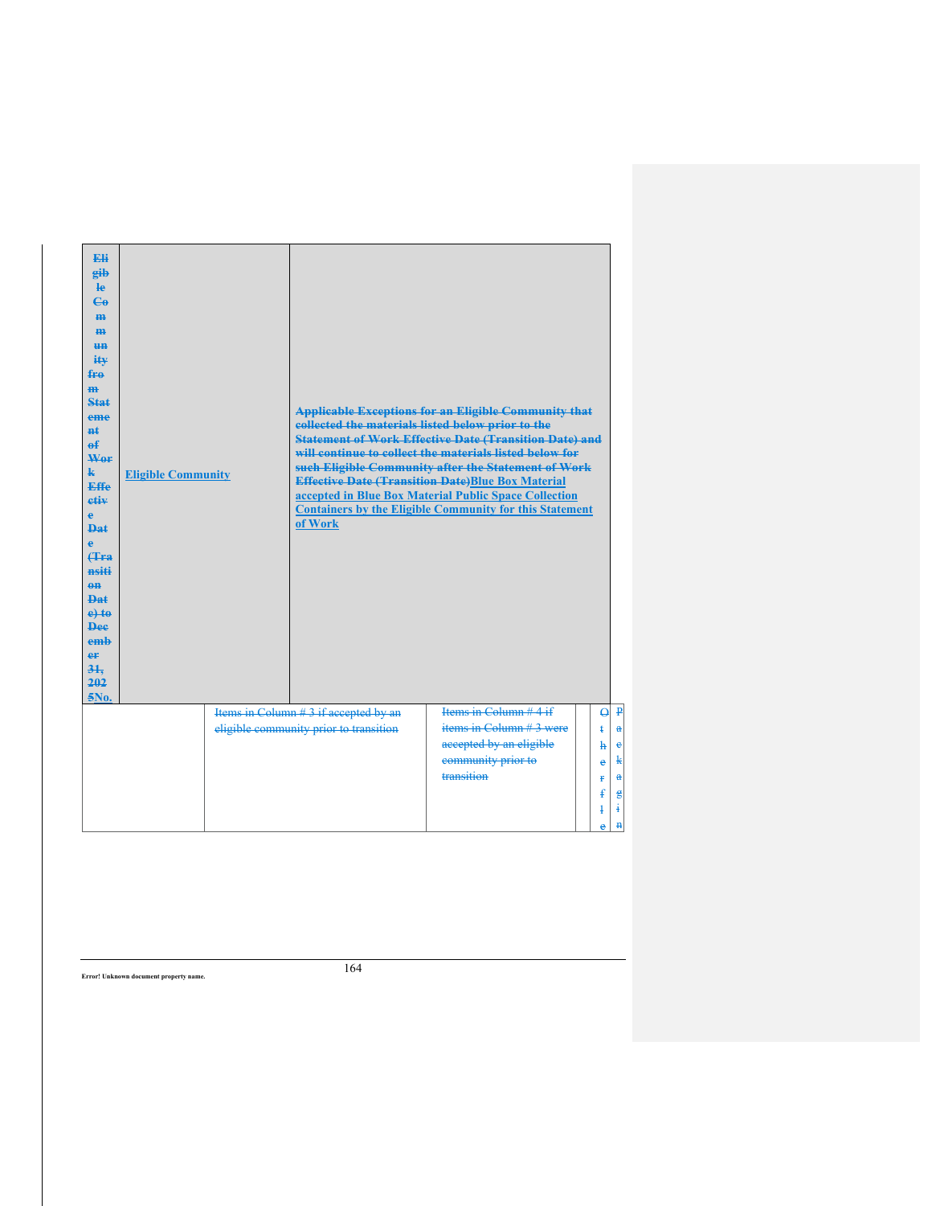| Eligible Community from Statement of Work Effective Date (Transition Date) to December 31, 2025No. | Eligible Community | Applicable Exceptions for an Eligible Community that collected the materials listed below prior to the Statement of Work Effective Date (Transition Date) and will continue to collect the materials listed below for such Eligible Community after the Statement of Work Effective Date (Transition Date)Blue Box Material accepted in Blue Box Material Public Space Collection Containers by the Eligible Community for this Statement of Work | | | |
|---|---|---|---|---|---|
| | Items in Column # 3 if accepted by an eligible community prior to transition | Items in Column # 4 if items in Column # 3 were accepted by an eligible community prior to transition | | Other file | Packagin |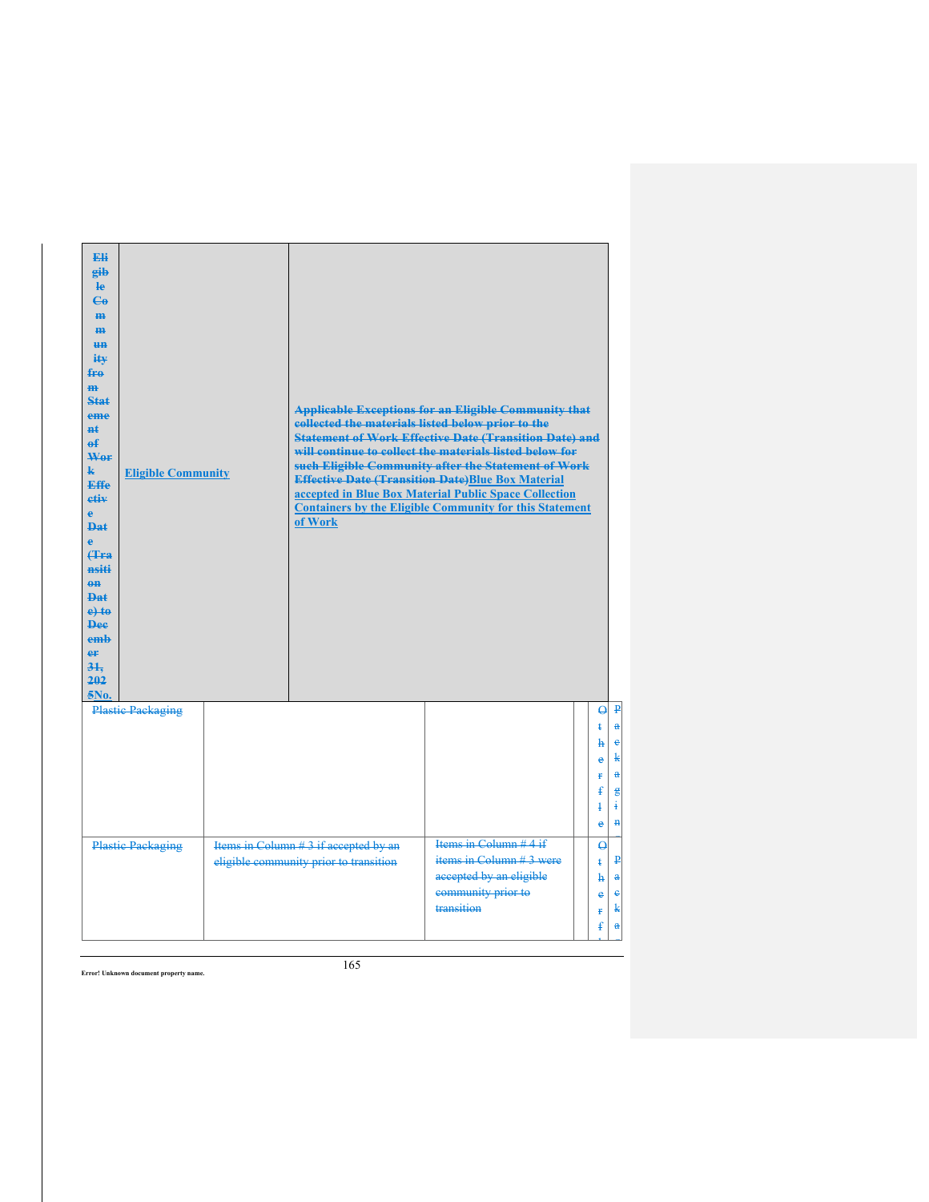| Eligible Community from Statement of Work Effective Date (Transition Date) to December 31, 2025No. | Eligible Community | Applicable Exceptions for an Eligible Community that collected the materials listed below prior to the Statement of Work Effective Date (Transition Date) and will continue to collect the materials listed below for such Eligible Community after the Statement of Work Effective Date (Transition Date)Blue Box Material accepted in Blue Box Material Public Space Collection Containers by the Eligible Community for this Statement of Work |
|---|---|---|

| | | | | |
|---|---|---|---|---|
| Plastic Packaging | | | Other flle | Packagin |
| Plastic Packaging | Items in Column # 3 if accepted by an eligible community prior to transition | Items in Column # 4 if items in Column # 3 were accepted by an eligible community prior to transition | Otherf | Packa |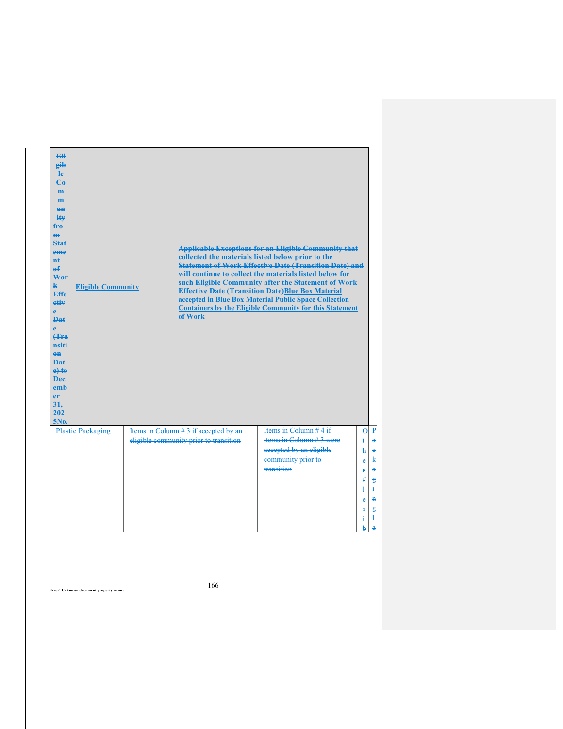| Eligible Community from Statement of Work Effective Date (Transition Date) to December 31, 2025No. | Eligible Community | Applicable Exceptions for an Eligible Community that collected the materials listed below prior to the Statement of Work Effective Date (Transition Date) and will continue to collect the materials listed below for such Eligible Community after the Statement of Work Effective Date (Transition Date)Blue Box Material accepted in Blue Box Material Public Space Collection Containers by the Eligible Community for this Statement of Work | | |
|---|---|---|---|---|
| Plastic Packaging | Items in Column # 3 if accepted by an eligible community prior to transition | Items in Column # 4 if items in Column # 3 were accepted by an eligible community prior to transition | Other flexib | Packaginglа |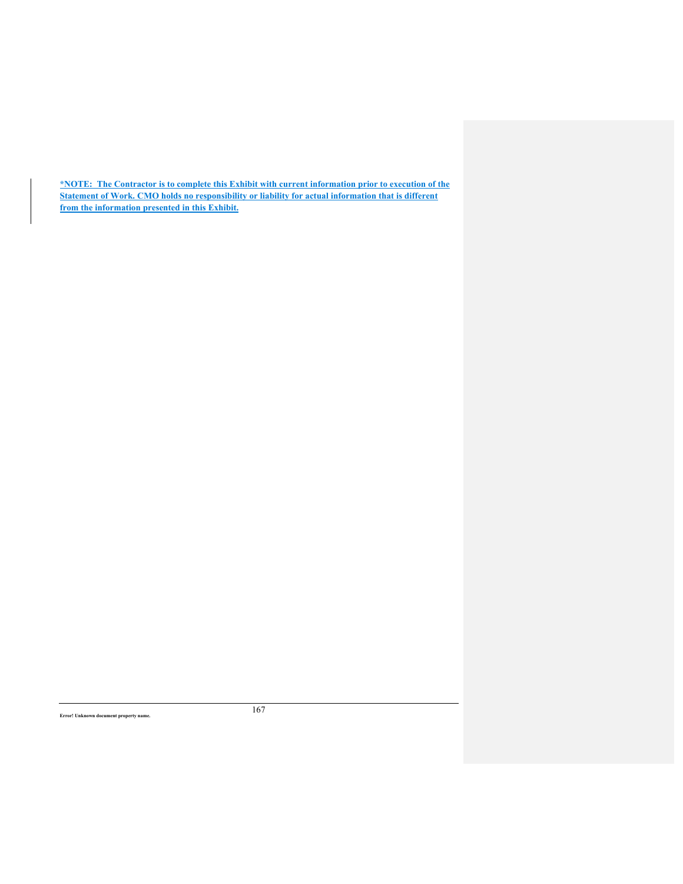**\*NOTE: The Contractor is to complete this Exhibit with current information prior to execution of the Statement of Work. CMO holds no responsibility or liability for actual information that is different from the information presented in this Exhibit.**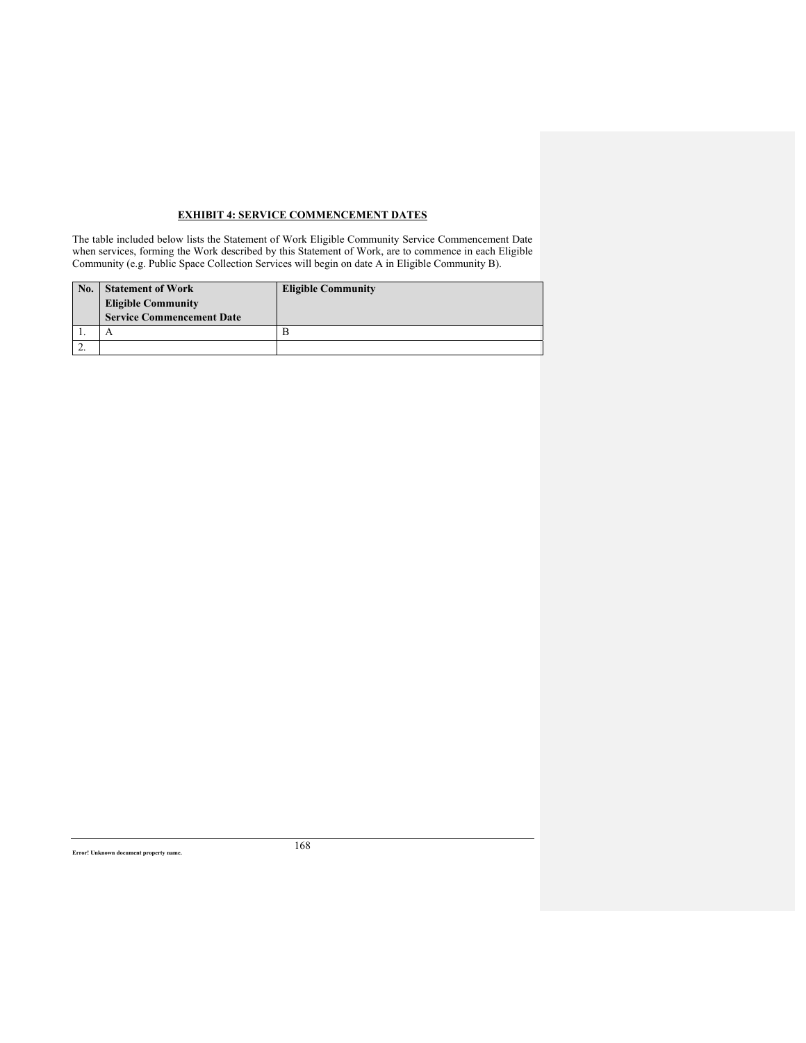## EXHIBIT 4: SERVICE COMMENCEMENT DATES

The table included below lists the Statement of Work Eligible Community Service Commencement Date when services, forming the Work described by this Statement of Work, are to commence in each Eligible Community (e.g. Public Space Collection Services will begin on date A in Eligible Community B).

| No. | Statement of Work Eligible Community Service Commencement Date | Eligible Community |
|---|---|---|
| 1. | A | B |
| 2. | | |

Error! Unknown document property name.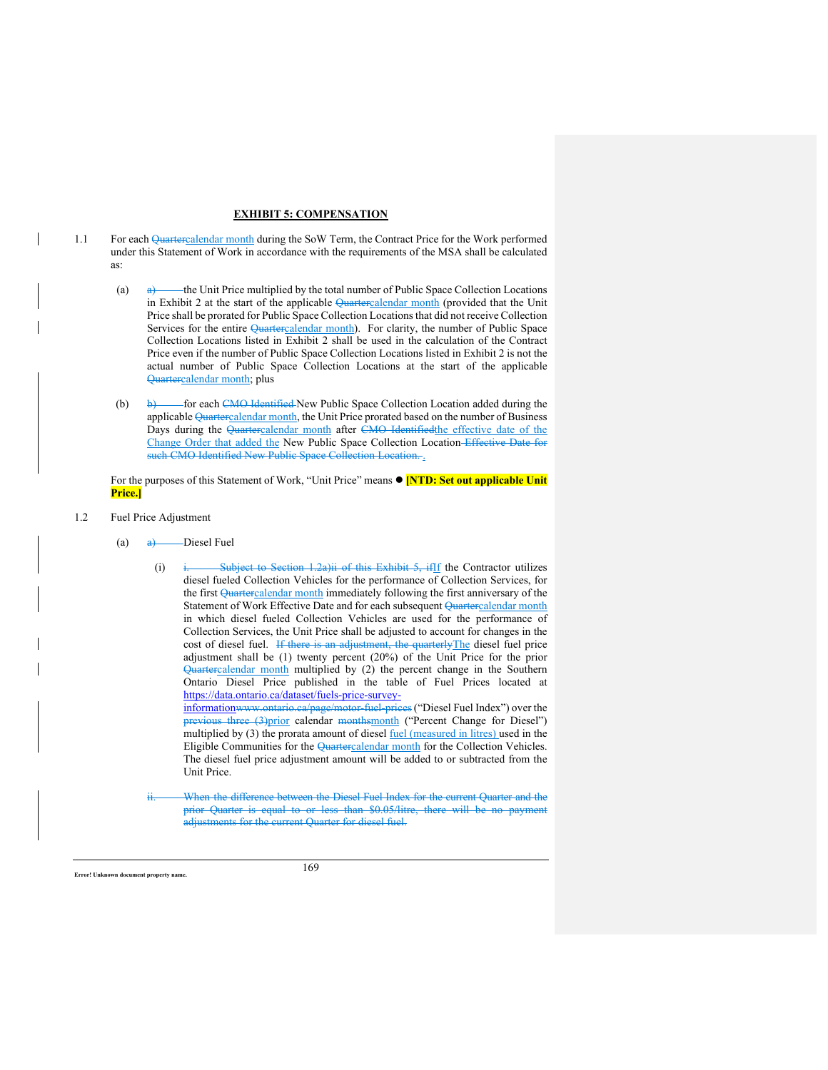**EXHIBIT 5: COMPENSATION**

1.1 For each ~~Quarter~~calendar month during the SoW Term, the Contract Price for the Work performed under this Statement of Work in accordance with the requirements of the MSA shall be calculated as:

(a) ~~a)~~ the Unit Price multiplied by the total number of Public Space Collection Locations in Exhibit 2 at the start of the applicable ~~Quarter~~calendar month (provided that the Unit Price shall be prorated for Public Space Collection Locations that did not receive Collection Services for the entire ~~Quarter~~calendar month). For clarity, the number of Public Space Collection Locations listed in Exhibit 2 shall be used in the calculation of the Contract Price even if the number of Public Space Collection Locations listed in Exhibit 2 is not the actual number of Public Space Collection Locations at the start of the applicable ~~Quarter~~calendar month; plus

(b) ~~b)~~ for each ~~CMO Identified~~ New Public Space Collection Location added during the applicable ~~Quarter~~calendar month, the Unit Price prorated based on the number of Business Days during the ~~Quarter~~calendar month after ~~CMO Identified~~the effective date of the Change Order that added the New Public Space Collection Location ~~Effective Date for such CMO Identified New Public Space Collection Location.~~ .

For the purposes of this Statement of Work, "Unit Price" means ● **[NTD: Set out applicable Unit Price.]**

1.2 Fuel Price Adjustment

(a) ~~a)~~ Diesel Fuel

(i) ~~i. Subject to Section 1.2a)ii of this Exhibit 5, if~~If the Contractor utilizes diesel fueled Collection Vehicles for the performance of Collection Services, for the first ~~Quarter~~calendar month immediately following the first anniversary of the Statement of Work Effective Date and for each subsequent ~~Quarter~~calendar month in which diesel fueled Collection Vehicles are used for the performance of Collection Services, the Unit Price shall be adjusted to account for changes in the cost of diesel fuel. ~~If there is an adjustment, the quarterly~~The diesel fuel price adjustment shall be (1) twenty percent (20%) of the Unit Price for the prior ~~Quarter~~calendar month multiplied by (2) the percent change in the Southern Ontario Diesel Price published in the table of Fuel Prices located at https://data.ontario.ca/dataset/fuels-price-survey-information~~www.ontario.ca/page/motor-fuel-prices~~ ("Diesel Fuel Index") over the ~~previous three (3)~~prior calendar ~~months~~month ("Percent Change for Diesel") multiplied by (3) the prorata amount of diesel fuel (measured in litres) used in the Eligible Communities for the ~~Quarter~~calendar month for the Collection Vehicles. The diesel fuel price adjustment amount will be added to or subtracted from the Unit Price.

~~ii. When the difference between the Diesel Fuel Index for the current Quarter and the prior Quarter is equal to or less than $0.05/litre, there will be no payment adjustments for the current Quarter for diesel fuel.~~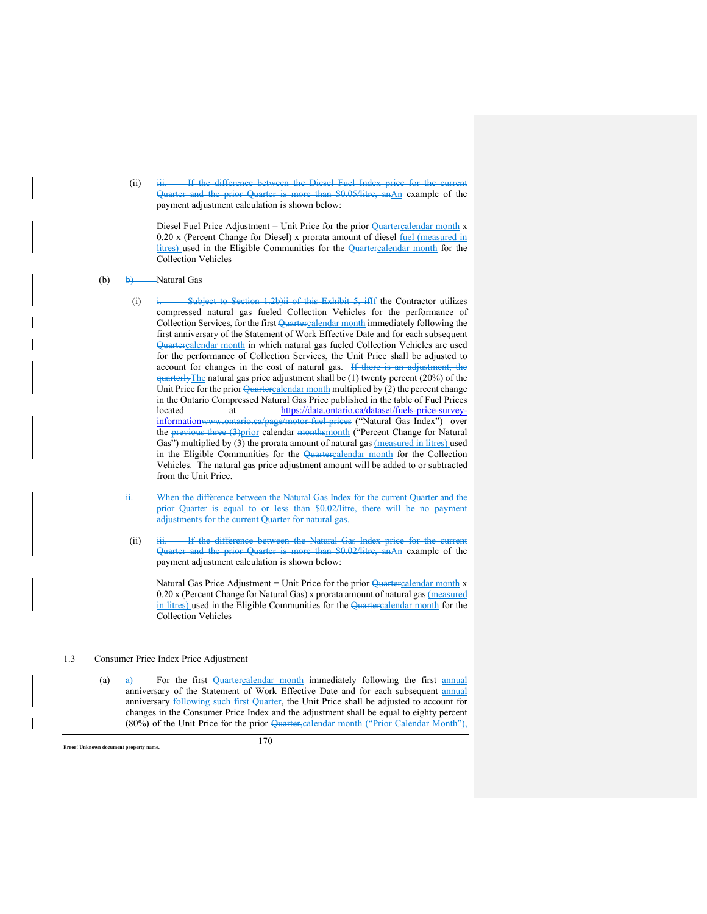(ii) ~~iii. If the difference between the Diesel Fuel Index price for the current Quarter and the prior Quarter is more than $0.05/litre, an~~An example of the payment adjustment calculation is shown below:

Diesel Fuel Price Adjustment = Unit Price for the prior ~~Quarter~~calendar month x 0.20 x (Percent Change for Diesel) x prorata amount of diesel fuel (measured in litres) used in the Eligible Communities for the ~~Quarter~~calendar month for the Collection Vehicles

(b) ~~b)~~ Natural Gas

(i) ~~i. Subject to Section 1.2b)ii of this Exhibit 5, if~~If the Contractor utilizes compressed natural gas fueled Collection Vehicles for the performance of Collection Services, for the first ~~Quarter~~calendar month immediately following the first anniversary of the Statement of Work Effective Date and for each subsequent ~~Quarter~~calendar month in which natural gas fueled Collection Vehicles are used for the performance of Collection Services, the Unit Price shall be adjusted to account for changes in the cost of natural gas. ~~If there is an adjustment, the quarterly~~The natural gas price adjustment shall be (1) twenty percent (20%) of the Unit Price for the prior ~~Quarter~~calendar month multiplied by (2) the percent change in the Ontario Compressed Natural Gas Price published in the table of Fuel Prices located at https://data.ontario.ca/dataset/fuels-price-survey-information~~www.ontario.ca/page/motor-fuel-prices~~ ("Natural Gas Index") over the ~~previous three (3)~~prior calendar ~~months~~month ("Percent Change for Natural Gas") multiplied by (3) the prorata amount of natural gas (measured in litres) used in the Eligible Communities for the ~~Quarter~~calendar month for the Collection Vehicles. The natural gas price adjustment amount will be added to or subtracted from the Unit Price.

~~ii. When the difference between the Natural Gas Index for the current Quarter and the prior Quarter is equal to or less than $0.02/litre, there will be no payment adjustments for the current Quarter for natural gas.~~

(ii) ~~iii. If the difference between the Natural Gas Index price for the current Quarter and the prior Quarter is more than $0.02/litre, an~~An example of the payment adjustment calculation is shown below:

Natural Gas Price Adjustment = Unit Price for the prior ~~Quarter~~calendar month x 0.20 x (Percent Change for Natural Gas) x prorata amount of natural gas (measured in litres) used in the Eligible Communities for the ~~Quarter~~calendar month for the Collection Vehicles

1.3 Consumer Price Index Price Adjustment

(a) ~~a)~~ For the first ~~Quarter~~calendar month immediately following the first annual anniversary of the Statement of Work Effective Date and for each subsequent annual anniversary ~~following such first Quarter~~, the Unit Price shall be adjusted to account for changes in the Consumer Price Index and the adjustment shall be equal to eighty percent (80%) of the Unit Price for the prior ~~Quarter,~~calendar month ("Prior Calendar Month"),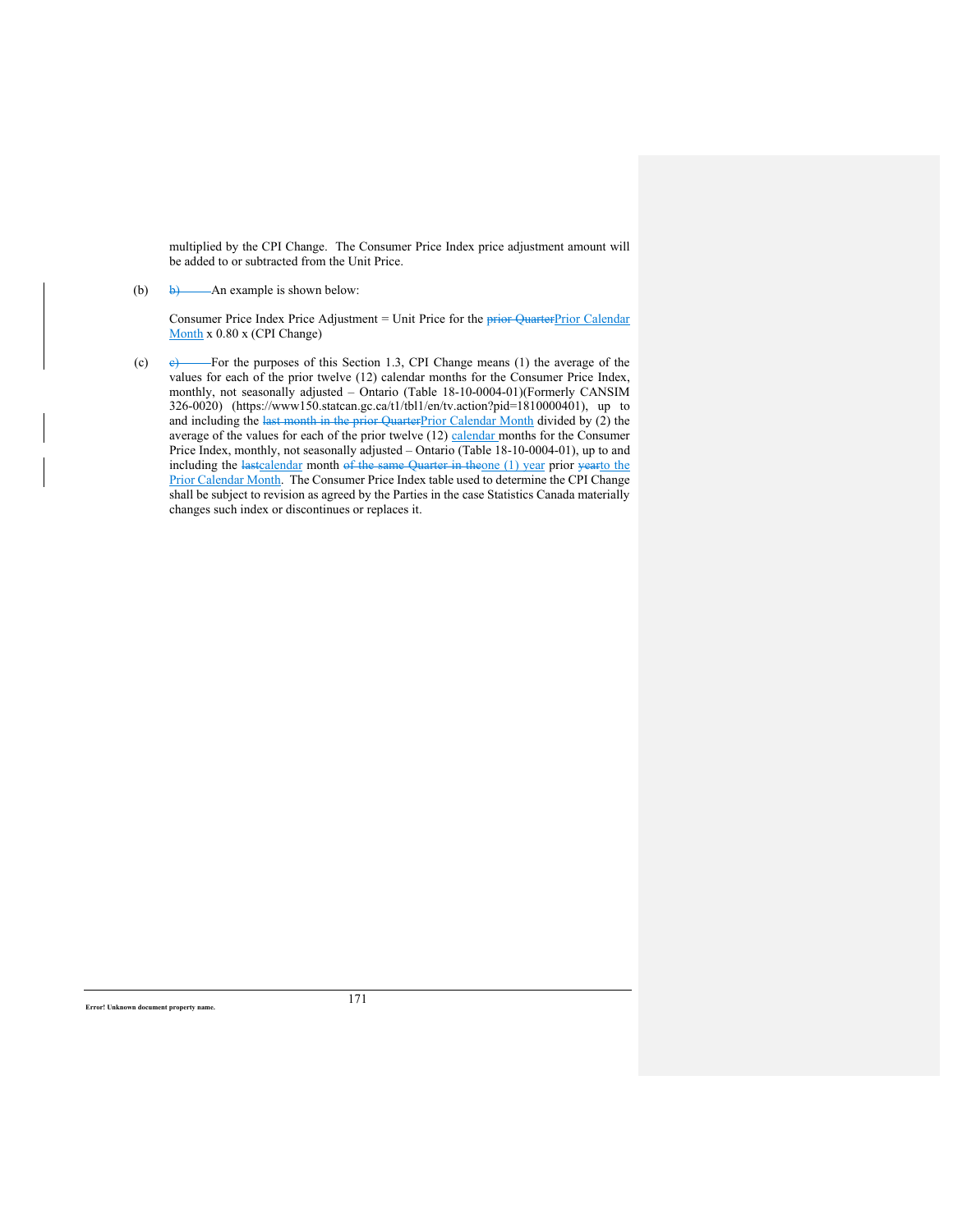multiplied by the CPI Change. The Consumer Price Index price adjustment amount will be added to or subtracted from the Unit Price.

(b) ~~b)~~ An example is shown below:

Consumer Price Index Price Adjustment = Unit Price for the ~~prior Quarter~~Prior Calendar Month x 0.80 x (CPI Change)

(c) ~~c)~~ For the purposes of this Section 1.3, CPI Change means (1) the average of the values for each of the prior twelve (12) calendar months for the Consumer Price Index, monthly, not seasonally adjusted – Ontario (Table 18-10-0004-01)(Formerly CANSIM 326-0020) (https://www150.statcan.gc.ca/t1/tbl1/en/tv.action?pid=1810000401), up to and including the ~~last month in the prior Quarter~~Prior Calendar Month divided by (2) the average of the values for each of the prior twelve (12) calendar months for the Consumer Price Index, monthly, not seasonally adjusted – Ontario (Table 18-10-0004-01), up to and including the ~~last~~calendar month ~~of the same Quarter in the~~one (1) year prior ~~year~~to the Prior Calendar Month. The Consumer Price Index table used to determine the CPI Change shall be subject to revision as agreed by the Parties in the case Statistics Canada materially changes such index or discontinues or replaces it.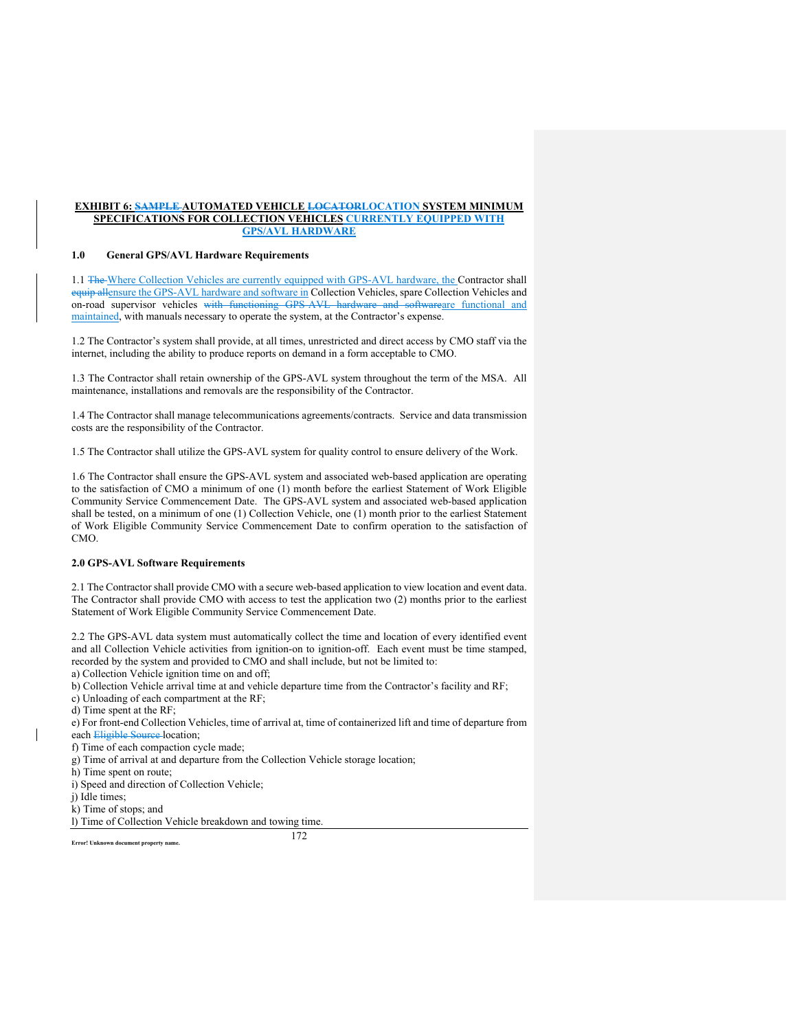**EXHIBIT 6: ~~SAMPLE~~ AUTOMATED VEHICLE ~~LOCATOR~~LOCATION SYSTEM MINIMUM SPECIFICATIONS FOR COLLECTION VEHICLES CURRENTLY EQUIPPED WITH GPS/AVL HARDWARE**

**1.0 General GPS/AVL Hardware Requirements**

1.1 ~~The~~ Where Collection Vehicles are currently equipped with GPS-AVL hardware, the Contractor shall ~~equip all~~ensure the GPS-AVL hardware and software in Collection Vehicles, spare Collection Vehicles and on-road supervisor vehicles ~~with functioning GPS-AVL hardware and software~~are functional and maintained, with manuals necessary to operate the system, at the Contractor's expense.

1.2 The Contractor's system shall provide, at all times, unrestricted and direct access by CMO staff via the internet, including the ability to produce reports on demand in a form acceptable to CMO.

1.3 The Contractor shall retain ownership of the GPS-AVL system throughout the term of the MSA. All maintenance, installations and removals are the responsibility of the Contractor.

1.4 The Contractor shall manage telecommunications agreements/contracts. Service and data transmission costs are the responsibility of the Contractor.

1.5 The Contractor shall utilize the GPS-AVL system for quality control to ensure delivery of the Work.

1.6 The Contractor shall ensure the GPS-AVL system and associated web-based application are operating to the satisfaction of CMO a minimum of one (1) month before the earliest Statement of Work Eligible Community Service Commencement Date. The GPS-AVL system and associated web-based application shall be tested, on a minimum of one (1) Collection Vehicle, one (1) month prior to the earliest Statement of Work Eligible Community Service Commencement Date to confirm operation to the satisfaction of CMO.

**2.0 GPS-AVL Software Requirements**

2.1 The Contractor shall provide CMO with a secure web-based application to view location and event data. The Contractor shall provide CMO with access to test the application two (2) months prior to the earliest Statement of Work Eligible Community Service Commencement Date.

2.2 The GPS-AVL data system must automatically collect the time and location of every identified event and all Collection Vehicle activities from ignition-on to ignition-off. Each event must be time stamped, recorded by the system and provided to CMO and shall include, but not be limited to:

a) Collection Vehicle ignition time on and off;
b) Collection Vehicle arrival time at and vehicle departure time from the Contractor's facility and RF;
c) Unloading of each compartment at the RF;
d) Time spent at the RF;
e) For front-end Collection Vehicles, time of arrival at, time of containerized lift and time of departure from each ~~Eligible Source~~ location;
f) Time of each compaction cycle made;
g) Time of arrival at and departure from the Collection Vehicle storage location;
h) Time spent on route;
i) Speed and direction of Collection Vehicle;
j) Idle times;
k) Time of stops; and
l) Time of Collection Vehicle breakdown and towing time.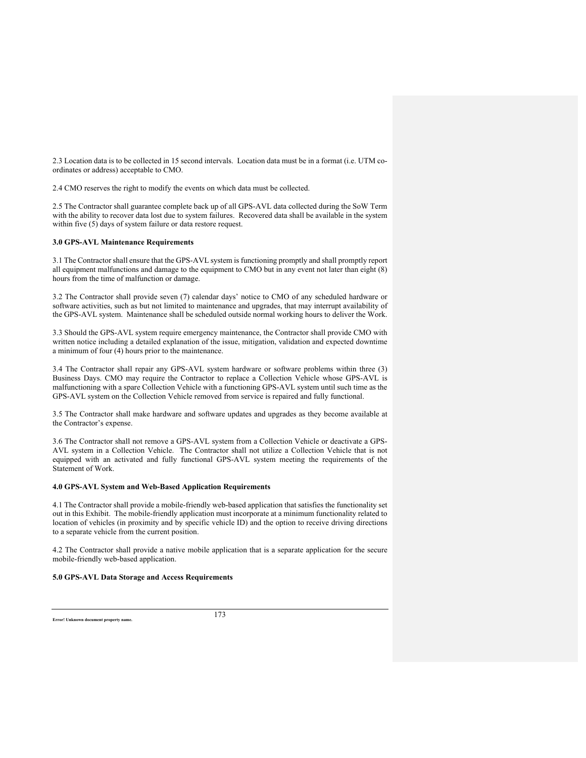2.3 Location data is to be collected in 15 second intervals. Location data must be in a format (i.e. UTM co-ordinates or address) acceptable to CMO.

2.4 CMO reserves the right to modify the events on which data must be collected.

2.5 The Contractor shall guarantee complete back up of all GPS-AVL data collected during the SoW Term with the ability to recover data lost due to system failures. Recovered data shall be available in the system within five (5) days of system failure or data restore request.

**3.0 GPS-AVL Maintenance Requirements**

3.1 The Contractor shall ensure that the GPS-AVL system is functioning promptly and shall promptly report all equipment malfunctions and damage to the equipment to CMO but in any event not later than eight (8) hours from the time of malfunction or damage.

3.2 The Contractor shall provide seven (7) calendar days' notice to CMO of any scheduled hardware or software activities, such as but not limited to maintenance and upgrades, that may interrupt availability of the GPS-AVL system. Maintenance shall be scheduled outside normal working hours to deliver the Work.

3.3 Should the GPS-AVL system require emergency maintenance, the Contractor shall provide CMO with written notice including a detailed explanation of the issue, mitigation, validation and expected downtime a minimum of four (4) hours prior to the maintenance.

3.4 The Contractor shall repair any GPS-AVL system hardware or software problems within three (3) Business Days. CMO may require the Contractor to replace a Collection Vehicle whose GPS-AVL is malfunctioning with a spare Collection Vehicle with a functioning GPS-AVL system until such time as the GPS-AVL system on the Collection Vehicle removed from service is repaired and fully functional.

3.5 The Contractor shall make hardware and software updates and upgrades as they become available at the Contractor's expense.

3.6 The Contractor shall not remove a GPS-AVL system from a Collection Vehicle or deactivate a GPS-AVL system in a Collection Vehicle. The Contractor shall not utilize a Collection Vehicle that is not equipped with an activated and fully functional GPS-AVL system meeting the requirements of the Statement of Work.

**4.0 GPS-AVL System and Web-Based Application Requirements**

4.1 The Contractor shall provide a mobile-friendly web-based application that satisfies the functionality set out in this Exhibit. The mobile-friendly application must incorporate at a minimum functionality related to location of vehicles (in proximity and by specific vehicle ID) and the option to receive driving directions to a separate vehicle from the current position.

4.2 The Contractor shall provide a native mobile application that is a separate application for the secure mobile-friendly web-based application.

**5.0 GPS-AVL Data Storage and Access Requirements**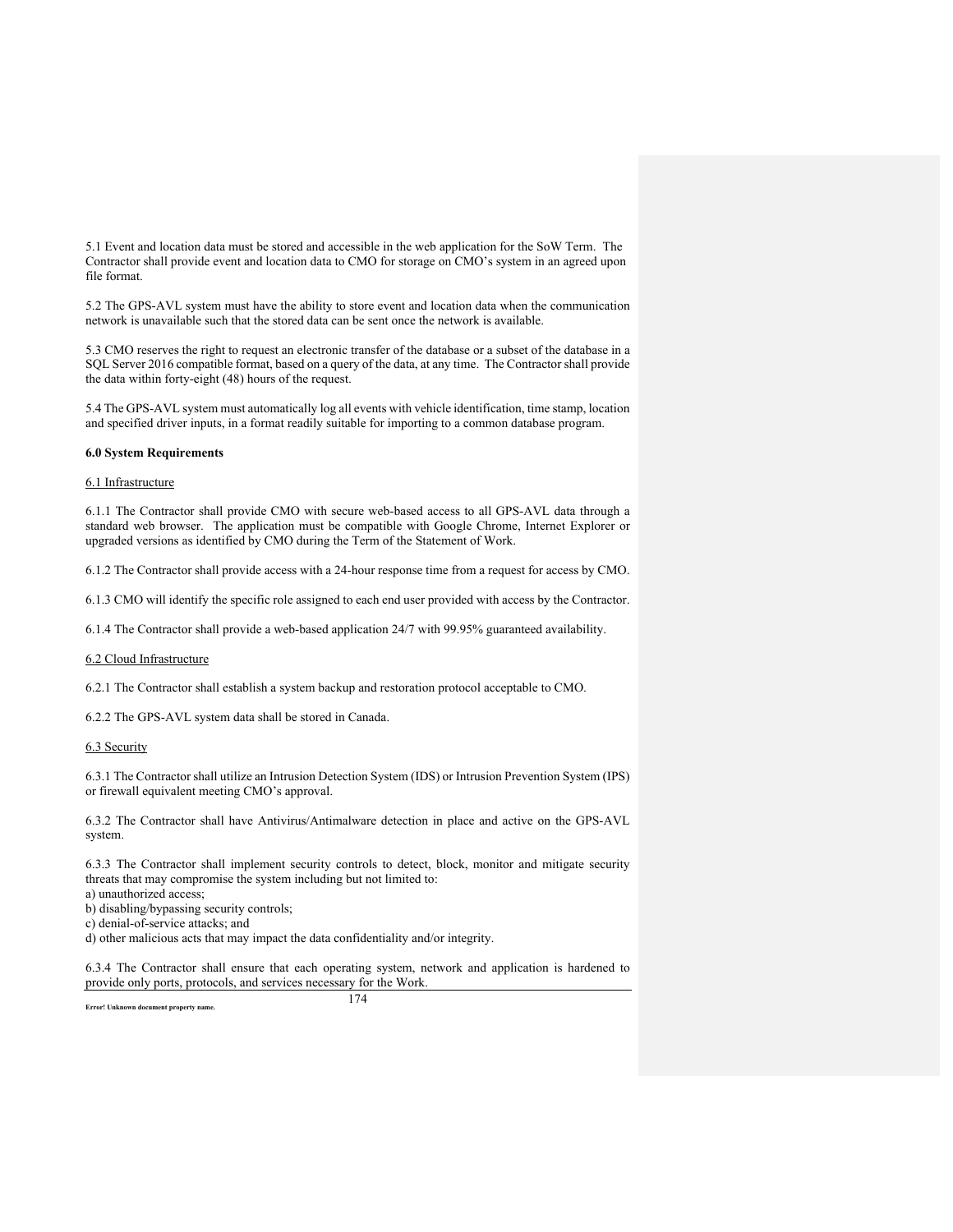5.1 Event and location data must be stored and accessible in the web application for the SoW Term. The Contractor shall provide event and location data to CMO for storage on CMO's system in an agreed upon file format.

5.2 The GPS-AVL system must have the ability to store event and location data when the communication network is unavailable such that the stored data can be sent once the network is available.

5.3 CMO reserves the right to request an electronic transfer of the database or a subset of the database in a SQL Server 2016 compatible format, based on a query of the data, at any time. The Contractor shall provide the data within forty-eight (48) hours of the request.

5.4 The GPS-AVL system must automatically log all events with vehicle identification, time stamp, location and specified driver inputs, in a format readily suitable for importing to a common database program.

**6.0 System Requirements**

6.1 Infrastructure

6.1.1 The Contractor shall provide CMO with secure web-based access to all GPS-AVL data through a standard web browser. The application must be compatible with Google Chrome, Internet Explorer or upgraded versions as identified by CMO during the Term of the Statement of Work.

6.1.2 The Contractor shall provide access with a 24-hour response time from a request for access by CMO.

6.1.3 CMO will identify the specific role assigned to each end user provided with access by the Contractor.

6.1.4 The Contractor shall provide a web-based application 24/7 with 99.95% guaranteed availability.

6.2 Cloud Infrastructure

6.2.1 The Contractor shall establish a system backup and restoration protocol acceptable to CMO.

6.2.2 The GPS-AVL system data shall be stored in Canada.

6.3 Security

6.3.1 The Contractor shall utilize an Intrusion Detection System (IDS) or Intrusion Prevention System (IPS) or firewall equivalent meeting CMO's approval.

6.3.2 The Contractor shall have Antivirus/Antimalware detection in place and active on the GPS-AVL system.

6.3.3 The Contractor shall implement security controls to detect, block, monitor and mitigate security threats that may compromise the system including but not limited to:
a) unauthorized access;
b) disabling/bypassing security controls;
c) denial-of-service attacks; and
d) other malicious acts that may impact the data confidentiality and/or integrity.

6.3.4 The Contractor shall ensure that each operating system, network and application is hardened to provide only ports, protocols, and services necessary for the Work.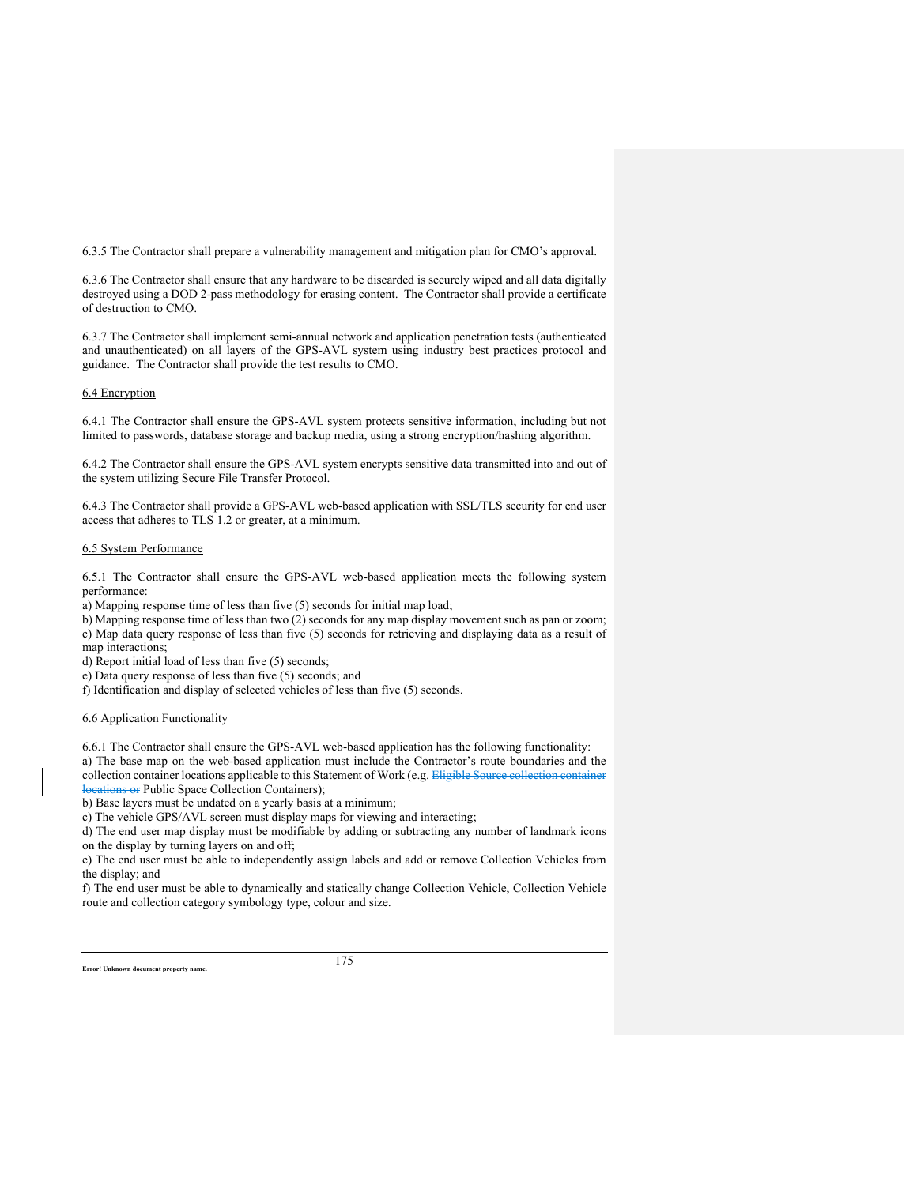6.3.5 The Contractor shall prepare a vulnerability management and mitigation plan for CMO's approval.

6.3.6 The Contractor shall ensure that any hardware to be discarded is securely wiped and all data digitally destroyed using a DOD 2-pass methodology for erasing content. The Contractor shall provide a certificate of destruction to CMO.

6.3.7 The Contractor shall implement semi-annual network and application penetration tests (authenticated and unauthenticated) on all layers of the GPS-AVL system using industry best practices protocol and guidance. The Contractor shall provide the test results to CMO.

<u>6.4 Encryption</u>

6.4.1 The Contractor shall ensure the GPS-AVL system protects sensitive information, including but not limited to passwords, database storage and backup media, using a strong encryption/hashing algorithm.

6.4.2 The Contractor shall ensure the GPS-AVL system encrypts sensitive data transmitted into and out of the system utilizing Secure File Transfer Protocol.

6.4.3 The Contractor shall provide a GPS-AVL web-based application with SSL/TLS security for end user access that adheres to TLS 1.2 or greater, at a minimum.

<u>6.5 System Performance</u>

6.5.1 The Contractor shall ensure the GPS-AVL web-based application meets the following system performance:

a) Mapping response time of less than five (5) seconds for initial map load;
b) Mapping response time of less than two (2) seconds for any map display movement such as pan or zoom;
c) Map data query response of less than five (5) seconds for retrieving and displaying data as a result of map interactions;
d) Report initial load of less than five (5) seconds;
e) Data query response of less than five (5) seconds; and
f) Identification and display of selected vehicles of less than five (5) seconds.

<u>6.6 Application Functionality</u>

6.6.1 The Contractor shall ensure the GPS-AVL web-based application has the following functionality:

a) The base map on the web-based application must include the Contractor's route boundaries and the collection container locations applicable to this Statement of Work (e.g. ~~Eligible Source collection container locations or~~ Public Space Collection Containers);
b) Base layers must be undated on a yearly basis at a minimum;
c) The vehicle GPS/AVL screen must display maps for viewing and interacting;
d) The end user map display must be modifiable by adding or subtracting any number of landmark icons on the display by turning layers on and off;
e) The end user must be able to independently assign labels and add or remove Collection Vehicles from the display; and
f) The end user must be able to dynamically and statically change Collection Vehicle, Collection Vehicle route and collection category symbology type, colour and size.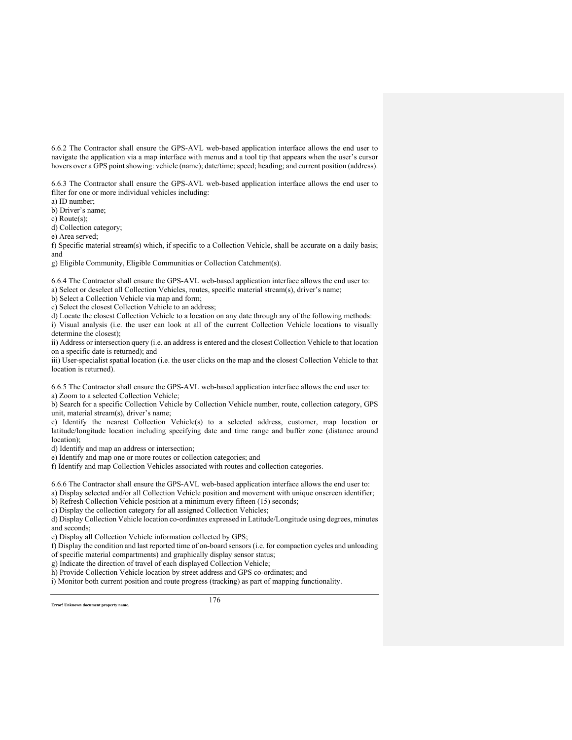6.6.2 The Contractor shall ensure the GPS-AVL web-based application interface allows the end user to navigate the application via a map interface with menus and a tool tip that appears when the user's cursor hovers over a GPS point showing: vehicle (name); date/time; speed; heading; and current position (address).

6.6.3 The Contractor shall ensure the GPS-AVL web-based application interface allows the end user to filter for one or more individual vehicles including:
a) ID number;
b) Driver's name;
c) Route(s);
d) Collection category;
e) Area served;
f) Specific material stream(s) which, if specific to a Collection Vehicle, shall be accurate on a daily basis; and
g) Eligible Community, Eligible Communities or Collection Catchment(s).

6.6.4 The Contractor shall ensure the GPS-AVL web-based application interface allows the end user to:
a) Select or deselect all Collection Vehicles, routes, specific material stream(s), driver's name;
b) Select a Collection Vehicle via map and form;
c) Select the closest Collection Vehicle to an address;
d) Locate the closest Collection Vehicle to a location on any date through any of the following methods:
i) Visual analysis (i.e. the user can look at all of the current Collection Vehicle locations to visually determine the closest);
ii) Address or intersection query (i.e. an address is entered and the closest Collection Vehicle to that location on a specific date is returned); and
iii) User-specialist spatial location (i.e. the user clicks on the map and the closest Collection Vehicle to that location is returned).

6.6.5 The Contractor shall ensure the GPS-AVL web-based application interface allows the end user to:
a) Zoom to a selected Collection Vehicle;
b) Search for a specific Collection Vehicle by Collection Vehicle number, route, collection category, GPS unit, material stream(s), driver's name;
c) Identify the nearest Collection Vehicle(s) to a selected address, customer, map location or latitude/longitude location including specifying date and time range and buffer zone (distance around location);
d) Identify and map an address or intersection;
e) Identify and map one or more routes or collection categories; and
f) Identify and map Collection Vehicles associated with routes and collection categories.

6.6.6 The Contractor shall ensure the GPS-AVL web-based application interface allows the end user to:
a) Display selected and/or all Collection Vehicle position and movement with unique onscreen identifier;
b) Refresh Collection Vehicle position at a minimum every fifteen (15) seconds;
c) Display the collection category for all assigned Collection Vehicles;
d) Display Collection Vehicle location co-ordinates expressed in Latitude/Longitude using degrees, minutes and seconds;
e) Display all Collection Vehicle information collected by GPS;
f) Display the condition and last reported time of on-board sensors (i.e. for compaction cycles and unloading of specific material compartments) and graphically display sensor status;
g) Indicate the direction of travel of each displayed Collection Vehicle;
h) Provide Collection Vehicle location by street address and GPS co-ordinates; and
i) Monitor both current position and route progress (tracking) as part of mapping functionality.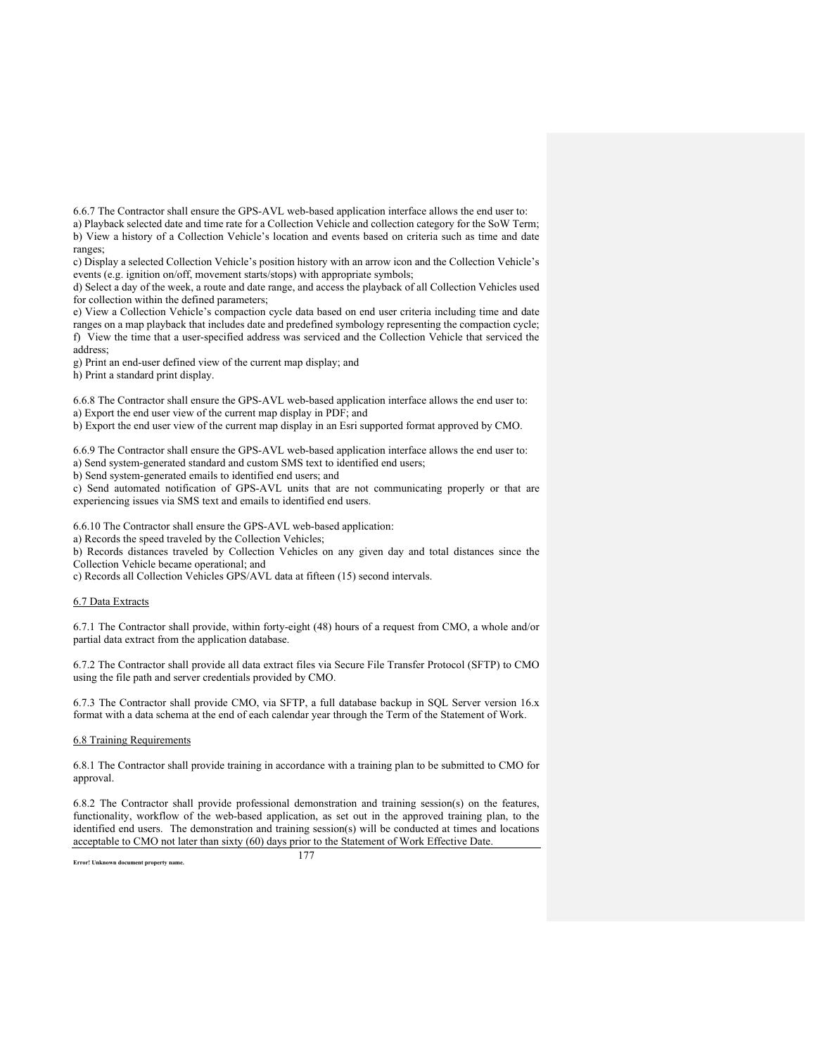6.6.7 The Contractor shall ensure the GPS-AVL web-based application interface allows the end user to:
a) Playback selected date and time rate for a Collection Vehicle and collection category for the SoW Term;
b) View a history of a Collection Vehicle's location and events based on criteria such as time and date ranges;
c) Display a selected Collection Vehicle's position history with an arrow icon and the Collection Vehicle's events (e.g. ignition on/off, movement starts/stops) with appropriate symbols;
d) Select a day of the week, a route and date range, and access the playback of all Collection Vehicles used for collection within the defined parameters;
e) View a Collection Vehicle's compaction cycle data based on end user criteria including time and date ranges on a map playback that includes date and predefined symbology representing the compaction cycle;
f) View the time that a user-specified address was serviced and the Collection Vehicle that serviced the address;
g) Print an end-user defined view of the current map display; and
h) Print a standard print display.

6.6.8 The Contractor shall ensure the GPS-AVL web-based application interface allows the end user to:
a) Export the end user view of the current map display in PDF; and
b) Export the end user view of the current map display in an Esri supported format approved by CMO.

6.6.9 The Contractor shall ensure the GPS-AVL web-based application interface allows the end user to:
a) Send system-generated standard and custom SMS text to identified end users;
b) Send system-generated emails to identified end users; and
c) Send automated notification of GPS-AVL units that are not communicating properly or that are experiencing issues via SMS text and emails to identified end users.

6.6.10 The Contractor shall ensure the GPS-AVL web-based application:
a) Records the speed traveled by the Collection Vehicles;
b) Records distances traveled by Collection Vehicles on any given day and total distances since the Collection Vehicle became operational; and
c) Records all Collection Vehicles GPS/AVL data at fifteen (15) second intervals.

6.7 Data Extracts

6.7.1 The Contractor shall provide, within forty-eight (48) hours of a request from CMO, a whole and/or partial data extract from the application database.

6.7.2 The Contractor shall provide all data extract files via Secure File Transfer Protocol (SFTP) to CMO using the file path and server credentials provided by CMO.

6.7.3 The Contractor shall provide CMO, via SFTP, a full database backup in SQL Server version 16.x format with a data schema at the end of each calendar year through the Term of the Statement of Work.

6.8 Training Requirements

6.8.1 The Contractor shall provide training in accordance with a training plan to be submitted to CMO for approval.

6.8.2 The Contractor shall provide professional demonstration and training session(s) on the features, functionality, workflow of the web-based application, as set out in the approved training plan, to the identified end users. The demonstration and training session(s) will be conducted at times and locations acceptable to CMO not later than sixty (60) days prior to the Statement of Work Effective Date.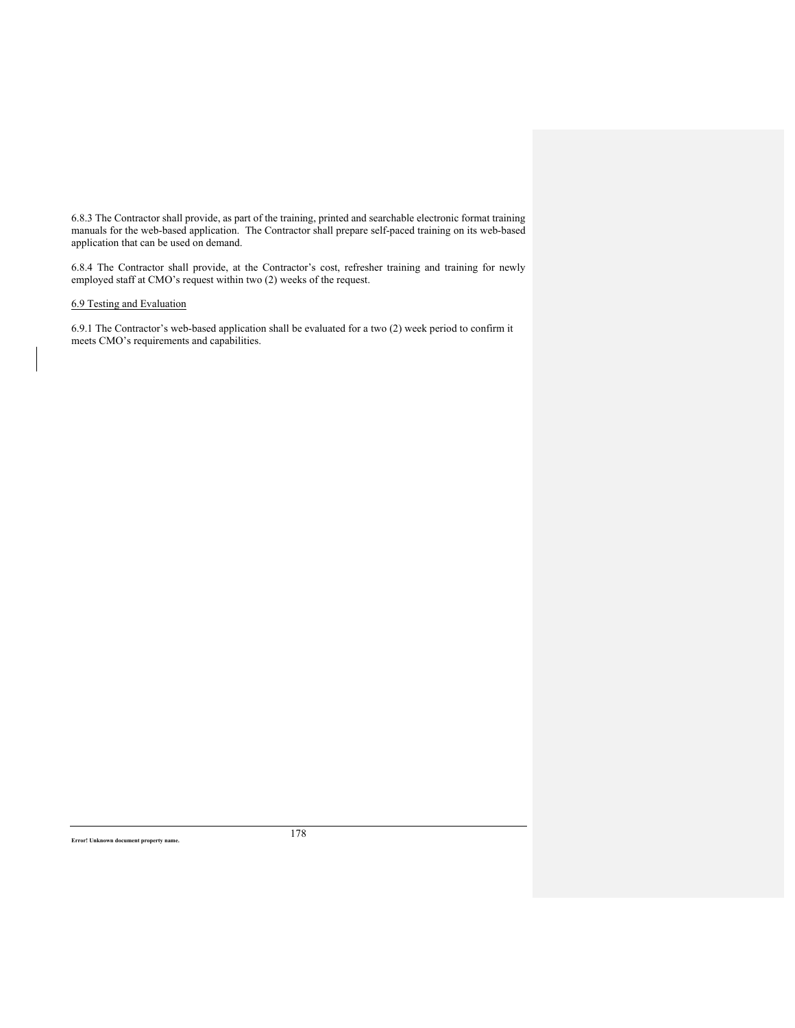6.8.3 The Contractor shall provide, as part of the training, printed and searchable electronic format training manuals for the web-based application. The Contractor shall prepare self-paced training on its web-based application that can be used on demand.

6.8.4 The Contractor shall provide, at the Contractor's cost, refresher training and training for newly employed staff at CMO's request within two (2) weeks of the request.

<u>6.9 Testing and Evaluation</u>

6.9.1 The Contractor's web-based application shall be evaluated for a two (2) week period to confirm it meets CMO's requirements and capabilities.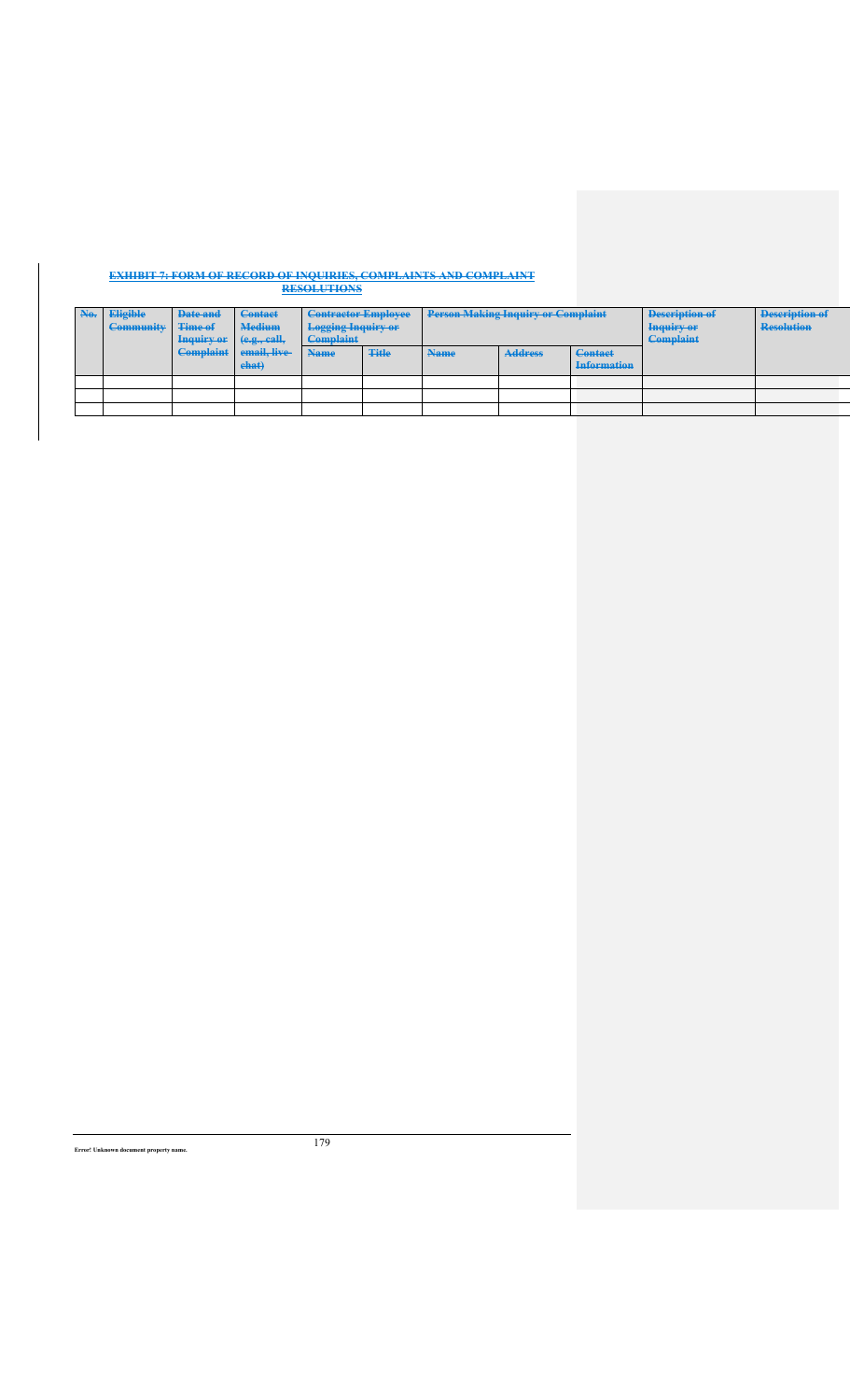## EXHIBIT 7: FORM OF RECORD OF INQUIRIES, COMPLAINTS AND COMPLAINT RESOLUTIONS

| No. | Eligible Community | Date and Time of Inquiry or Complaint | Contact Medium (e.g., call, email, live-chat) | Contractor Employee Logging Inquiry or Complaint | | Person Making Inquiry or Complaint | | | Description of Inquiry or Complaint | Description of Resolution |
|---|---|---|---|---|---|---|---|---|---|---|
| | | | | Name | Title | Name | Address | Contact Information | | |
| | | | | | | | | | | |
| | | | | | | | | | | |
| | | | | | | | | | | |

Error! Unknown document property name.